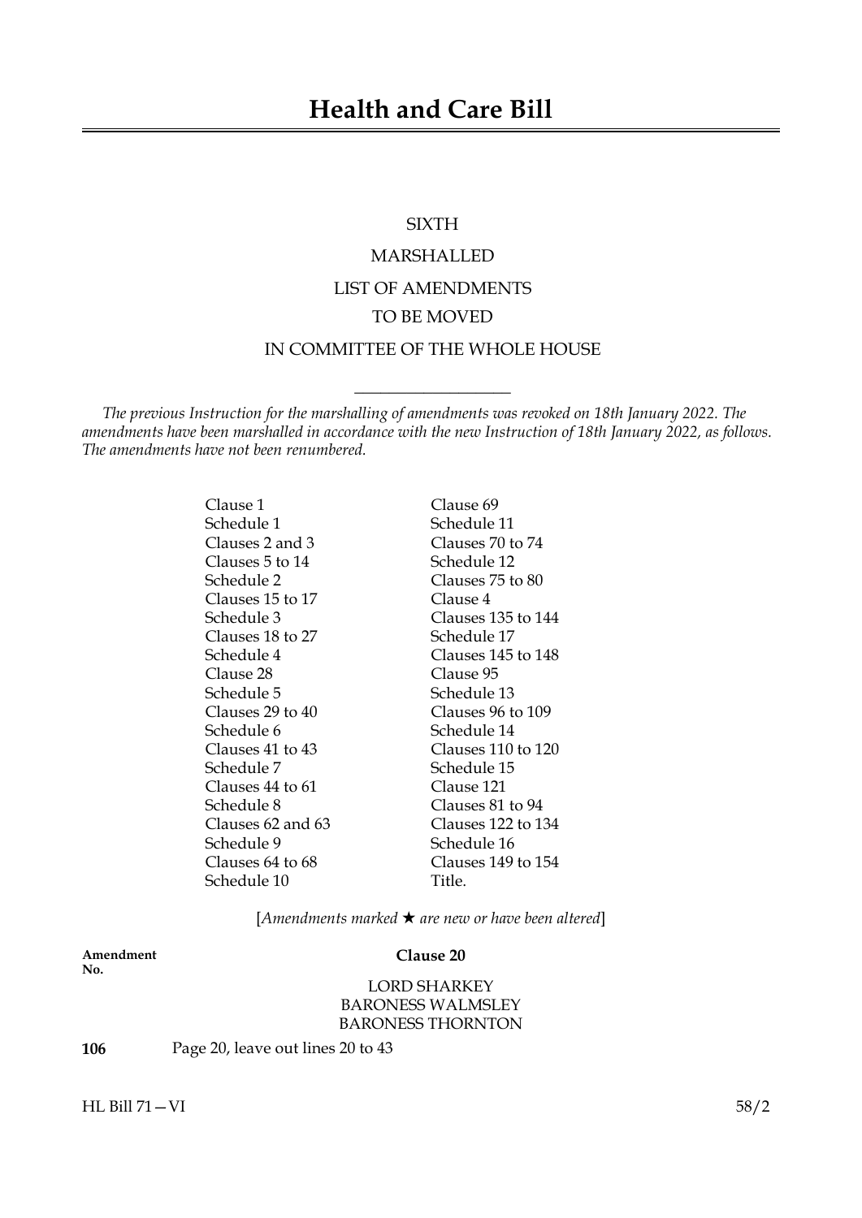# Health and Care Bill

SIXTH

MARSHALLED

LIST OF AMENDMENTS

TO BE MOVED

IN COMMITTEE OF THE WHOLE HOUSE

---

*The previous Instruction for the marshalling of amendments was revoked on 18th January 2022. The amendments have been marshalled in accordance with the new Instruction of 18th January 2022, as follows. The amendments have not been renumbered.*

Clause 1
Schedule 1
Clauses 2 and 3
Clauses 5 to 14
Schedule 2
Clauses 15 to 17
Schedule 3
Clauses 18 to 27
Schedule 4
Clause 28
Schedule 5
Clauses 29 to 40
Schedule 6
Clauses 41 to 43
Schedule 7
Clauses 44 to 61
Schedule 8
Clauses 62 and 63
Schedule 9
Clauses 64 to 68
Schedule 10
Clause 69
Schedule 11
Clauses 70 to 74
Schedule 12
Clauses 75 to 80
Clause 4
Clauses 135 to 144
Schedule 17
Clauses 145 to 148
Clause 95
Schedule 13
Clauses 96 to 109
Schedule 14
Clauses 110 to 120
Schedule 15
Clause 121
Clauses 81 to 94
Clauses 122 to 134
Schedule 16
Clauses 149 to 154
Title.

[*Amendments marked ★ are new or have been altered*]

**Amendment No.**

**Clause 20**

LORD SHARKEY
BARONESS WALMSLEY
BARONESS THORNTON

**106** Page 20, leave out lines 20 to 43

HL Bill 71—VI 58/2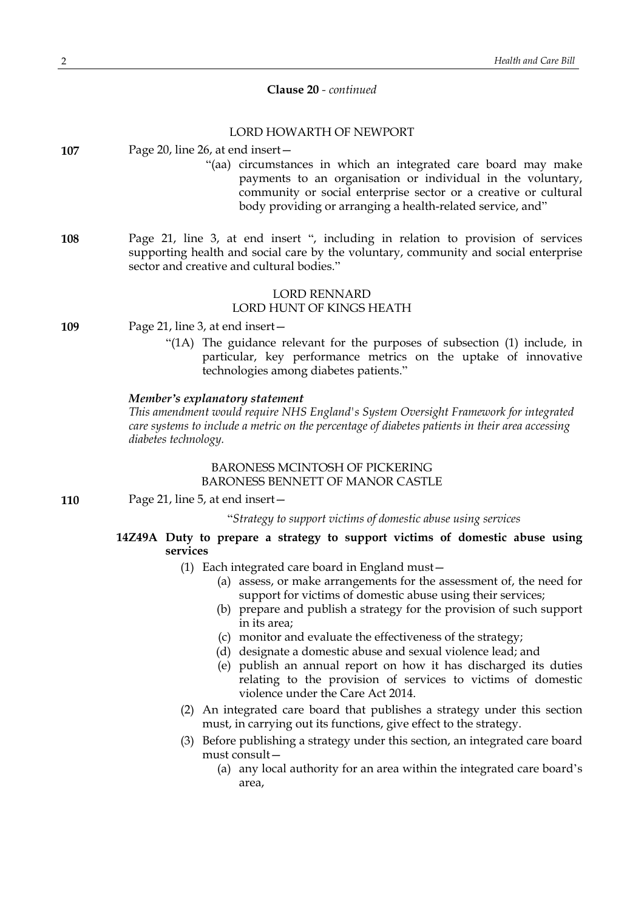**Clause 20** - *continued*

LORD HOWARTH OF NEWPORT

**107** Page 20, line 26, at end insert—

"(aa) circumstances in which an integrated care board may make payments to an organisation or individual in the voluntary, community or social enterprise sector or a creative or cultural body providing or arranging a health-related service, and"

**108** Page 21, line 3, at end insert ", including in relation to provision of services supporting health and social care by the voluntary, community and social enterprise sector and creative and cultural bodies."

LORD RENNARD
LORD HUNT OF KINGS HEATH

**109** Page 21, line 3, at end insert—

"(1A) The guidance relevant for the purposes of subsection (1) include, in particular, key performance metrics on the uptake of innovative technologies among diabetes patients."

***Member's explanatory statement***

*This amendment would require NHS England's System Oversight Framework for integrated care systems to include a metric on the percentage of diabetes patients in their area accessing diabetes technology.*

BARONESS MCINTOSH OF PICKERING
BARONESS BENNETT OF MANOR CASTLE

**110** Page 21, line 5, at end insert—

"*Strategy to support victims of domestic abuse using services*

**14Z49A Duty to prepare a strategy to support victims of domestic abuse using services**

(1) Each integrated care board in England must—

(a) assess, or make arrangements for the assessment of, the need for support for victims of domestic abuse using their services;

(b) prepare and publish a strategy for the provision of such support in its area;

(c) monitor and evaluate the effectiveness of the strategy;

(d) designate a domestic abuse and sexual violence lead; and

(e) publish an annual report on how it has discharged its duties relating to the provision of services to victims of domestic violence under the Care Act 2014.

(2) An integrated care board that publishes a strategy under this section must, in carrying out its functions, give effect to the strategy.

(3) Before publishing a strategy under this section, an integrated care board must consult—

(a) any local authority for an area within the integrated care board's area,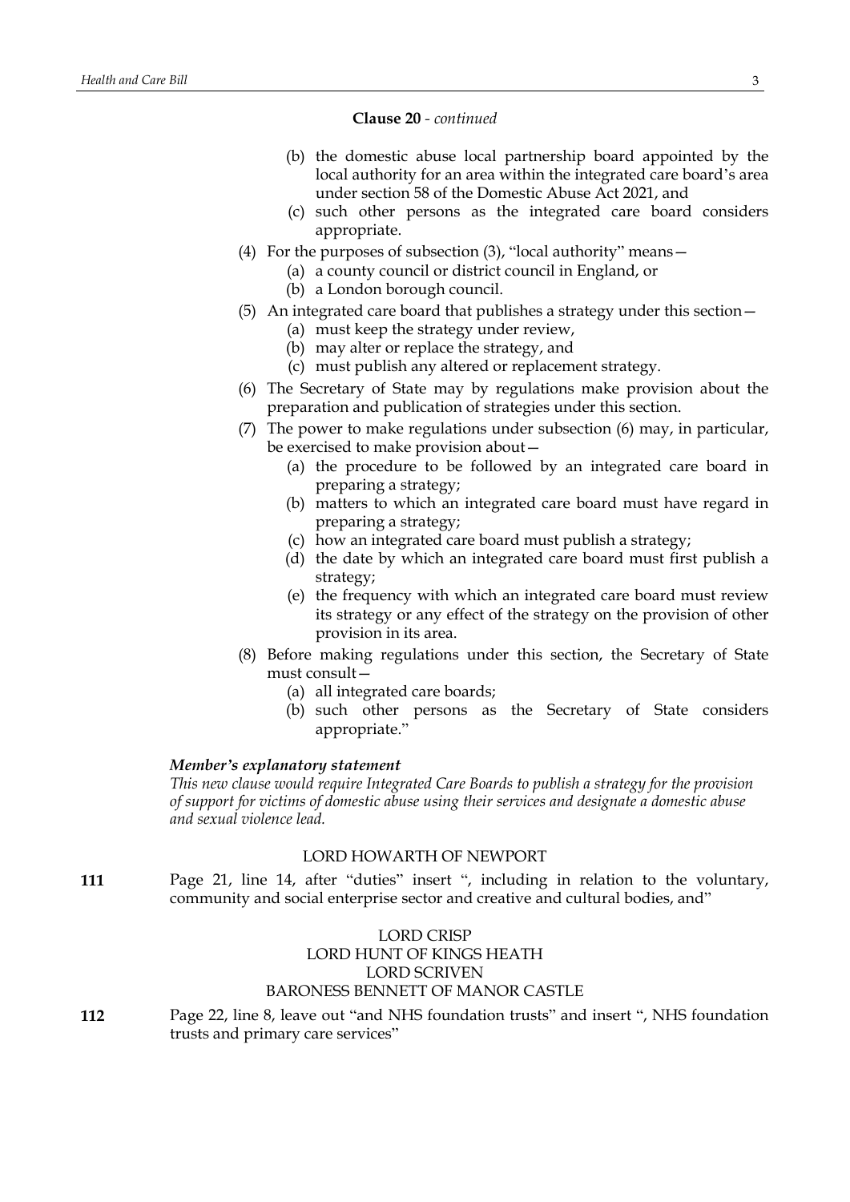**Clause 20** - *continued*

(b) the domestic abuse local partnership board appointed by the local authority for an area within the integrated care board's area under section 58 of the Domestic Abuse Act 2021, and

(c) such other persons as the integrated care board considers appropriate.

(4) For the purposes of subsection (3), "local authority" means—

(a) a county council or district council in England, or

(b) a London borough council.

(5) An integrated care board that publishes a strategy under this section—

(a) must keep the strategy under review,

(b) may alter or replace the strategy, and

(c) must publish any altered or replacement strategy.

(6) The Secretary of State may by regulations make provision about the preparation and publication of strategies under this section.

(7) The power to make regulations under subsection (6) may, in particular, be exercised to make provision about—

(a) the procedure to be followed by an integrated care board in preparing a strategy;

(b) matters to which an integrated care board must have regard in preparing a strategy;

(c) how an integrated care board must publish a strategy;

(d) the date by which an integrated care board must first publish a strategy;

(e) the frequency with which an integrated care board must review its strategy or any effect of the strategy on the provision of other provision in its area.

(8) Before making regulations under this section, the Secretary of State must consult—

(a) all integrated care boards;

(b) such other persons as the Secretary of State considers appropriate."

***Member's explanatory statement***

*This new clause would require Integrated Care Boards to publish a strategy for the provision of support for victims of domestic abuse using their services and designate a domestic abuse and sexual violence lead.*

LORD HOWARTH OF NEWPORT

**111** Page 21, line 14, after "duties" insert ", including in relation to the voluntary, community and social enterprise sector and creative and cultural bodies, and"

LORD CRISP
LORD HUNT OF KINGS HEATH
LORD SCRIVEN
BARONESS BENNETT OF MANOR CASTLE

**112** Page 22, line 8, leave out "and NHS foundation trusts" and insert ", NHS foundation trusts and primary care services"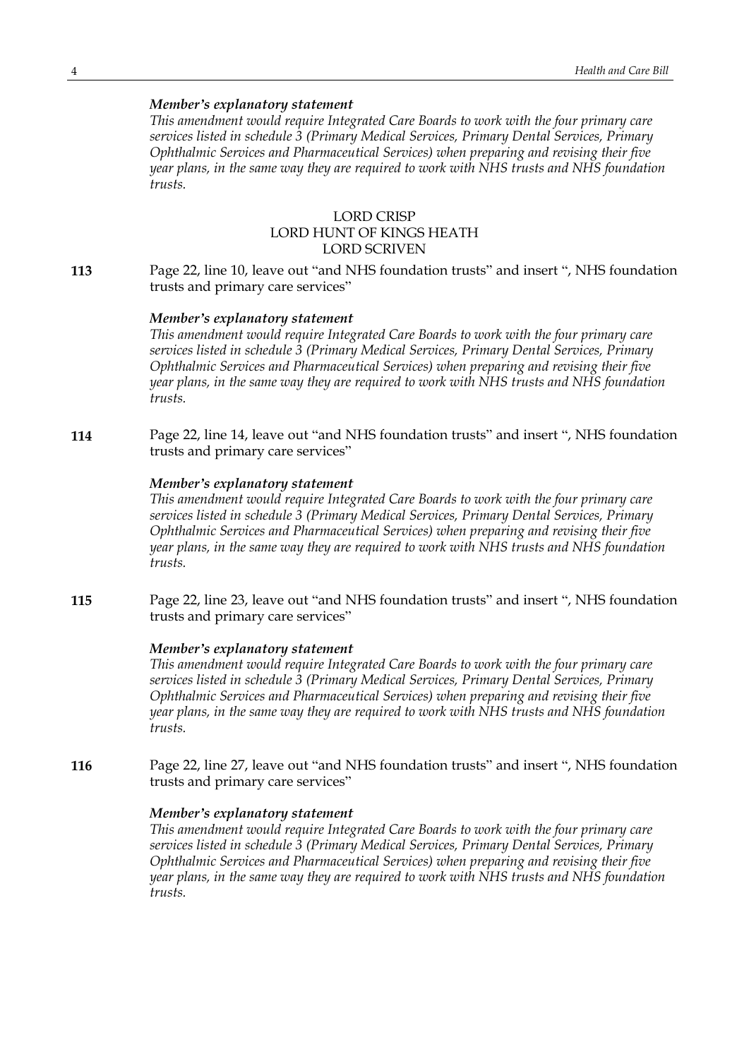*Member's explanatory statement*

*This amendment would require Integrated Care Boards to work with the four primary care services listed in schedule 3 (Primary Medical Services, Primary Dental Services, Primary Ophthalmic Services and Pharmaceutical Services) when preparing and revising their five year plans, in the same way they are required to work with NHS trusts and NHS foundation trusts.*

LORD CRISP
LORD HUNT OF KINGS HEATH
LORD SCRIVEN

**113** Page 22, line 10, leave out "and NHS foundation trusts" and insert ", NHS foundation trusts and primary care services"

*Member's explanatory statement*

*This amendment would require Integrated Care Boards to work with the four primary care services listed in schedule 3 (Primary Medical Services, Primary Dental Services, Primary Ophthalmic Services and Pharmaceutical Services) when preparing and revising their five year plans, in the same way they are required to work with NHS trusts and NHS foundation trusts.*

**114** Page 22, line 14, leave out "and NHS foundation trusts" and insert ", NHS foundation trusts and primary care services"

*Member's explanatory statement*

*This amendment would require Integrated Care Boards to work with the four primary care services listed in schedule 3 (Primary Medical Services, Primary Dental Services, Primary Ophthalmic Services and Pharmaceutical Services) when preparing and revising their five year plans, in the same way they are required to work with NHS trusts and NHS foundation trusts.*

**115** Page 22, line 23, leave out "and NHS foundation trusts" and insert ", NHS foundation trusts and primary care services"

*Member's explanatory statement*

*This amendment would require Integrated Care Boards to work with the four primary care services listed in schedule 3 (Primary Medical Services, Primary Dental Services, Primary Ophthalmic Services and Pharmaceutical Services) when preparing and revising their five year plans, in the same way they are required to work with NHS trusts and NHS foundation trusts.*

**116** Page 22, line 27, leave out "and NHS foundation trusts" and insert ", NHS foundation trusts and primary care services"

*Member's explanatory statement*

*This amendment would require Integrated Care Boards to work with the four primary care services listed in schedule 3 (Primary Medical Services, Primary Dental Services, Primary Ophthalmic Services and Pharmaceutical Services) when preparing and revising their five year plans, in the same way they are required to work with NHS trusts and NHS foundation trusts.*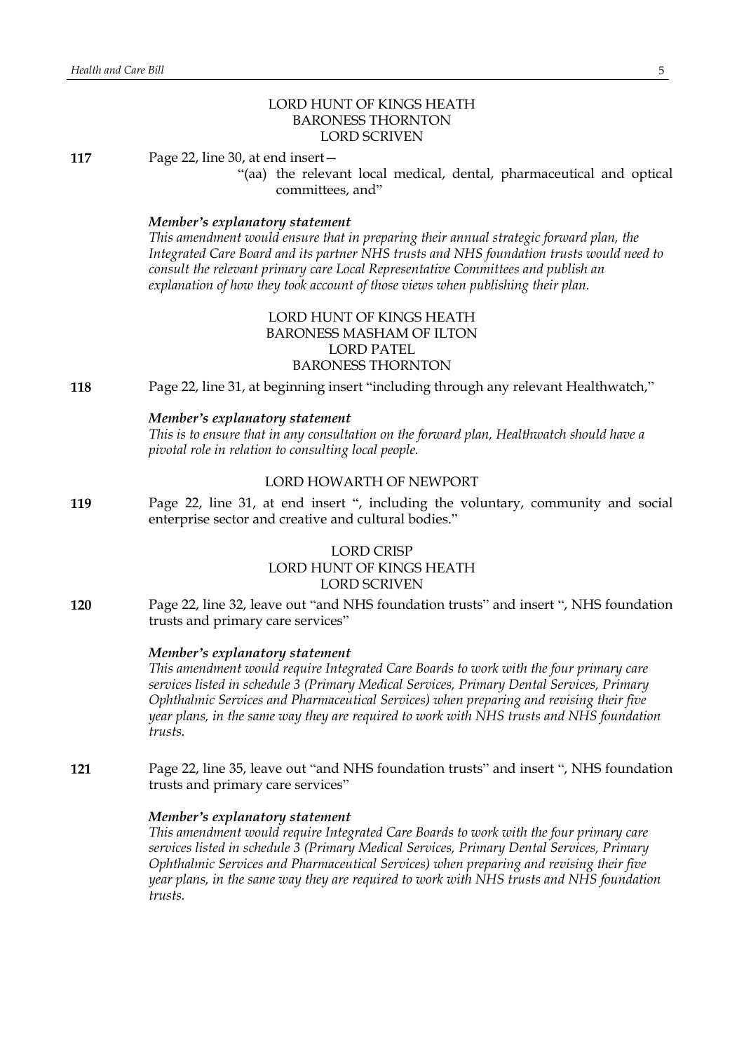LORD HUNT OF KINGS HEATH
BARONESS THORNTON
LORD SCRIVEN

**117** Page 22, line 30, at end insert—

"(aa) the relevant local medical, dental, pharmaceutical and optical committees, and"

***Member's explanatory statement***

*This amendment would ensure that in preparing their annual strategic forward plan, the Integrated Care Board and its partner NHS trusts and NHS foundation trusts would need to consult the relevant primary care Local Representative Committees and publish an explanation of how they took account of those views when publishing their plan.*

LORD HUNT OF KINGS HEATH
BARONESS MASHAM OF ILTON
LORD PATEL
BARONESS THORNTON

**118** Page 22, line 31, at beginning insert "including through any relevant Healthwatch,"

***Member's explanatory statement***

*This is to ensure that in any consultation on the forward plan, Healthwatch should have a pivotal role in relation to consulting local people.*

LORD HOWARTH OF NEWPORT

**119** Page 22, line 31, at end insert ", including the voluntary, community and social enterprise sector and creative and cultural bodies."

LORD CRISP
LORD HUNT OF KINGS HEATH
LORD SCRIVEN

**120** Page 22, line 32, leave out "and NHS foundation trusts" and insert ", NHS foundation trusts and primary care services"

***Member's explanatory statement***

*This amendment would require Integrated Care Boards to work with the four primary care services listed in schedule 3 (Primary Medical Services, Primary Dental Services, Primary Ophthalmic Services and Pharmaceutical Services) when preparing and revising their five year plans, in the same way they are required to work with NHS trusts and NHS foundation trusts.*

**121** Page 22, line 35, leave out "and NHS foundation trusts" and insert ", NHS foundation trusts and primary care services"

***Member's explanatory statement***

*This amendment would require Integrated Care Boards to work with the four primary care services listed in schedule 3 (Primary Medical Services, Primary Dental Services, Primary Ophthalmic Services and Pharmaceutical Services) when preparing and revising their five year plans, in the same way they are required to work with NHS trusts and NHS foundation trusts.*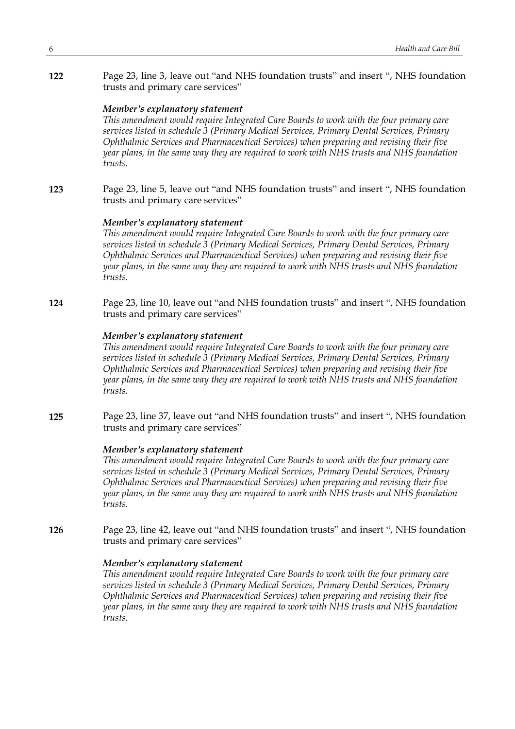**122** Page 23, line 3, leave out "and NHS foundation trusts" and insert ", NHS foundation trusts and primary care services"

***Member's explanatory statement***

*This amendment would require Integrated Care Boards to work with the four primary care services listed in schedule 3 (Primary Medical Services, Primary Dental Services, Primary Ophthalmic Services and Pharmaceutical Services) when preparing and revising their five year plans, in the same way they are required to work with NHS trusts and NHS foundation trusts.*

**123** Page 23, line 5, leave out "and NHS foundation trusts" and insert ", NHS foundation trusts and primary care services"

***Member's explanatory statement***

*This amendment would require Integrated Care Boards to work with the four primary care services listed in schedule 3 (Primary Medical Services, Primary Dental Services, Primary Ophthalmic Services and Pharmaceutical Services) when preparing and revising their five year plans, in the same way they are required to work with NHS trusts and NHS foundation trusts.*

**124** Page 23, line 10, leave out "and NHS foundation trusts" and insert ", NHS foundation trusts and primary care services"

***Member's explanatory statement***

*This amendment would require Integrated Care Boards to work with the four primary care services listed in schedule 3 (Primary Medical Services, Primary Dental Services, Primary Ophthalmic Services and Pharmaceutical Services) when preparing and revising their five year plans, in the same way they are required to work with NHS trusts and NHS foundation trusts.*

**125** Page 23, line 37, leave out "and NHS foundation trusts" and insert ", NHS foundation trusts and primary care services"

***Member's explanatory statement***

*This amendment would require Integrated Care Boards to work with the four primary care services listed in schedule 3 (Primary Medical Services, Primary Dental Services, Primary Ophthalmic Services and Pharmaceutical Services) when preparing and revising their five year plans, in the same way they are required to work with NHS trusts and NHS foundation trusts.*

**126** Page 23, line 42, leave out "and NHS foundation trusts" and insert ", NHS foundation trusts and primary care services"

***Member's explanatory statement***

*This amendment would require Integrated Care Boards to work with the four primary care services listed in schedule 3 (Primary Medical Services, Primary Dental Services, Primary Ophthalmic Services and Pharmaceutical Services) when preparing and revising their five year plans, in the same way they are required to work with NHS trusts and NHS foundation trusts.*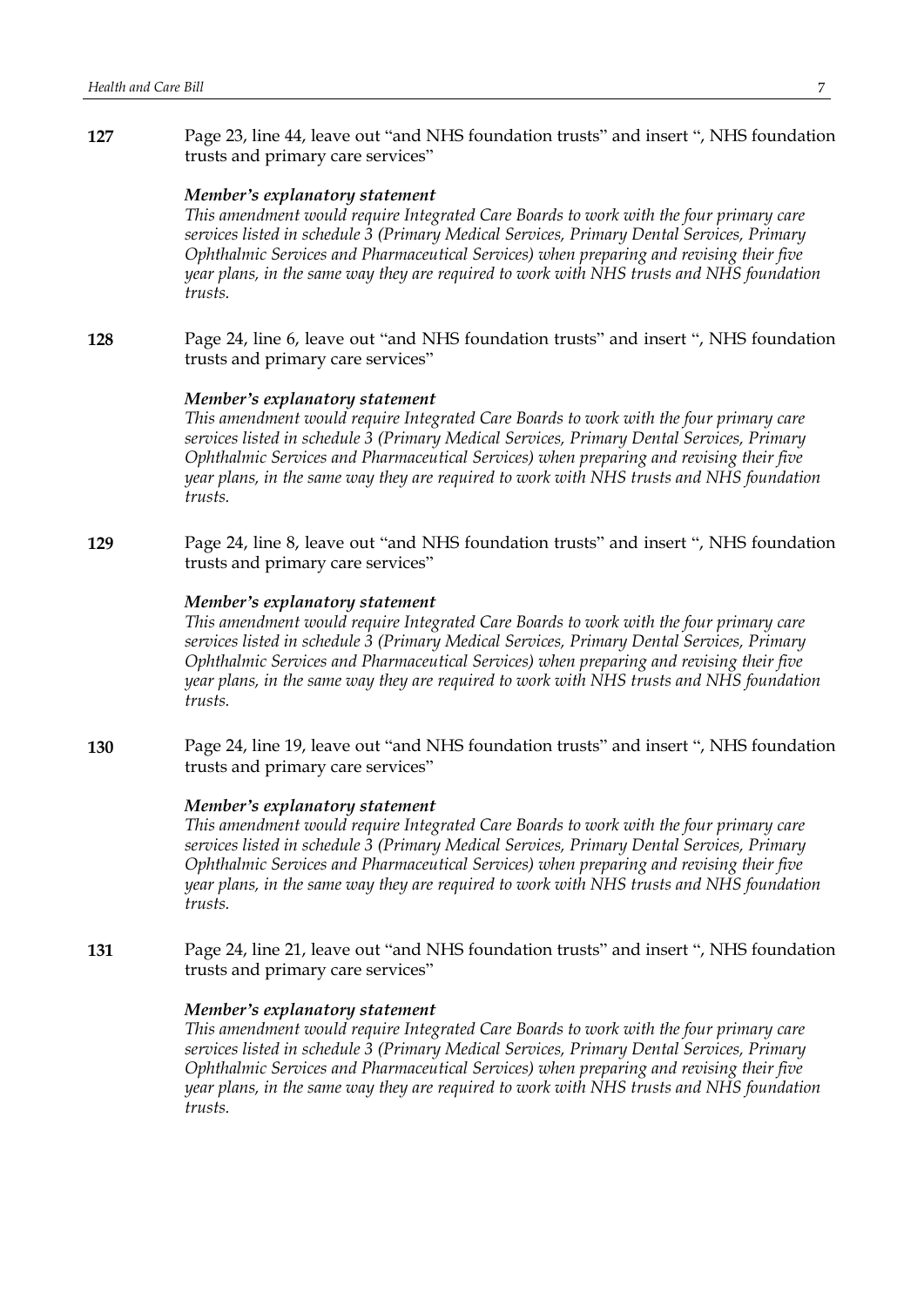**127** Page 23, line 44, leave out "and NHS foundation trusts" and insert ", NHS foundation trusts and primary care services"

***Member's explanatory statement***

*This amendment would require Integrated Care Boards to work with the four primary care services listed in schedule 3 (Primary Medical Services, Primary Dental Services, Primary Ophthalmic Services and Pharmaceutical Services) when preparing and revising their five year plans, in the same way they are required to work with NHS trusts and NHS foundation trusts.*

**128** Page 24, line 6, leave out "and NHS foundation trusts" and insert ", NHS foundation trusts and primary care services"

***Member's explanatory statement***

*This amendment would require Integrated Care Boards to work with the four primary care services listed in schedule 3 (Primary Medical Services, Primary Dental Services, Primary Ophthalmic Services and Pharmaceutical Services) when preparing and revising their five year plans, in the same way they are required to work with NHS trusts and NHS foundation trusts.*

**129** Page 24, line 8, leave out "and NHS foundation trusts" and insert ", NHS foundation trusts and primary care services"

***Member's explanatory statement***

*This amendment would require Integrated Care Boards to work with the four primary care services listed in schedule 3 (Primary Medical Services, Primary Dental Services, Primary Ophthalmic Services and Pharmaceutical Services) when preparing and revising their five year plans, in the same way they are required to work with NHS trusts and NHS foundation trusts.*

**130** Page 24, line 19, leave out "and NHS foundation trusts" and insert ", NHS foundation trusts and primary care services"

***Member's explanatory statement***

*This amendment would require Integrated Care Boards to work with the four primary care services listed in schedule 3 (Primary Medical Services, Primary Dental Services, Primary Ophthalmic Services and Pharmaceutical Services) when preparing and revising their five year plans, in the same way they are required to work with NHS trusts and NHS foundation trusts.*

**131** Page 24, line 21, leave out "and NHS foundation trusts" and insert ", NHS foundation trusts and primary care services"

***Member's explanatory statement***

*This amendment would require Integrated Care Boards to work with the four primary care services listed in schedule 3 (Primary Medical Services, Primary Dental Services, Primary Ophthalmic Services and Pharmaceutical Services) when preparing and revising their five year plans, in the same way they are required to work with NHS trusts and NHS foundation trusts.*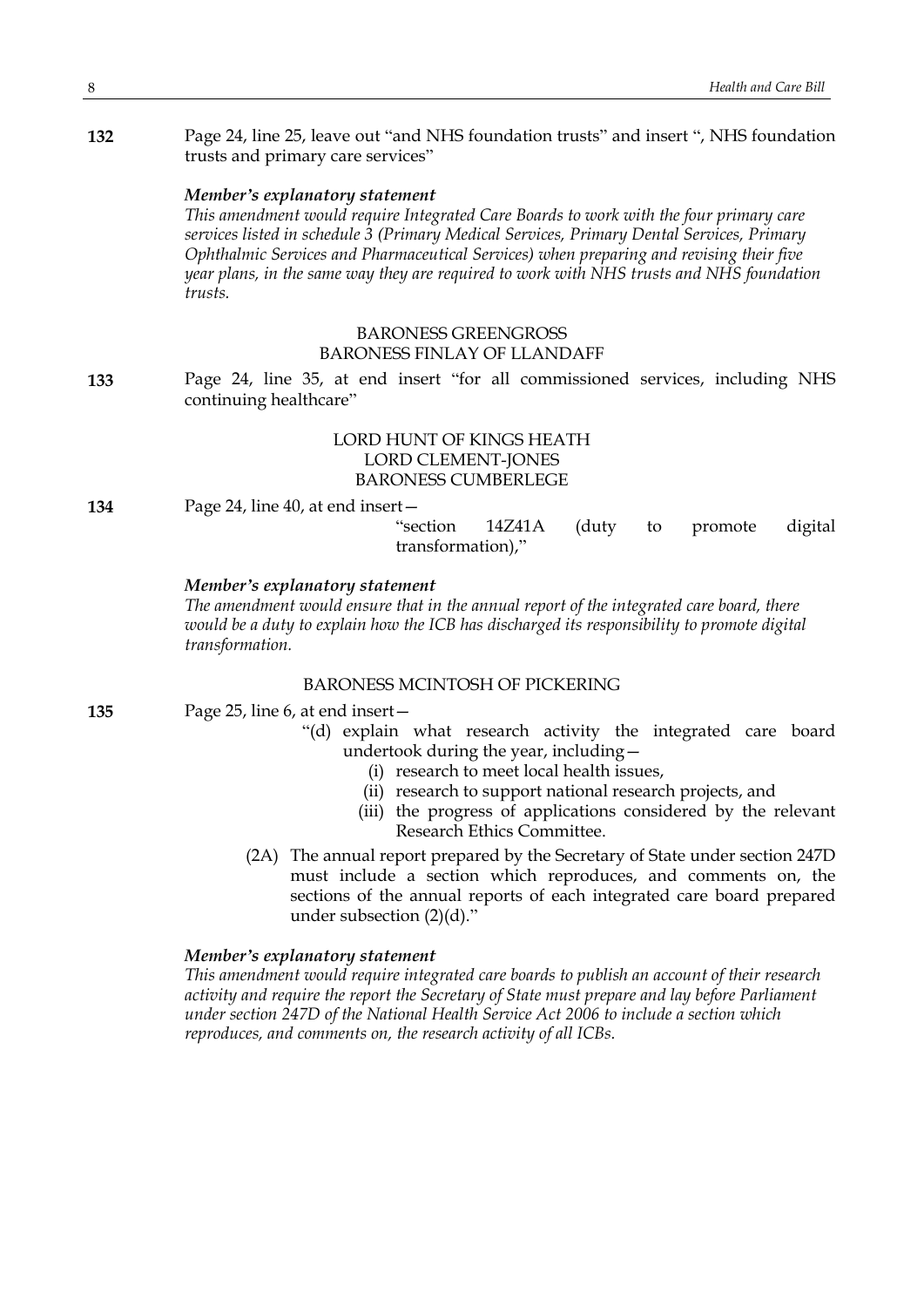**132** Page 24, line 25, leave out "and NHS foundation trusts" and insert ", NHS foundation trusts and primary care services"

***Member's explanatory statement***

*This amendment would require Integrated Care Boards to work with the four primary care services listed in schedule 3 (Primary Medical Services, Primary Dental Services, Primary Ophthalmic Services and Pharmaceutical Services) when preparing and revising their five year plans, in the same way they are required to work with NHS trusts and NHS foundation trusts.*

BARONESS GREENGROSS
BARONESS FINLAY OF LLANDAFF

**133** Page 24, line 35, at end insert "for all commissioned services, including NHS continuing healthcare"

LORD HUNT OF KINGS HEATH
LORD CLEMENT-JONES
BARONESS CUMBERLEGE

**134** Page 24, line 40, at end insert—

"section 14Z41A (duty to promote digital transformation),"

***Member's explanatory statement***

*The amendment would ensure that in the annual report of the integrated care board, there would be a duty to explain how the ICB has discharged its responsibility to promote digital transformation.*

BARONESS MCINTOSH OF PICKERING

**135** Page 25, line 6, at end insert—

"(d) explain what research activity the integrated care board undertook during the year, including—
- (i) research to meet local health issues,
- (ii) research to support national research projects, and
- (iii) the progress of applications considered by the relevant Research Ethics Committee.

(2A) The annual report prepared by the Secretary of State under section 247D must include a section which reproduces, and comments on, the sections of the annual reports of each integrated care board prepared under subsection (2)(d)."

***Member's explanatory statement***

*This amendment would require integrated care boards to publish an account of their research activity and require the report the Secretary of State must prepare and lay before Parliament under section 247D of the National Health Service Act 2006 to include a section which reproduces, and comments on, the research activity of all ICBs.*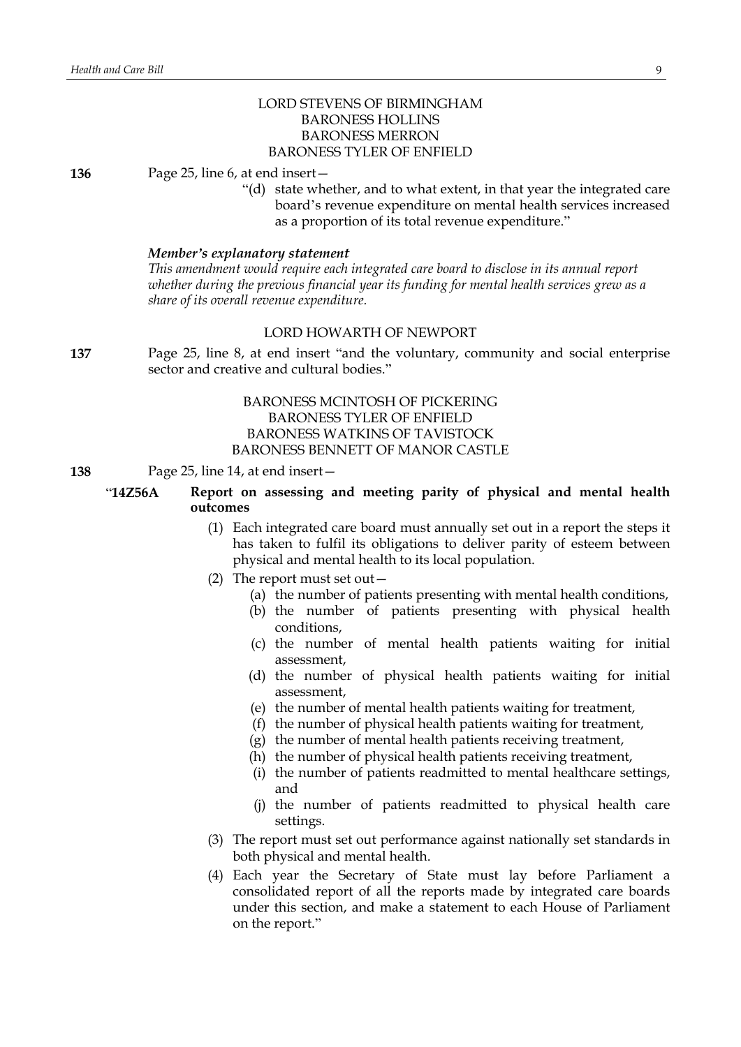LORD STEVENS OF BIRMINGHAM
BARONESS HOLLINS
BARONESS MERRON
BARONESS TYLER OF ENFIELD

**136** Page 25, line 6, at end insert—

"(d) state whether, and to what extent, in that year the integrated care board's revenue expenditure on mental health services increased as a proportion of its total revenue expenditure."

***Member's explanatory statement***

*This amendment would require each integrated care board to disclose in its annual report whether during the previous financial year its funding for mental health services grew as a share of its overall revenue expenditure.*

LORD HOWARTH OF NEWPORT

**137** Page 25, line 8, at end insert "and the voluntary, community and social enterprise sector and creative and cultural bodies."

BARONESS MCINTOSH OF PICKERING
BARONESS TYLER OF ENFIELD
BARONESS WATKINS OF TAVISTOCK
BARONESS BENNETT OF MANOR CASTLE

**138** Page 25, line 14, at end insert—

"**14Z56A Report on assessing and meeting parity of physical and mental health outcomes**

(1) Each integrated care board must annually set out in a report the steps it has taken to fulfil its obligations to deliver parity of esteem between physical and mental health to its local population.

(2) The report must set out—

(a) the number of patients presenting with mental health conditions,

(b) the number of patients presenting with physical health conditions,

(c) the number of mental health patients waiting for initial assessment,

(d) the number of physical health patients waiting for initial assessment,

(e) the number of mental health patients waiting for treatment,

(f) the number of physical health patients waiting for treatment,

(g) the number of mental health patients receiving treatment,

(h) the number of physical health patients receiving treatment,

(i) the number of patients readmitted to mental healthcare settings, and

(j) the number of patients readmitted to physical health care settings.

(3) The report must set out performance against nationally set standards in both physical and mental health.

(4) Each year the Secretary of State must lay before Parliament a consolidated report of all the reports made by integrated care boards under this section, and make a statement to each House of Parliament on the report."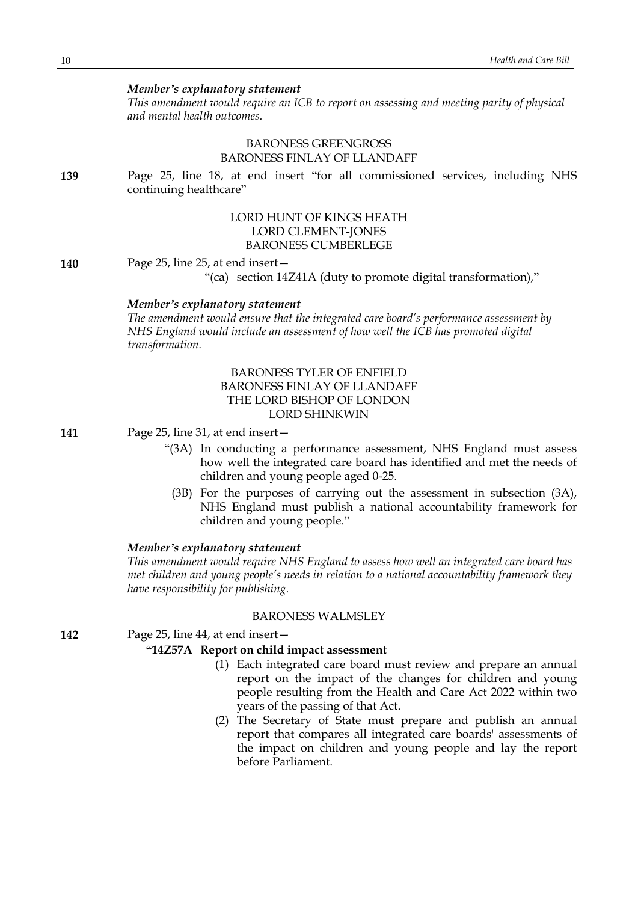*Member's explanatory statement*

*This amendment would require an ICB to report on assessing and meeting parity of physical and mental health outcomes.*

BARONESS GREENGROSS
BARONESS FINLAY OF LLANDAFF

**139** Page 25, line 18, at end insert "for all commissioned services, including NHS continuing healthcare"

LORD HUNT OF KINGS HEATH
LORD CLEMENT-JONES
BARONESS CUMBERLEGE

**140** Page 25, line 25, at end insert—

"(ca) section 14Z41A (duty to promote digital transformation),"

*Member's explanatory statement*

*The amendment would ensure that the integrated care board's performance assessment by NHS England would include an assessment of how well the ICB has promoted digital transformation.*

BARONESS TYLER OF ENFIELD
BARONESS FINLAY OF LLANDAFF
THE LORD BISHOP OF LONDON
LORD SHINKWIN

**141** Page 25, line 31, at end insert—

"(3A) In conducting a performance assessment, NHS England must assess how well the integrated care board has identified and met the needs of children and young people aged 0-25.

(3B) For the purposes of carrying out the assessment in subsection (3A), NHS England must publish a national accountability framework for children and young people."

*Member's explanatory statement*

*This amendment would require NHS England to assess how well an integrated care board has met children and young people's needs in relation to a national accountability framework they have responsibility for publishing.*

BARONESS WALMSLEY

**142** Page 25, line 44, at end insert—

**"14Z57A Report on child impact assessment**

(1) Each integrated care board must review and prepare an annual report on the impact of the changes for children and young people resulting from the Health and Care Act 2022 within two years of the passing of that Act.

(2) The Secretary of State must prepare and publish an annual report that compares all integrated care boards' assessments of the impact on children and young people and lay the report before Parliament.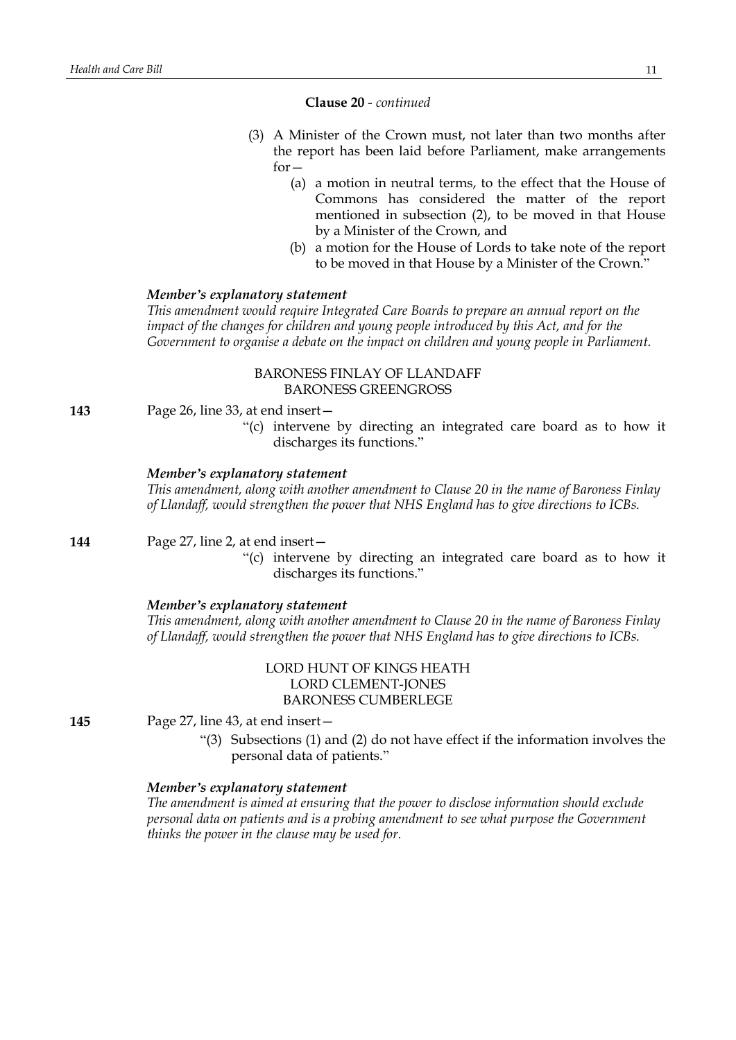**Clause 20** - *continued*

(3) A Minister of the Crown must, not later than two months after the report has been laid before Parliament, make arrangements for—

(a) a motion in neutral terms, to the effect that the House of Commons has considered the matter of the report mentioned in subsection (2), to be moved in that House by a Minister of the Crown, and

(b) a motion for the House of Lords to take note of the report to be moved in that House by a Minister of the Crown."

***Member's explanatory statement***

*This amendment would require Integrated Care Boards to prepare an annual report on the impact of the changes for children and young people introduced by this Act, and for the Government to organise a debate on the impact on children and young people in Parliament.*

BARONESS FINLAY OF LLANDAFF
BARONESS GREENGROSS

**143** Page 26, line 33, at end insert—

"(c) intervene by directing an integrated care board as to how it discharges its functions."

***Member's explanatory statement***

*This amendment, along with another amendment to Clause 20 in the name of Baroness Finlay of Llandaff, would strengthen the power that NHS England has to give directions to ICBs.*

**144** Page 27, line 2, at end insert—

"(c) intervene by directing an integrated care board as to how it discharges its functions."

***Member's explanatory statement***

*This amendment, along with another amendment to Clause 20 in the name of Baroness Finlay of Llandaff, would strengthen the power that NHS England has to give directions to ICBs.*

LORD HUNT OF KINGS HEATH
LORD CLEMENT-JONES
BARONESS CUMBERLEGE

**145** Page 27, line 43, at end insert—

"(3) Subsections (1) and (2) do not have effect if the information involves the personal data of patients."

***Member's explanatory statement***

*The amendment is aimed at ensuring that the power to disclose information should exclude personal data on patients and is a probing amendment to see what purpose the Government thinks the power in the clause may be used for.*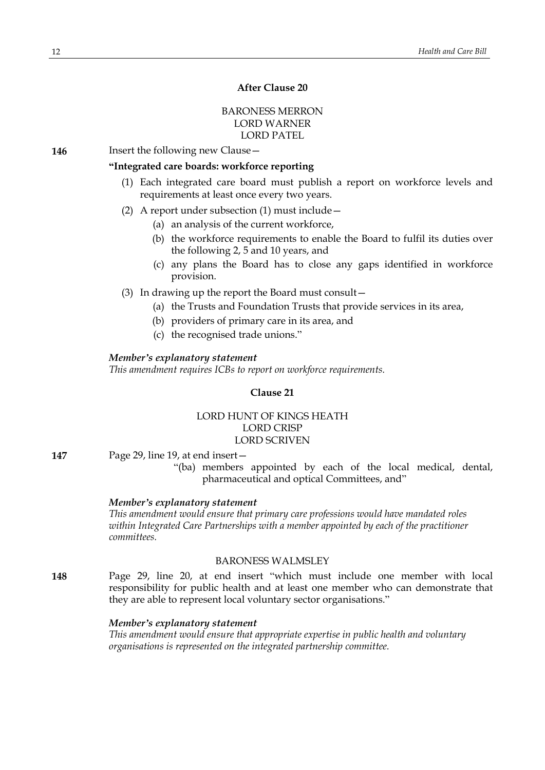### After Clause 20

BARONESS MERRON
LORD WARNER
LORD PATEL

**146** Insert the following new Clause—

**"Integrated care boards: workforce reporting**

(1) Each integrated care board must publish a report on workforce levels and requirements at least once every two years.

(2) A report under subsection (1) must include—

(a) an analysis of the current workforce,

(b) the workforce requirements to enable the Board to fulfil its duties over the following 2, 5 and 10 years, and

(c) any plans the Board has to close any gaps identified in workforce provision.

(3) In drawing up the report the Board must consult—

(a) the Trusts and Foundation Trusts that provide services in its area,

(b) providers of primary care in its area, and

(c) the recognised trade unions."

***Member's explanatory statement***
*This amendment requires ICBs to report on workforce requirements.*

### Clause 21

LORD HUNT OF KINGS HEATH
LORD CRISP
LORD SCRIVEN

**147** Page 29, line 19, at end insert—

"(ba) members appointed by each of the local medical, dental, pharmaceutical and optical Committees, and"

***Member's explanatory statement***
*This amendment would ensure that primary care professions would have mandated roles within Integrated Care Partnerships with a member appointed by each of the practitioner committees.*

BARONESS WALMSLEY

**148** Page 29, line 20, at end insert "which must include one member with local responsibility for public health and at least one member who can demonstrate that they are able to represent local voluntary sector organisations."

***Member's explanatory statement***
*This amendment would ensure that appropriate expertise in public health and voluntary organisations is represented on the integrated partnership committee.*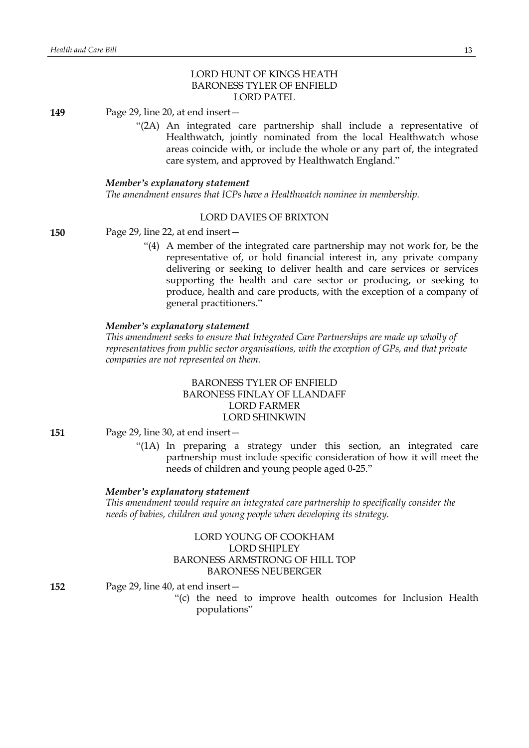LORD HUNT OF KINGS HEATH
BARONESS TYLER OF ENFIELD
LORD PATEL

**149** Page 29, line 20, at end insert—

> "(2A) An integrated care partnership shall include a representative of Healthwatch, jointly nominated from the local Healthwatch whose areas coincide with, or include the whole or any part of, the integrated care system, and approved by Healthwatch England."

***Member's explanatory statement***

*The amendment ensures that ICPs have a Healthwatch nominee in membership.*

LORD DAVIES OF BRIXTON

**150** Page 29, line 22, at end insert—

> "(4) A member of the integrated care partnership may not work for, be the representative of, or hold financial interest in, any private company delivering or seeking to deliver health and care services or services supporting the health and care sector or producing, or seeking to produce, health and care products, with the exception of a company of general practitioners."

***Member's explanatory statement***

*This amendment seeks to ensure that Integrated Care Partnerships are made up wholly of representatives from public sector organisations, with the exception of GPs, and that private companies are not represented on them.*

BARONESS TYLER OF ENFIELD
BARONESS FINLAY OF LLANDAFF
LORD FARMER
LORD SHINKWIN

**151** Page 29, line 30, at end insert—

> "(1A) In preparing a strategy under this section, an integrated care partnership must include specific consideration of how it will meet the needs of children and young people aged 0-25."

***Member's explanatory statement***

*This amendment would require an integrated care partnership to specifically consider the needs of babies, children and young people when developing its strategy.*

LORD YOUNG OF COOKHAM
LORD SHIPLEY
BARONESS ARMSTRONG OF HILL TOP
BARONESS NEUBERGER

**152** Page 29, line 40, at end insert—

> "(c) the need to improve health outcomes for Inclusion Health populations"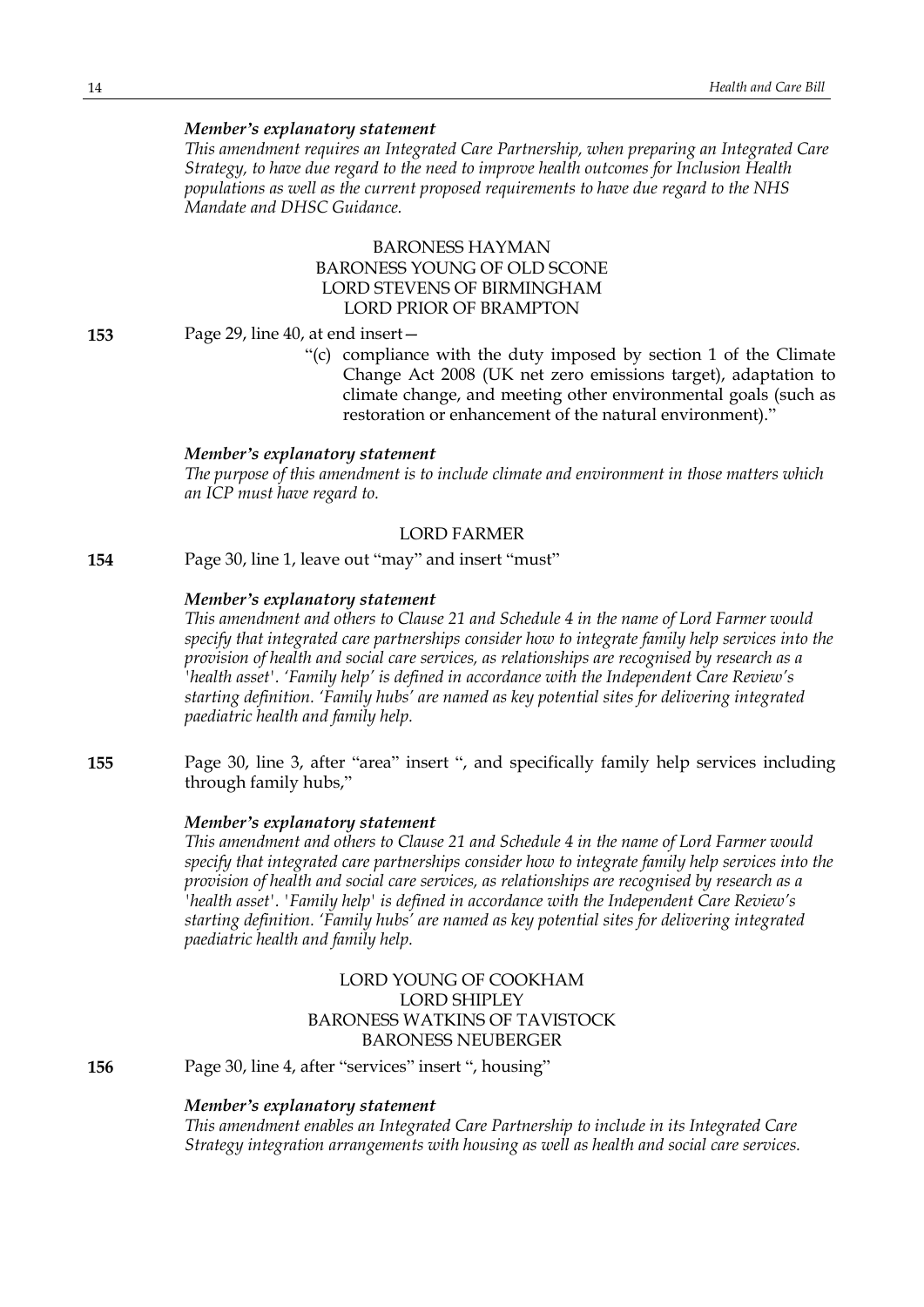*Member's explanatory statement*

*This amendment requires an Integrated Care Partnership, when preparing an Integrated Care Strategy, to have due regard to the need to improve health outcomes for Inclusion Health populations as well as the current proposed requirements to have due regard to the NHS Mandate and DHSC Guidance.*

BARONESS HAYMAN
BARONESS YOUNG OF OLD SCONE
LORD STEVENS OF BIRMINGHAM
LORD PRIOR OF BRAMPTON

**153** Page 29, line 40, at end insert—

"(c) compliance with the duty imposed by section 1 of the Climate Change Act 2008 (UK net zero emissions target), adaptation to climate change, and meeting other environmental goals (such as restoration or enhancement of the natural environment)."

*Member's explanatory statement*

*The purpose of this amendment is to include climate and environment in those matters which an ICP must have regard to.*

LORD FARMER

**154** Page 30, line 1, leave out "may" and insert "must"

*Member's explanatory statement*

*This amendment and others to Clause 21 and Schedule 4 in the name of Lord Farmer would specify that integrated care partnerships consider how to integrate family help services into the provision of health and social care services, as relationships are recognised by research as a 'health asset'. 'Family help' is defined in accordance with the Independent Care Review's starting definition. 'Family hubs' are named as key potential sites for delivering integrated paediatric health and family help.*

**155** Page 30, line 3, after "area" insert ", and specifically family help services including through family hubs,"

*Member's explanatory statement*

*This amendment and others to Clause 21 and Schedule 4 in the name of Lord Farmer would specify that integrated care partnerships consider how to integrate family help services into the provision of health and social care services, as relationships are recognised by research as a 'health asset'. 'Family help' is defined in accordance with the Independent Care Review's starting definition. 'Family hubs' are named as key potential sites for delivering integrated paediatric health and family help.*

LORD YOUNG OF COOKHAM
LORD SHIPLEY
BARONESS WATKINS OF TAVISTOCK
BARONESS NEUBERGER

**156** Page 30, line 4, after "services" insert ", housing"

*Member's explanatory statement*

*This amendment enables an Integrated Care Partnership to include in its Integrated Care Strategy integration arrangements with housing as well as health and social care services.*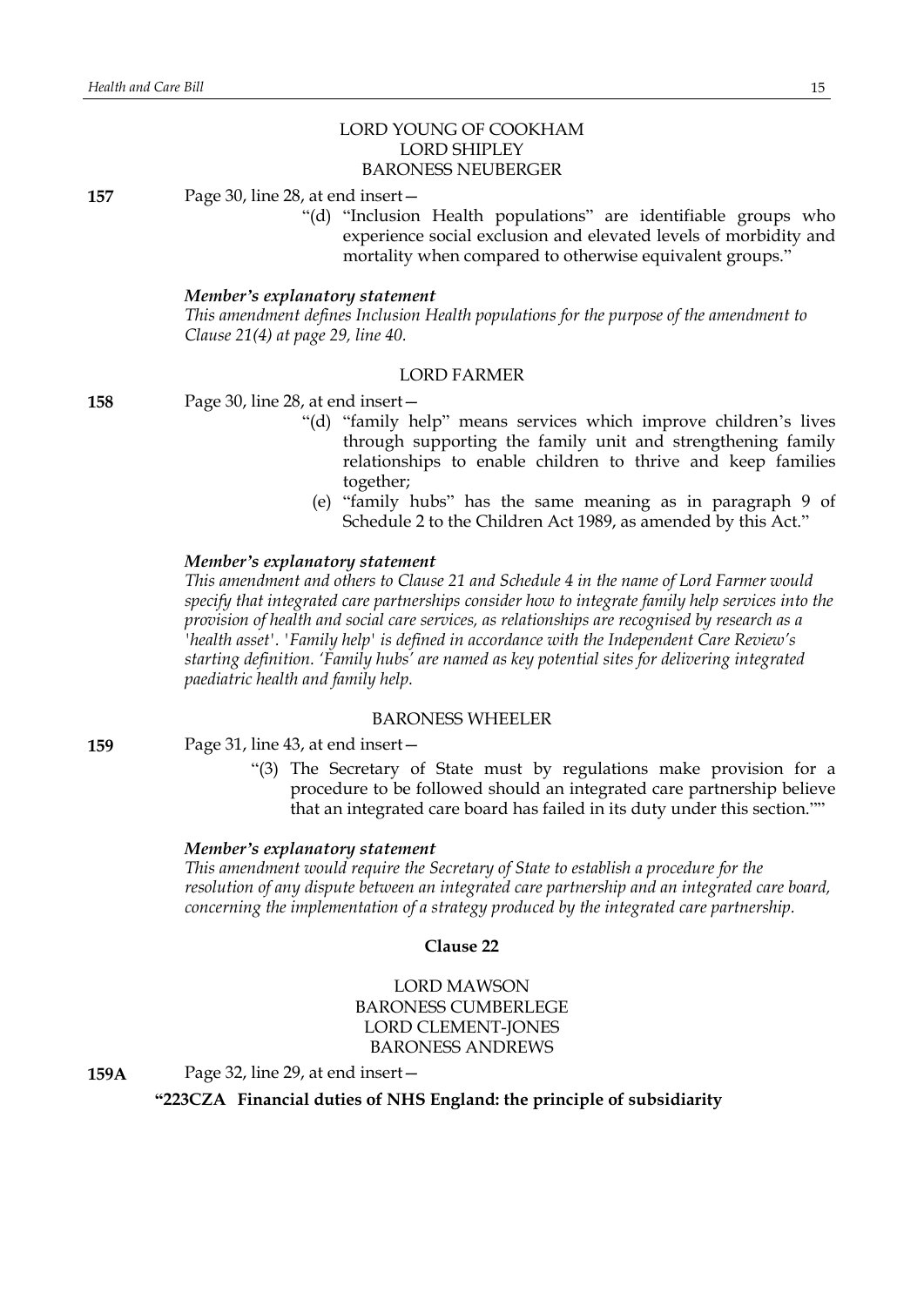LORD YOUNG OF COOKHAM
LORD SHIPLEY
BARONESS NEUBERGER

**157** Page 30, line 28, at end insert—

"(d) "Inclusion Health populations" are identifiable groups who experience social exclusion and elevated levels of morbidity and mortality when compared to otherwise equivalent groups."

***Member's explanatory statement***

*This amendment defines Inclusion Health populations for the purpose of the amendment to Clause 21(4) at page 29, line 40.*

LORD FARMER

**158** Page 30, line 28, at end insert—

"(d) "family help" means services which improve children's lives through supporting the family unit and strengthening family relationships to enable children to thrive and keep families together;

(e) "family hubs" has the same meaning as in paragraph 9 of Schedule 2 to the Children Act 1989, as amended by this Act."

***Member's explanatory statement***

*This amendment and others to Clause 21 and Schedule 4 in the name of Lord Farmer would specify that integrated care partnerships consider how to integrate family help services into the provision of health and social care services, as relationships are recognised by research as a 'health asset'. 'Family help' is defined in accordance with the Independent Care Review's starting definition. 'Family hubs' are named as key potential sites for delivering integrated paediatric health and family help.*

BARONESS WHEELER

**159** Page 31, line 43, at end insert—

"(3) The Secretary of State must by regulations make provision for a procedure to be followed should an integrated care partnership believe that an integrated care board has failed in its duty under this section.""

***Member's explanatory statement***

*This amendment would require the Secretary of State to establish a procedure for the resolution of any dispute between an integrated care partnership and an integrated care board, concerning the implementation of a strategy produced by the integrated care partnership.*

**Clause 22**

LORD MAWSON
BARONESS CUMBERLEGE
LORD CLEMENT-JONES
BARONESS ANDREWS

**159A** Page 32, line 29, at end insert—

**"223CZA Financial duties of NHS England: the principle of subsidiarity**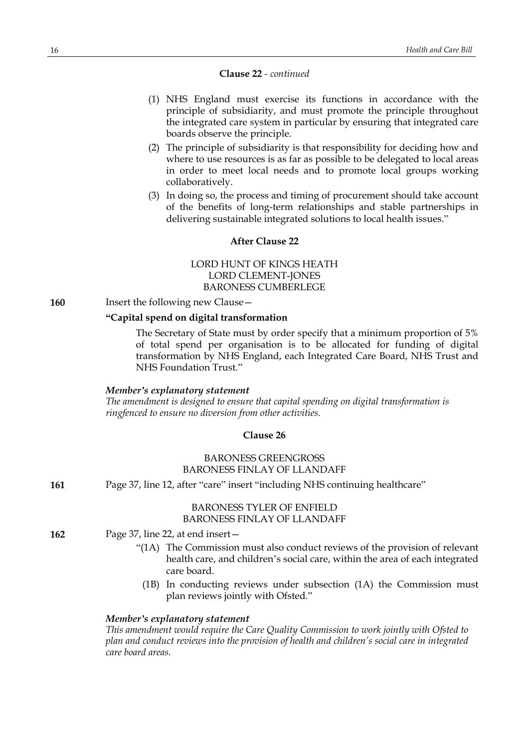**Clause 22** - *continued*

(1) NHS England must exercise its functions in accordance with the principle of subsidiarity, and must promote the principle throughout the integrated care system in particular by ensuring that integrated care boards observe the principle.

(2) The principle of subsidiarity is that responsibility for deciding how and where to use resources is as far as possible to be delegated to local areas in order to meet local needs and to promote local groups working collaboratively.

(3) In doing so, the process and timing of procurement should take account of the benefits of long-term relationships and stable partnerships in delivering sustainable integrated solutions to local health issues."

**After Clause 22**

LORD HUNT OF KINGS HEATH
LORD CLEMENT-JONES
BARONESS CUMBERLEGE

**160** Insert the following new Clause—

**"Capital spend on digital transformation**

The Secretary of State must by order specify that a minimum proportion of 5% of total spend per organisation is to be allocated for funding of digital transformation by NHS England, each Integrated Care Board, NHS Trust and NHS Foundation Trust."

***Member's explanatory statement***

*The amendment is designed to ensure that capital spending on digital transformation is ringfenced to ensure no diversion from other activities.*

**Clause 26**

BARONESS GREENGROSS
BARONESS FINLAY OF LLANDAFF

**161** Page 37, line 12, after "care" insert "including NHS continuing healthcare"

BARONESS TYLER OF ENFIELD
BARONESS FINLAY OF LLANDAFF

**162** Page 37, line 22, at end insert—

"(1A) The Commission must also conduct reviews of the provision of relevant health care, and children's social care, within the area of each integrated care board.

(1B) In conducting reviews under subsection (1A) the Commission must plan reviews jointly with Ofsted."

***Member's explanatory statement***

*This amendment would require the Care Quality Commission to work jointly with Ofsted to plan and conduct reviews into the provision of health and children's social care in integrated care board areas.*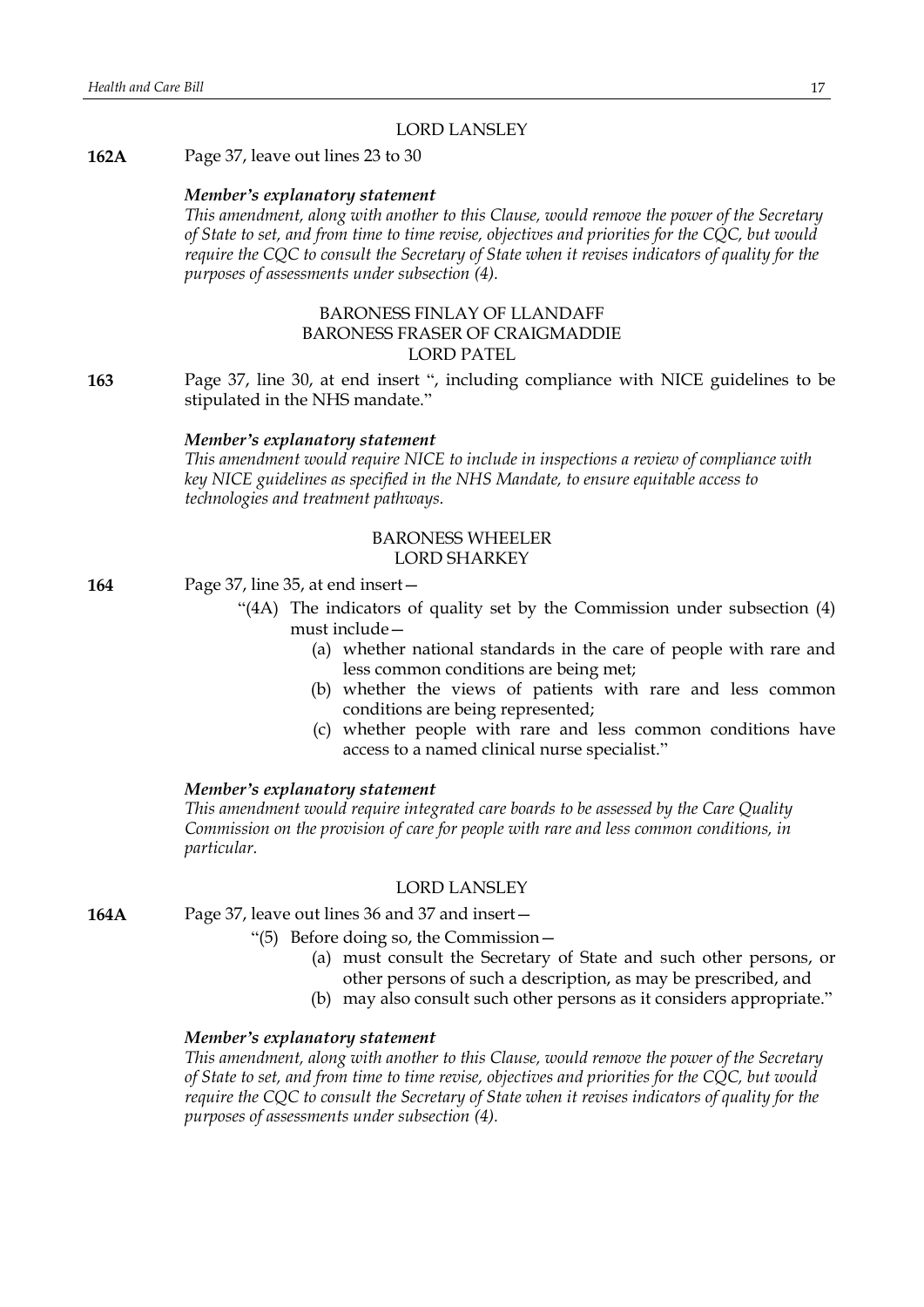LORD LANSLEY

**162A** Page 37, leave out lines 23 to 30

***Member's explanatory statement***

*This amendment, along with another to this Clause, would remove the power of the Secretary of State to set, and from time to time revise, objectives and priorities for the CQC, but would require the CQC to consult the Secretary of State when it revises indicators of quality for the purposes of assessments under subsection (4).*

BARONESS FINLAY OF LLANDAFF
BARONESS FRASER OF CRAIGMADDIE
LORD PATEL

**163** Page 37, line 30, at end insert ", including compliance with NICE guidelines to be stipulated in the NHS mandate."

***Member's explanatory statement***

*This amendment would require NICE to include in inspections a review of compliance with key NICE guidelines as specified in the NHS Mandate, to ensure equitable access to technologies and treatment pathways.*

BARONESS WHEELER
LORD SHARKEY

**164** Page 37, line 35, at end insert—

"(4A) The indicators of quality set by the Commission under subsection (4) must include—

(a) whether national standards in the care of people with rare and less common conditions are being met;

(b) whether the views of patients with rare and less common conditions are being represented;

(c) whether people with rare and less common conditions have access to a named clinical nurse specialist."

***Member's explanatory statement***

*This amendment would require integrated care boards to be assessed by the Care Quality Commission on the provision of care for people with rare and less common conditions, in particular.*

LORD LANSLEY

**164A** Page 37, leave out lines 36 and 37 and insert—

"(5) Before doing so, the Commission—

(a) must consult the Secretary of State and such other persons, or other persons of such a description, as may be prescribed, and

(b) may also consult such other persons as it considers appropriate."

***Member's explanatory statement***

*This amendment, along with another to this Clause, would remove the power of the Secretary of State to set, and from time to time revise, objectives and priorities for the CQC, but would require the CQC to consult the Secretary of State when it revises indicators of quality for the purposes of assessments under subsection (4).*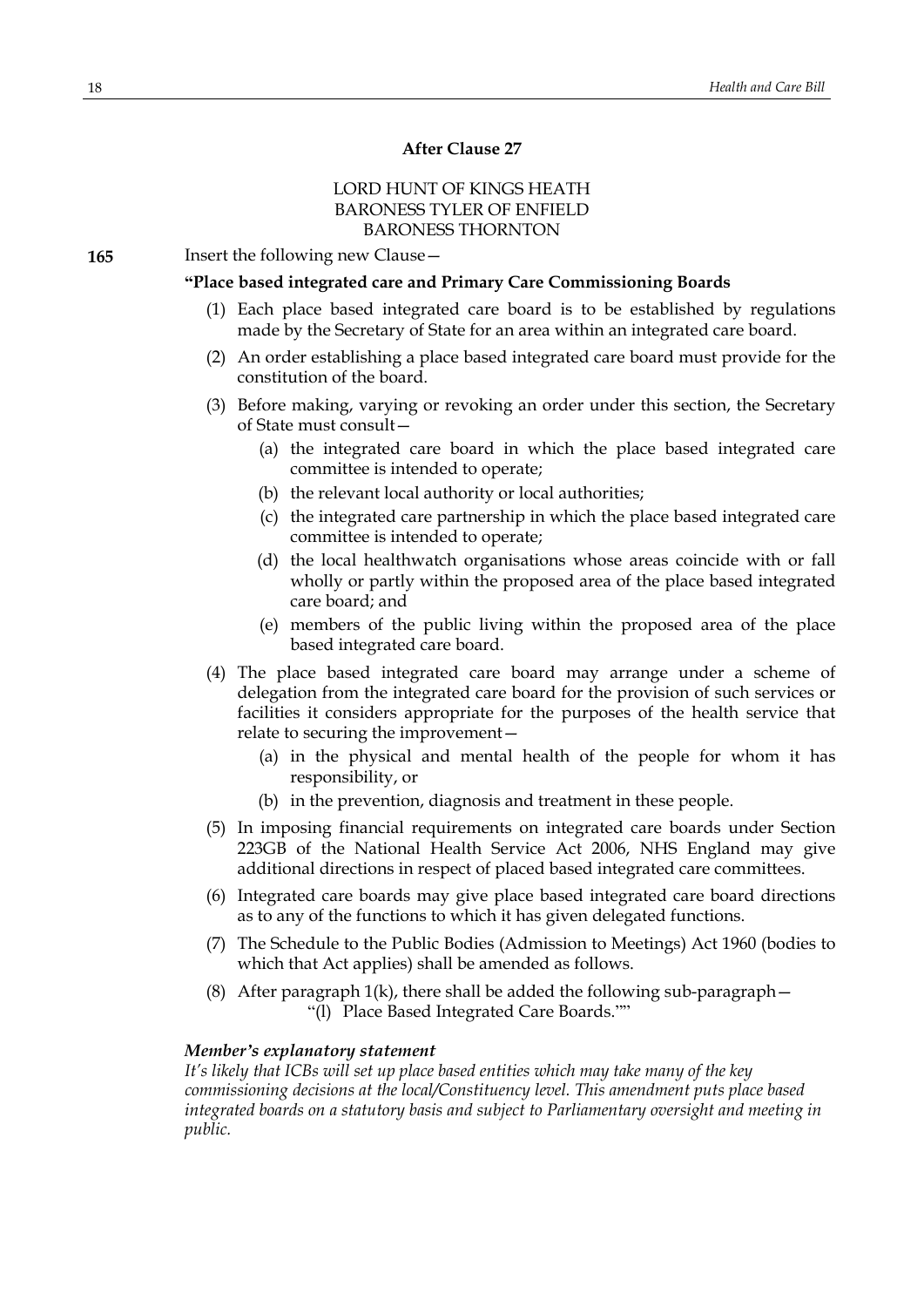### After Clause 27

LORD HUNT OF KINGS HEATH
BARONESS TYLER OF ENFIELD
BARONESS THORNTON

**165** Insert the following new Clause—

**"Place based integrated care and Primary Care Commissioning Boards**

(1) Each place based integrated care board is to be established by regulations made by the Secretary of State for an area within an integrated care board.

(2) An order establishing a place based integrated care board must provide for the constitution of the board.

(3) Before making, varying or revoking an order under this section, the Secretary of State must consult—

  (a) the integrated care board in which the place based integrated care committee is intended to operate;

  (b) the relevant local authority or local authorities;

  (c) the integrated care partnership in which the place based integrated care committee is intended to operate;

  (d) the local healthwatch organisations whose areas coincide with or fall wholly or partly within the proposed area of the place based integrated care board; and

  (e) members of the public living within the proposed area of the place based integrated care board.

(4) The place based integrated care board may arrange under a scheme of delegation from the integrated care board for the provision of such services or facilities it considers appropriate for the purposes of the health service that relate to securing the improvement—

  (a) in the physical and mental health of the people for whom it has responsibility, or

  (b) in the prevention, diagnosis and treatment in these people.

(5) In imposing financial requirements on integrated care boards under Section 223GB of the National Health Service Act 2006, NHS England may give additional directions in respect of placed based integrated care committees.

(6) Integrated care boards may give place based integrated care board directions as to any of the functions to which it has given delegated functions.

(7) The Schedule to the Public Bodies (Admission to Meetings) Act 1960 (bodies to which that Act applies) shall be amended as follows.

(8) After paragraph 1(k), there shall be added the following sub-paragraph—
  "(l) Place Based Integrated Care Boards.""

***Member's explanatory statement***

*It's likely that ICBs will set up place based entities which may take many of the key commissioning decisions at the local/Constituency level. This amendment puts place based integrated boards on a statutory basis and subject to Parliamentary oversight and meeting in public.*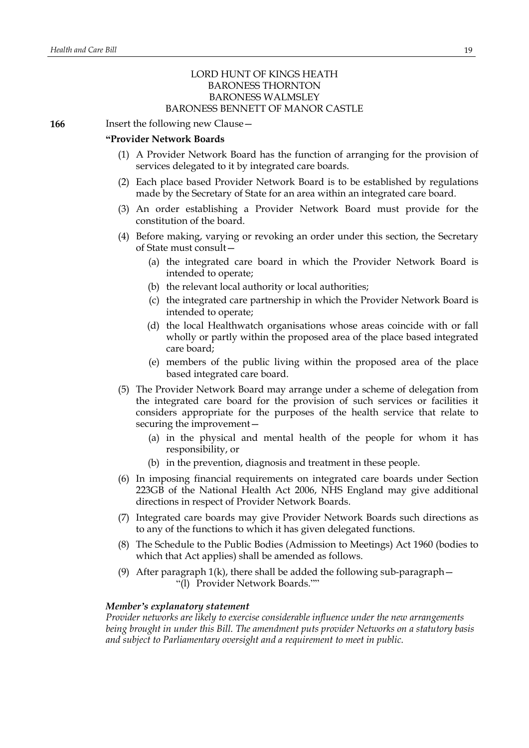LORD HUNT OF KINGS HEATH
BARONESS THORNTON
BARONESS WALMSLEY
BARONESS BENNETT OF MANOR CASTLE

**166** Insert the following new Clause—

**"Provider Network Boards**

(1) A Provider Network Board has the function of arranging for the provision of services delegated to it by integrated care boards.

(2) Each place based Provider Network Board is to be established by regulations made by the Secretary of State for an area within an integrated care board.

(3) An order establishing a Provider Network Board must provide for the constitution of the board.

(4) Before making, varying or revoking an order under this section, the Secretary of State must consult—

  (a) the integrated care board in which the Provider Network Board is intended to operate;

  (b) the relevant local authority or local authorities;

  (c) the integrated care partnership in which the Provider Network Board is intended to operate;

  (d) the local Healthwatch organisations whose areas coincide with or fall wholly or partly within the proposed area of the place based integrated care board;

  (e) members of the public living within the proposed area of the place based integrated care board.

(5) The Provider Network Board may arrange under a scheme of delegation from the integrated care board for the provision of such services or facilities it considers appropriate for the purposes of the health service that relate to securing the improvement—

  (a) in the physical and mental health of the people for whom it has responsibility, or

  (b) in the prevention, diagnosis and treatment in these people.

(6) In imposing financial requirements on integrated care boards under Section 223GB of the National Health Act 2006, NHS England may give additional directions in respect of Provider Network Boards.

(7) Integrated care boards may give Provider Network Boards such directions as to any of the functions to which it has given delegated functions.

(8) The Schedule to the Public Bodies (Admission to Meetings) Act 1960 (bodies to which that Act applies) shall be amended as follows.

(9) After paragraph 1(k), there shall be added the following sub-paragraph—

  "(l) Provider Network Boards.""

***Member's explanatory statement***

*Provider networks are likely to exercise considerable influence under the new arrangements being brought in under this Bill. The amendment puts provider Networks on a statutory basis and subject to Parliamentary oversight and a requirement to meet in public.*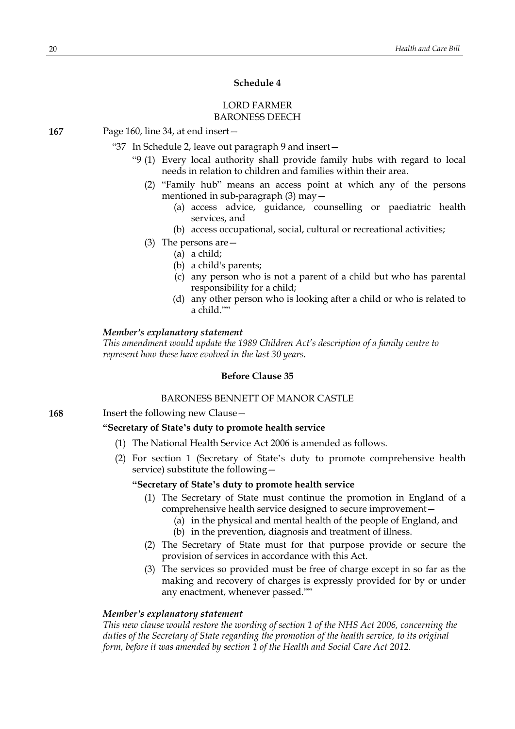### Schedule 4

LORD FARMER
BARONESS DEECH

**167** Page 160, line 34, at end insert—

"37 In Schedule 2, leave out paragraph 9 and insert—

"9 (1) Every local authority shall provide family hubs with regard to local needs in relation to children and families within their area.

(2) "Family hub" means an access point at which any of the persons mentioned in sub-paragraph (3) may—

(a) access advice, guidance, counselling or paediatric health services, and

(b) access occupational, social, cultural or recreational activities;

(3) The persons are—

(a) a child;

(b) a child's parents;

(c) any person who is not a parent of a child but who has parental responsibility for a child;

(d) any other person who is looking after a child or who is related to a child.""

***Member's explanatory statement***

*This amendment would update the 1989 Children Act's description of a family centre to represent how these have evolved in the last 30 years.*

### Before Clause 35

BARONESS BENNETT OF MANOR CASTLE

**168** Insert the following new Clause—

**"Secretary of State's duty to promote health service**

(1) The National Health Service Act 2006 is amended as follows.

(2) For section 1 (Secretary of State's duty to promote comprehensive health service) substitute the following—

**"Secretary of State's duty to promote health service**

(1) The Secretary of State must continue the promotion in England of a comprehensive health service designed to secure improvement—

(a) in the physical and mental health of the people of England, and

(b) in the prevention, diagnosis and treatment of illness.

(2) The Secretary of State must for that purpose provide or secure the provision of services in accordance with this Act.

(3) The services so provided must be free of charge except in so far as the making and recovery of charges is expressly provided for by or under any enactment, whenever passed.""

***Member's explanatory statement***

*This new clause would restore the wording of section 1 of the NHS Act 2006, concerning the duties of the Secretary of State regarding the promotion of the health service, to its original form, before it was amended by section 1 of the Health and Social Care Act 2012.*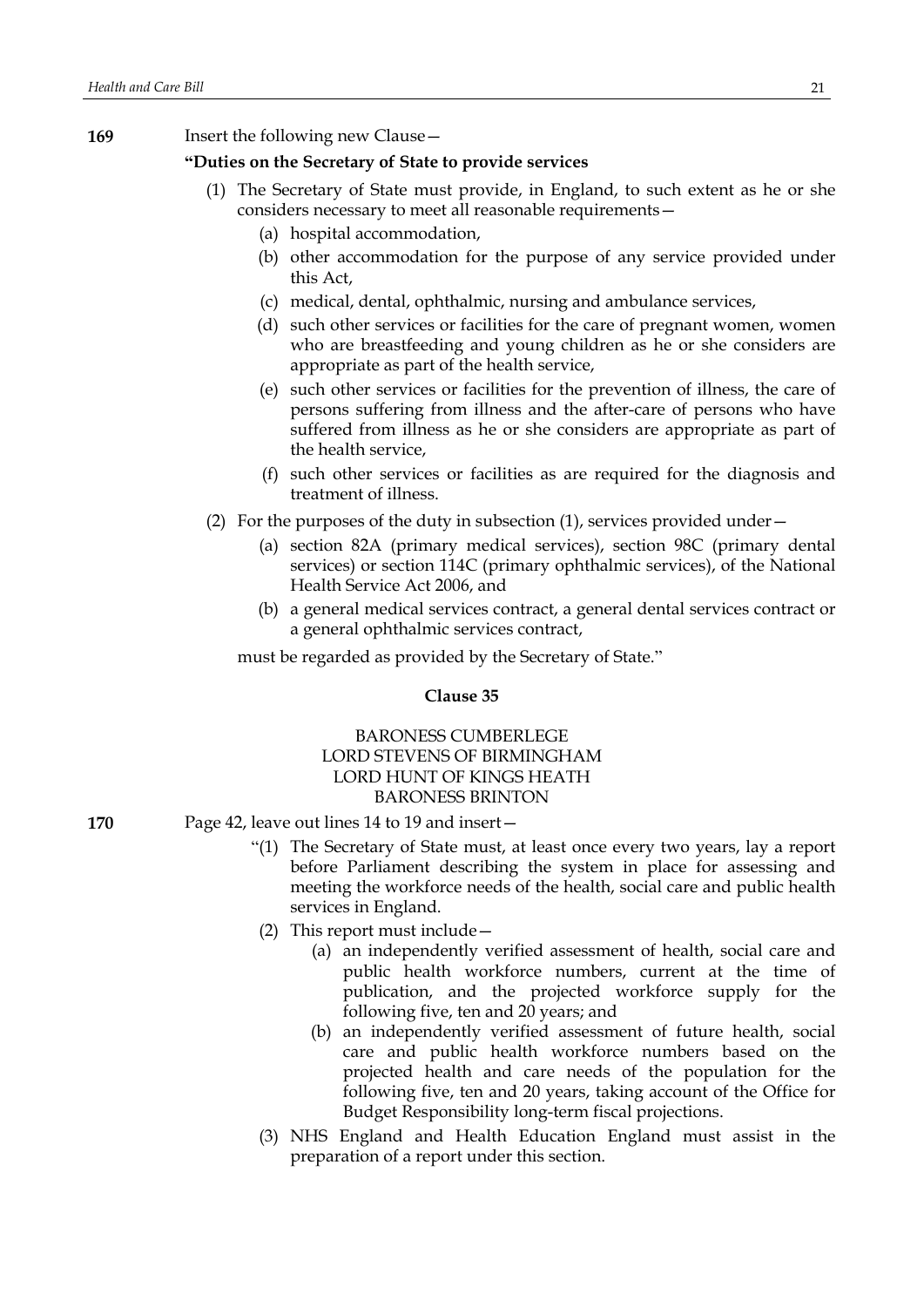**169** Insert the following new Clause—

**"Duties on the Secretary of State to provide services**

(1) The Secretary of State must provide, in England, to such extent as he or she considers necessary to meet all reasonable requirements—

(a) hospital accommodation,

(b) other accommodation for the purpose of any service provided under this Act,

(c) medical, dental, ophthalmic, nursing and ambulance services,

(d) such other services or facilities for the care of pregnant women, women who are breastfeeding and young children as he or she considers are appropriate as part of the health service,

(e) such other services or facilities for the prevention of illness, the care of persons suffering from illness and the after-care of persons who have suffered from illness as he or she considers are appropriate as part of the health service,

(f) such other services or facilities as are required for the diagnosis and treatment of illness.

(2) For the purposes of the duty in subsection (1), services provided under—

(a) section 82A (primary medical services), section 98C (primary dental services) or section 114C (primary ophthalmic services), of the National Health Service Act 2006, and

(b) a general medical services contract, a general dental services contract or a general ophthalmic services contract,

must be regarded as provided by the Secretary of State."

**Clause 35**

BARONESS CUMBERLEGE
LORD STEVENS OF BIRMINGHAM
LORD HUNT OF KINGS HEATH
BARONESS BRINTON

**170** Page 42, leave out lines 14 to 19 and insert—

"(1) The Secretary of State must, at least once every two years, lay a report before Parliament describing the system in place for assessing and meeting the workforce needs of the health, social care and public health services in England.

(2) This report must include—

(a) an independently verified assessment of health, social care and public health workforce numbers, current at the time of publication, and the projected workforce supply for the following five, ten and 20 years; and

(b) an independently verified assessment of future health, social care and public health workforce numbers based on the projected health and care needs of the population for the following five, ten and 20 years, taking account of the Office for Budget Responsibility long-term fiscal projections.

(3) NHS England and Health Education England must assist in the preparation of a report under this section.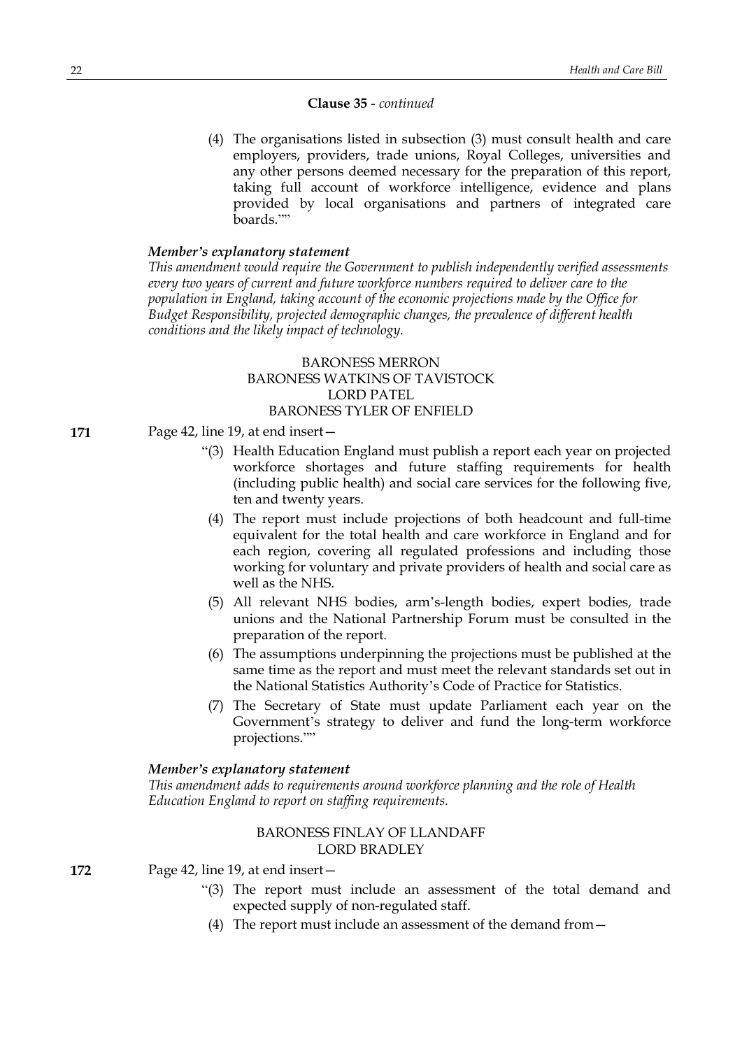**Clause 35** - *continued*

(4) The organisations listed in subsection (3) must consult health and care employers, providers, trade unions, Royal Colleges, universities and any other persons deemed necessary for the preparation of this report, taking full account of workforce intelligence, evidence and plans provided by local organisations and partners of integrated care boards.""

***Member's explanatory statement***

*This amendment would require the Government to publish independently verified assessments every two years of current and future workforce numbers required to deliver care to the population in England, taking account of the economic projections made by the Office for Budget Responsibility, projected demographic changes, the prevalence of different health conditions and the likely impact of technology.*

BARONESS MERRON
BARONESS WATKINS OF TAVISTOCK
LORD PATEL
BARONESS TYLER OF ENFIELD

**171** Page 42, line 19, at end insert—

"(3) Health Education England must publish a report each year on projected workforce shortages and future staffing requirements for health (including public health) and social care services for the following five, ten and twenty years.

(4) The report must include projections of both headcount and full-time equivalent for the total health and care workforce in England and for each region, covering all regulated professions and including those working for voluntary and private providers of health and social care as well as the NHS.

(5) All relevant NHS bodies, arm's-length bodies, expert bodies, trade unions and the National Partnership Forum must be consulted in the preparation of the report.

(6) The assumptions underpinning the projections must be published at the same time as the report and must meet the relevant standards set out in the National Statistics Authority's Code of Practice for Statistics.

(7) The Secretary of State must update Parliament each year on the Government's strategy to deliver and fund the long-term workforce projections.""

***Member's explanatory statement***

*This amendment adds to requirements around workforce planning and the role of Health Education England to report on staffing requirements.*

BARONESS FINLAY OF LLANDAFF
LORD BRADLEY

**172** Page 42, line 19, at end insert—

"(3) The report must include an assessment of the total demand and expected supply of non-regulated staff.

(4) The report must include an assessment of the demand from—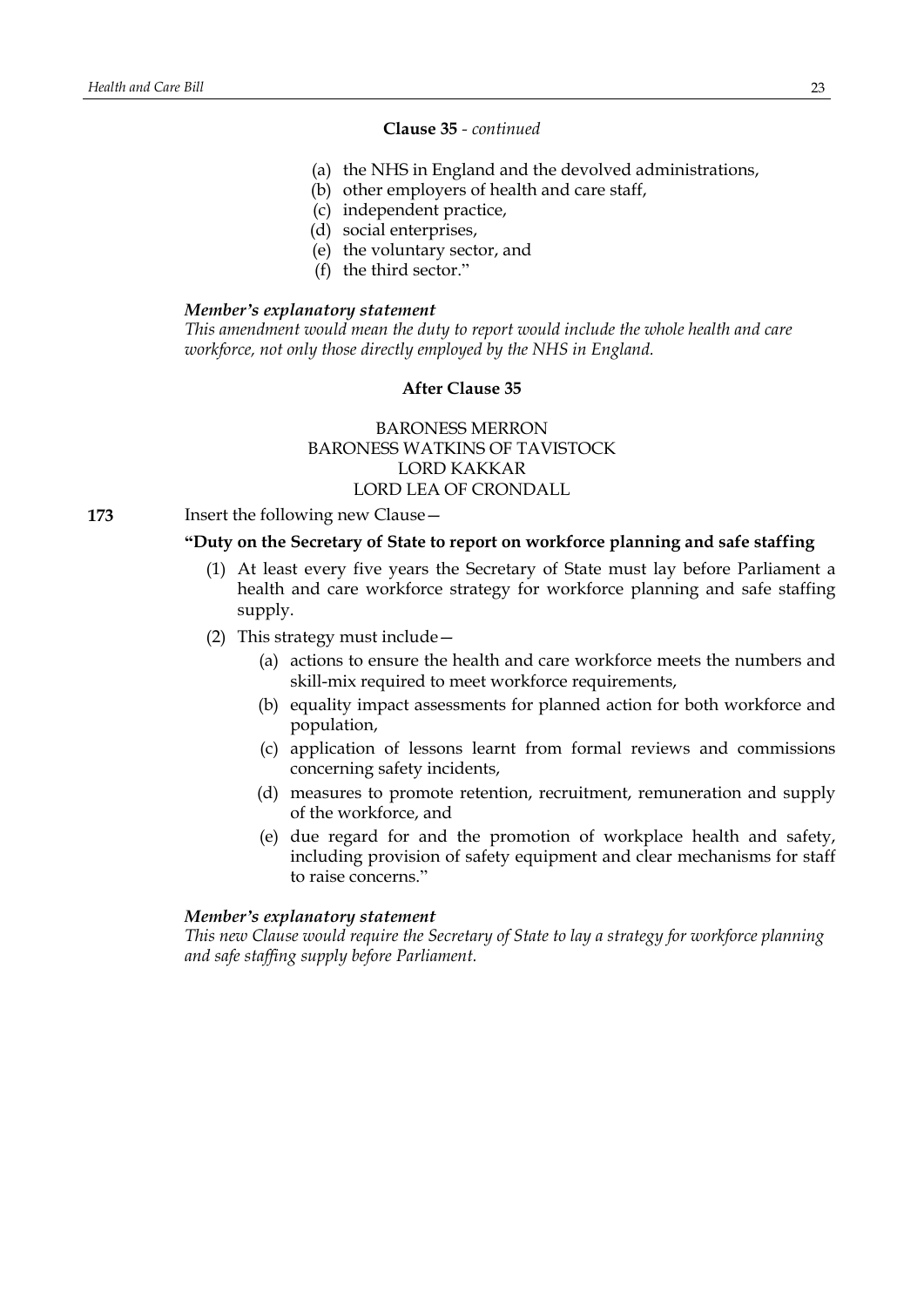**Clause 35** - *continued*

(a) the NHS in England and the devolved administrations,
(b) other employers of health and care staff,
(c) independent practice,
(d) social enterprises,
(e) the voluntary sector, and
(f) the third sector."

***Member's explanatory statement***
*This amendment would mean the duty to report would include the whole health and care workforce, not only those directly employed by the NHS in England.*

**After Clause 35**

BARONESS MERRON
BARONESS WATKINS OF TAVISTOCK
LORD KAKKAR
LORD LEA OF CRONDALL

**173** Insert the following new Clause—

**"Duty on the Secretary of State to report on workforce planning and safe staffing**

(1) At least every five years the Secretary of State must lay before Parliament a health and care workforce strategy for workforce planning and safe staffing supply.

(2) This strategy must include—

(a) actions to ensure the health and care workforce meets the numbers and skill-mix required to meet workforce requirements,
(b) equality impact assessments for planned action for both workforce and population,
(c) application of lessons learnt from formal reviews and commissions concerning safety incidents,
(d) measures to promote retention, recruitment, remuneration and supply of the workforce, and
(e) due regard for and the promotion of workplace health and safety, including provision of safety equipment and clear mechanisms for staff to raise concerns."

***Member's explanatory statement***
*This new Clause would require the Secretary of State to lay a strategy for workforce planning and safe staffing supply before Parliament.*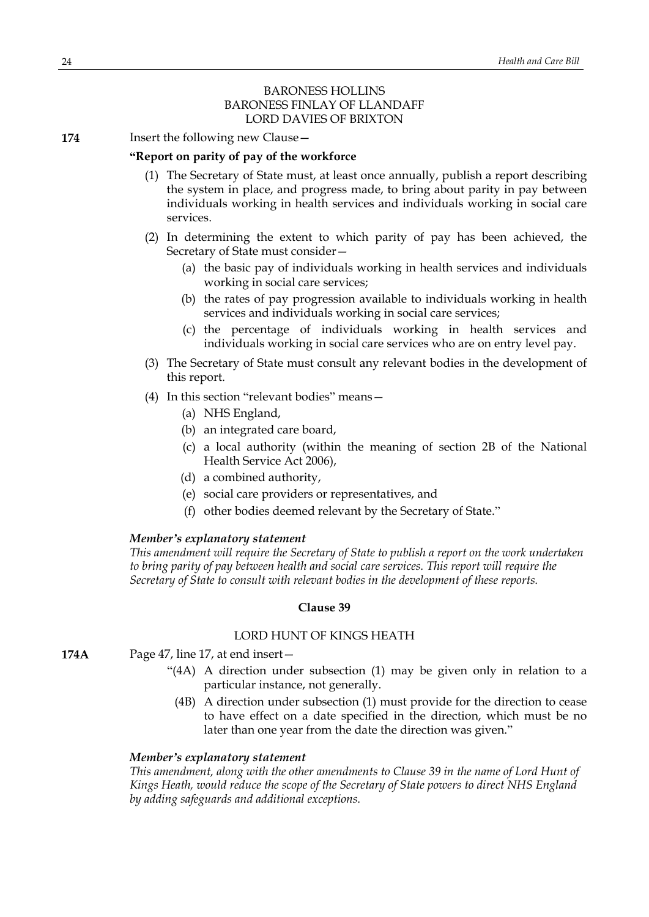BARONESS HOLLINS
BARONESS FINLAY OF LLANDAFF
LORD DAVIES OF BRIXTON

**174** Insert the following new Clause—

**"Report on parity of pay of the workforce**

(1) The Secretary of State must, at least once annually, publish a report describing the system in place, and progress made, to bring about parity in pay between individuals working in health services and individuals working in social care services.

(2) In determining the extent to which parity of pay has been achieved, the Secretary of State must consider—

(a) the basic pay of individuals working in health services and individuals working in social care services;

(b) the rates of pay progression available to individuals working in health services and individuals working in social care services;

(c) the percentage of individuals working in health services and individuals working in social care services who are on entry level pay.

(3) The Secretary of State must consult any relevant bodies in the development of this report.

(4) In this section "relevant bodies" means—

(a) NHS England,

(b) an integrated care board,

(c) a local authority (within the meaning of section 2B of the National Health Service Act 2006),

(d) a combined authority,

(e) social care providers or representatives, and

(f) other bodies deemed relevant by the Secretary of State."

***Member's explanatory statement***

*This amendment will require the Secretary of State to publish a report on the work undertaken to bring parity of pay between health and social care services. This report will require the Secretary of State to consult with relevant bodies in the development of these reports.*

**Clause 39**

LORD HUNT OF KINGS HEATH

**174A** Page 47, line 17, at end insert—

"(4A) A direction under subsection (1) may be given only in relation to a particular instance, not generally.

(4B) A direction under subsection (1) must provide for the direction to cease to have effect on a date specified in the direction, which must be no later than one year from the date the direction was given."

***Member's explanatory statement***

*This amendment, along with the other amendments to Clause 39 in the name of Lord Hunt of Kings Heath, would reduce the scope of the Secretary of State powers to direct NHS England by adding safeguards and additional exceptions.*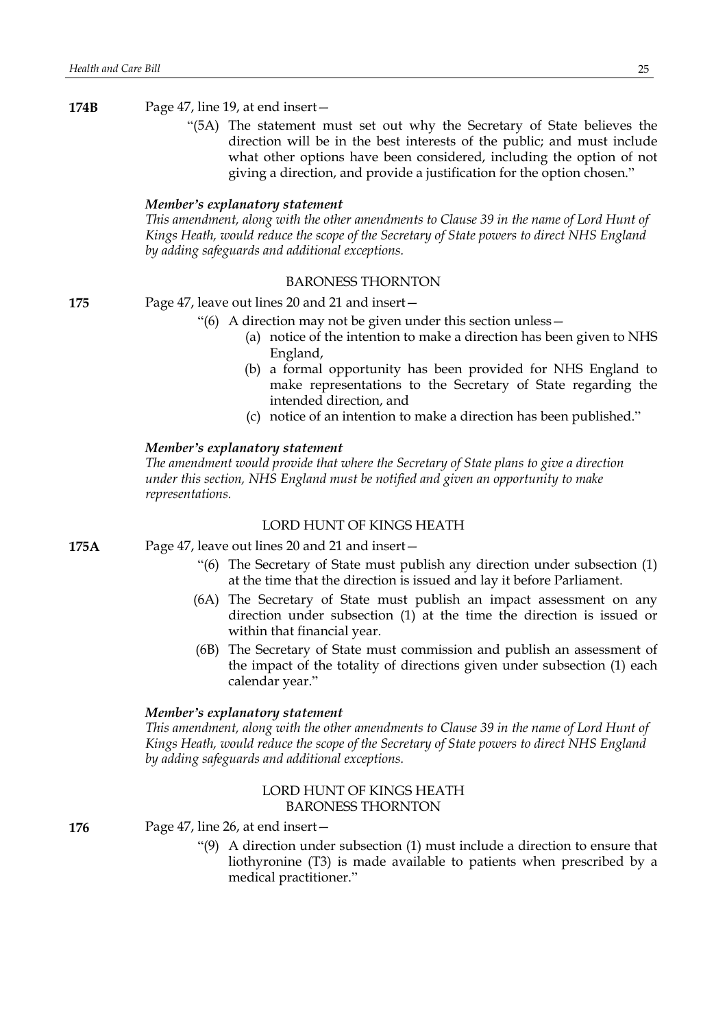**174B** Page 47, line 19, at end insert—

"(5A) The statement must set out why the Secretary of State believes the direction will be in the best interests of the public; and must include what other options have been considered, including the option of not giving a direction, and provide a justification for the option chosen."

***Member's explanatory statement***

*This amendment, along with the other amendments to Clause 39 in the name of Lord Hunt of Kings Heath, would reduce the scope of the Secretary of State powers to direct NHS England by adding safeguards and additional exceptions.*

BARONESS THORNTON

**175** Page 47, leave out lines 20 and 21 and insert—

"(6) A direction may not be given under this section unless—

(a) notice of the intention to make a direction has been given to NHS England,

(b) a formal opportunity has been provided for NHS England to make representations to the Secretary of State regarding the intended direction, and

(c) notice of an intention to make a direction has been published."

***Member's explanatory statement***

*The amendment would provide that where the Secretary of State plans to give a direction under this section, NHS England must be notified and given an opportunity to make representations.*

LORD HUNT OF KINGS HEATH

**175A** Page 47, leave out lines 20 and 21 and insert—

"(6) The Secretary of State must publish any direction under subsection (1) at the time that the direction is issued and lay it before Parliament.

(6A) The Secretary of State must publish an impact assessment on any direction under subsection (1) at the time the direction is issued or within that financial year.

(6B) The Secretary of State must commission and publish an assessment of the impact of the totality of directions given under subsection (1) each calendar year."

***Member's explanatory statement***

*This amendment, along with the other amendments to Clause 39 in the name of Lord Hunt of Kings Heath, would reduce the scope of the Secretary of State powers to direct NHS England by adding safeguards and additional exceptions.*

LORD HUNT OF KINGS HEATH
BARONESS THORNTON

**176** Page 47, line 26, at end insert—

"(9) A direction under subsection (1) must include a direction to ensure that liothyronine (T3) is made available to patients when prescribed by a medical practitioner."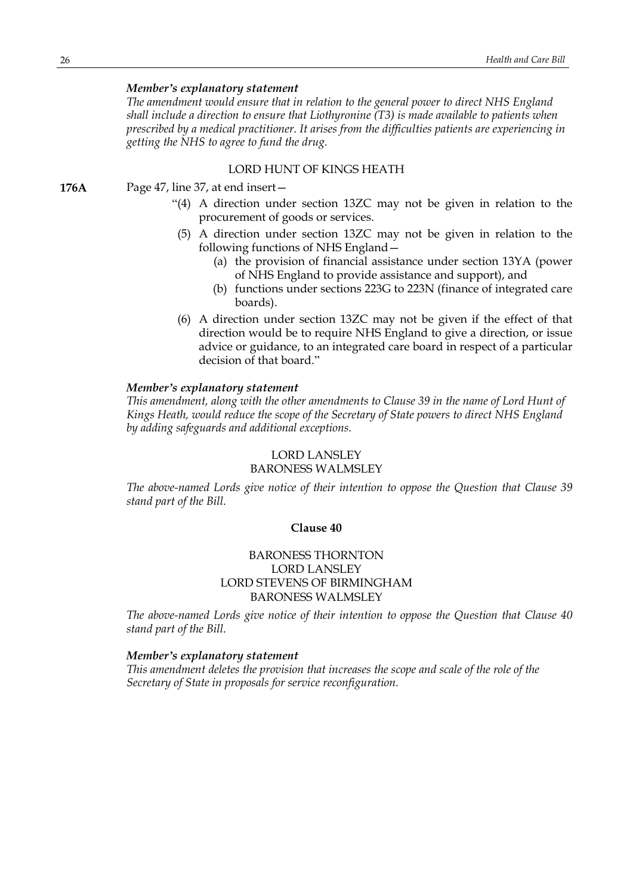***Member's explanatory statement***

*The amendment would ensure that in relation to the general power to direct NHS England shall include a direction to ensure that Liothyronine (T3) is made available to patients when prescribed by a medical practitioner. It arises from the difficulties patients are experiencing in getting the NHS to agree to fund the drug.*

LORD HUNT OF KINGS HEATH

**176A** Page 47, line 37, at end insert—

"(4) A direction under section 13ZC may not be given in relation to the procurement of goods or services.

(5) A direction under section 13ZC may not be given in relation to the following functions of NHS England—

(a) the provision of financial assistance under section 13YA (power of NHS England to provide assistance and support), and

(b) functions under sections 223G to 223N (finance of integrated care boards).

(6) A direction under section 13ZC may not be given if the effect of that direction would be to require NHS England to give a direction, or issue advice or guidance, to an integrated care board in respect of a particular decision of that board."

***Member's explanatory statement***

*This amendment, along with the other amendments to Clause 39 in the name of Lord Hunt of Kings Heath, would reduce the scope of the Secretary of State powers to direct NHS England by adding safeguards and additional exceptions.*

LORD LANSLEY
BARONESS WALMSLEY

*The above-named Lords give notice of their intention to oppose the Question that Clause 39 stand part of the Bill.*

**Clause 40**

BARONESS THORNTON
LORD LANSLEY
LORD STEVENS OF BIRMINGHAM
BARONESS WALMSLEY

*The above-named Lords give notice of their intention to oppose the Question that Clause 40 stand part of the Bill.*

***Member's explanatory statement***

*This amendment deletes the provision that increases the scope and scale of the role of the Secretary of State in proposals for service reconfiguration.*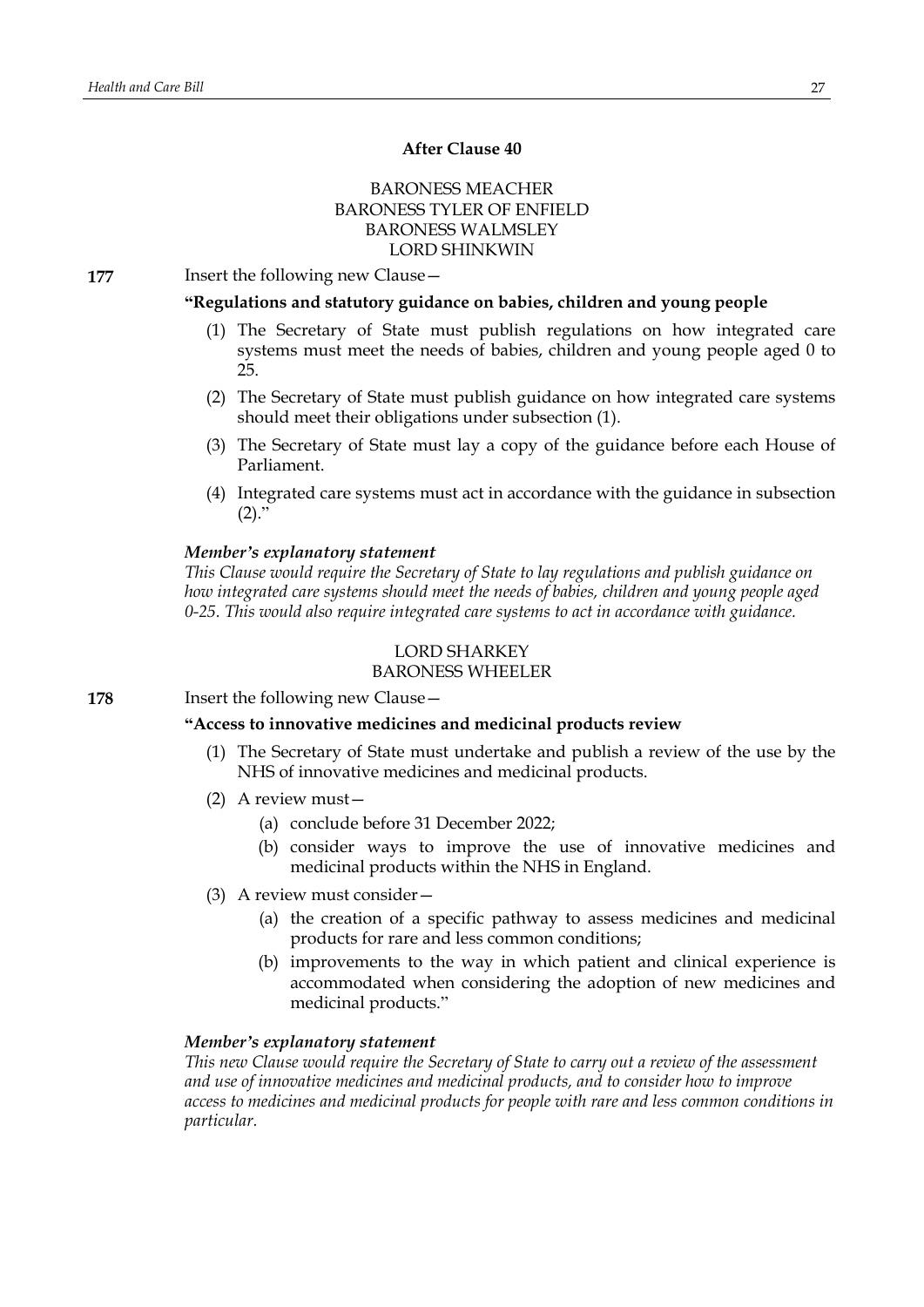**After Clause 40**

BARONESS MEACHER
BARONESS TYLER OF ENFIELD
BARONESS WALMSLEY
LORD SHINKWIN

**177** Insert the following new Clause—

**"Regulations and statutory guidance on babies, children and young people**

(1) The Secretary of State must publish regulations on how integrated care systems must meet the needs of babies, children and young people aged 0 to 25.

(2) The Secretary of State must publish guidance on how integrated care systems should meet their obligations under subsection (1).

(3) The Secretary of State must lay a copy of the guidance before each House of Parliament.

(4) Integrated care systems must act in accordance with the guidance in subsection (2)."

***Member's explanatory statement***

*This Clause would require the Secretary of State to lay regulations and publish guidance on how integrated care systems should meet the needs of babies, children and young people aged 0-25. This would also require integrated care systems to act in accordance with guidance.*

LORD SHARKEY
BARONESS WHEELER

**178** Insert the following new Clause—

**"Access to innovative medicines and medicinal products review**

(1) The Secretary of State must undertake and publish a review of the use by the NHS of innovative medicines and medicinal products.

(2) A review must—

(a) conclude before 31 December 2022;

(b) consider ways to improve the use of innovative medicines and medicinal products within the NHS in England.

(3) A review must consider—

(a) the creation of a specific pathway to assess medicines and medicinal products for rare and less common conditions;

(b) improvements to the way in which patient and clinical experience is accommodated when considering the adoption of new medicines and medicinal products."

***Member's explanatory statement***

*This new Clause would require the Secretary of State to carry out a review of the assessment and use of innovative medicines and medicinal products, and to consider how to improve access to medicines and medicinal products for people with rare and less common conditions in particular.*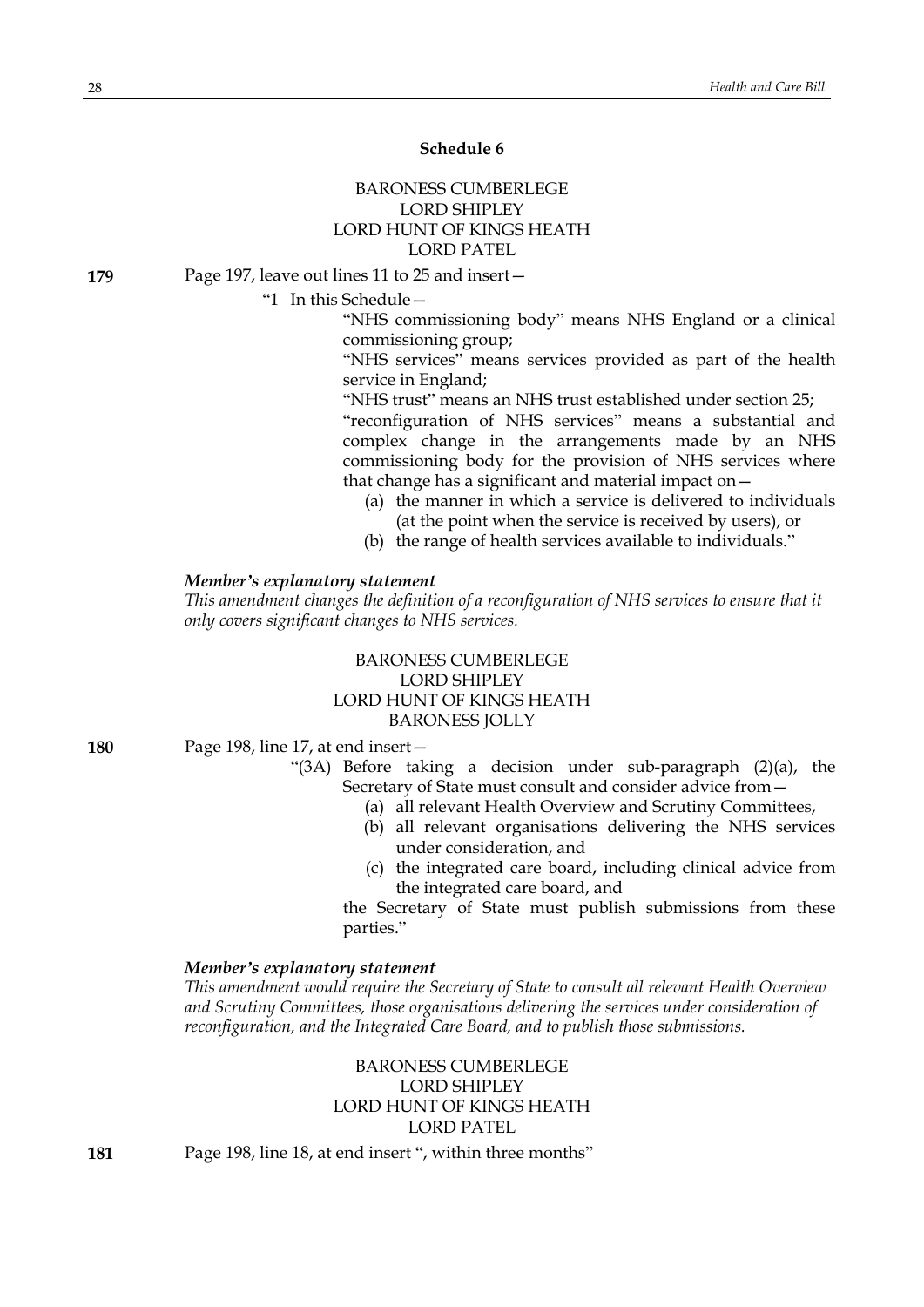## Schedule 6

BARONESS CUMBERLEGE
LORD SHIPLEY
LORD HUNT OF KINGS HEATH
LORD PATEL

**179** Page 197, leave out lines 11 to 25 and insert—

"1 In this Schedule—

"NHS commissioning body" means NHS England or a clinical commissioning group;

"NHS services" means services provided as part of the health service in England;

"NHS trust" means an NHS trust established under section 25;

"reconfiguration of NHS services" means a substantial and complex change in the arrangements made by an NHS commissioning body for the provision of NHS services where that change has a significant and material impact on—

(a) the manner in which a service is delivered to individuals (at the point when the service is received by users), or

(b) the range of health services available to individuals."

***Member's explanatory statement***

*This amendment changes the definition of a reconfiguration of NHS services to ensure that it only covers significant changes to NHS services.*

BARONESS CUMBERLEGE
LORD SHIPLEY
LORD HUNT OF KINGS HEATH
BARONESS JOLLY

**180** Page 198, line 17, at end insert—

"(3A) Before taking a decision under sub-paragraph (2)(a), the Secretary of State must consult and consider advice from—

(a) all relevant Health Overview and Scrutiny Committees,

(b) all relevant organisations delivering the NHS services under consideration, and

(c) the integrated care board, including clinical advice from the integrated care board, and

the Secretary of State must publish submissions from these parties."

***Member's explanatory statement***

*This amendment would require the Secretary of State to consult all relevant Health Overview and Scrutiny Committees, those organisations delivering the services under consideration of reconfiguration, and the Integrated Care Board, and to publish those submissions.*

BARONESS CUMBERLEGE
LORD SHIPLEY
LORD HUNT OF KINGS HEATH
LORD PATEL

**181** Page 198, line 18, at end insert ", within three months"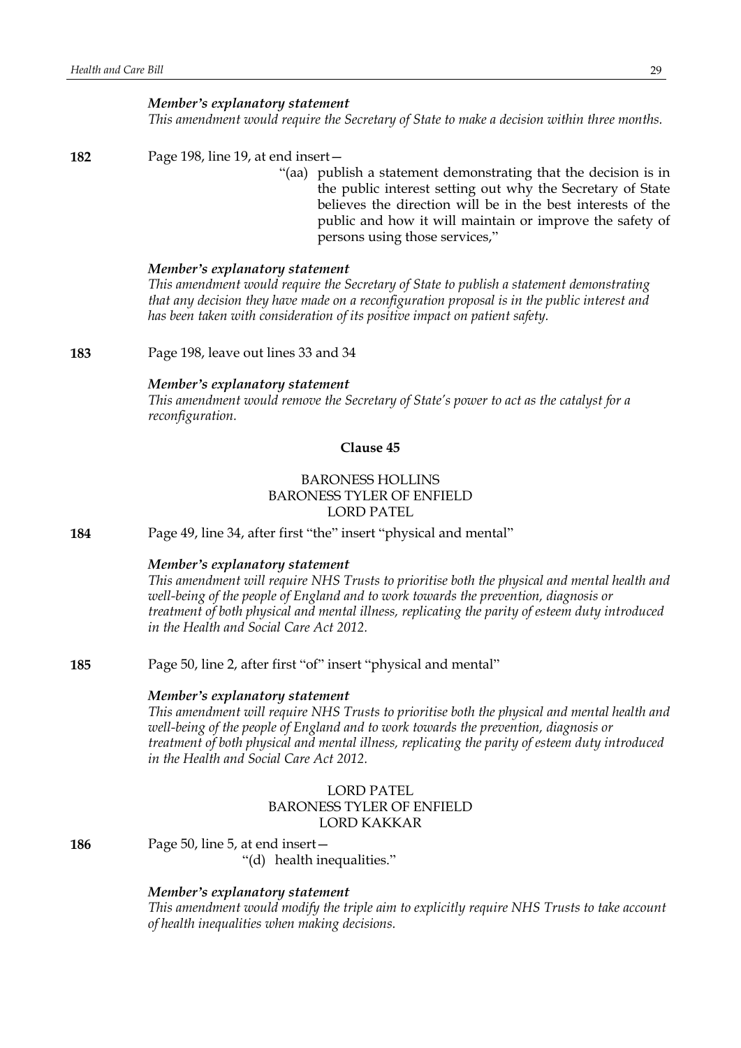*Member's explanatory statement*

*This amendment would require the Secretary of State to make a decision within three months.*

**182** Page 198, line 19, at end insert—

"(aa) publish a statement demonstrating that the decision is in the public interest setting out why the Secretary of State believes the direction will be in the best interests of the public and how it will maintain or improve the safety of persons using those services,"

*Member's explanatory statement*

*This amendment would require the Secretary of State to publish a statement demonstrating that any decision they have made on a reconfiguration proposal is in the public interest and has been taken with consideration of its positive impact on patient safety.*

**183** Page 198, leave out lines 33 and 34

*Member's explanatory statement*

*This amendment would remove the Secretary of State's power to act as the catalyst for a reconfiguration.*

## Clause 45

BARONESS HOLLINS
BARONESS TYLER OF ENFIELD
LORD PATEL

**184** Page 49, line 34, after first "the" insert "physical and mental"

*Member's explanatory statement*

*This amendment will require NHS Trusts to prioritise both the physical and mental health and well-being of the people of England and to work towards the prevention, diagnosis or treatment of both physical and mental illness, replicating the parity of esteem duty introduced in the Health and Social Care Act 2012.*

**185** Page 50, line 2, after first "of" insert "physical and mental"

*Member's explanatory statement*

*This amendment will require NHS Trusts to prioritise both the physical and mental health and well-being of the people of England and to work towards the prevention, diagnosis or treatment of both physical and mental illness, replicating the parity of esteem duty introduced in the Health and Social Care Act 2012.*

LORD PATEL
BARONESS TYLER OF ENFIELD
LORD KAKKAR

**186** Page 50, line 5, at end insert—

"(d) health inequalities."

*Member's explanatory statement*

*This amendment would modify the triple aim to explicitly require NHS Trusts to take account of health inequalities when making decisions.*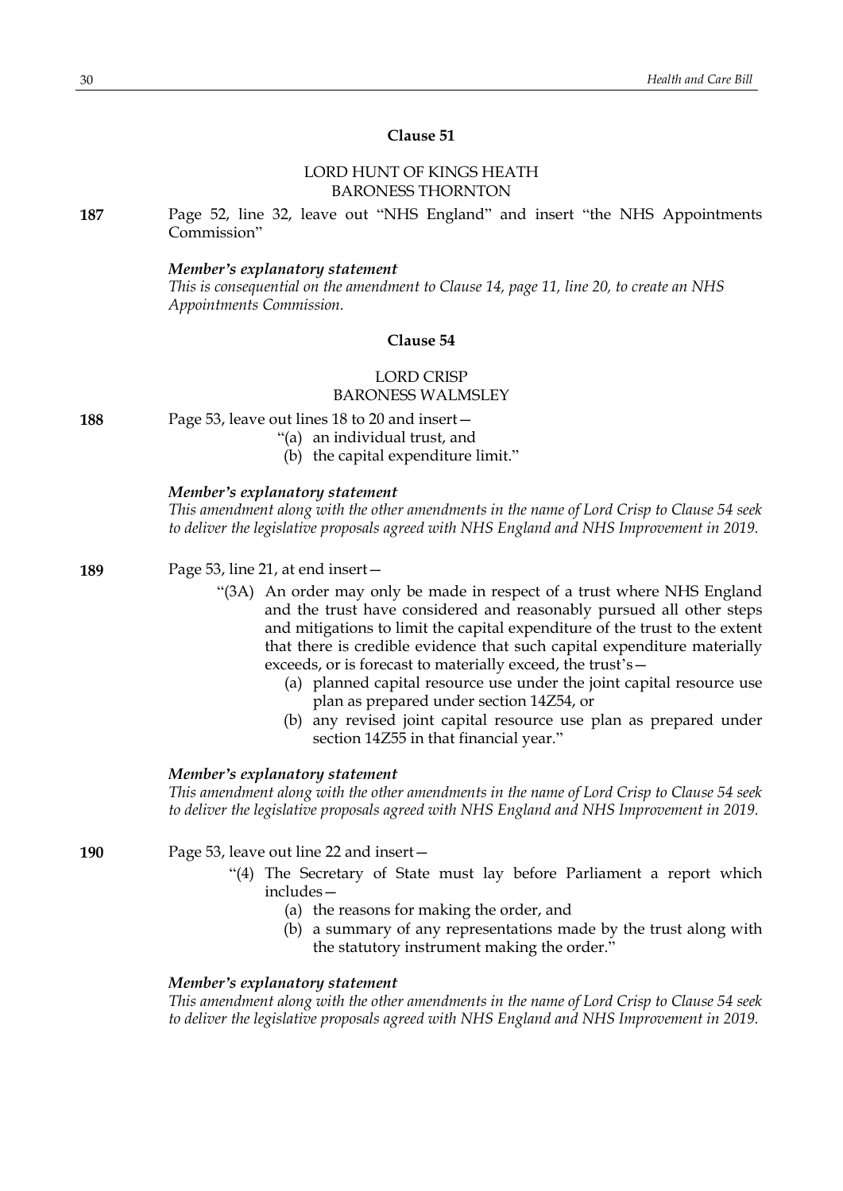## Clause 51

LORD HUNT OF KINGS HEATH
BARONESS THORNTON

**187** Page 52, line 32, leave out "NHS England" and insert "the NHS Appointments Commission"

***Member's explanatory statement***

*This is consequential on the amendment to Clause 14, page 11, line 20, to create an NHS Appointments Commission.*

## Clause 54

LORD CRISP
BARONESS WALMSLEY

**188** Page 53, leave out lines 18 to 20 and insert—

"(a) an individual trust, and

(b) the capital expenditure limit."

***Member's explanatory statement***

*This amendment along with the other amendments in the name of Lord Crisp to Clause 54 seek to deliver the legislative proposals agreed with NHS England and NHS Improvement in 2019.*

**189** Page 53, line 21, at end insert—

"(3A) An order may only be made in respect of a trust where NHS England and the trust have considered and reasonably pursued all other steps and mitigations to limit the capital expenditure of the trust to the extent that there is credible evidence that such capital expenditure materially exceeds, or is forecast to materially exceed, the trust's—

(a) planned capital resource use under the joint capital resource use plan as prepared under section 14Z54, or

(b) any revised joint capital resource use plan as prepared under section 14Z55 in that financial year."

***Member's explanatory statement***

*This amendment along with the other amendments in the name of Lord Crisp to Clause 54 seek to deliver the legislative proposals agreed with NHS England and NHS Improvement in 2019.*

**190** Page 53, leave out line 22 and insert—

"(4) The Secretary of State must lay before Parliament a report which includes—

(a) the reasons for making the order, and

(b) a summary of any representations made by the trust along with the statutory instrument making the order."

***Member's explanatory statement***

*This amendment along with the other amendments in the name of Lord Crisp to Clause 54 seek to deliver the legislative proposals agreed with NHS England and NHS Improvement in 2019.*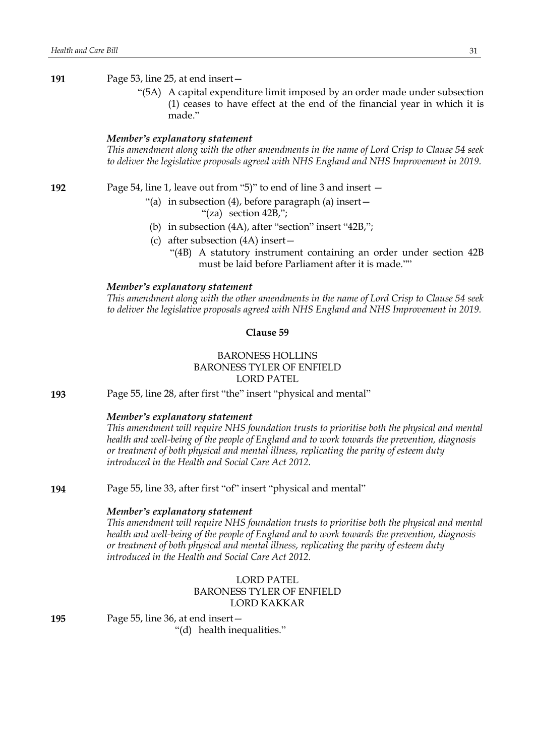**191** Page 53, line 25, at end insert—

"(5A) A capital expenditure limit imposed by an order made under subsection (1) ceases to have effect at the end of the financial year in which it is made."

***Member's explanatory statement***

*This amendment along with the other amendments in the name of Lord Crisp to Clause 54 seek to deliver the legislative proposals agreed with NHS England and NHS Improvement in 2019.*

**192** Page 54, line 1, leave out from "5)" to end of line 3 and insert —

"(a) in subsection (4), before paragraph (a) insert—

"(za) section 42B,";

(b) in subsection (4A), after "section" insert "42B,";

(c) after subsection (4A) insert—

"(4B) A statutory instrument containing an order under section 42B must be laid before Parliament after it is made.""

***Member's explanatory statement***

*This amendment along with the other amendments in the name of Lord Crisp to Clause 54 seek to deliver the legislative proposals agreed with NHS England and NHS Improvement in 2019.*

**Clause 59**

BARONESS HOLLINS
BARONESS TYLER OF ENFIELD
LORD PATEL

**193** Page 55, line 28, after first "the" insert "physical and mental"

***Member's explanatory statement***

*This amendment will require NHS foundation trusts to prioritise both the physical and mental health and well-being of the people of England and to work towards the prevention, diagnosis or treatment of both physical and mental illness, replicating the parity of esteem duty introduced in the Health and Social Care Act 2012.*

**194** Page 55, line 33, after first "of" insert "physical and mental"

***Member's explanatory statement***

*This amendment will require NHS foundation trusts to prioritise both the physical and mental health and well-being of the people of England and to work towards the prevention, diagnosis or treatment of both physical and mental illness, replicating the parity of esteem duty introduced in the Health and Social Care Act 2012.*

LORD PATEL
BARONESS TYLER OF ENFIELD
LORD KAKKAR

**195** Page 55, line 36, at end insert—

"(d) health inequalities."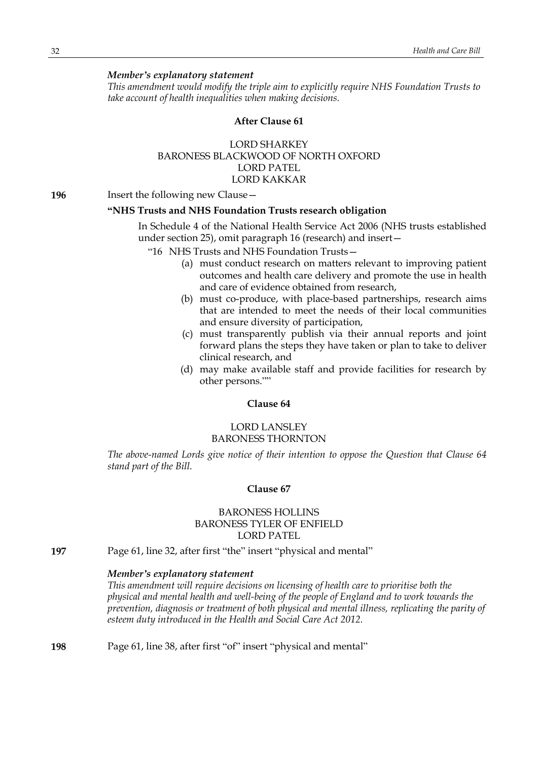*Member's explanatory statement*

*This amendment would modify the triple aim to explicitly require NHS Foundation Trusts to take account of health inequalities when making decisions.*

### After Clause 61

LORD SHARKEY
BARONESS BLACKWOOD OF NORTH OXFORD
LORD PATEL
LORD KAKKAR

**196** Insert the following new Clause—

**"NHS Trusts and NHS Foundation Trusts research obligation**

In Schedule 4 of the National Health Service Act 2006 (NHS trusts established under section 25), omit paragraph 16 (research) and insert—

"16 NHS Trusts and NHS Foundation Trusts—

(a) must conduct research on matters relevant to improving patient outcomes and health care delivery and promote the use in health and care of evidence obtained from research,

(b) must co-produce, with place-based partnerships, research aims that are intended to meet the needs of their local communities and ensure diversity of participation,

(c) must transparently publish via their annual reports and joint forward plans the steps they have taken or plan to take to deliver clinical research, and

(d) may make available staff and provide facilities for research by other persons.""

### Clause 64

LORD LANSLEY
BARONESS THORNTON

*The above-named Lords give notice of their intention to oppose the Question that Clause 64 stand part of the Bill.*

### Clause 67

BARONESS HOLLINS
BARONESS TYLER OF ENFIELD
LORD PATEL

**197** Page 61, line 32, after first "the" insert "physical and mental"

*Member's explanatory statement*

*This amendment will require decisions on licensing of health care to prioritise both the physical and mental health and well-being of the people of England and to work towards the prevention, diagnosis or treatment of both physical and mental illness, replicating the parity of esteem duty introduced in the Health and Social Care Act 2012.*

**198** Page 61, line 38, after first "of" insert "physical and mental"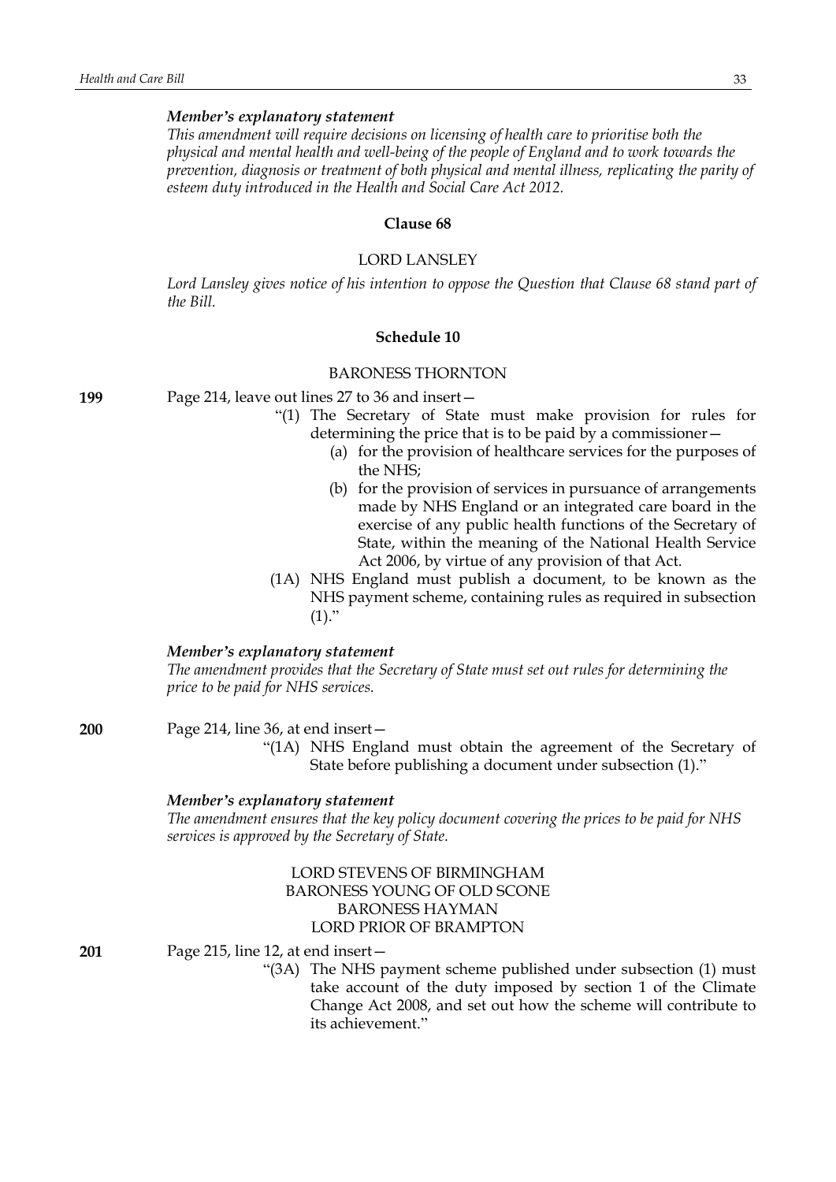*Member's explanatory statement*

*This amendment will require decisions on licensing of health care to prioritise both the physical and mental health and well-being of the people of England and to work towards the prevention, diagnosis or treatment of both physical and mental illness, replicating the parity of esteem duty introduced in the Health and Social Care Act 2012.*

**Clause 68**

LORD LANSLEY

*Lord Lansley gives notice of his intention to oppose the Question that Clause 68 stand part of the Bill.*

**Schedule 10**

BARONESS THORNTON

**199** Page 214, leave out lines 27 to 36 and insert—

"(1) The Secretary of State must make provision for rules for determining the price that is to be paid by a commissioner—

(a) for the provision of healthcare services for the purposes of the NHS;

(b) for the provision of services in pursuance of arrangements made by NHS England or an integrated care board in the exercise of any public health functions of the Secretary of State, within the meaning of the National Health Service Act 2006, by virtue of any provision of that Act.

(1A) NHS England must publish a document, to be known as the NHS payment scheme, containing rules as required in subsection (1)."

*Member's explanatory statement*

*The amendment provides that the Secretary of State must set out rules for determining the price to be paid for NHS services.*

**200** Page 214, line 36, at end insert—

"(1A) NHS England must obtain the agreement of the Secretary of State before publishing a document under subsection (1)."

*Member's explanatory statement*

*The amendment ensures that the key policy document covering the prices to be paid for NHS services is approved by the Secretary of State.*

LORD STEVENS OF BIRMINGHAM
BARONESS YOUNG OF OLD SCONE
BARONESS HAYMAN
LORD PRIOR OF BRAMPTON

**201** Page 215, line 12, at end insert—

"(3A) The NHS payment scheme published under subsection (1) must take account of the duty imposed by section 1 of the Climate Change Act 2008, and set out how the scheme will contribute to its achievement."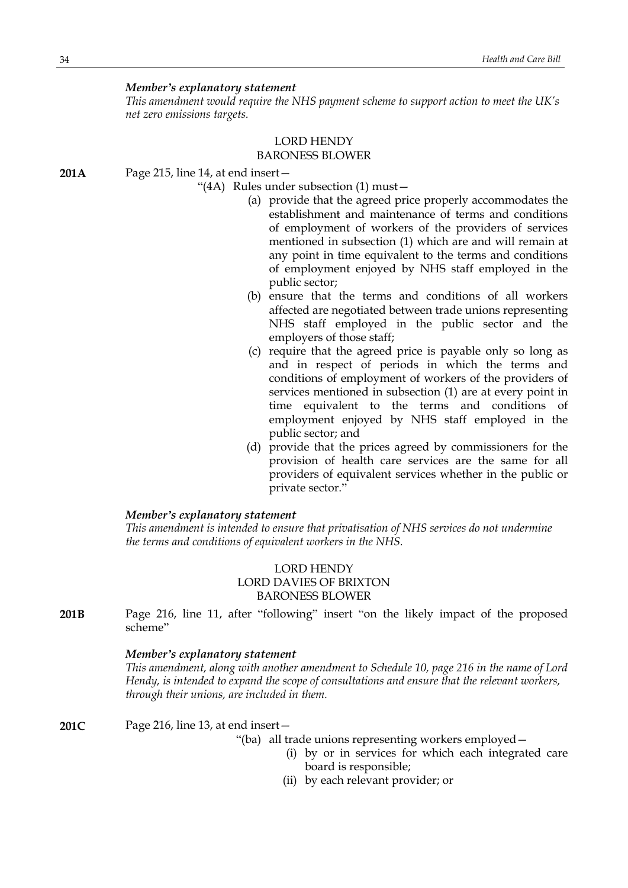*Member's explanatory statement*

*This amendment would require the NHS payment scheme to support action to meet the UK's net zero emissions targets.*

LORD HENDY
BARONESS BLOWER

**201A** Page 215, line 14, at end insert—

"(4A) Rules under subsection (1) must—

(a) provide that the agreed price properly accommodates the establishment and maintenance of terms and conditions of employment of workers of the providers of services mentioned in subsection (1) which are and will remain at any point in time equivalent to the terms and conditions of employment enjoyed by NHS staff employed in the public sector;

(b) ensure that the terms and conditions of all workers affected are negotiated between trade unions representing NHS staff employed in the public sector and the employers of those staff;

(c) require that the agreed price is payable only so long as and in respect of periods in which the terms and conditions of employment of workers of the providers of services mentioned in subsection (1) are at every point in time equivalent to the terms and conditions of employment enjoyed by NHS staff employed in the public sector; and

(d) provide that the prices agreed by commissioners for the provision of health care services are the same for all providers of equivalent services whether in the public or private sector."

*Member's explanatory statement*

*This amendment is intended to ensure that privatisation of NHS services do not undermine the terms and conditions of equivalent workers in the NHS.*

LORD HENDY
LORD DAVIES OF BRIXTON
BARONESS BLOWER

**201B** Page 216, line 11, after "following" insert "on the likely impact of the proposed scheme"

*Member's explanatory statement*

*This amendment, along with another amendment to Schedule 10, page 216 in the name of Lord Hendy, is intended to expand the scope of consultations and ensure that the relevant workers, through their unions, are included in them.*

**201C** Page 216, line 13, at end insert—

"(ba) all trade unions representing workers employed—

(i) by or in services for which each integrated care board is responsible;

(ii) by each relevant provider; or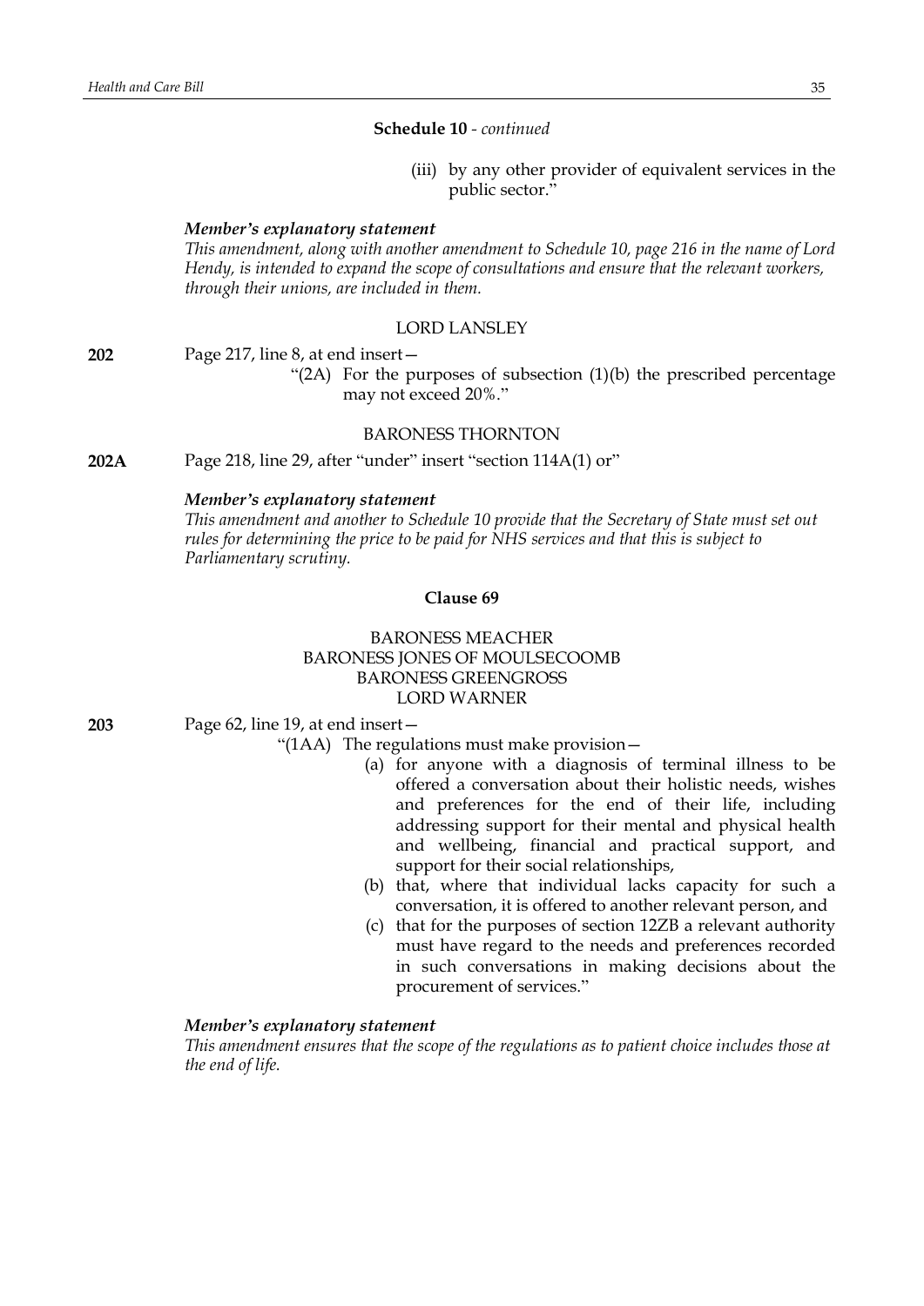**Schedule 10** - *continued*

(iii) by any other provider of equivalent services in the public sector."

***Member's explanatory statement***

*This amendment, along with another amendment to Schedule 10, page 216 in the name of Lord Hendy, is intended to expand the scope of consultations and ensure that the relevant workers, through their unions, are included in them.*

LORD LANSLEY

**202** Page 217, line 8, at end insert—

"(2A) For the purposes of subsection (1)(b) the prescribed percentage may not exceed 20%."

BARONESS THORNTON

**202A** Page 218, line 29, after "under" insert "section 114A(1) or"

***Member's explanatory statement***

*This amendment and another to Schedule 10 provide that the Secretary of State must set out rules for determining the price to be paid for NHS services and that this is subject to Parliamentary scrutiny.*

**Clause 69**

BARONESS MEACHER
BARONESS JONES OF MOULSECOOMB
BARONESS GREENGROSS
LORD WARNER

**203** Page 62, line 19, at end insert—

"(1AA) The regulations must make provision—

(a) for anyone with a diagnosis of terminal illness to be offered a conversation about their holistic needs, wishes and preferences for the end of their life, including addressing support for their mental and physical health and wellbeing, financial and practical support, and support for their social relationships,

(b) that, where that individual lacks capacity for such a conversation, it is offered to another relevant person, and

(c) that for the purposes of section 12ZB a relevant authority must have regard to the needs and preferences recorded in such conversations in making decisions about the procurement of services."

***Member's explanatory statement***

*This amendment ensures that the scope of the regulations as to patient choice includes those at the end of life.*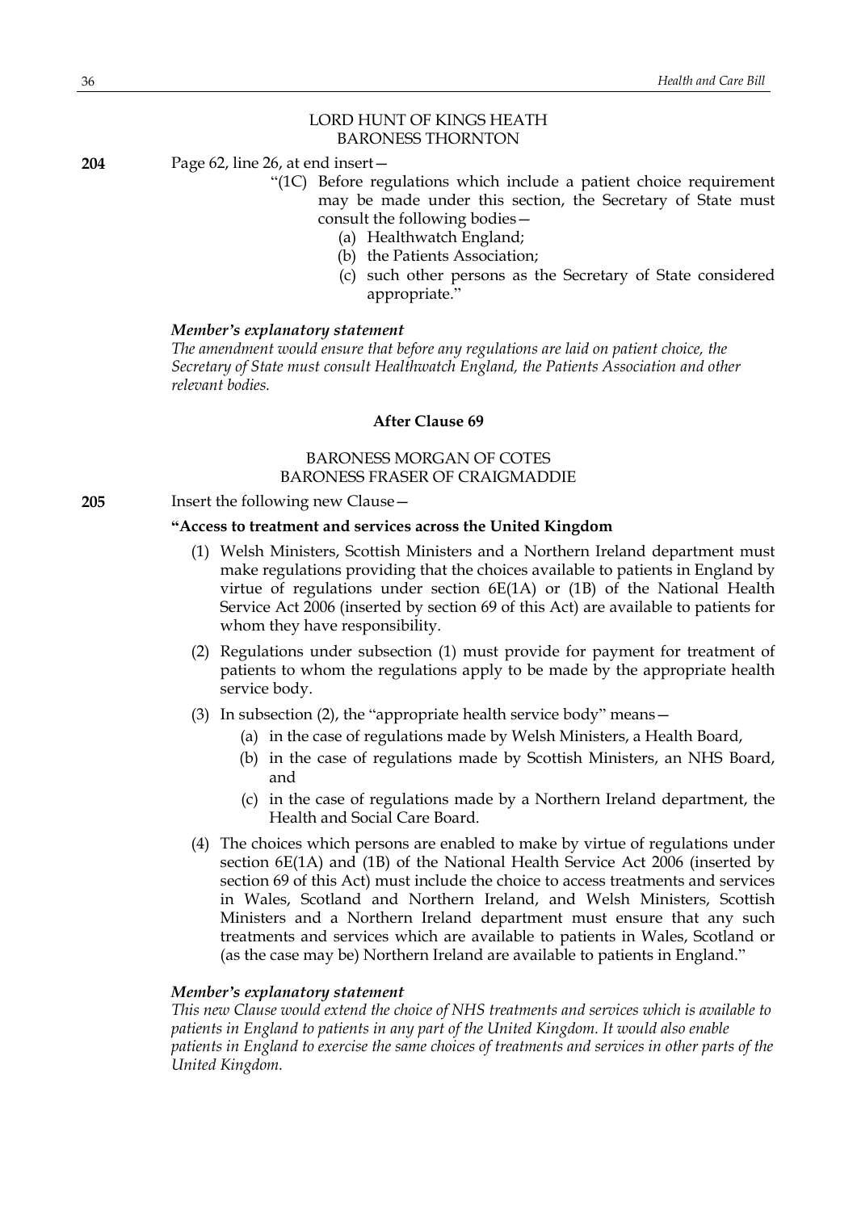LORD HUNT OF KINGS HEATH
BARONESS THORNTON

**204** Page 62, line 26, at end insert—

"(1C) Before regulations which include a patient choice requirement may be made under this section, the Secretary of State must consult the following bodies—

(a) Healthwatch England;

(b) the Patients Association;

(c) such other persons as the Secretary of State considered appropriate."

***Member's explanatory statement***

*The amendment would ensure that before any regulations are laid on patient choice, the Secretary of State must consult Healthwatch England, the Patients Association and other relevant bodies.*

## After Clause 69

BARONESS MORGAN OF COTES
BARONESS FRASER OF CRAIGMADDIE

**205** Insert the following new Clause—

**"Access to treatment and services across the United Kingdom**

(1) Welsh Ministers, Scottish Ministers and a Northern Ireland department must make regulations providing that the choices available to patients in England by virtue of regulations under section 6E(1A) or (1B) of the National Health Service Act 2006 (inserted by section 69 of this Act) are available to patients for whom they have responsibility.

(2) Regulations under subsection (1) must provide for payment for treatment of patients to whom the regulations apply to be made by the appropriate health service body.

(3) In subsection (2), the "appropriate health service body" means—

(a) in the case of regulations made by Welsh Ministers, a Health Board,

(b) in the case of regulations made by Scottish Ministers, an NHS Board, and

(c) in the case of regulations made by a Northern Ireland department, the Health and Social Care Board.

(4) The choices which persons are enabled to make by virtue of regulations under section 6E(1A) and (1B) of the National Health Service Act 2006 (inserted by section 69 of this Act) must include the choice to access treatments and services in Wales, Scotland and Northern Ireland, and Welsh Ministers, Scottish Ministers and a Northern Ireland department must ensure that any such treatments and services which are available to patients in Wales, Scotland or (as the case may be) Northern Ireland are available to patients in England."

***Member's explanatory statement***

*This new Clause would extend the choice of NHS treatments and services which is available to patients in England to patients in any part of the United Kingdom. It would also enable patients in England to exercise the same choices of treatments and services in other parts of the United Kingdom.*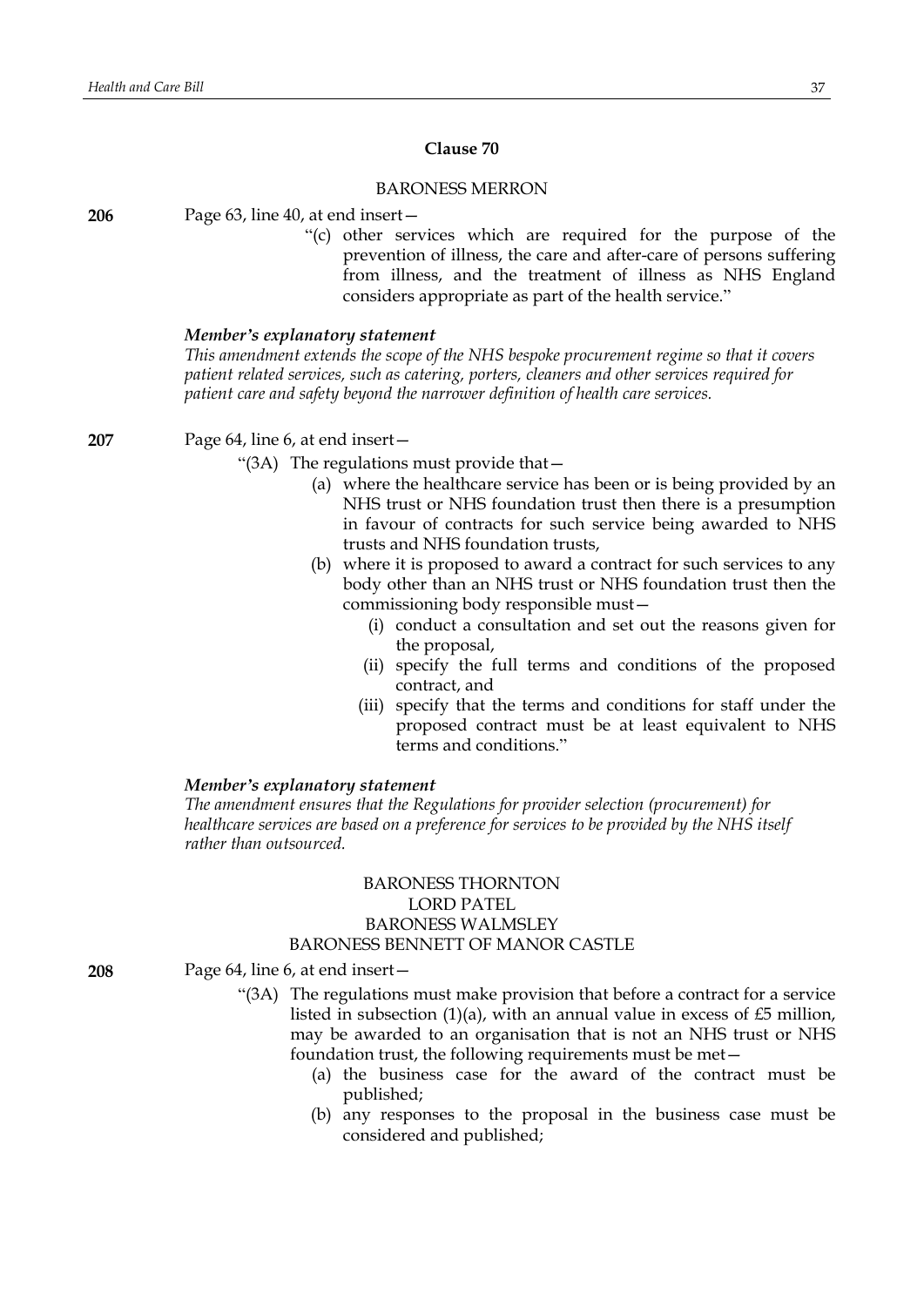## Clause 70

BARONESS MERRON

**206** Page 63, line 40, at end insert—

"(c) other services which are required for the purpose of the prevention of illness, the care and after-care of persons suffering from illness, and the treatment of illness as NHS England considers appropriate as part of the health service."

***Member's explanatory statement***

*This amendment extends the scope of the NHS bespoke procurement regime so that it covers patient related services, such as catering, porters, cleaners and other services required for patient care and safety beyond the narrower definition of health care services.*

**207** Page 64, line 6, at end insert—

"(3A) The regulations must provide that—

(a) where the healthcare service has been or is being provided by an NHS trust or NHS foundation trust then there is a presumption in favour of contracts for such service being awarded to NHS trusts and NHS foundation trusts,

(b) where it is proposed to award a contract for such services to any body other than an NHS trust or NHS foundation trust then the commissioning body responsible must—

(i) conduct a consultation and set out the reasons given for the proposal,

(ii) specify the full terms and conditions of the proposed contract, and

(iii) specify that the terms and conditions for staff under the proposed contract must be at least equivalent to NHS terms and conditions."

***Member's explanatory statement***

*The amendment ensures that the Regulations for provider selection (procurement) for healthcare services are based on a preference for services to be provided by the NHS itself rather than outsourced.*

BARONESS THORNTON
LORD PATEL
BARONESS WALMSLEY
BARONESS BENNETT OF MANOR CASTLE

**208** Page 64, line 6, at end insert—

"(3A) The regulations must make provision that before a contract for a service listed in subsection (1)(a), with an annual value in excess of £5 million, may be awarded to an organisation that is not an NHS trust or NHS foundation trust, the following requirements must be met—

(a) the business case for the award of the contract must be published;

(b) any responses to the proposal in the business case must be considered and published;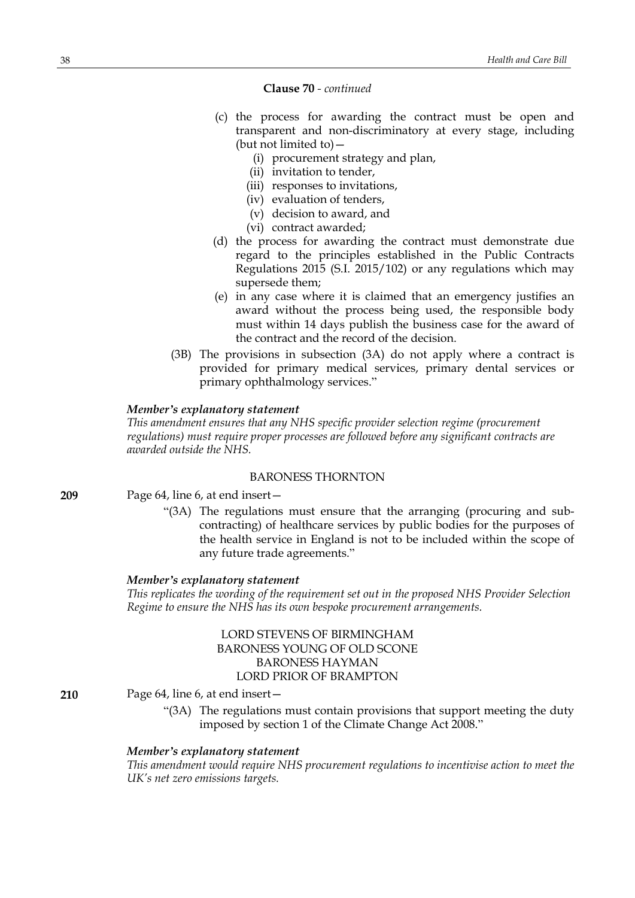**Clause 70** - *continued*

(c) the process for awarding the contract must be open and transparent and non-discriminatory at every stage, including (but not limited to)—

(i) procurement strategy and plan,

(ii) invitation to tender,

(iii) responses to invitations,

(iv) evaluation of tenders,

(v) decision to award, and

(vi) contract awarded;

(d) the process for awarding the contract must demonstrate due regard to the principles established in the Public Contracts Regulations 2015 (S.I. 2015/102) or any regulations which may supersede them;

(e) in any case where it is claimed that an emergency justifies an award without the process being used, the responsible body must within 14 days publish the business case for the award of the contract and the record of the decision.

(3B) The provisions in subsection (3A) do not apply where a contract is provided for primary medical services, primary dental services or primary ophthalmology services."

***Member's explanatory statement***

*This amendment ensures that any NHS specific provider selection regime (procurement regulations) must require proper processes are followed before any significant contracts are awarded outside the NHS.*

BARONESS THORNTON

**209** Page 64, line 6, at end insert—

"(3A) The regulations must ensure that the arranging (procuring and sub-contracting) of healthcare services by public bodies for the purposes of the health service in England is not to be included within the scope of any future trade agreements."

***Member's explanatory statement***

*This replicates the wording of the requirement set out in the proposed NHS Provider Selection Regime to ensure the NHS has its own bespoke procurement arrangements.*

LORD STEVENS OF BIRMINGHAM
BARONESS YOUNG OF OLD SCONE
BARONESS HAYMAN
LORD PRIOR OF BRAMPTON

**210** Page 64, line 6, at end insert—

"(3A) The regulations must contain provisions that support meeting the duty imposed by section 1 of the Climate Change Act 2008."

***Member's explanatory statement***

*This amendment would require NHS procurement regulations to incentivise action to meet the UK's net zero emissions targets.*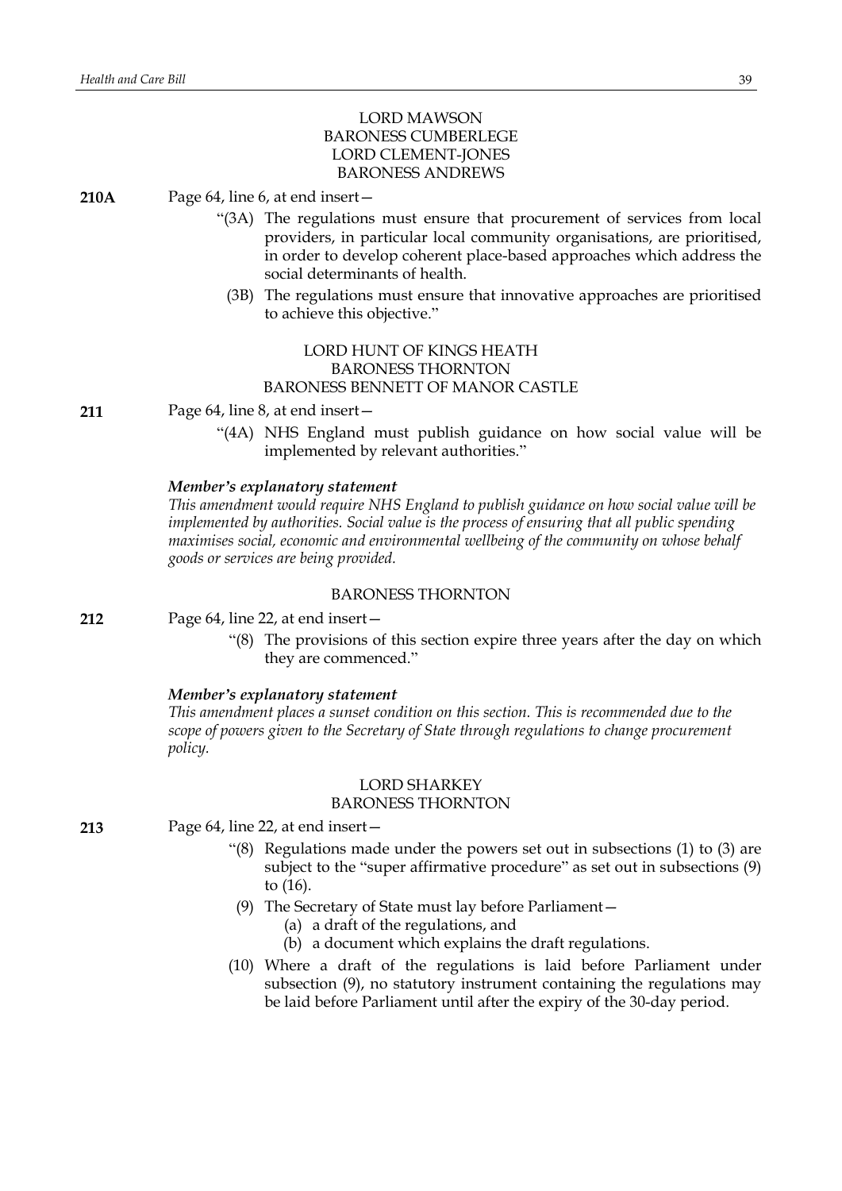LORD MAWSON
BARONESS CUMBERLEGE
LORD CLEMENT-JONES
BARONESS ANDREWS

**210A** Page 64, line 6, at end insert—

"(3A) The regulations must ensure that procurement of services from local providers, in particular local community organisations, are prioritised, in order to develop coherent place-based approaches which address the social determinants of health.

(3B) The regulations must ensure that innovative approaches are prioritised to achieve this objective."

LORD HUNT OF KINGS HEATH
BARONESS THORNTON
BARONESS BENNETT OF MANOR CASTLE

**211** Page 64, line 8, at end insert—

"(4A) NHS England must publish guidance on how social value will be implemented by relevant authorities."

***Member's explanatory statement***

*This amendment would require NHS England to publish guidance on how social value will be implemented by authorities. Social value is the process of ensuring that all public spending maximises social, economic and environmental wellbeing of the community on whose behalf goods or services are being provided.*

BARONESS THORNTON

**212** Page 64, line 22, at end insert—

"(8) The provisions of this section expire three years after the day on which they are commenced."

***Member's explanatory statement***

*This amendment places a sunset condition on this section. This is recommended due to the scope of powers given to the Secretary of State through regulations to change procurement policy.*

LORD SHARKEY
BARONESS THORNTON

**213** Page 64, line 22, at end insert—

"(8) Regulations made under the powers set out in subsections (1) to (3) are subject to the "super affirmative procedure" as set out in subsections (9) to (16).

(9) The Secretary of State must lay before Parliament—
(a) a draft of the regulations, and
(b) a document which explains the draft regulations.

(10) Where a draft of the regulations is laid before Parliament under subsection (9), no statutory instrument containing the regulations may be laid before Parliament until after the expiry of the 30-day period.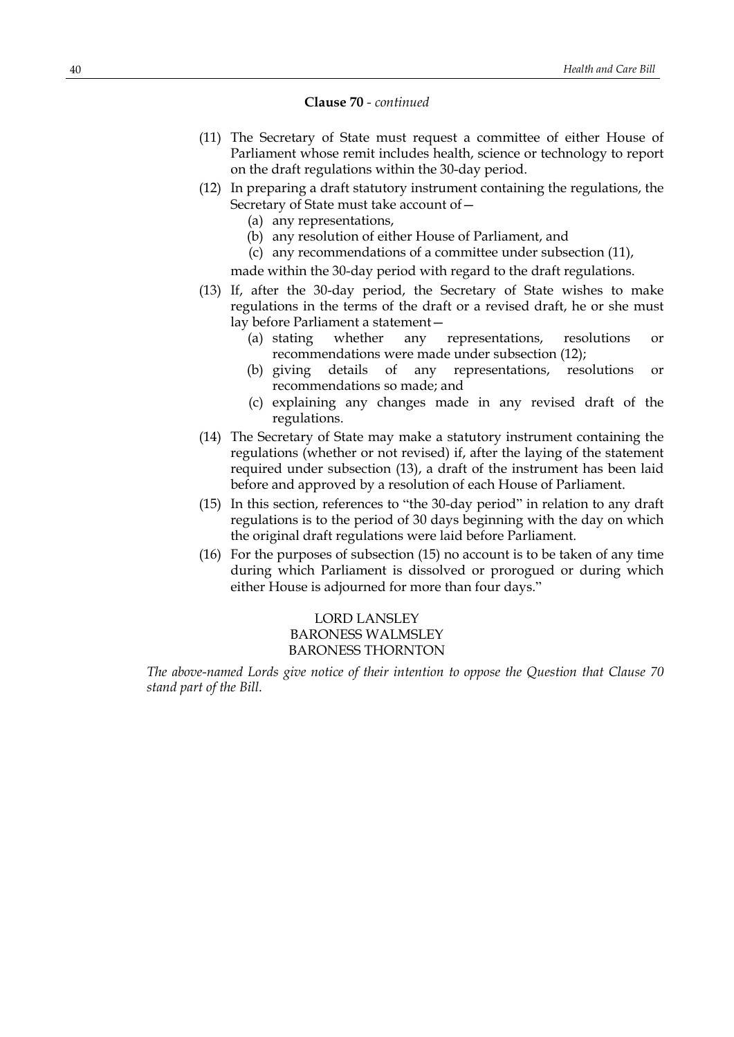**Clause 70** - *continued*

(11) The Secretary of State must request a committee of either House of Parliament whose remit includes health, science or technology to report on the draft regulations within the 30-day period.

(12) In preparing a draft statutory instrument containing the regulations, the Secretary of State must take account of—

- (a) any representations,
- (b) any resolution of either House of Parliament, and
- (c) any recommendations of a committee under subsection (11),

made within the 30-day period with regard to the draft regulations.

(13) If, after the 30-day period, the Secretary of State wishes to make regulations in the terms of the draft or a revised draft, he or she must lay before Parliament a statement—

- (a) stating whether any representations, resolutions or recommendations were made under subsection (12);
- (b) giving details of any representations, resolutions or recommendations so made; and
- (c) explaining any changes made in any revised draft of the regulations.

(14) The Secretary of State may make a statutory instrument containing the regulations (whether or not revised) if, after the laying of the statement required under subsection (13), a draft of the instrument has been laid before and approved by a resolution of each House of Parliament.

(15) In this section, references to "the 30-day period" in relation to any draft regulations is to the period of 30 days beginning with the day on which the original draft regulations were laid before Parliament.

(16) For the purposes of subsection (15) no account is to be taken of any time during which Parliament is dissolved or prorogued or during which either House is adjourned for more than four days."

LORD LANSLEY
BARONESS WALMSLEY
BARONESS THORNTON

*The above-named Lords give notice of their intention to oppose the Question that Clause 70 stand part of the Bill.*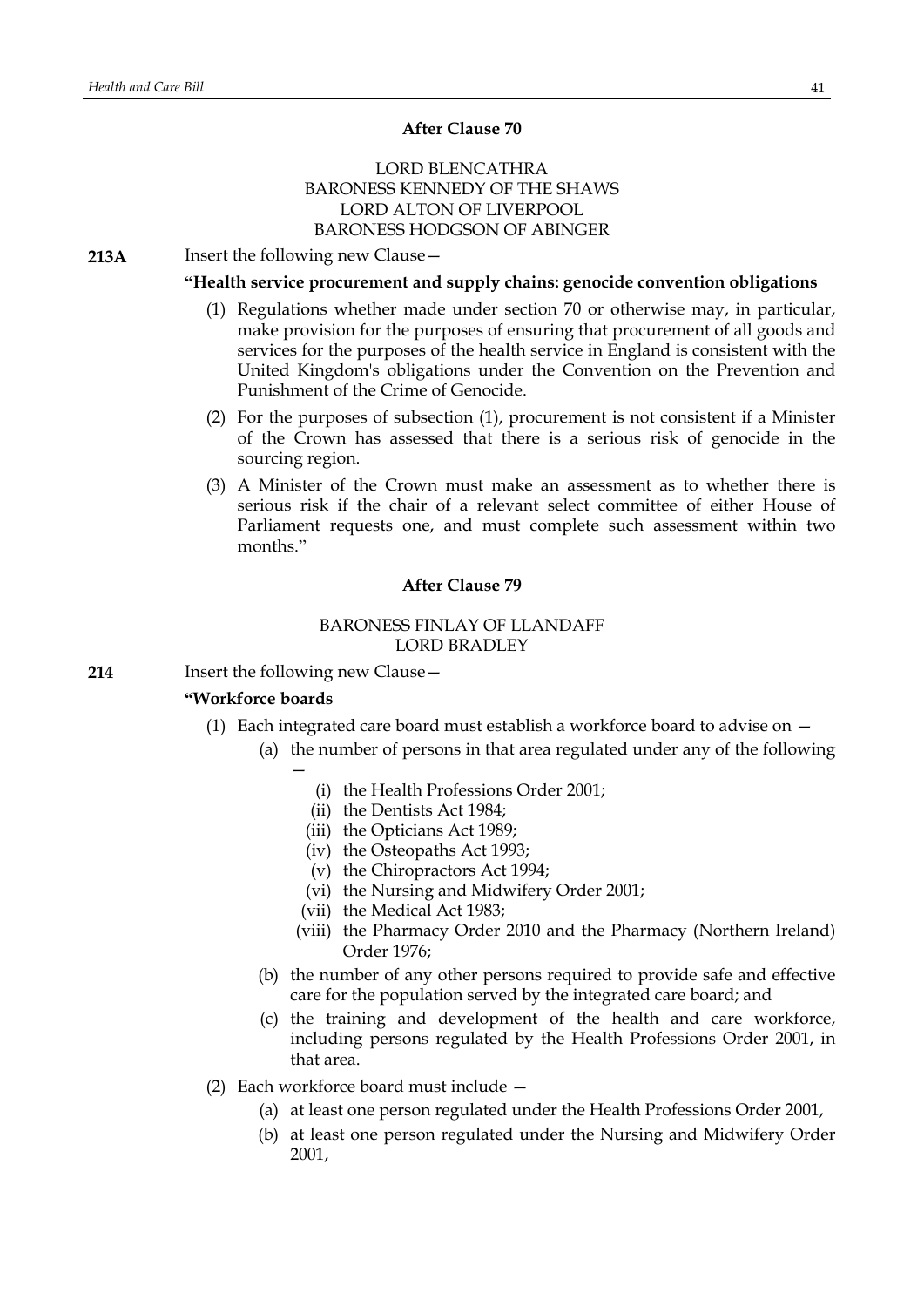### After Clause 70

LORD BLENCATHRA
BARONESS KENNEDY OF THE SHAWS
LORD ALTON OF LIVERPOOL
BARONESS HODGSON OF ABINGER

**213A** Insert the following new Clause—

**"Health service procurement and supply chains: genocide convention obligations**

(1) Regulations whether made under section 70 or otherwise may, in particular, make provision for the purposes of ensuring that procurement of all goods and services for the purposes of the health service in England is consistent with the United Kingdom's obligations under the Convention on the Prevention and Punishment of the Crime of Genocide.

(2) For the purposes of subsection (1), procurement is not consistent if a Minister of the Crown has assessed that there is a serious risk of genocide in the sourcing region.

(3) A Minister of the Crown must make an assessment as to whether there is serious risk if the chair of a relevant select committee of either House of Parliament requests one, and must complete such assessment within two months."

### After Clause 79

BARONESS FINLAY OF LLANDAFF
LORD BRADLEY

**214** Insert the following new Clause—

**"Workforce boards**

(1) Each integrated care board must establish a workforce board to advise on —

(a) the number of persons in that area regulated under any of the following —

(i) the Health Professions Order 2001;

(ii) the Dentists Act 1984;

(iii) the Opticians Act 1989;

(iv) the Osteopaths Act 1993;

(v) the Chiropractors Act 1994;

(vi) the Nursing and Midwifery Order 2001;

(vii) the Medical Act 1983;

(viii) the Pharmacy Order 2010 and the Pharmacy (Northern Ireland) Order 1976;

(b) the number of any other persons required to provide safe and effective care for the population served by the integrated care board; and

(c) the training and development of the health and care workforce, including persons regulated by the Health Professions Order 2001, in that area.

(2) Each workforce board must include —

(a) at least one person regulated under the Health Professions Order 2001,

(b) at least one person regulated under the Nursing and Midwifery Order 2001,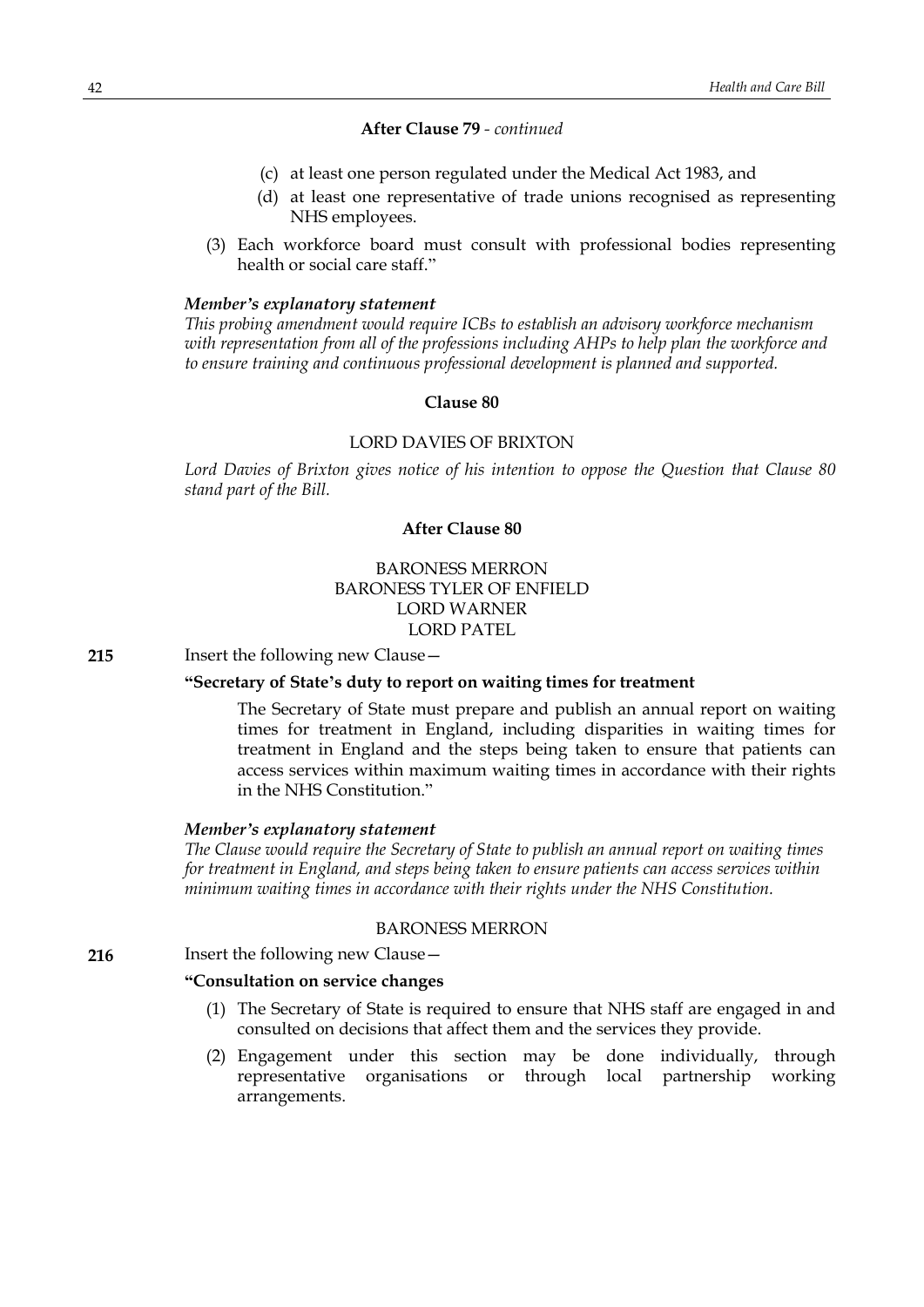**After Clause 79** - *continued*

(c) at least one person regulated under the Medical Act 1983, and

(d) at least one representative of trade unions recognised as representing NHS employees.

(3) Each workforce board must consult with professional bodies representing health or social care staff."

***Member's explanatory statement***

*This probing amendment would require ICBs to establish an advisory workforce mechanism with representation from all of the professions including AHPs to help plan the workforce and to ensure training and continuous professional development is planned and supported.*

**Clause 80**

LORD DAVIES OF BRIXTON

*Lord Davies of Brixton gives notice of his intention to oppose the Question that Clause 80 stand part of the Bill.*

**After Clause 80**

BARONESS MERRON
BARONESS TYLER OF ENFIELD
LORD WARNER
LORD PATEL

**215** Insert the following new Clause—

**"Secretary of State's duty to report on waiting times for treatment**

The Secretary of State must prepare and publish an annual report on waiting times for treatment in England, including disparities in waiting times for treatment in England and the steps being taken to ensure that patients can access services within maximum waiting times in accordance with their rights in the NHS Constitution."

***Member's explanatory statement***

*The Clause would require the Secretary of State to publish an annual report on waiting times for treatment in England, and steps being taken to ensure patients can access services within minimum waiting times in accordance with their rights under the NHS Constitution.*

BARONESS MERRON

**216** Insert the following new Clause—

**"Consultation on service changes**

(1) The Secretary of State is required to ensure that NHS staff are engaged in and consulted on decisions that affect them and the services they provide.

(2) Engagement under this section may be done individually, through representative organisations or through local partnership working arrangements.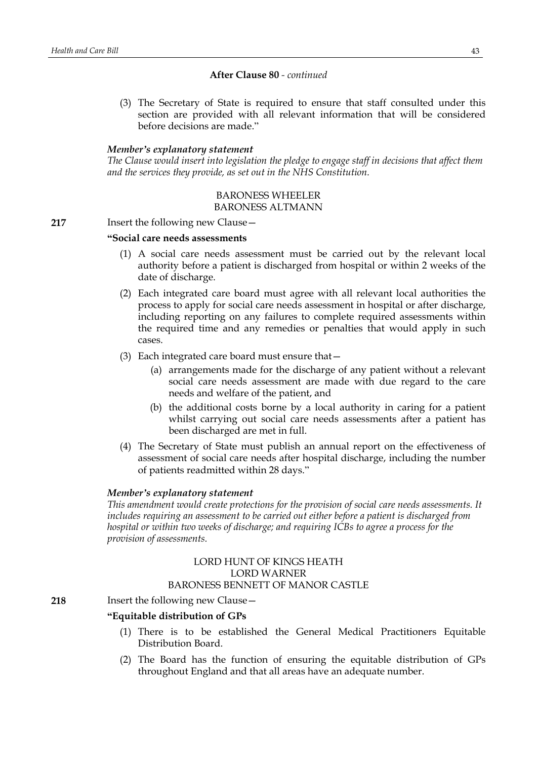**After Clause 80** - *continued*

(3) The Secretary of State is required to ensure that staff consulted under this section are provided with all relevant information that will be considered before decisions are made."

***Member's explanatory statement***
*The Clause would insert into legislation the pledge to engage staff in decisions that affect them and the services they provide, as set out in the NHS Constitution.*

BARONESS WHEELER
BARONESS ALTMANN

**217** Insert the following new Clause—

**"Social care needs assessments**

(1) A social care needs assessment must be carried out by the relevant local authority before a patient is discharged from hospital or within 2 weeks of the date of discharge.

(2) Each integrated care board must agree with all relevant local authorities the process to apply for social care needs assessment in hospital or after discharge, including reporting on any failures to complete required assessments within the required time and any remedies or penalties that would apply in such cases.

(3) Each integrated care board must ensure that—

(a) arrangements made for the discharge of any patient without a relevant social care needs assessment are made with due regard to the care needs and welfare of the patient, and

(b) the additional costs borne by a local authority in caring for a patient whilst carrying out social care needs assessments after a patient has been discharged are met in full.

(4) The Secretary of State must publish an annual report on the effectiveness of assessment of social care needs after hospital discharge, including the number of patients readmitted within 28 days."

***Member's explanatory statement***
*This amendment would create protections for the provision of social care needs assessments. It includes requiring an assessment to be carried out either before a patient is discharged from hospital or within two weeks of discharge; and requiring ICBs to agree a process for the provision of assessments.*

LORD HUNT OF KINGS HEATH
LORD WARNER
BARONESS BENNETT OF MANOR CASTLE

**218** Insert the following new Clause—

**"Equitable distribution of GPs**

(1) There is to be established the General Medical Practitioners Equitable Distribution Board.

(2) The Board has the function of ensuring the equitable distribution of GPs throughout England and that all areas have an adequate number.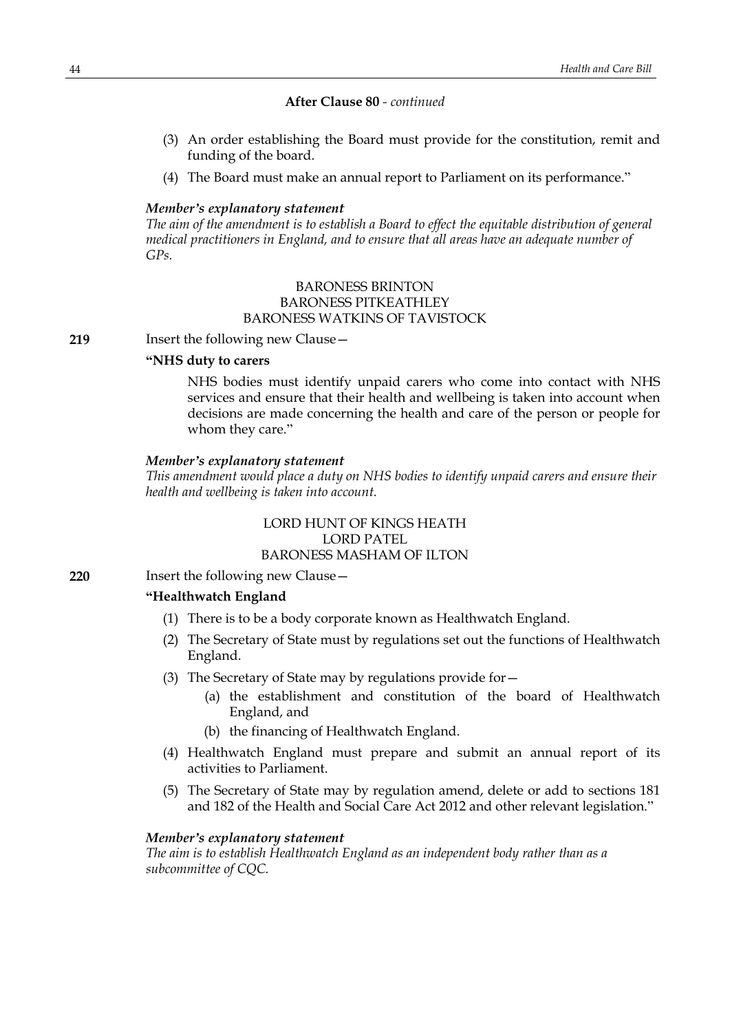**After Clause 80** - *continued*

(3) An order establishing the Board must provide for the constitution, remit and funding of the board.

(4) The Board must make an annual report to Parliament on its performance."

***Member's explanatory statement***

*The aim of the amendment is to establish a Board to effect the equitable distribution of general medical practitioners in England, and to ensure that all areas have an adequate number of GPs.*

BARONESS BRINTON
BARONESS PITKEATHLEY
BARONESS WATKINS OF TAVISTOCK

**219** Insert the following new Clause—

**"NHS duty to carers**

NHS bodies must identify unpaid carers who come into contact with NHS services and ensure that their health and wellbeing is taken into account when decisions are made concerning the health and care of the person or people for whom they care."

***Member's explanatory statement***

*This amendment would place a duty on NHS bodies to identify unpaid carers and ensure their health and wellbeing is taken into account.*

LORD HUNT OF KINGS HEATH
LORD PATEL
BARONESS MASHAM OF ILTON

**220** Insert the following new Clause—

**"Healthwatch England**

(1) There is to be a body corporate known as Healthwatch England.

(2) The Secretary of State must by regulations set out the functions of Healthwatch England.

(3) The Secretary of State may by regulations provide for—

(a) the establishment and constitution of the board of Healthwatch England, and

(b) the financing of Healthwatch England.

(4) Healthwatch England must prepare and submit an annual report of its activities to Parliament.

(5) The Secretary of State may by regulation amend, delete or add to sections 181 and 182 of the Health and Social Care Act 2012 and other relevant legislation."

***Member's explanatory statement***

*The aim is to establish Healthwatch England as an independent body rather than as a subcommittee of CQC.*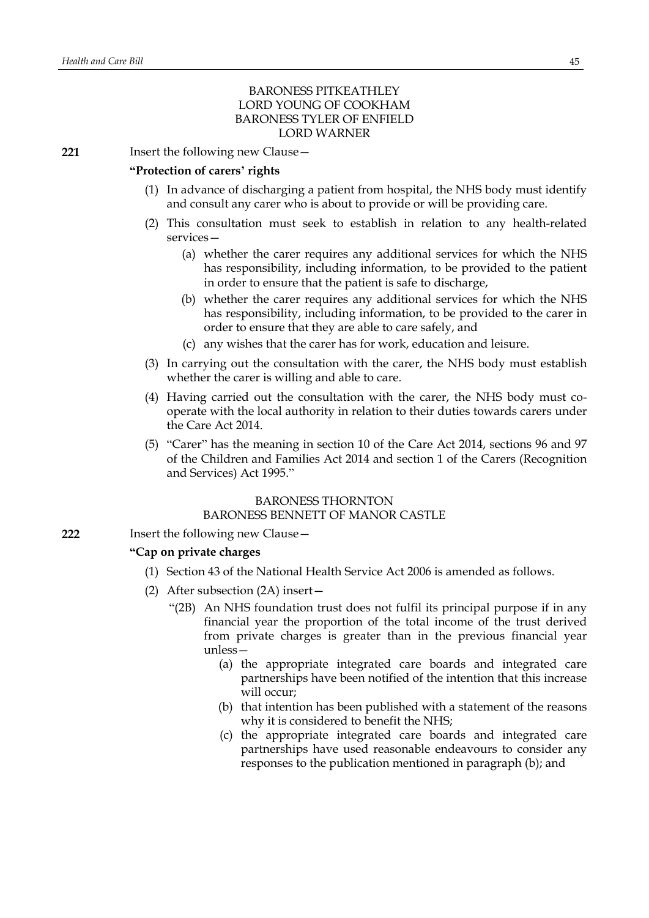BARONESS PITKEATHLEY
LORD YOUNG OF COOKHAM
BARONESS TYLER OF ENFIELD
LORD WARNER

**221** Insert the following new Clause—

**"Protection of carers' rights**

(1) In advance of discharging a patient from hospital, the NHS body must identify and consult any carer who is about to provide or will be providing care.

(2) This consultation must seek to establish in relation to any health-related services—

(a) whether the carer requires any additional services for which the NHS has responsibility, including information, to be provided to the patient in order to ensure that the patient is safe to discharge,

(b) whether the carer requires any additional services for which the NHS has responsibility, including information, to be provided to the carer in order to ensure that they are able to care safely, and

(c) any wishes that the carer has for work, education and leisure.

(3) In carrying out the consultation with the carer, the NHS body must establish whether the carer is willing and able to care.

(4) Having carried out the consultation with the carer, the NHS body must co-operate with the local authority in relation to their duties towards carers under the Care Act 2014.

(5) "Carer" has the meaning in section 10 of the Care Act 2014, sections 96 and 97 of the Children and Families Act 2014 and section 1 of the Carers (Recognition and Services) Act 1995."

BARONESS THORNTON
BARONESS BENNETT OF MANOR CASTLE

**222** Insert the following new Clause—

**"Cap on private charges**

(1) Section 43 of the National Health Service Act 2006 is amended as follows.

(2) After subsection (2A) insert—

"(2B) An NHS foundation trust does not fulfil its principal purpose if in any financial year the proportion of the total income of the trust derived from private charges is greater than in the previous financial year unless—

(a) the appropriate integrated care boards and integrated care partnerships have been notified of the intention that this increase will occur;

(b) that intention has been published with a statement of the reasons why it is considered to benefit the NHS;

(c) the appropriate integrated care boards and integrated care partnerships have used reasonable endeavours to consider any responses to the publication mentioned in paragraph (b); and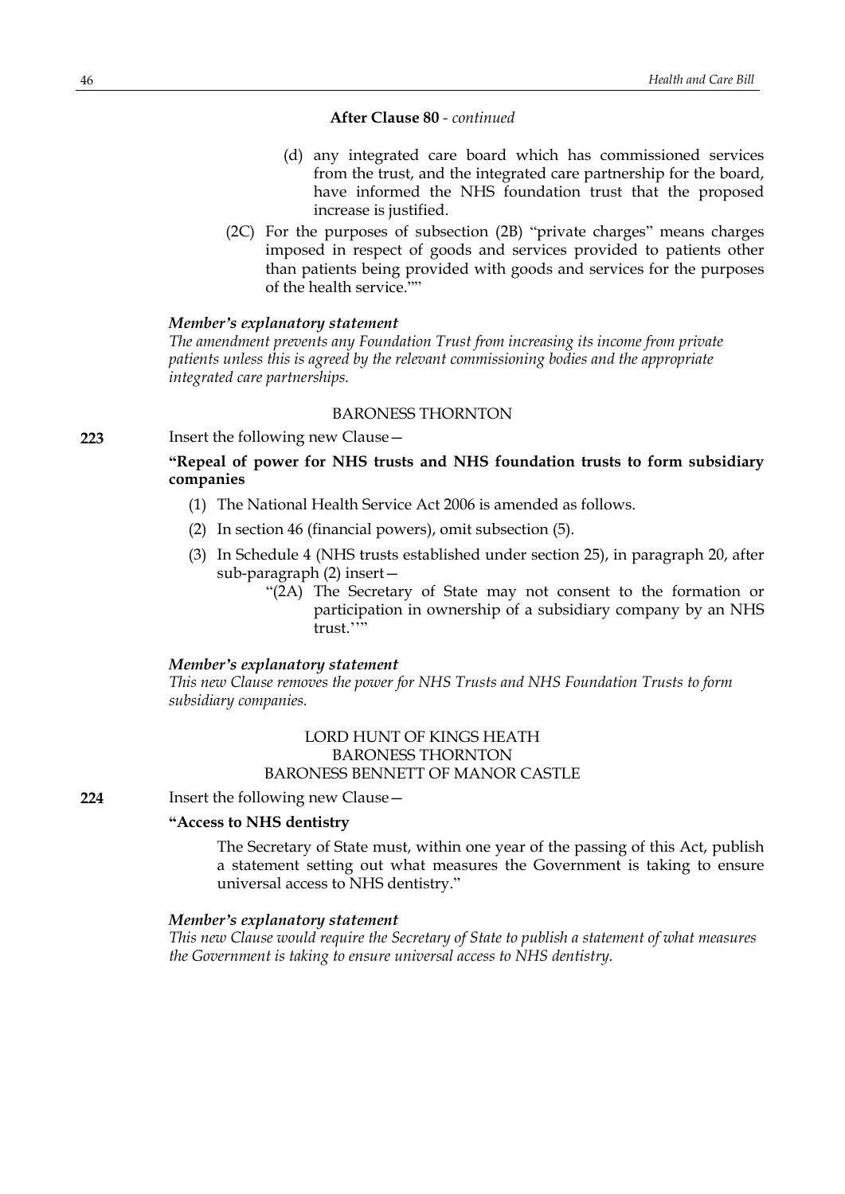**After Clause 80** - *continued*

(d) any integrated care board which has commissioned services from the trust, and the integrated care partnership for the board, have informed the NHS foundation trust that the proposed increase is justified.

(2C) For the purposes of subsection (2B) "private charges" means charges imposed in respect of goods and services provided to patients other than patients being provided with goods and services for the purposes of the health service.""

***Member's explanatory statement***

*The amendment prevents any Foundation Trust from increasing its income from private patients unless this is agreed by the relevant commissioning bodies and the appropriate integrated care partnerships.*

BARONESS THORNTON

**223** Insert the following new Clause—

**"Repeal of power for NHS trusts and NHS foundation trusts to form subsidiary companies**

(1) The National Health Service Act 2006 is amended as follows.

(2) In section 46 (financial powers), omit subsection (5).

(3) In Schedule 4 (NHS trusts established under section 25), in paragraph 20, after sub-paragraph (2) insert—

"(2A) The Secretary of State may not consent to the formation or participation in ownership of a subsidiary company by an NHS trust.'""

***Member's explanatory statement***

*This new Clause removes the power for NHS Trusts and NHS Foundation Trusts to form subsidiary companies.*

LORD HUNT OF KINGS HEATH
BARONESS THORNTON
BARONESS BENNETT OF MANOR CASTLE

**224** Insert the following new Clause—

**"Access to NHS dentistry**

The Secretary of State must, within one year of the passing of this Act, publish a statement setting out what measures the Government is taking to ensure universal access to NHS dentistry."

***Member's explanatory statement***

*This new Clause would require the Secretary of State to publish a statement of what measures the Government is taking to ensure universal access to NHS dentistry.*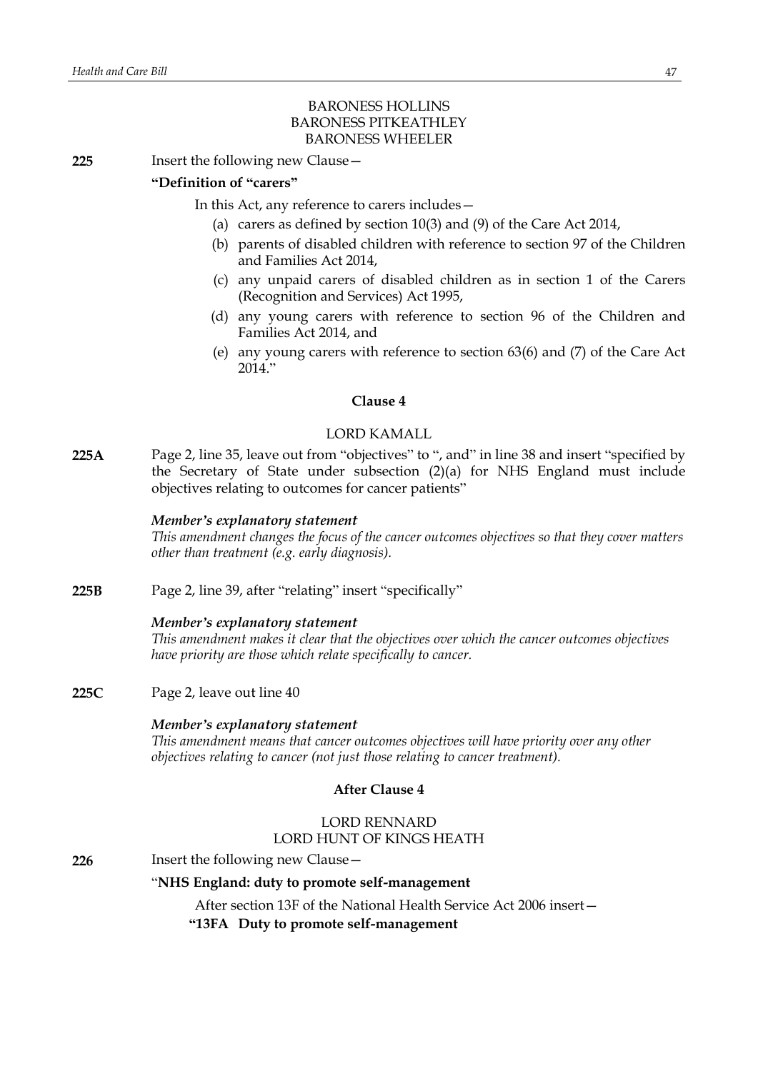BARONESS HOLLINS
BARONESS PITKEATHLEY
BARONESS WHEELER

**225** Insert the following new Clause—

**"Definition of "carers"**

In this Act, any reference to carers includes—

(a) carers as defined by section 10(3) and (9) of the Care Act 2014,

(b) parents of disabled children with reference to section 97 of the Children and Families Act 2014,

(c) any unpaid carers of disabled children as in section 1 of the Carers (Recognition and Services) Act 1995,

(d) any young carers with reference to section 96 of the Children and Families Act 2014, and

(e) any young carers with reference to section 63(6) and (7) of the Care Act 2014."

### Clause 4

LORD KAMALL

**225A** Page 2, line 35, leave out from "objectives" to ", and" in line 38 and insert "specified by the Secretary of State under subsection (2)(a) for NHS England must include objectives relating to outcomes for cancer patients"

***Member's explanatory statement***

*This amendment changes the focus of the cancer outcomes objectives so that they cover matters other than treatment (e.g. early diagnosis).*

**225B** Page 2, line 39, after "relating" insert "specifically"

***Member's explanatory statement***

*This amendment makes it clear that the objectives over which the cancer outcomes objectives have priority are those which relate specifically to cancer.*

**225C** Page 2, leave out line 40

***Member's explanatory statement***

*This amendment means that cancer outcomes objectives will have priority over any other objectives relating to cancer (not just those relating to cancer treatment).*

### After Clause 4

LORD RENNARD
LORD HUNT OF KINGS HEATH

**226** Insert the following new Clause—

"**NHS England: duty to promote self-management**

After section 13F of the National Health Service Act 2006 insert—

**"13FA Duty to promote self-management**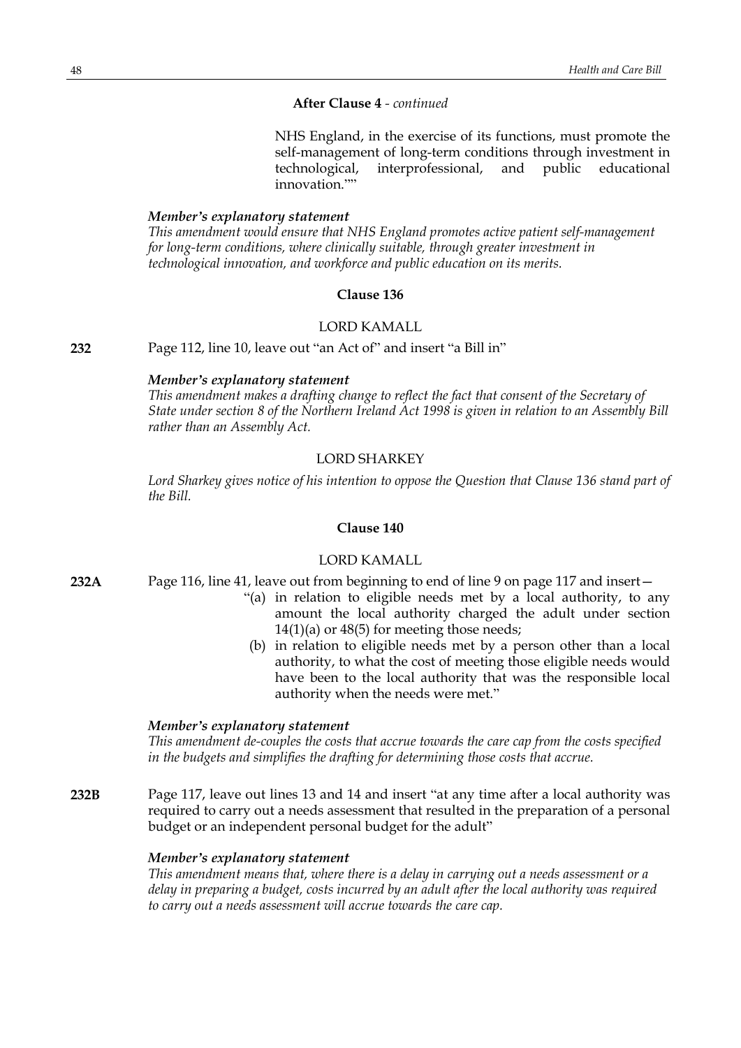**After Clause 4** - *continued*

NHS England, in the exercise of its functions, must promote the self-management of long-term conditions through investment in technological, interprofessional, and public educational innovation.""

***Member's explanatory statement***

*This amendment would ensure that NHS England promotes active patient self-management for long-term conditions, where clinically suitable, through greater investment in technological innovation, and workforce and public education on its merits.*

**Clause 136**

LORD KAMALL

**232** Page 112, line 10, leave out "an Act of" and insert "a Bill in"

***Member's explanatory statement***

*This amendment makes a drafting change to reflect the fact that consent of the Secretary of State under section 8 of the Northern Ireland Act 1998 is given in relation to an Assembly Bill rather than an Assembly Act.*

LORD SHARKEY

*Lord Sharkey gives notice of his intention to oppose the Question that Clause 136 stand part of the Bill.*

**Clause 140**

LORD KAMALL

**232A** Page 116, line 41, leave out from beginning to end of line 9 on page 117 and insert—

"(a) in relation to eligible needs met by a local authority, to any amount the local authority charged the adult under section 14(1)(a) or 48(5) for meeting those needs;

(b) in relation to eligible needs met by a person other than a local authority, to what the cost of meeting those eligible needs would have been to the local authority that was the responsible local authority when the needs were met."

***Member's explanatory statement***

*This amendment de-couples the costs that accrue towards the care cap from the costs specified in the budgets and simplifies the drafting for determining those costs that accrue.*

**232B** Page 117, leave out lines 13 and 14 and insert "at any time after a local authority was required to carry out a needs assessment that resulted in the preparation of a personal budget or an independent personal budget for the adult"

***Member's explanatory statement***

*This amendment means that, where there is a delay in carrying out a needs assessment or a delay in preparing a budget, costs incurred by an adult after the local authority was required to carry out a needs assessment will accrue towards the care cap.*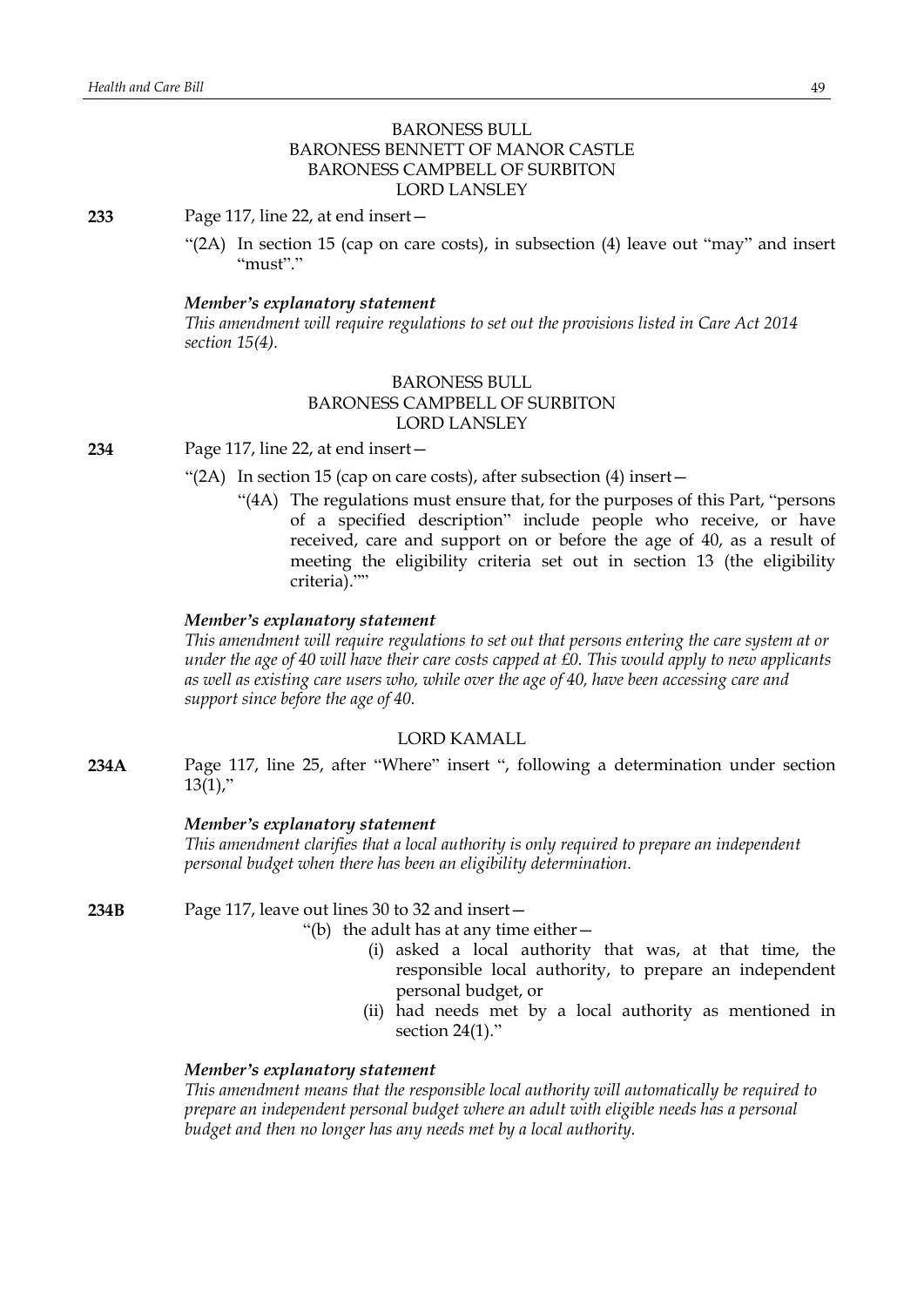BARONESS BULL
BARONESS BENNETT OF MANOR CASTLE
BARONESS CAMPBELL OF SURBITON
LORD LANSLEY

**233** Page 117, line 22, at end insert—

"(2A) In section 15 (cap on care costs), in subsection (4) leave out "may" and insert "must"."

***Member's explanatory statement***

*This amendment will require regulations to set out the provisions listed in Care Act 2014 section 15(4).*

BARONESS BULL
BARONESS CAMPBELL OF SURBITON
LORD LANSLEY

**234** Page 117, line 22, at end insert—

"(2A) In section 15 (cap on care costs), after subsection (4) insert—

"(4A) The regulations must ensure that, for the purposes of this Part, "persons of a specified description" include people who receive, or have received, care and support on or before the age of 40, as a result of meeting the eligibility criteria set out in section 13 (the eligibility criteria).""

***Member's explanatory statement***

*This amendment will require regulations to set out that persons entering the care system at or under the age of 40 will have their care costs capped at £0. This would apply to new applicants as well as existing care users who, while over the age of 40, have been accessing care and support since before the age of 40.*

LORD KAMALL

**234A** Page 117, line 25, after "Where" insert ", following a determination under section 13(1),"

***Member's explanatory statement***

*This amendment clarifies that a local authority is only required to prepare an independent personal budget when there has been an eligibility determination.*

**234B** Page 117, leave out lines 30 to 32 and insert—

"(b) the adult has at any time either—

(i) asked a local authority that was, at that time, the responsible local authority, to prepare an independent personal budget, or

(ii) had needs met by a local authority as mentioned in section 24(1)."

***Member's explanatory statement***

*This amendment means that the responsible local authority will automatically be required to prepare an independent personal budget where an adult with eligible needs has a personal budget and then no longer has any needs met by a local authority.*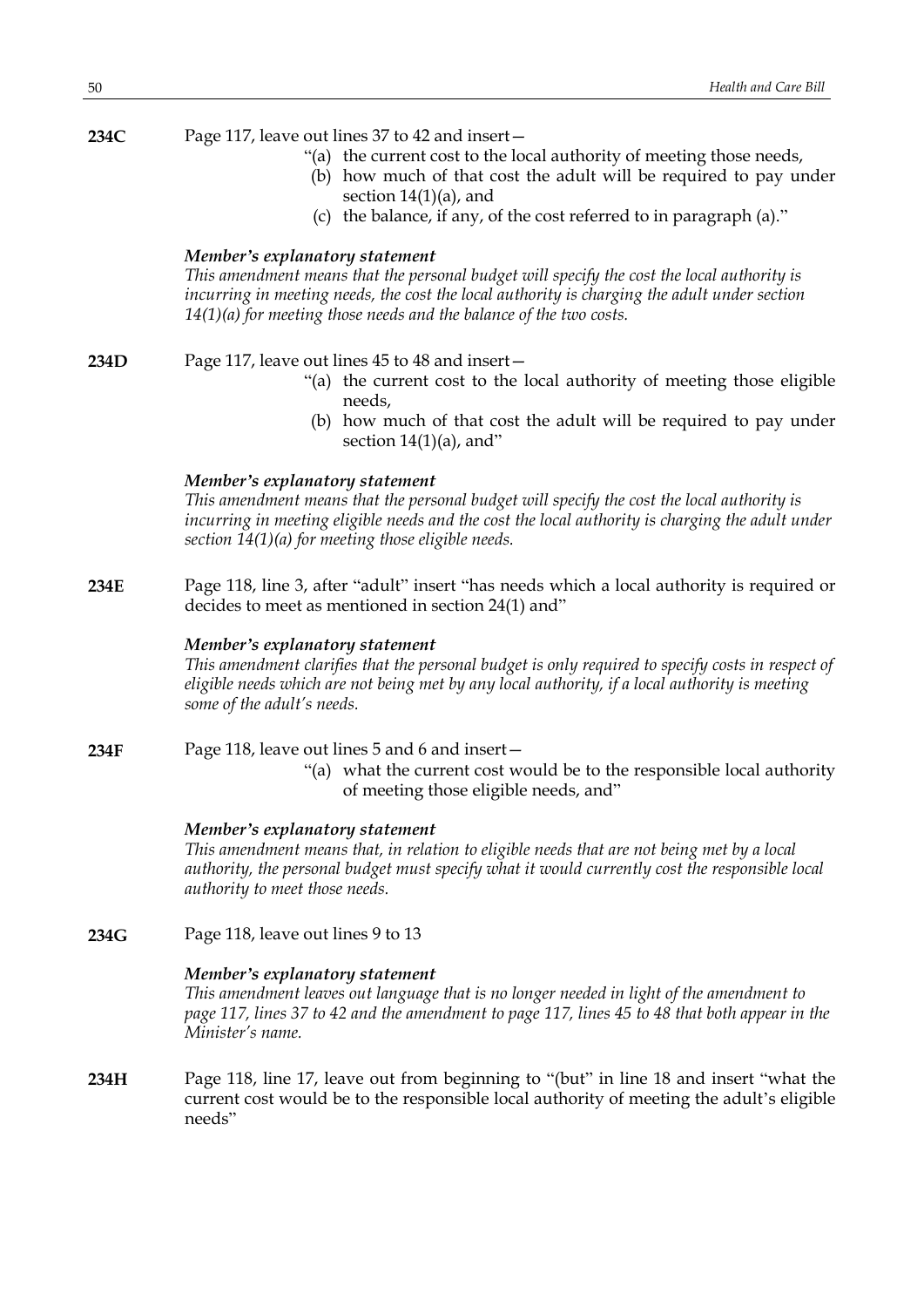**234C** Page 117, leave out lines 37 to 42 and insert—

> "(a) the current cost to the local authority of meeting those needs,
> (b) how much of that cost the adult will be required to pay under section 14(1)(a), and
> (c) the balance, if any, of the cost referred to in paragraph (a)."

***Member's explanatory statement***

*This amendment means that the personal budget will specify the cost the local authority is incurring in meeting needs, the cost the local authority is charging the adult under section 14(1)(a) for meeting those needs and the balance of the two costs.*

**234D** Page 117, leave out lines 45 to 48 and insert—

> "(a) the current cost to the local authority of meeting those eligible needs,
> (b) how much of that cost the adult will be required to pay under section 14(1)(a), and"

***Member's explanatory statement***

*This amendment means that the personal budget will specify the cost the local authority is incurring in meeting eligible needs and the cost the local authority is charging the adult under section 14(1)(a) for meeting those eligible needs.*

**234E** Page 118, line 3, after "adult" insert "has needs which a local authority is required or decides to meet as mentioned in section 24(1) and"

***Member's explanatory statement***

*This amendment clarifies that the personal budget is only required to specify costs in respect of eligible needs which are not being met by any local authority, if a local authority is meeting some of the adult's needs.*

**234F** Page 118, leave out lines 5 and 6 and insert—

> "(a) what the current cost would be to the responsible local authority of meeting those eligible needs, and"

***Member's explanatory statement***

*This amendment means that, in relation to eligible needs that are not being met by a local authority, the personal budget must specify what it would currently cost the responsible local authority to meet those needs.*

**234G** Page 118, leave out lines 9 to 13

***Member's explanatory statement***

*This amendment leaves out language that is no longer needed in light of the amendment to page 117, lines 37 to 42 and the amendment to page 117, lines 45 to 48 that both appear in the Minister's name.*

**234H** Page 118, line 17, leave out from beginning to "(but" in line 18 and insert "what the current cost would be to the responsible local authority of meeting the adult's eligible needs"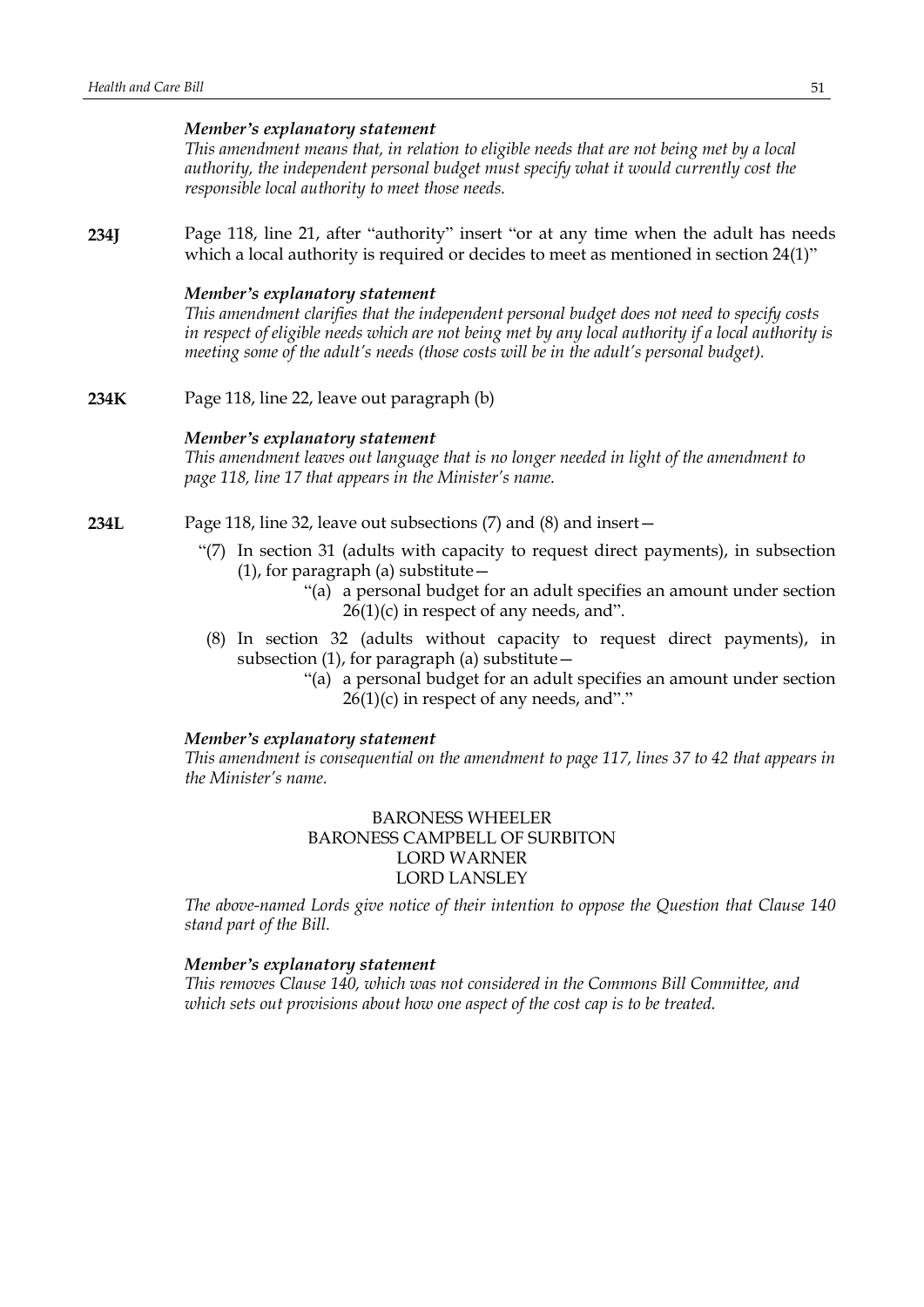***Member's explanatory statement***

*This amendment means that, in relation to eligible needs that are not being met by a local authority, the independent personal budget must specify what it would currently cost the responsible local authority to meet those needs.*

**234J** Page 118, line 21, after "authority" insert "or at any time when the adult has needs which a local authority is required or decides to meet as mentioned in section 24(1)"

***Member's explanatory statement***

*This amendment clarifies that the independent personal budget does not need to specify costs in respect of eligible needs which are not being met by any local authority if a local authority is meeting some of the adult's needs (those costs will be in the adult's personal budget).*

**234K** Page 118, line 22, leave out paragraph (b)

***Member's explanatory statement***

*This amendment leaves out language that is no longer needed in light of the amendment to page 118, line 17 that appears in the Minister's name.*

**234L** Page 118, line 32, leave out subsections (7) and (8) and insert—

"(7) In section 31 (adults with capacity to request direct payments), in subsection (1), for paragraph (a) substitute—

"(a) a personal budget for an adult specifies an amount under section 26(1)(c) in respect of any needs, and".

(8) In section 32 (adults without capacity to request direct payments), in subsection (1), for paragraph (a) substitute—

"(a) a personal budget for an adult specifies an amount under section 26(1)(c) in respect of any needs, and"."

***Member's explanatory statement***

*This amendment is consequential on the amendment to page 117, lines 37 to 42 that appears in the Minister's name.*

BARONESS WHEELER
BARONESS CAMPBELL OF SURBITON
LORD WARNER
LORD LANSLEY

*The above-named Lords give notice of their intention to oppose the Question that Clause 140 stand part of the Bill.*

***Member's explanatory statement***

*This removes Clause 140, which was not considered in the Commons Bill Committee, and which sets out provisions about how one aspect of the cost cap is to be treated.*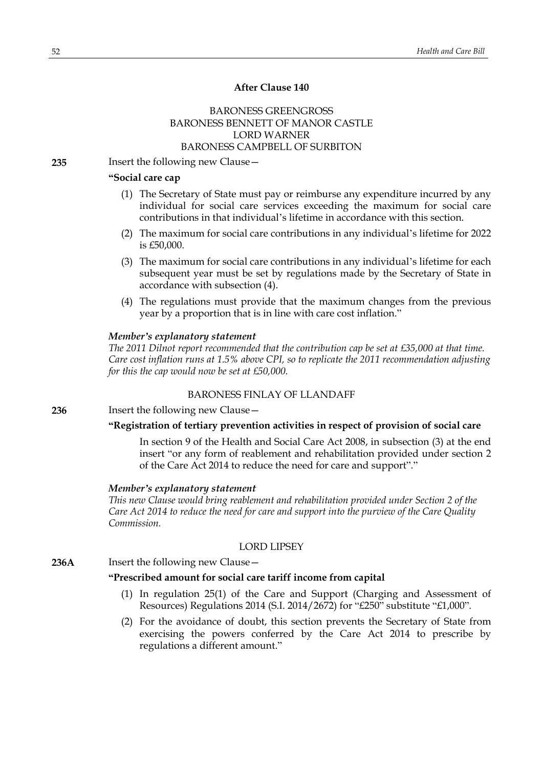### After Clause 140

BARONESS GREENGROSS
BARONESS BENNETT OF MANOR CASTLE
LORD WARNER
BARONESS CAMPBELL OF SURBITON

**235** Insert the following new Clause—

**"Social care cap**

(1) The Secretary of State must pay or reimburse any expenditure incurred by any individual for social care services exceeding the maximum for social care contributions in that individual's lifetime in accordance with this section.

(2) The maximum for social care contributions in any individual's lifetime for 2022 is £50,000.

(3) The maximum for social care contributions in any individual's lifetime for each subsequent year must be set by regulations made by the Secretary of State in accordance with subsection (4).

(4) The regulations must provide that the maximum changes from the previous year by a proportion that is in line with care cost inflation."

***Member's explanatory statement***

*The 2011 Dilnot report recommended that the contribution cap be set at £35,000 at that time. Care cost inflation runs at 1.5% above CPI, so to replicate the 2011 recommendation adjusting for this the cap would now be set at £50,000.*

BARONESS FINLAY OF LLANDAFF

**236** Insert the following new Clause—

**"Registration of tertiary prevention activities in respect of provision of social care**

In section 9 of the Health and Social Care Act 2008, in subsection (3) at the end insert "or any form of reablement and rehabilitation provided under section 2 of the Care Act 2014 to reduce the need for care and support"."

***Member's explanatory statement***

*This new Clause would bring reablement and rehabilitation provided under Section 2 of the Care Act 2014 to reduce the need for care and support into the purview of the Care Quality Commission.*

LORD LIPSEY

**236A** Insert the following new Clause—

**"Prescribed amount for social care tariff income from capital**

(1) In regulation 25(1) of the Care and Support (Charging and Assessment of Resources) Regulations 2014 (S.I. 2014/2672) for "£250" substitute "£1,000".

(2) For the avoidance of doubt, this section prevents the Secretary of State from exercising the powers conferred by the Care Act 2014 to prescribe by regulations a different amount."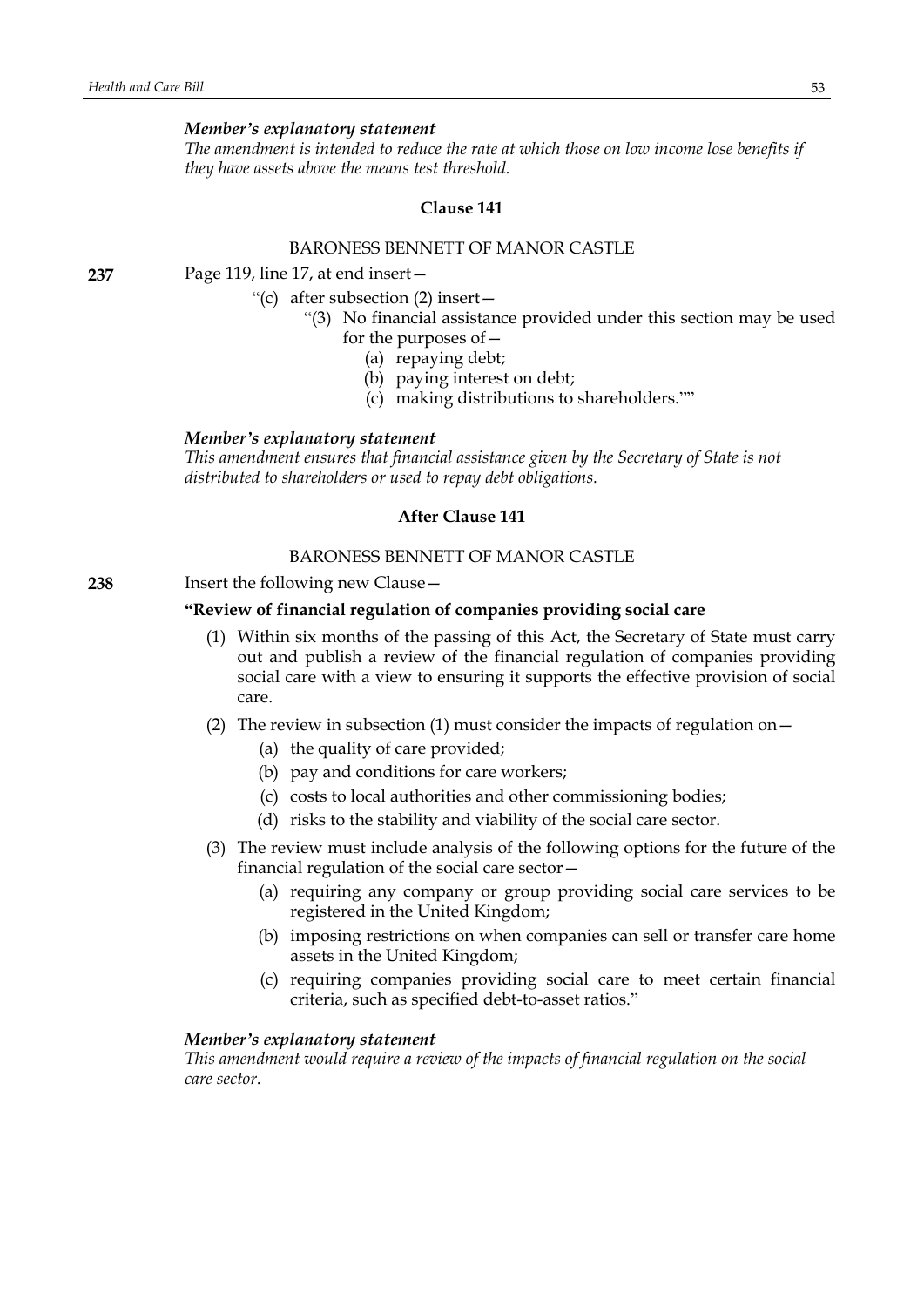***Member's explanatory statement***

*The amendment is intended to reduce the rate at which those on low income lose benefits if they have assets above the means test threshold.*

### Clause 141

BARONESS BENNETT OF MANOR CASTLE

**237** Page 119, line 17, at end insert—

"(c) after subsection (2) insert—

"(3) No financial assistance provided under this section may be used for the purposes of—

(a) repaying debt;

(b) paying interest on debt;

(c) making distributions to shareholders.""

***Member's explanatory statement***

*This amendment ensures that financial assistance given by the Secretary of State is not distributed to shareholders or used to repay debt obligations.*

### After Clause 141

BARONESS BENNETT OF MANOR CASTLE

**238** Insert the following new Clause—

**"Review of financial regulation of companies providing social care**

(1) Within six months of the passing of this Act, the Secretary of State must carry out and publish a review of the financial regulation of companies providing social care with a view to ensuring it supports the effective provision of social care.

(2) The review in subsection (1) must consider the impacts of regulation on—

(a) the quality of care provided;

(b) pay and conditions for care workers;

(c) costs to local authorities and other commissioning bodies;

(d) risks to the stability and viability of the social care sector.

(3) The review must include analysis of the following options for the future of the financial regulation of the social care sector—

(a) requiring any company or group providing social care services to be registered in the United Kingdom;

(b) imposing restrictions on when companies can sell or transfer care home assets in the United Kingdom;

(c) requiring companies providing social care to meet certain financial criteria, such as specified debt-to-asset ratios."

***Member's explanatory statement***

*This amendment would require a review of the impacts of financial regulation on the social care sector.*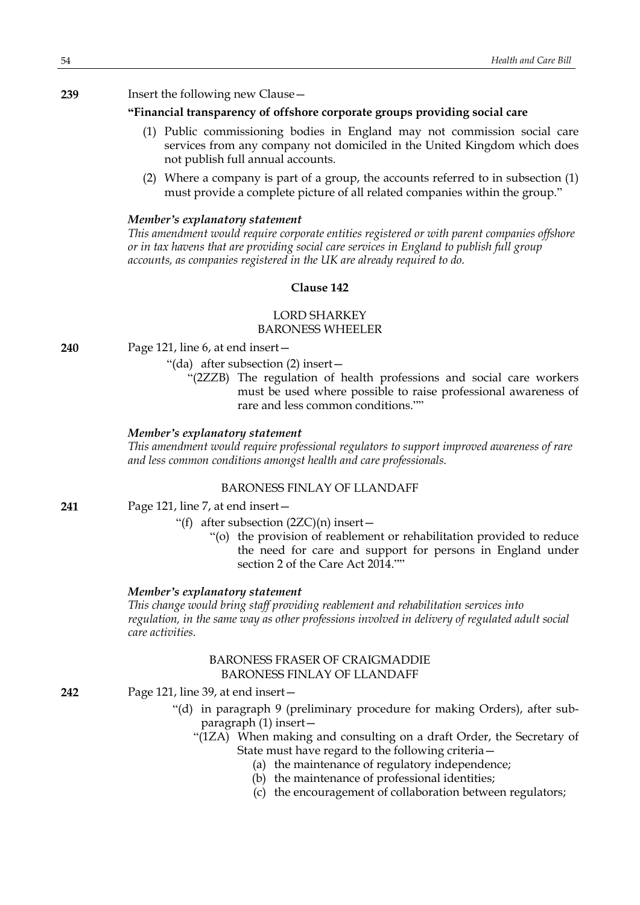**239** Insert the following new Clause—

**"Financial transparency of offshore corporate groups providing social care**

(1) Public commissioning bodies in England may not commission social care services from any company not domiciled in the United Kingdom which does not publish full annual accounts.

(2) Where a company is part of a group, the accounts referred to in subsection (1) must provide a complete picture of all related companies within the group."

***Member's explanatory statement***

*This amendment would require corporate entities registered or with parent companies offshore or in tax havens that are providing social care services in England to publish full group accounts, as companies registered in the UK are already required to do.*

### Clause 142

LORD SHARKEY
BARONESS WHEELER

**240** Page 121, line 6, at end insert—

"(da) after subsection (2) insert—

"(2ZZB) The regulation of health professions and social care workers must be used where possible to raise professional awareness of rare and less common conditions.""

***Member's explanatory statement***

*This amendment would require professional regulators to support improved awareness of rare and less common conditions amongst health and care professionals.*

BARONESS FINLAY OF LLANDAFF

**241** Page 121, line 7, at end insert—

"(f) after subsection (2ZC)(n) insert—

"(o) the provision of reablement or rehabilitation provided to reduce the need for care and support for persons in England under section 2 of the Care Act 2014.""

***Member's explanatory statement***

*This change would bring staff providing reablement and rehabilitation services into regulation, in the same way as other professions involved in delivery of regulated adult social care activities.*

BARONESS FRASER OF CRAIGMADDIE
BARONESS FINLAY OF LLANDAFF

**242** Page 121, line 39, at end insert—

"(d) in paragraph 9 (preliminary procedure for making Orders), after sub-paragraph (1) insert—

"(1ZA) When making and consulting on a draft Order, the Secretary of State must have regard to the following criteria—

(a) the maintenance of regulatory independence;

(b) the maintenance of professional identities;

(c) the encouragement of collaboration between regulators;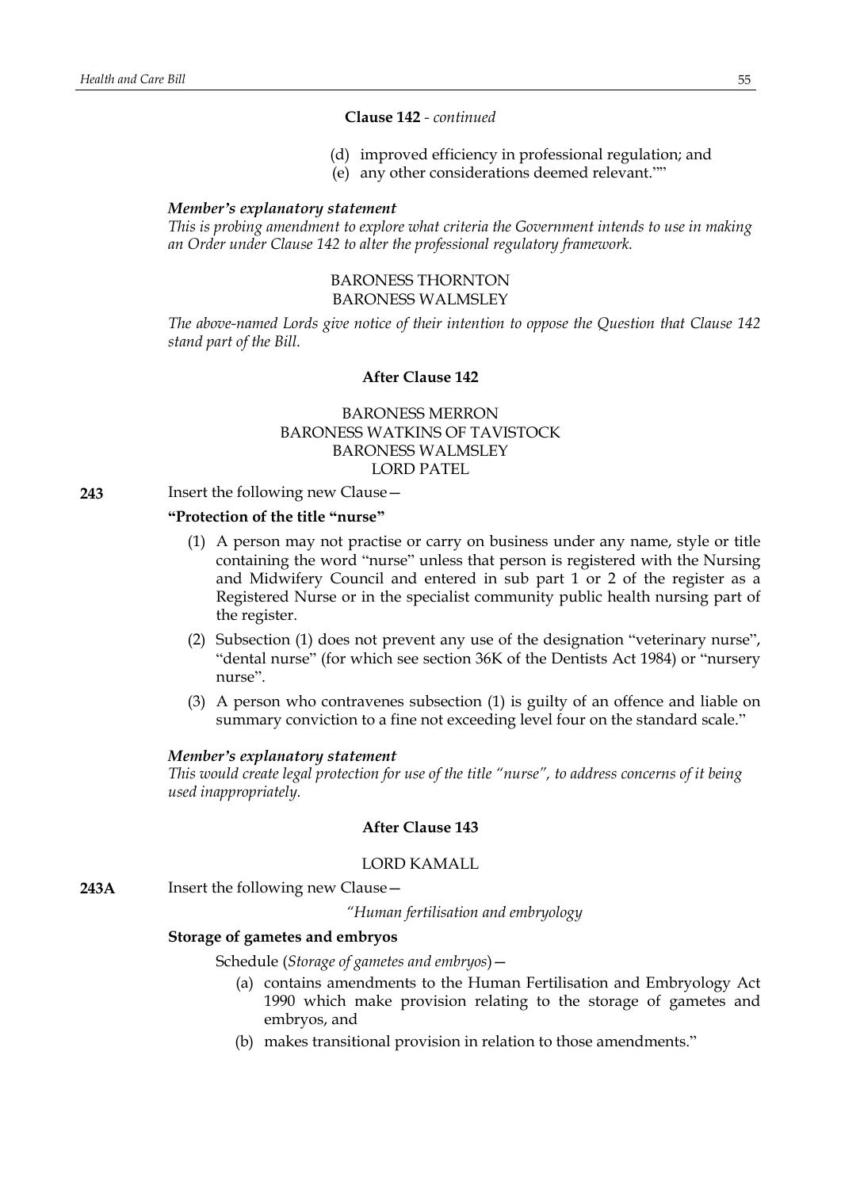**Clause 142** - *continued*

(d) improved efficiency in professional regulation; and

(e) any other considerations deemed relevant.""

***Member's explanatory statement***

*This is probing amendment to explore what criteria the Government intends to use in making an Order under Clause 142 to alter the professional regulatory framework.*

BARONESS THORNTON
BARONESS WALMSLEY

*The above-named Lords give notice of their intention to oppose the Question that Clause 142 stand part of the Bill.*

**After Clause 142**

BARONESS MERRON
BARONESS WATKINS OF TAVISTOCK
BARONESS WALMSLEY
LORD PATEL

**243** Insert the following new Clause—

**"Protection of the title "nurse"**

(1) A person may not practise or carry on business under any name, style or title containing the word "nurse" unless that person is registered with the Nursing and Midwifery Council and entered in sub part 1 or 2 of the register as a Registered Nurse or in the specialist community public health nursing part of the register.

(2) Subsection (1) does not prevent any use of the designation "veterinary nurse", "dental nurse" (for which see section 36K of the Dentists Act 1984) or "nursery nurse".

(3) A person who contravenes subsection (1) is guilty of an offence and liable on summary conviction to a fine not exceeding level four on the standard scale."

***Member's explanatory statement***

*This would create legal protection for use of the title "nurse", to address concerns of it being used inappropriately.*

**After Clause 143**

LORD KAMALL

**243A** Insert the following new Clause—

*"Human fertilisation and embryology*

**Storage of gametes and embryos**

Schedule (*Storage of gametes and embryos*)—

(a) contains amendments to the Human Fertilisation and Embryology Act 1990 which make provision relating to the storage of gametes and embryos, and

(b) makes transitional provision in relation to those amendments."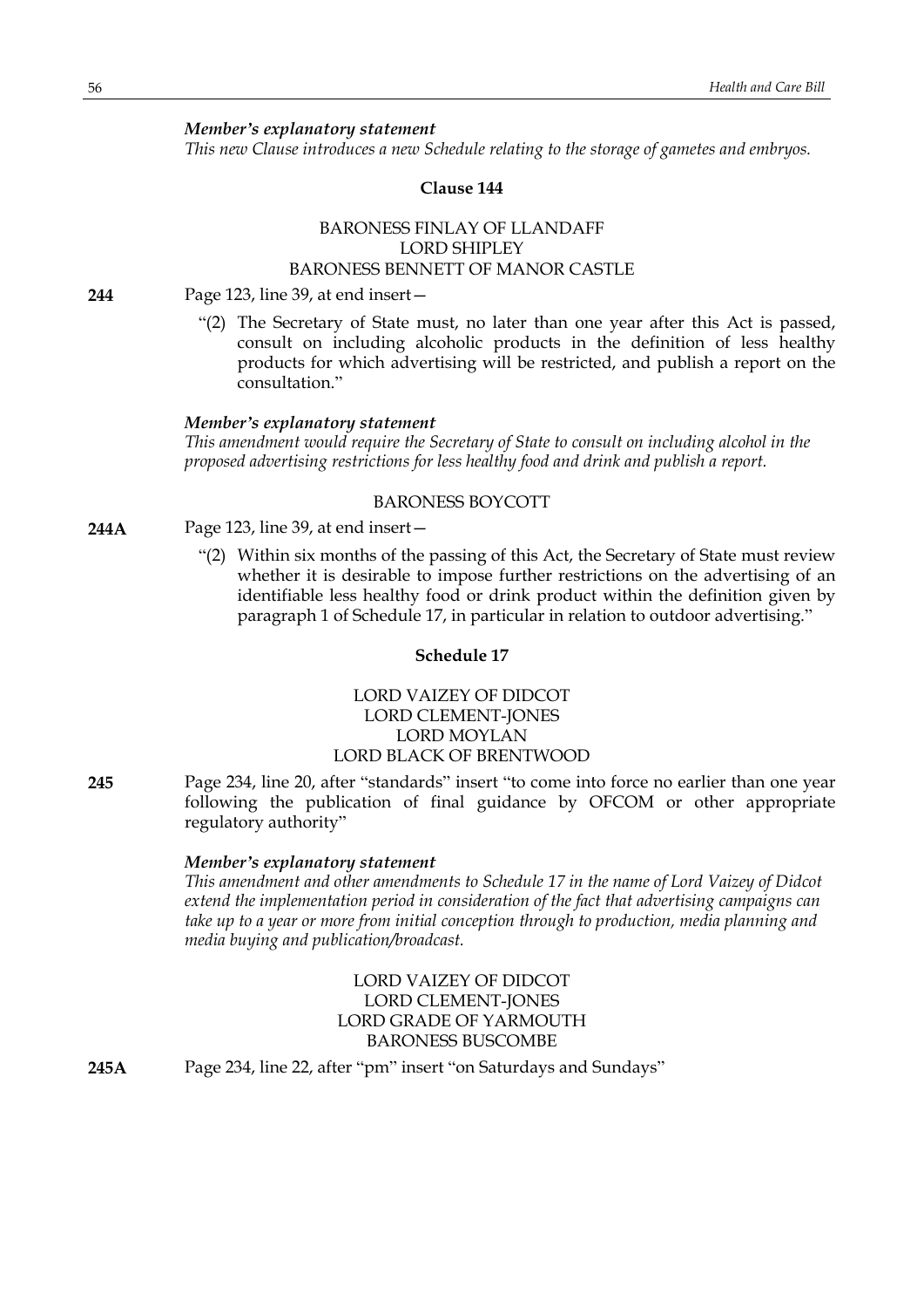***Member's explanatory statement***

*This new Clause introduces a new Schedule relating to the storage of gametes and embryos.*

### Clause 144

BARONESS FINLAY OF LLANDAFF
LORD SHIPLEY
BARONESS BENNETT OF MANOR CASTLE

**244** Page 123, line 39, at end insert—

"(2) The Secretary of State must, no later than one year after this Act is passed, consult on including alcoholic products in the definition of less healthy products for which advertising will be restricted, and publish a report on the consultation."

***Member's explanatory statement***

*This amendment would require the Secretary of State to consult on including alcohol in the proposed advertising restrictions for less healthy food and drink and publish a report.*

BARONESS BOYCOTT

**244A** Page 123, line 39, at end insert—

"(2) Within six months of the passing of this Act, the Secretary of State must review whether it is desirable to impose further restrictions on the advertising of an identifiable less healthy food or drink product within the definition given by paragraph 1 of Schedule 17, in particular in relation to outdoor advertising."

### Schedule 17

LORD VAIZEY OF DIDCOT
LORD CLEMENT-JONES
LORD MOYLAN
LORD BLACK OF BRENTWOOD

**245** Page 234, line 20, after "standards" insert "to come into force no earlier than one year following the publication of final guidance by OFCOM or other appropriate regulatory authority"

***Member's explanatory statement***

*This amendment and other amendments to Schedule 17 in the name of Lord Vaizey of Didcot extend the implementation period in consideration of the fact that advertising campaigns can take up to a year or more from initial conception through to production, media planning and media buying and publication/broadcast.*

LORD VAIZEY OF DIDCOT
LORD CLEMENT-JONES
LORD GRADE OF YARMOUTH
BARONESS BUSCOMBE

**245A** Page 234, line 22, after "pm" insert "on Saturdays and Sundays"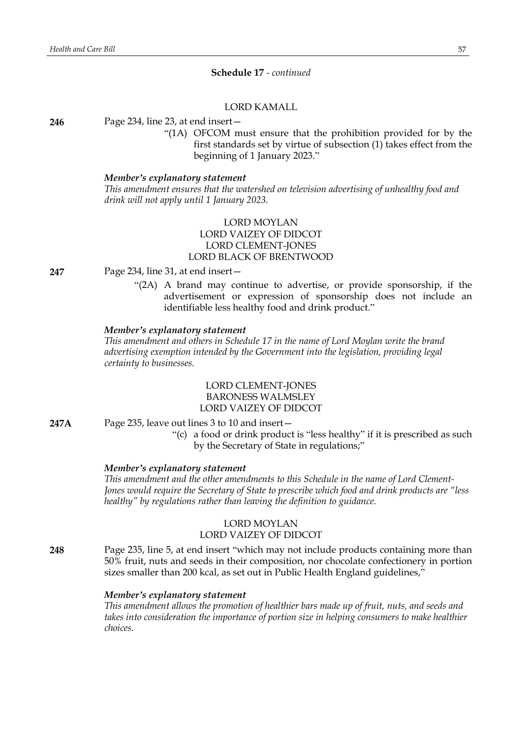**Schedule 17** - *continued*

LORD KAMALL

**246** Page 234, line 23, at end insert—

"(1A) OFCOM must ensure that the prohibition provided for by the first standards set by virtue of subsection (1) takes effect from the beginning of 1 January 2023."

***Member's explanatory statement***

*This amendment ensures that the watershed on television advertising of unhealthy food and drink will not apply until 1 January 2023.*

LORD MOYLAN
LORD VAIZEY OF DIDCOT
LORD CLEMENT-JONES
LORD BLACK OF BRENTWOOD

**247** Page 234, line 31, at end insert—

"(2A) A brand may continue to advertise, or provide sponsorship, if the advertisement or expression of sponsorship does not include an identifiable less healthy food and drink product."

***Member's explanatory statement***

*This amendment and others in Schedule 17 in the name of Lord Moylan write the brand advertising exemption intended by the Government into the legislation, providing legal certainty to businesses.*

LORD CLEMENT-JONES
BARONESS WALMSLEY
LORD VAIZEY OF DIDCOT

**247A** Page 235, leave out lines 3 to 10 and insert—

"(c) a food or drink product is "less healthy" if it is prescribed as such by the Secretary of State in regulations;"

***Member's explanatory statement***

*This amendment and the other amendments to this Schedule in the name of Lord Clement-Jones would require the Secretary of State to prescribe which food and drink products are "less healthy" by regulations rather than leaving the definition to guidance.*

LORD MOYLAN
LORD VAIZEY OF DIDCOT

**248** Page 235, line 5, at end insert "which may not include products containing more than 50% fruit, nuts and seeds in their composition, nor chocolate confectionery in portion sizes smaller than 200 kcal, as set out in Public Health England guidelines,"

***Member's explanatory statement***

*This amendment allows the promotion of healthier bars made up of fruit, nuts, and seeds and takes into consideration the importance of portion size in helping consumers to make healthier choices.*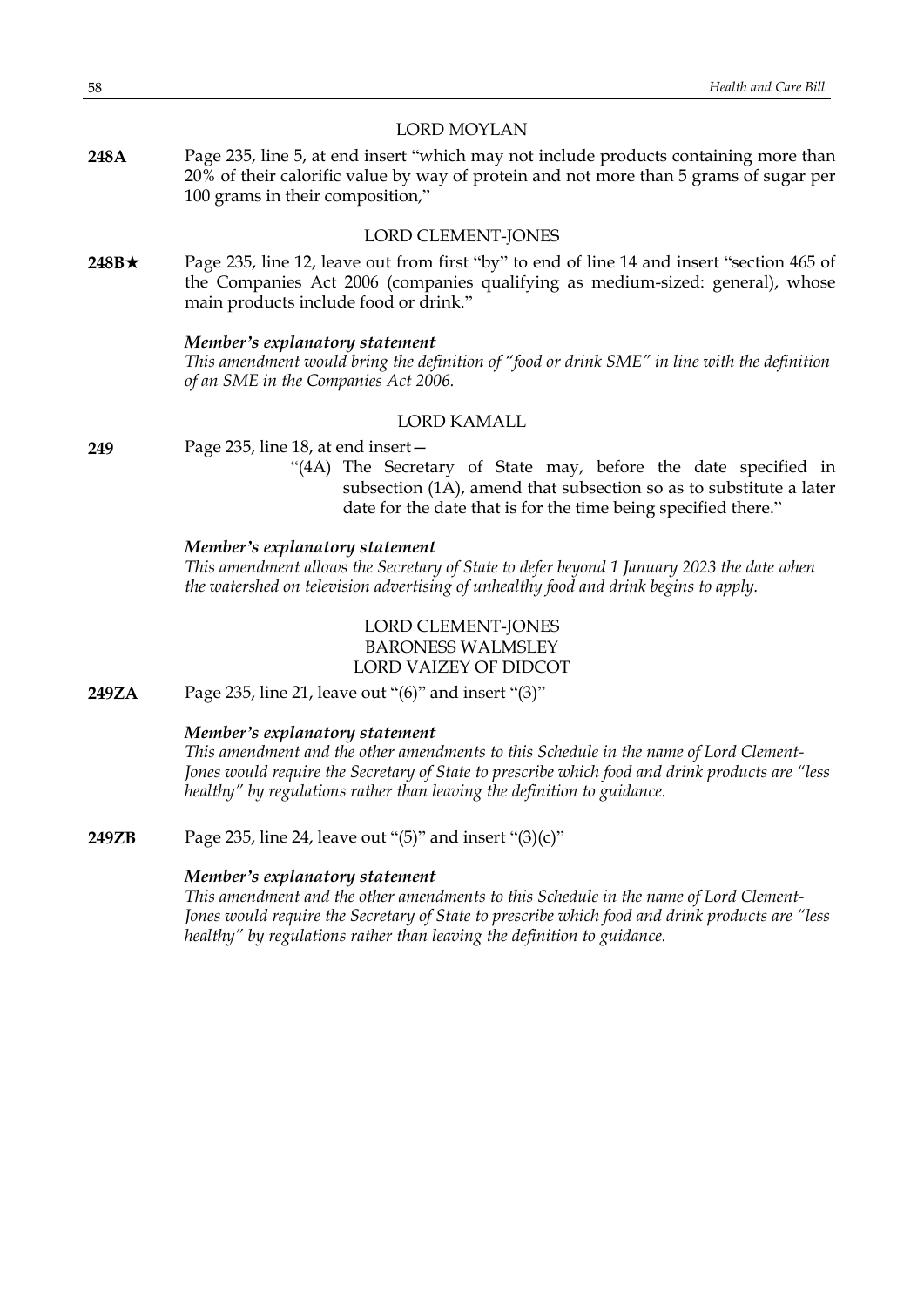LORD MOYLAN

**248A** Page 235, line 5, at end insert "which may not include products containing more than 20% of their calorific value by way of protein and not more than 5 grams of sugar per 100 grams in their composition,"

LORD CLEMENT-JONES

**248B★** Page 235, line 12, leave out from first "by" to end of line 14 and insert "section 465 of the Companies Act 2006 (companies qualifying as medium-sized: general), whose main products include food or drink."

***Member's explanatory statement***
*This amendment would bring the definition of "food or drink SME" in line with the definition of an SME in the Companies Act 2006.*

LORD KAMALL

**249** Page 235, line 18, at end insert—

"(4A) The Secretary of State may, before the date specified in subsection (1A), amend that subsection so as to substitute a later date for the date that is for the time being specified there."

***Member's explanatory statement***
*This amendment allows the Secretary of State to defer beyond 1 January 2023 the date when the watershed on television advertising of unhealthy food and drink begins to apply.*

LORD CLEMENT-JONES
BARONESS WALMSLEY
LORD VAIZEY OF DIDCOT

**249ZA** Page 235, line 21, leave out "(6)" and insert "(3)"

***Member's explanatory statement***
*This amendment and the other amendments to this Schedule in the name of Lord Clement-Jones would require the Secretary of State to prescribe which food and drink products are "less healthy" by regulations rather than leaving the definition to guidance.*

**249ZB** Page 235, line 24, leave out "(5)" and insert "(3)(c)"

***Member's explanatory statement***
*This amendment and the other amendments to this Schedule in the name of Lord Clement-Jones would require the Secretary of State to prescribe which food and drink products are "less healthy" by regulations rather than leaving the definition to guidance.*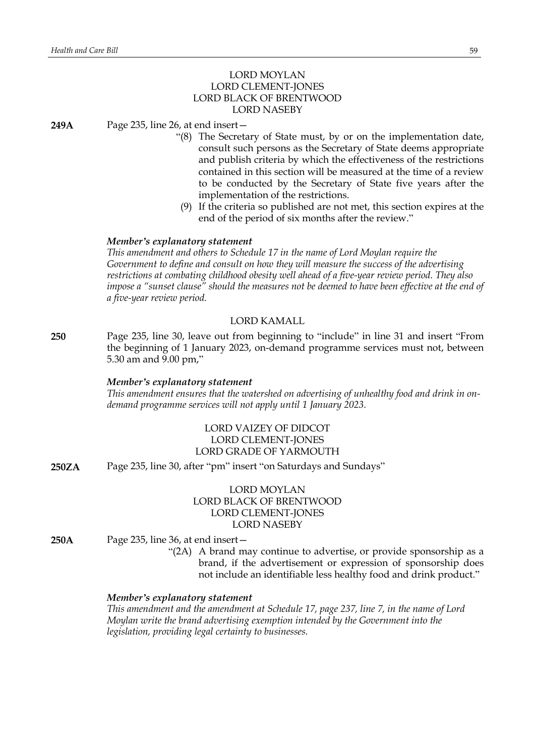LORD MOYLAN
LORD CLEMENT-JONES
LORD BLACK OF BRENTWOOD
LORD NASEBY

**249A** Page 235, line 26, at end insert—

"(8) The Secretary of State must, by or on the implementation date, consult such persons as the Secretary of State deems appropriate and publish criteria by which the effectiveness of the restrictions contained in this section will be measured at the time of a review to be conducted by the Secretary of State five years after the implementation of the restrictions.

(9) If the criteria so published are not met, this section expires at the end of the period of six months after the review."

***Member's explanatory statement***

*This amendment and others to Schedule 17 in the name of Lord Moylan require the Government to define and consult on how they will measure the success of the advertising restrictions at combating childhood obesity well ahead of a five-year review period. They also impose a "sunset clause" should the measures not be deemed to have been effective at the end of a five-year review period.*

LORD KAMALL

**250** Page 235, line 30, leave out from beginning to "include" in line 31 and insert "From the beginning of 1 January 2023, on-demand programme services must not, between 5.30 am and 9.00 pm,"

***Member's explanatory statement***

*This amendment ensures that the watershed on advertising of unhealthy food and drink in on-demand programme services will not apply until 1 January 2023.*

LORD VAIZEY OF DIDCOT
LORD CLEMENT-JONES
LORD GRADE OF YARMOUTH

**250ZA** Page 235, line 30, after "pm" insert "on Saturdays and Sundays"

LORD MOYLAN
LORD BLACK OF BRENTWOOD
LORD CLEMENT-JONES
LORD NASEBY

**250A** Page 235, line 36, at end insert—

"(2A) A brand may continue to advertise, or provide sponsorship as a brand, if the advertisement or expression of sponsorship does not include an identifiable less healthy food and drink product."

***Member's explanatory statement***

*This amendment and the amendment at Schedule 17, page 237, line 7, in the name of Lord Moylan write the brand advertising exemption intended by the Government into the legislation, providing legal certainty to businesses.*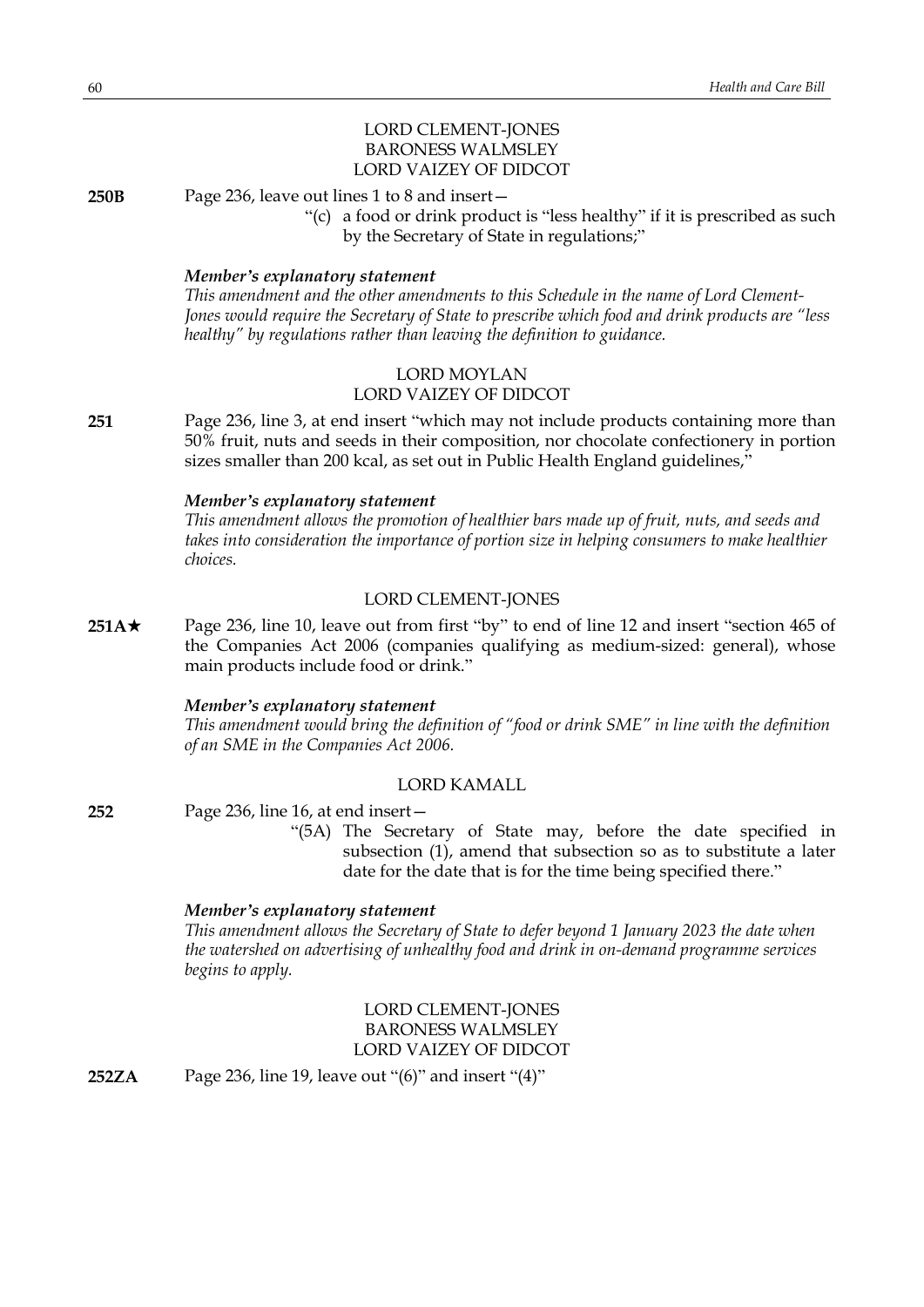LORD CLEMENT-JONES
BARONESS WALMSLEY
LORD VAIZEY OF DIDCOT

**250B** Page 236, leave out lines 1 to 8 and insert—

"(c) a food or drink product is "less healthy" if it is prescribed as such by the Secretary of State in regulations;"

***Member's explanatory statement***

*This amendment and the other amendments to this Schedule in the name of Lord Clement-Jones would require the Secretary of State to prescribe which food and drink products are "less healthy" by regulations rather than leaving the definition to guidance.*

LORD MOYLAN
LORD VAIZEY OF DIDCOT

**251** Page 236, line 3, at end insert "which may not include products containing more than 50% fruit, nuts and seeds in their composition, nor chocolate confectionery in portion sizes smaller than 200 kcal, as set out in Public Health England guidelines,"

***Member's explanatory statement***

*This amendment allows the promotion of healthier bars made up of fruit, nuts, and seeds and takes into consideration the importance of portion size in helping consumers to make healthier choices.*

LORD CLEMENT-JONES

**251A★** Page 236, line 10, leave out from first "by" to end of line 12 and insert "section 465 of the Companies Act 2006 (companies qualifying as medium-sized: general), whose main products include food or drink."

***Member's explanatory statement***

*This amendment would bring the definition of "food or drink SME" in line with the definition of an SME in the Companies Act 2006.*

LORD KAMALL

**252** Page 236, line 16, at end insert—

"(5A) The Secretary of State may, before the date specified in subsection (1), amend that subsection so as to substitute a later date for the date that is for the time being specified there."

***Member's explanatory statement***

*This amendment allows the Secretary of State to defer beyond 1 January 2023 the date when the watershed on advertising of unhealthy food and drink in on-demand programme services begins to apply.*

LORD CLEMENT-JONES
BARONESS WALMSLEY
LORD VAIZEY OF DIDCOT

**252ZA** Page 236, line 19, leave out "(6)" and insert "(4)"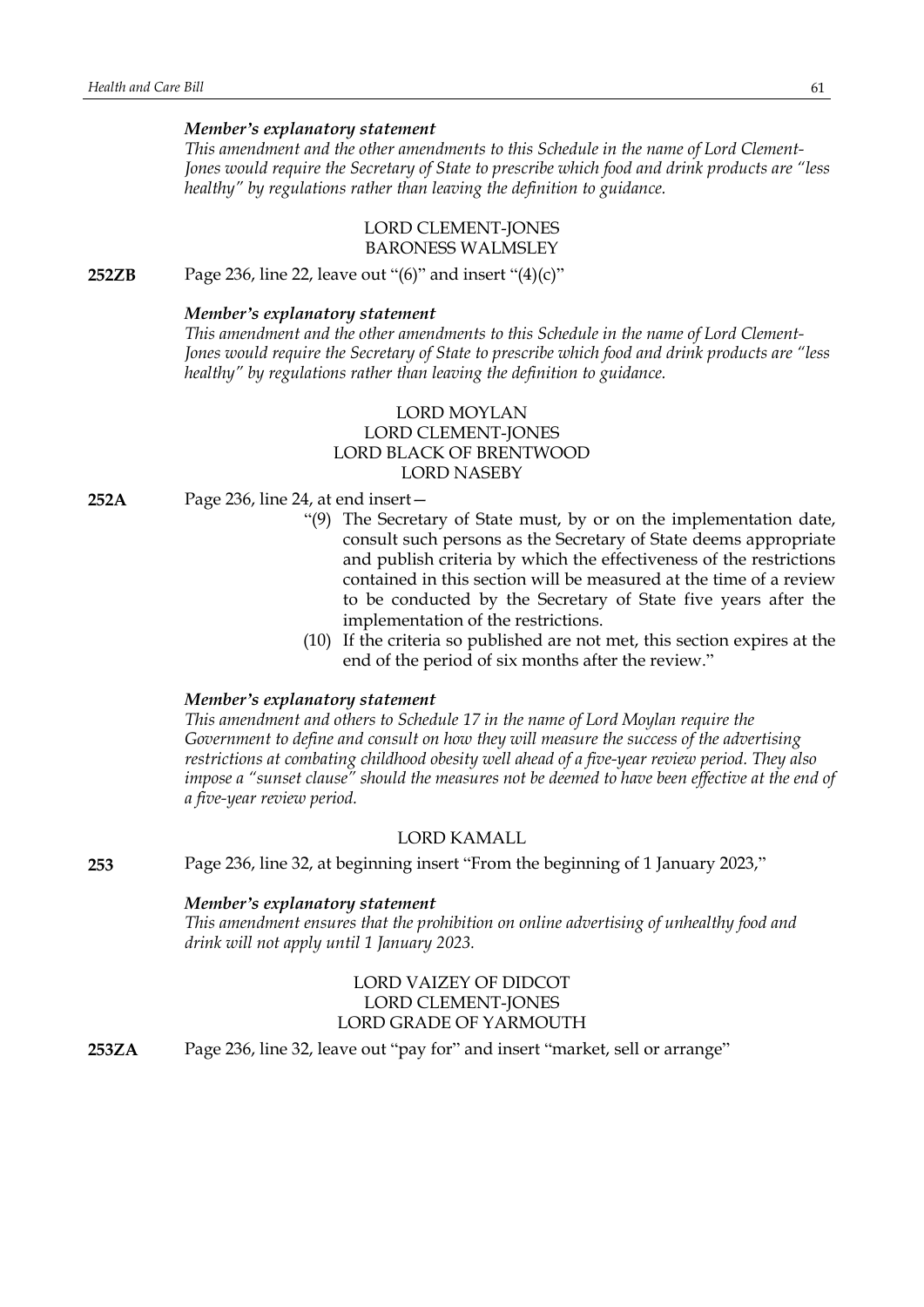*Member's explanatory statement*

*This amendment and the other amendments to this Schedule in the name of Lord Clement-Jones would require the Secretary of State to prescribe which food and drink products are "less healthy" by regulations rather than leaving the definition to guidance.*

LORD CLEMENT-JONES
BARONESS WALMSLEY

**252ZB** Page 236, line 22, leave out "(6)" and insert "(4)(c)"

*Member's explanatory statement*

*This amendment and the other amendments to this Schedule in the name of Lord Clement-Jones would require the Secretary of State to prescribe which food and drink products are "less healthy" by regulations rather than leaving the definition to guidance.*

LORD MOYLAN
LORD CLEMENT-JONES
LORD BLACK OF BRENTWOOD
LORD NASEBY

**252A** Page 236, line 24, at end insert—

"(9) The Secretary of State must, by or on the implementation date, consult such persons as the Secretary of State deems appropriate and publish criteria by which the effectiveness of the restrictions contained in this section will be measured at the time of a review to be conducted by the Secretary of State five years after the implementation of the restrictions.

(10) If the criteria so published are not met, this section expires at the end of the period of six months after the review."

*Member's explanatory statement*

*This amendment and others to Schedule 17 in the name of Lord Moylan require the Government to define and consult on how they will measure the success of the advertising restrictions at combating childhood obesity well ahead of a five-year review period. They also impose a "sunset clause" should the measures not be deemed to have been effective at the end of a five-year review period.*

LORD KAMALL

**253** Page 236, line 32, at beginning insert "From the beginning of 1 January 2023,"

*Member's explanatory statement*

*This amendment ensures that the prohibition on online advertising of unhealthy food and drink will not apply until 1 January 2023.*

LORD VAIZEY OF DIDCOT
LORD CLEMENT-JONES
LORD GRADE OF YARMOUTH

**253ZA** Page 236, line 32, leave out "pay for" and insert "market, sell or arrange"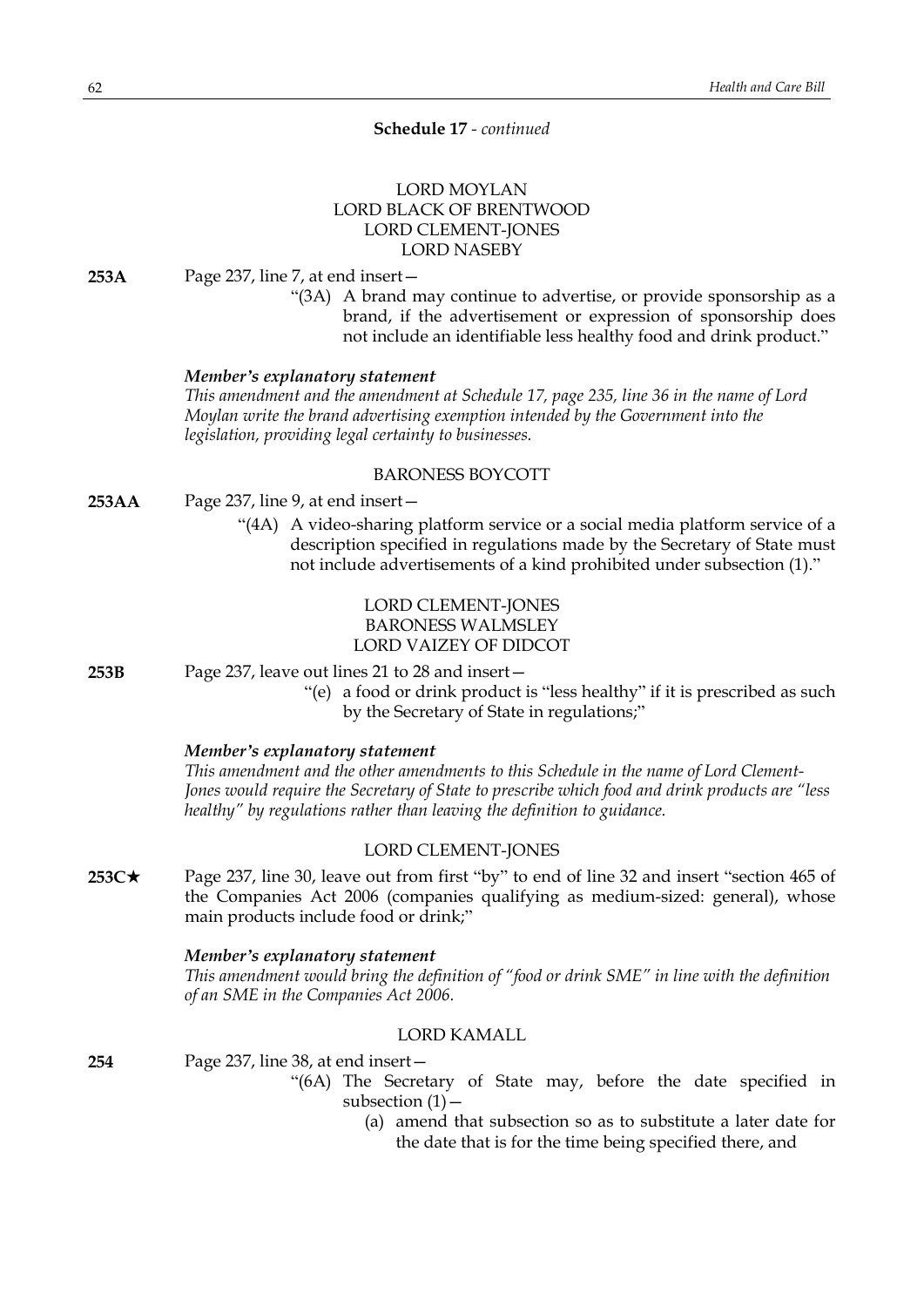**Schedule 17** - *continued*

LORD MOYLAN
LORD BLACK OF BRENTWOOD
LORD CLEMENT-JONES
LORD NASEBY

**253A** Page 237, line 7, at end insert—

"(3A) A brand may continue to advertise, or provide sponsorship as a brand, if the advertisement or expression of sponsorship does not include an identifiable less healthy food and drink product."

***Member's explanatory statement***

*This amendment and the amendment at Schedule 17, page 235, line 36 in the name of Lord Moylan write the brand advertising exemption intended by the Government into the legislation, providing legal certainty to businesses.*

BARONESS BOYCOTT

**253AA** Page 237, line 9, at end insert—

"(4A) A video-sharing platform service or a social media platform service of a description specified in regulations made by the Secretary of State must not include advertisements of a kind prohibited under subsection (1)."

LORD CLEMENT-JONES
BARONESS WALMSLEY
LORD VAIZEY OF DIDCOT

**253B** Page 237, leave out lines 21 to 28 and insert—

"(e) a food or drink product is "less healthy" if it is prescribed as such by the Secretary of State in regulations;"

***Member's explanatory statement***

*This amendment and the other amendments to this Schedule in the name of Lord Clement-Jones would require the Secretary of State to prescribe which food and drink products are "less healthy" by regulations rather than leaving the definition to guidance.*

LORD CLEMENT-JONES

**253C★** Page 237, line 30, leave out from first "by" to end of line 32 and insert "section 465 of the Companies Act 2006 (companies qualifying as medium-sized: general), whose main products include food or drink;"

***Member's explanatory statement***

*This amendment would bring the definition of "food or drink SME" in line with the definition of an SME in the Companies Act 2006.*

LORD KAMALL

**254** Page 237, line 38, at end insert—

"(6A) The Secretary of State may, before the date specified in subsection (1)—

(a) amend that subsection so as to substitute a later date for the date that is for the time being specified there, and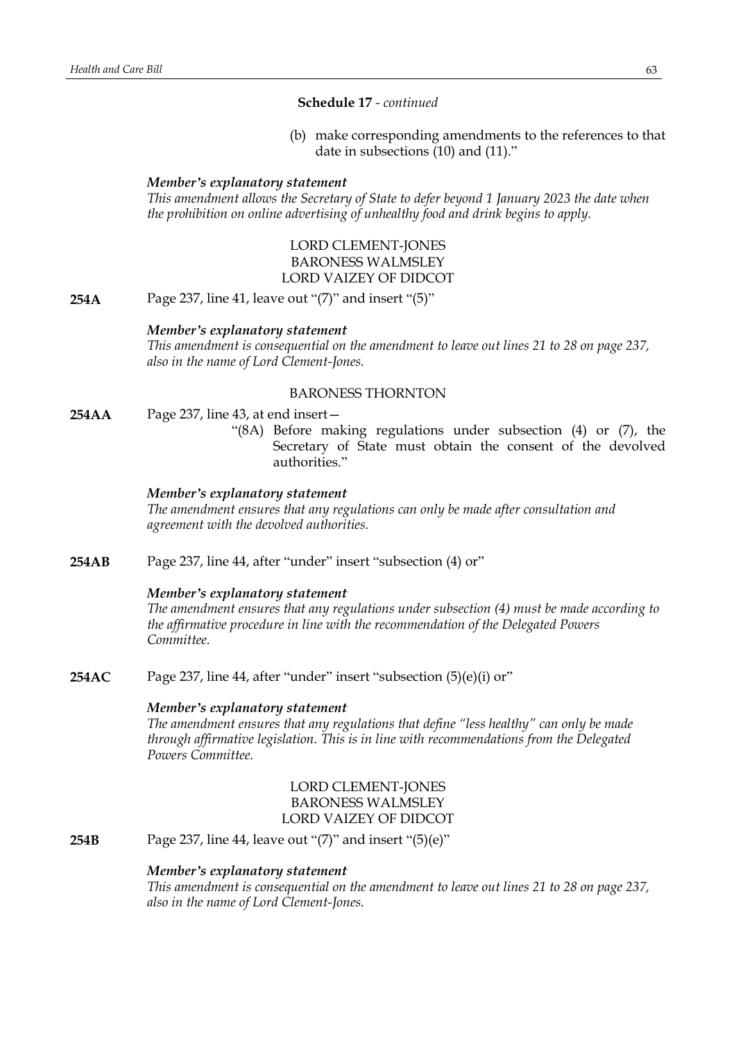**Schedule 17** - *continued*

(b) make corresponding amendments to the references to that date in subsections (10) and (11)."

***Member's explanatory statement***

*This amendment allows the Secretary of State to defer beyond 1 January 2023 the date when the prohibition on online advertising of unhealthy food and drink begins to apply.*

LORD CLEMENT-JONES
BARONESS WALMSLEY
LORD VAIZEY OF DIDCOT

**254A** Page 237, line 41, leave out "(7)" and insert "(5)"

***Member's explanatory statement***

*This amendment is consequential on the amendment to leave out lines 21 to 28 on page 237, also in the name of Lord Clement-Jones.*

BARONESS THORNTON

**254AA** Page 237, line 43, at end insert—

"(8A) Before making regulations under subsection (4) or (7), the Secretary of State must obtain the consent of the devolved authorities."

***Member's explanatory statement***

*The amendment ensures that any regulations can only be made after consultation and agreement with the devolved authorities.*

**254AB** Page 237, line 44, after "under" insert "subsection (4) or"

***Member's explanatory statement***

*The amendment ensures that any regulations under subsection (4) must be made according to the affirmative procedure in line with the recommendation of the Delegated Powers Committee.*

**254AC** Page 237, line 44, after "under" insert "subsection (5)(e)(i) or"

***Member's explanatory statement***

*The amendment ensures that any regulations that define "less healthy" can only be made through affirmative legislation. This is in line with recommendations from the Delegated Powers Committee.*

LORD CLEMENT-JONES
BARONESS WALMSLEY
LORD VAIZEY OF DIDCOT

**254B** Page 237, line 44, leave out "(7)" and insert "(5)(e)"

***Member's explanatory statement***

*This amendment is consequential on the amendment to leave out lines 21 to 28 on page 237, also in the name of Lord Clement-Jones.*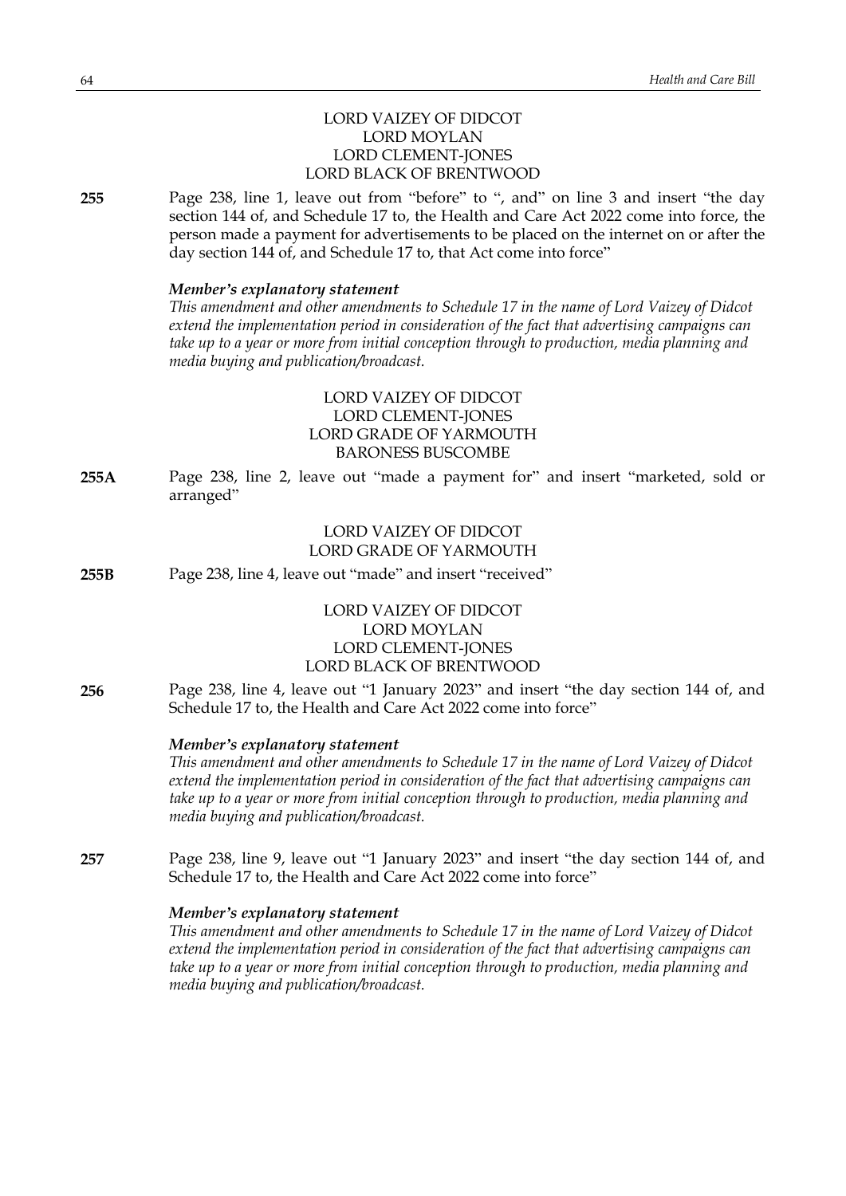LORD VAIZEY OF DIDCOT
LORD MOYLAN
LORD CLEMENT-JONES
LORD BLACK OF BRENTWOOD

**255** Page 238, line 1, leave out from "before" to ", and" on line 3 and insert "the day section 144 of, and Schedule 17 to, the Health and Care Act 2022 come into force, the person made a payment for advertisements to be placed on the internet on or after the day section 144 of, and Schedule 17 to, that Act come into force"

***Member's explanatory statement***
*This amendment and other amendments to Schedule 17 in the name of Lord Vaizey of Didcot extend the implementation period in consideration of the fact that advertising campaigns can take up to a year or more from initial conception through to production, media planning and media buying and publication/broadcast.*

LORD VAIZEY OF DIDCOT
LORD CLEMENT-JONES
LORD GRADE OF YARMOUTH
BARONESS BUSCOMBE

**255A** Page 238, line 2, leave out "made a payment for" and insert "marketed, sold or arranged"

LORD VAIZEY OF DIDCOT
LORD GRADE OF YARMOUTH

**255B** Page 238, line 4, leave out "made" and insert "received"

LORD VAIZEY OF DIDCOT
LORD MOYLAN
LORD CLEMENT-JONES
LORD BLACK OF BRENTWOOD

**256** Page 238, line 4, leave out "1 January 2023" and insert "the day section 144 of, and Schedule 17 to, the Health and Care Act 2022 come into force"

***Member's explanatory statement***
*This amendment and other amendments to Schedule 17 in the name of Lord Vaizey of Didcot extend the implementation period in consideration of the fact that advertising campaigns can take up to a year or more from initial conception through to production, media planning and media buying and publication/broadcast.*

**257** Page 238, line 9, leave out "1 January 2023" and insert "the day section 144 of, and Schedule 17 to, the Health and Care Act 2022 come into force"

***Member's explanatory statement***
*This amendment and other amendments to Schedule 17 in the name of Lord Vaizey of Didcot extend the implementation period in consideration of the fact that advertising campaigns can take up to a year or more from initial conception through to production, media planning and media buying and publication/broadcast.*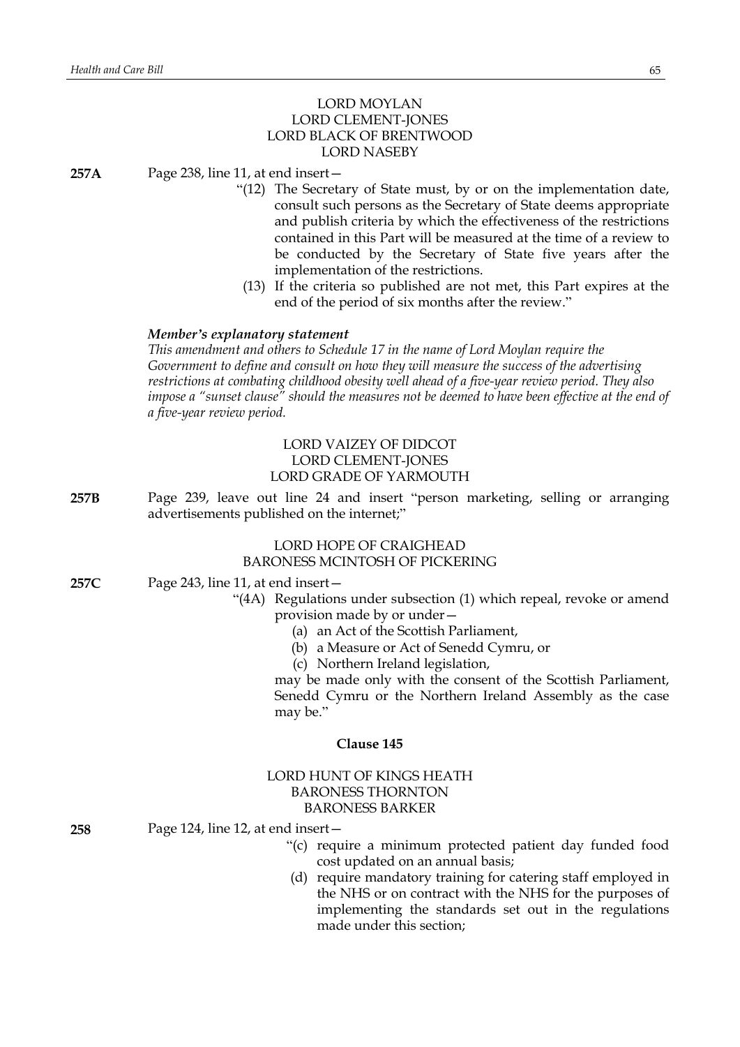LORD MOYLAN
LORD CLEMENT-JONES
LORD BLACK OF BRENTWOOD
LORD NASEBY

**257A** Page 238, line 11, at end insert—

"(12) The Secretary of State must, by or on the implementation date, consult such persons as the Secretary of State deems appropriate and publish criteria by which the effectiveness of the restrictions contained in this Part will be measured at the time of a review to be conducted by the Secretary of State five years after the implementation of the restrictions.

(13) If the criteria so published are not met, this Part expires at the end of the period of six months after the review."

***Member's explanatory statement***

*This amendment and others to Schedule 17 in the name of Lord Moylan require the Government to define and consult on how they will measure the success of the advertising restrictions at combating childhood obesity well ahead of a five-year review period. They also impose a "sunset clause" should the measures not be deemed to have been effective at the end of a five-year review period.*

LORD VAIZEY OF DIDCOT
LORD CLEMENT-JONES
LORD GRADE OF YARMOUTH

**257B** Page 239, leave out line 24 and insert "person marketing, selling or arranging advertisements published on the internet;"

LORD HOPE OF CRAIGHEAD
BARONESS MCINTOSH OF PICKERING

**257C** Page 243, line 11, at end insert—

"(4A) Regulations under subsection (1) which repeal, revoke or amend provision made by or under—

(a) an Act of the Scottish Parliament,

(b) a Measure or Act of Senedd Cymru, or

(c) Northern Ireland legislation,

may be made only with the consent of the Scottish Parliament, Senedd Cymru or the Northern Ireland Assembly as the case may be."

**Clause 145**

LORD HUNT OF KINGS HEATH
BARONESS THORNTON
BARONESS BARKER

**258** Page 124, line 12, at end insert—

"(c) require a minimum protected patient day funded food cost updated on an annual basis;

(d) require mandatory training for catering staff employed in the NHS or on contract with the NHS for the purposes of implementing the standards set out in the regulations made under this section;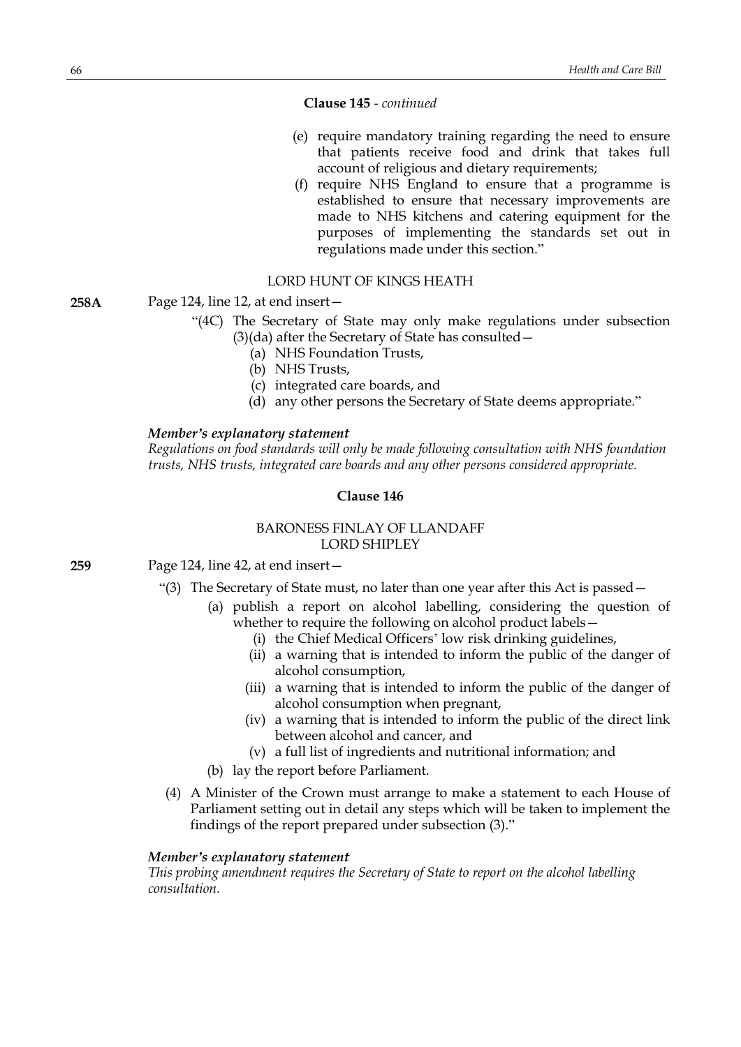**Clause 145** - *continued*

(e) require mandatory training regarding the need to ensure that patients receive food and drink that takes full account of religious and dietary requirements;

(f) require NHS England to ensure that a programme is established to ensure that necessary improvements are made to NHS kitchens and catering equipment for the purposes of implementing the standards set out in regulations made under this section."

LORD HUNT OF KINGS HEATH

**258A** Page 124, line 12, at end insert—

"(4C) The Secretary of State may only make regulations under subsection (3)(da) after the Secretary of State has consulted—

(a) NHS Foundation Trusts,

(b) NHS Trusts,

(c) integrated care boards, and

(d) any other persons the Secretary of State deems appropriate."

***Member's explanatory statement***

*Regulations on food standards will only be made following consultation with NHS foundation trusts, NHS trusts, integrated care boards and any other persons considered appropriate.*

**Clause 146**

BARONESS FINLAY OF LLANDAFF
LORD SHIPLEY

**259** Page 124, line 42, at end insert—

"(3) The Secretary of State must, no later than one year after this Act is passed—

(a) publish a report on alcohol labelling, considering the question of whether to require the following on alcohol product labels—

(i) the Chief Medical Officers' low risk drinking guidelines,

(ii) a warning that is intended to inform the public of the danger of alcohol consumption,

(iii) a warning that is intended to inform the public of the danger of alcohol consumption when pregnant,

(iv) a warning that is intended to inform the public of the direct link between alcohol and cancer, and

(v) a full list of ingredients and nutritional information; and

(b) lay the report before Parliament.

(4) A Minister of the Crown must arrange to make a statement to each House of Parliament setting out in detail any steps which will be taken to implement the findings of the report prepared under subsection (3)."

***Member's explanatory statement***

*This probing amendment requires the Secretary of State to report on the alcohol labelling consultation.*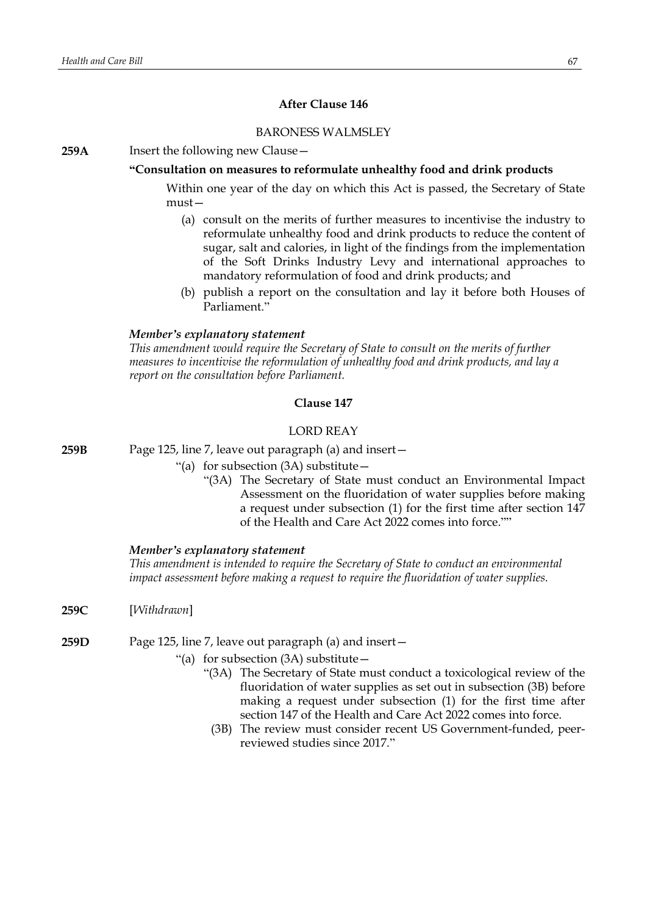## After Clause 146

BARONESS WALMSLEY

**259A** Insert the following new Clause—

**"Consultation on measures to reformulate unhealthy food and drink products**

Within one year of the day on which this Act is passed, the Secretary of State must—

(a) consult on the merits of further measures to incentivise the industry to reformulate unhealthy food and drink products to reduce the content of sugar, salt and calories, in light of the findings from the implementation of the Soft Drinks Industry Levy and international approaches to mandatory reformulation of food and drink products; and

(b) publish a report on the consultation and lay it before both Houses of Parliament."

***Member's explanatory statement***

*This amendment would require the Secretary of State to consult on the merits of further measures to incentivise the reformulation of unhealthy food and drink products, and lay a report on the consultation before Parliament.*

## Clause 147

LORD REAY

**259B** Page 125, line 7, leave out paragraph (a) and insert—

"(a) for subsection (3A) substitute—

"(3A) The Secretary of State must conduct an Environmental Impact Assessment on the fluoridation of water supplies before making a request under subsection (1) for the first time after section 147 of the Health and Care Act 2022 comes into force.""

***Member's explanatory statement***

*This amendment is intended to require the Secretary of State to conduct an environmental impact assessment before making a request to require the fluoridation of water supplies.*

**259C** [*Withdrawn*]

**259D** Page 125, line 7, leave out paragraph (a) and insert—

"(a) for subsection (3A) substitute—

"(3A) The Secretary of State must conduct a toxicological review of the fluoridation of water supplies as set out in subsection (3B) before making a request under subsection (1) for the first time after section 147 of the Health and Care Act 2022 comes into force.

(3B) The review must consider recent US Government-funded, peer-reviewed studies since 2017."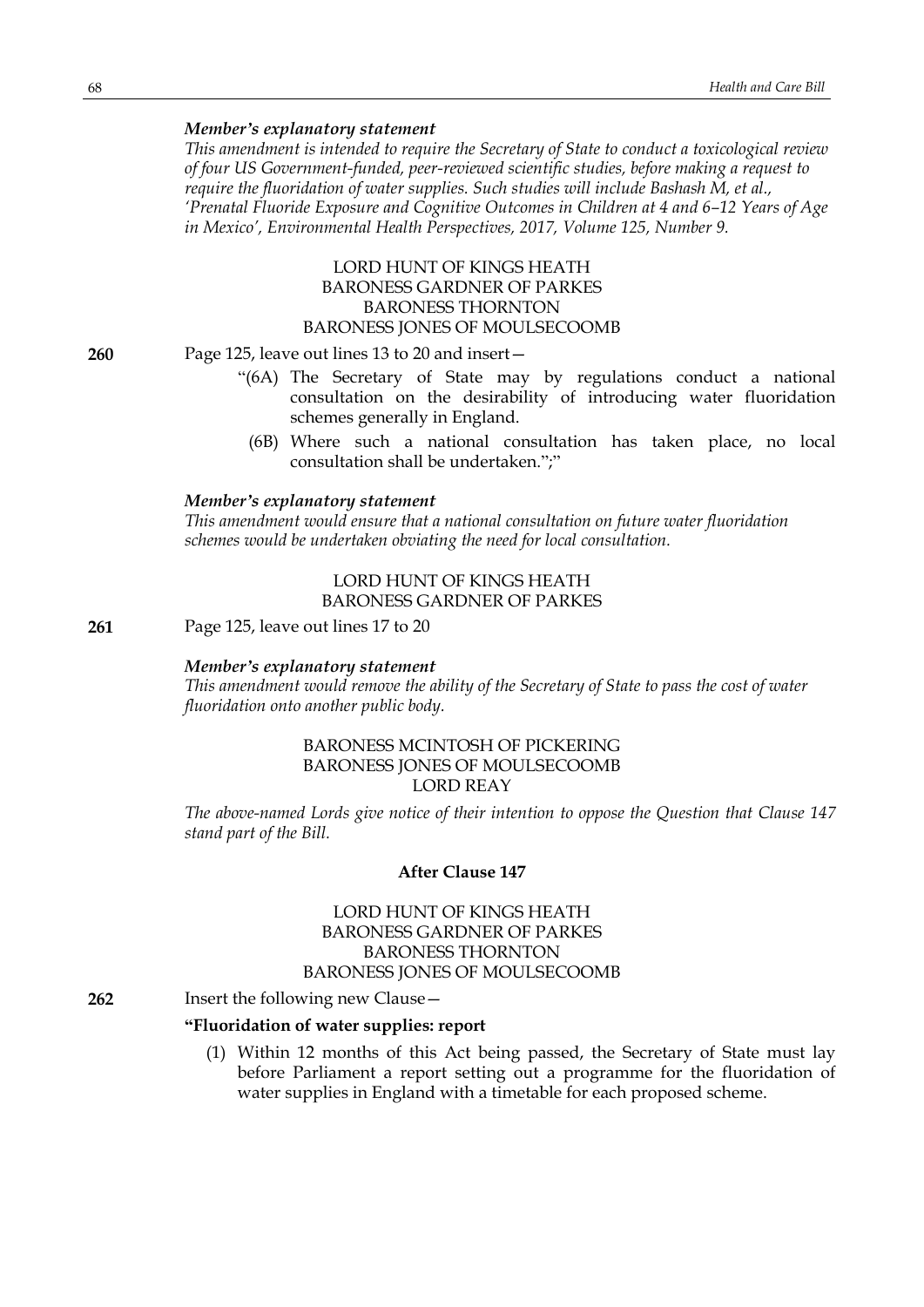*Member's explanatory statement*

*This amendment is intended to require the Secretary of State to conduct a toxicological review of four US Government-funded, peer-reviewed scientific studies, before making a request to require the fluoridation of water supplies. Such studies will include Bashash M, et al., 'Prenatal Fluoride Exposure and Cognitive Outcomes in Children at 4 and 6–12 Years of Age in Mexico', Environmental Health Perspectives, 2017, Volume 125, Number 9.*

LORD HUNT OF KINGS HEATH
BARONESS GARDNER OF PARKES
BARONESS THORNTON
BARONESS JONES OF MOULSECOOMB

**260** Page 125, leave out lines 13 to 20 and insert—

"(6A) The Secretary of State may by regulations conduct a national consultation on the desirability of introducing water fluoridation schemes generally in England.

(6B) Where such a national consultation has taken place, no local consultation shall be undertaken.";"

*Member's explanatory statement*

*This amendment would ensure that a national consultation on future water fluoridation schemes would be undertaken obviating the need for local consultation.*

LORD HUNT OF KINGS HEATH
BARONESS GARDNER OF PARKES

**261** Page 125, leave out lines 17 to 20

*Member's explanatory statement*

*This amendment would remove the ability of the Secretary of State to pass the cost of water fluoridation onto another public body.*

BARONESS MCINTOSH OF PICKERING
BARONESS JONES OF MOULSECOOMB
LORD REAY

*The above-named Lords give notice of their intention to oppose the Question that Clause 147 stand part of the Bill.*

**After Clause 147**

LORD HUNT OF KINGS HEATH
BARONESS GARDNER OF PARKES
BARONESS THORNTON
BARONESS JONES OF MOULSECOOMB

**262** Insert the following new Clause—

**"Fluoridation of water supplies: report**

(1) Within 12 months of this Act being passed, the Secretary of State must lay before Parliament a report setting out a programme for the fluoridation of water supplies in England with a timetable for each proposed scheme.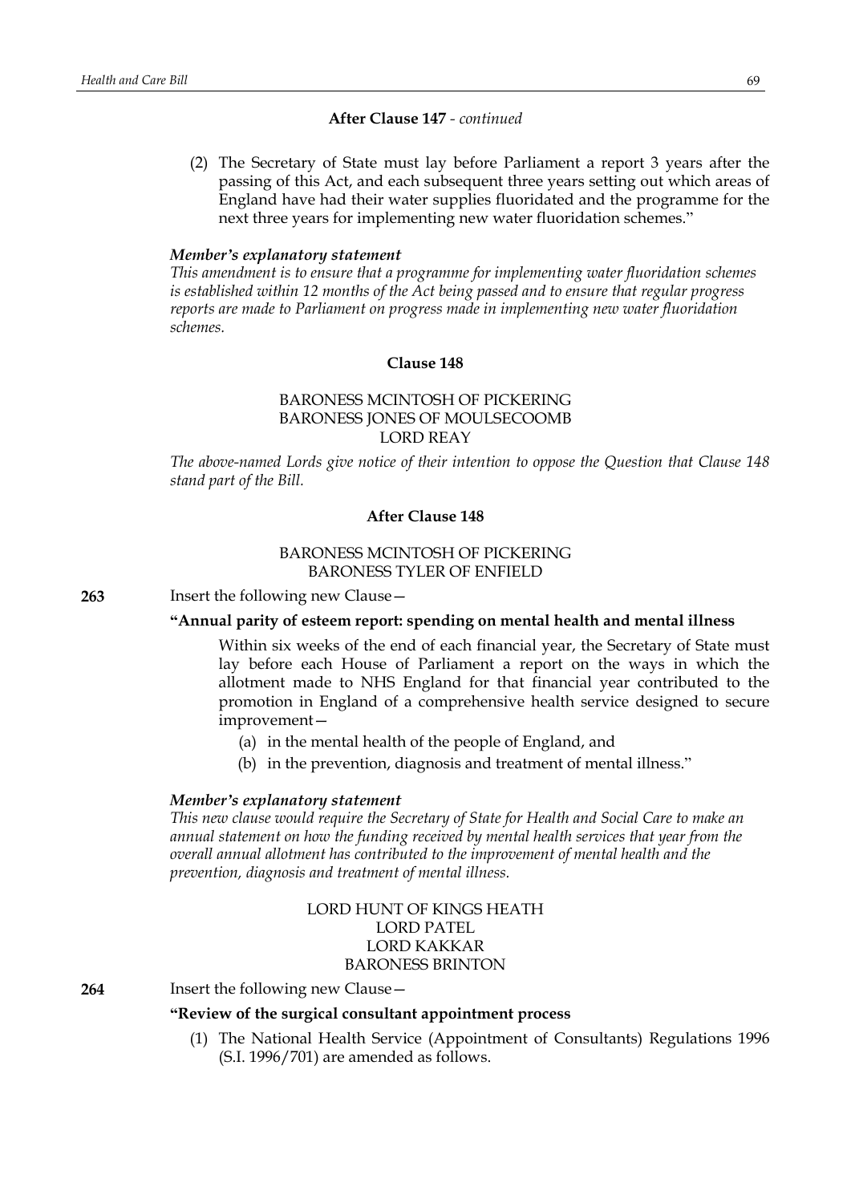**After Clause 147** - *continued*

(2) The Secretary of State must lay before Parliament a report 3 years after the passing of this Act, and each subsequent three years setting out which areas of England have had their water supplies fluoridated and the programme for the next three years for implementing new water fluoridation schemes."

***Member's explanatory statement***

*This amendment is to ensure that a programme for implementing water fluoridation schemes is established within 12 months of the Act being passed and to ensure that regular progress reports are made to Parliament on progress made in implementing new water fluoridation schemes.*

**Clause 148**

BARONESS MCINTOSH OF PICKERING
BARONESS JONES OF MOULSECOOMB
LORD REAY

*The above-named Lords give notice of their intention to oppose the Question that Clause 148 stand part of the Bill.*

**After Clause 148**

BARONESS MCINTOSH OF PICKERING
BARONESS TYLER OF ENFIELD

**263** Insert the following new Clause—

**"Annual parity of esteem report: spending on mental health and mental illness**

Within six weeks of the end of each financial year, the Secretary of State must lay before each House of Parliament a report on the ways in which the allotment made to NHS England for that financial year contributed to the promotion in England of a comprehensive health service designed to secure improvement—

(a) in the mental health of the people of England, and

(b) in the prevention, diagnosis and treatment of mental illness."

***Member's explanatory statement***

*This new clause would require the Secretary of State for Health and Social Care to make an annual statement on how the funding received by mental health services that year from the overall annual allotment has contributed to the improvement of mental health and the prevention, diagnosis and treatment of mental illness.*

LORD HUNT OF KINGS HEATH
LORD PATEL
LORD KAKKAR
BARONESS BRINTON

**264** Insert the following new Clause—

**"Review of the surgical consultant appointment process**

(1) The National Health Service (Appointment of Consultants) Regulations 1996 (S.I. 1996/701) are amended as follows.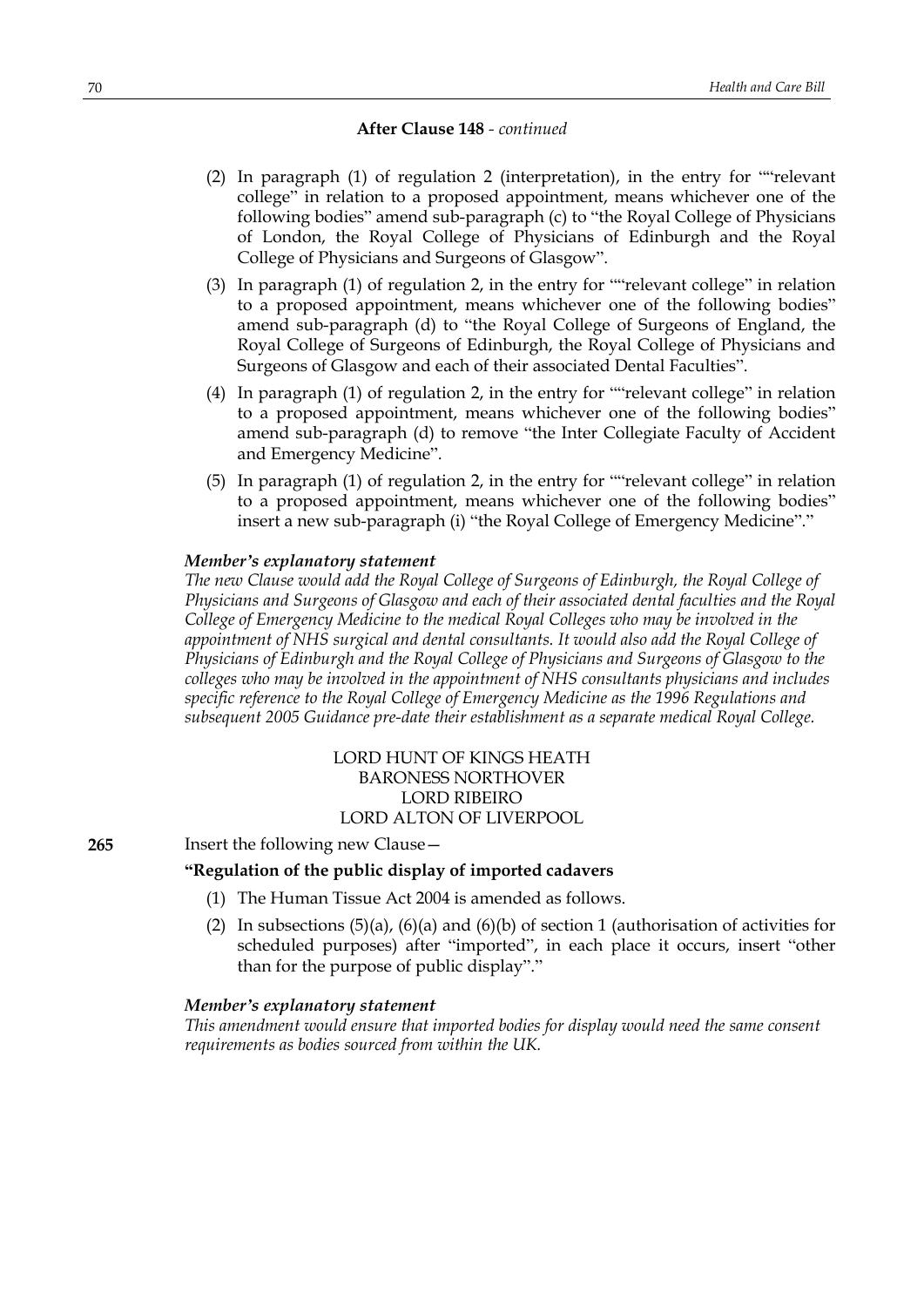**After Clause 148** - *continued*

(2) In paragraph (1) of regulation 2 (interpretation), in the entry for ""relevant college" in relation to a proposed appointment, means whichever one of the following bodies" amend sub-paragraph (c) to "the Royal College of Physicians of London, the Royal College of Physicians of Edinburgh and the Royal College of Physicians and Surgeons of Glasgow".

(3) In paragraph (1) of regulation 2, in the entry for ""relevant college" in relation to a proposed appointment, means whichever one of the following bodies" amend sub-paragraph (d) to "the Royal College of Surgeons of England, the Royal College of Surgeons of Edinburgh, the Royal College of Physicians and Surgeons of Glasgow and each of their associated Dental Faculties".

(4) In paragraph (1) of regulation 2, in the entry for ""relevant college" in relation to a proposed appointment, means whichever one of the following bodies" amend sub-paragraph (d) to remove "the Inter Collegiate Faculty of Accident and Emergency Medicine".

(5) In paragraph (1) of regulation 2, in the entry for ""relevant college" in relation to a proposed appointment, means whichever one of the following bodies" insert a new sub-paragraph (i) "the Royal College of Emergency Medicine"."

***Member's explanatory statement***

*The new Clause would add the Royal College of Surgeons of Edinburgh, the Royal College of Physicians and Surgeons of Glasgow and each of their associated dental faculties and the Royal College of Emergency Medicine to the medical Royal Colleges who may be involved in the appointment of NHS surgical and dental consultants. It would also add the Royal College of Physicians of Edinburgh and the Royal College of Physicians and Surgeons of Glasgow to the colleges who may be involved in the appointment of NHS consultants physicians and includes specific reference to the Royal College of Emergency Medicine as the 1996 Regulations and subsequent 2005 Guidance pre-date their establishment as a separate medical Royal College.*

LORD HUNT OF KINGS HEATH
BARONESS NORTHOVER
LORD RIBEIRO
LORD ALTON OF LIVERPOOL

**265** Insert the following new Clause—

**"Regulation of the public display of imported cadavers**

(1) The Human Tissue Act 2004 is amended as follows.

(2) In subsections (5)(a), (6)(a) and (6)(b) of section 1 (authorisation of activities for scheduled purposes) after "imported", in each place it occurs, insert "other than for the purpose of public display"."

***Member's explanatory statement***

*This amendment would ensure that imported bodies for display would need the same consent requirements as bodies sourced from within the UK.*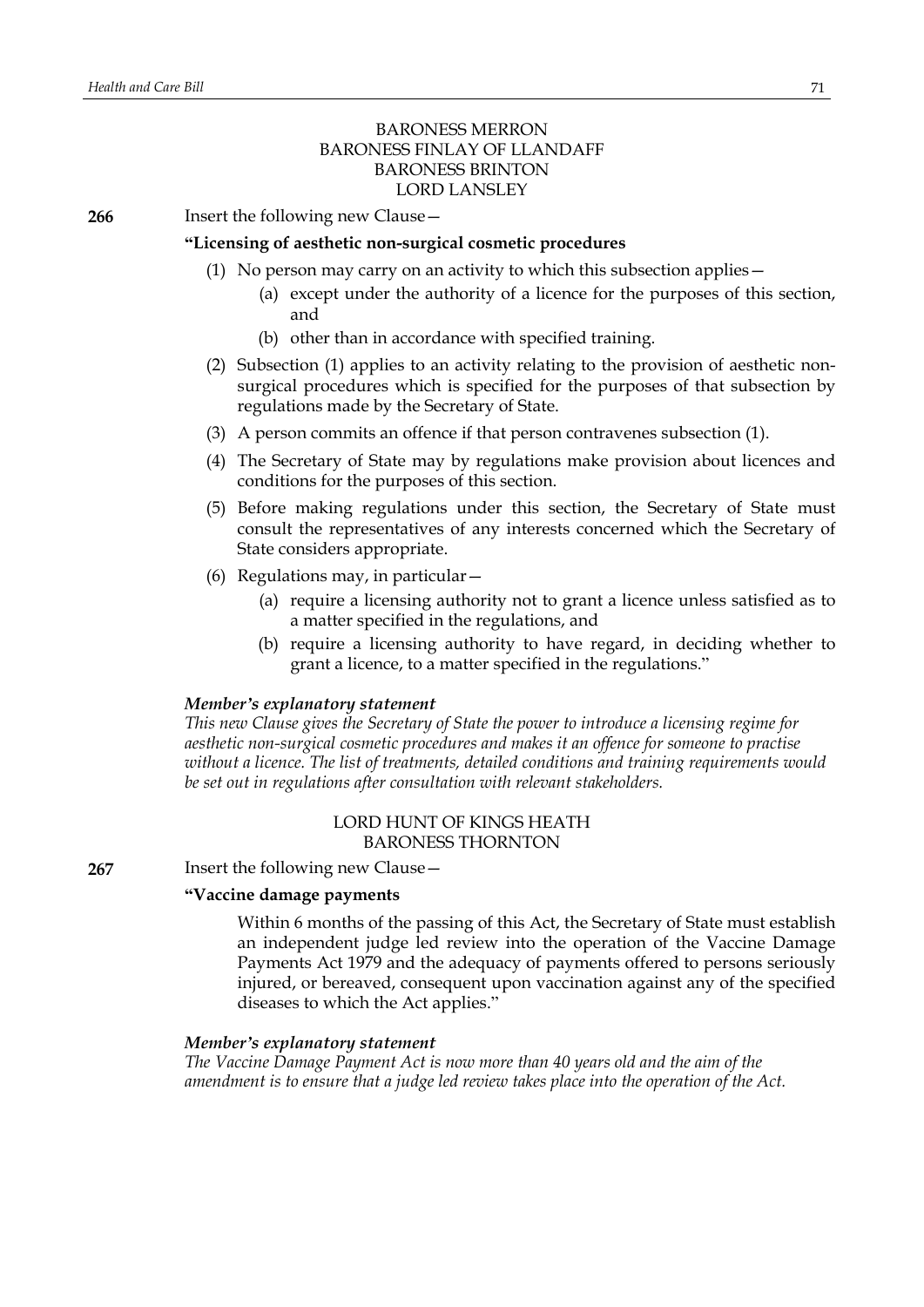BARONESS MERRON
BARONESS FINLAY OF LLANDAFF
BARONESS BRINTON
LORD LANSLEY

**266** Insert the following new Clause—

**"Licensing of aesthetic non-surgical cosmetic procedures**

(1) No person may carry on an activity to which this subsection applies—

(a) except under the authority of a licence for the purposes of this section, and

(b) other than in accordance with specified training.

(2) Subsection (1) applies to an activity relating to the provision of aesthetic non-surgical procedures which is specified for the purposes of that subsection by regulations made by the Secretary of State.

(3) A person commits an offence if that person contravenes subsection (1).

(4) The Secretary of State may by regulations make provision about licences and conditions for the purposes of this section.

(5) Before making regulations under this section, the Secretary of State must consult the representatives of any interests concerned which the Secretary of State considers appropriate.

(6) Regulations may, in particular—

(a) require a licensing authority not to grant a licence unless satisfied as to a matter specified in the regulations, and

(b) require a licensing authority to have regard, in deciding whether to grant a licence, to a matter specified in the regulations."

***Member's explanatory statement***

*This new Clause gives the Secretary of State the power to introduce a licensing regime for aesthetic non-surgical cosmetic procedures and makes it an offence for someone to practise without a licence. The list of treatments, detailed conditions and training requirements would be set out in regulations after consultation with relevant stakeholders.*

LORD HUNT OF KINGS HEATH
BARONESS THORNTON

**267** Insert the following new Clause—

**"Vaccine damage payments**

Within 6 months of the passing of this Act, the Secretary of State must establish an independent judge led review into the operation of the Vaccine Damage Payments Act 1979 and the adequacy of payments offered to persons seriously injured, or bereaved, consequent upon vaccination against any of the specified diseases to which the Act applies."

***Member's explanatory statement***

*The Vaccine Damage Payment Act is now more than 40 years old and the aim of the amendment is to ensure that a judge led review takes place into the operation of the Act.*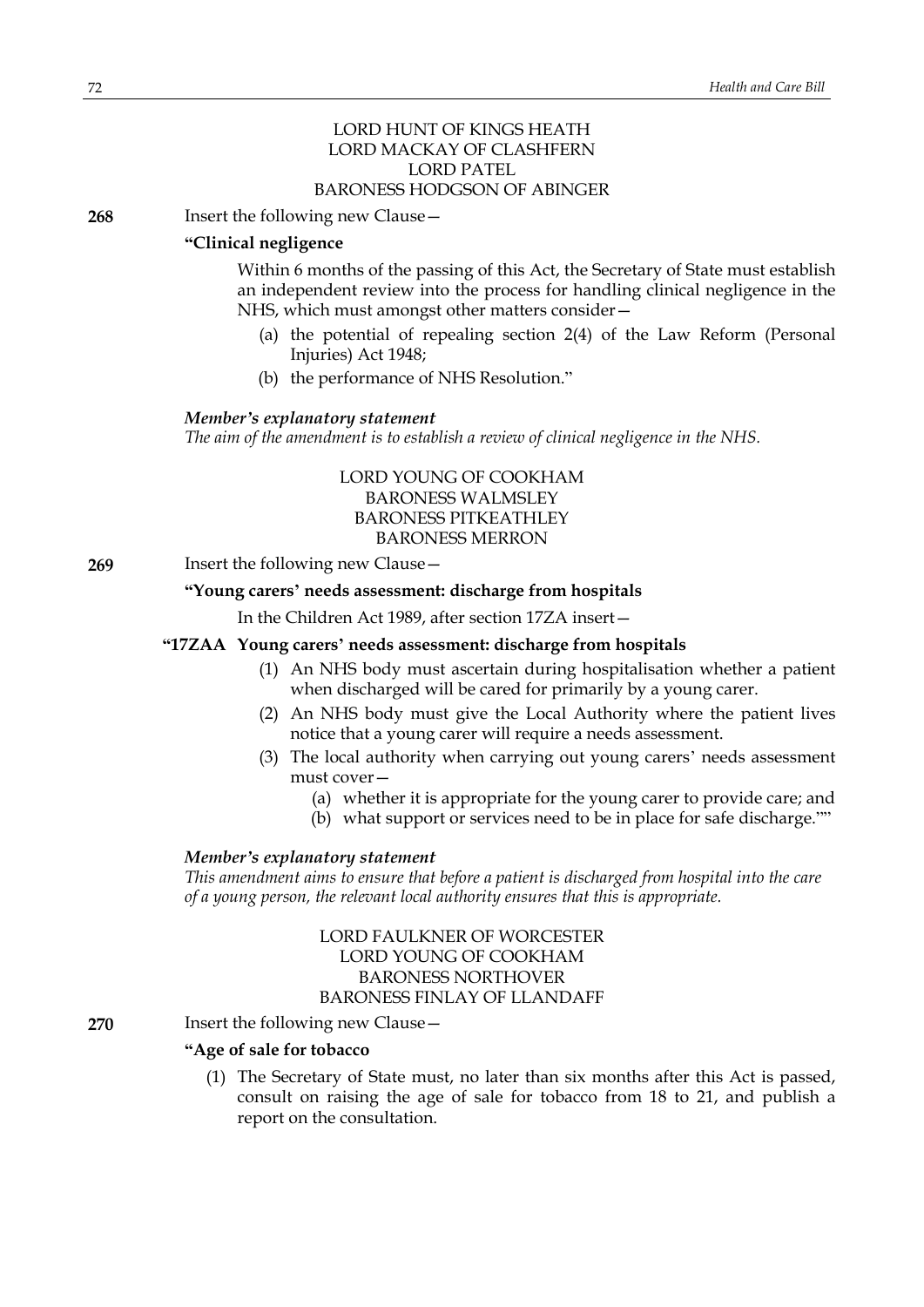LORD HUNT OF KINGS HEATH
LORD MACKAY OF CLASHFERN
LORD PATEL
BARONESS HODGSON OF ABINGER

**268** Insert the following new Clause—

**"Clinical negligence**

Within 6 months of the passing of this Act, the Secretary of State must establish an independent review into the process for handling clinical negligence in the NHS, which must amongst other matters consider—

(a) the potential of repealing section 2(4) of the Law Reform (Personal Injuries) Act 1948;

(b) the performance of NHS Resolution."

***Member's explanatory statement***

*The aim of the amendment is to establish a review of clinical negligence in the NHS.*

LORD YOUNG OF COOKHAM
BARONESS WALMSLEY
BARONESS PITKEATHLEY
BARONESS MERRON

**269** Insert the following new Clause—

**"Young carers' needs assessment: discharge from hospitals**

In the Children Act 1989, after section 17ZA insert—

**"17ZAA Young carers' needs assessment: discharge from hospitals**

(1) An NHS body must ascertain during hospitalisation whether a patient when discharged will be cared for primarily by a young carer.

(2) An NHS body must give the Local Authority where the patient lives notice that a young carer will require a needs assessment.

(3) The local authority when carrying out young carers' needs assessment must cover—

(a) whether it is appropriate for the young carer to provide care; and

(b) what support or services need to be in place for safe discharge.""

***Member's explanatory statement***

*This amendment aims to ensure that before a patient is discharged from hospital into the care of a young person, the relevant local authority ensures that this is appropriate.*

LORD FAULKNER OF WORCESTER
LORD YOUNG OF COOKHAM
BARONESS NORTHOVER
BARONESS FINLAY OF LLANDAFF

**270** Insert the following new Clause—

**"Age of sale for tobacco**

(1) The Secretary of State must, no later than six months after this Act is passed, consult on raising the age of sale for tobacco from 18 to 21, and publish a report on the consultation.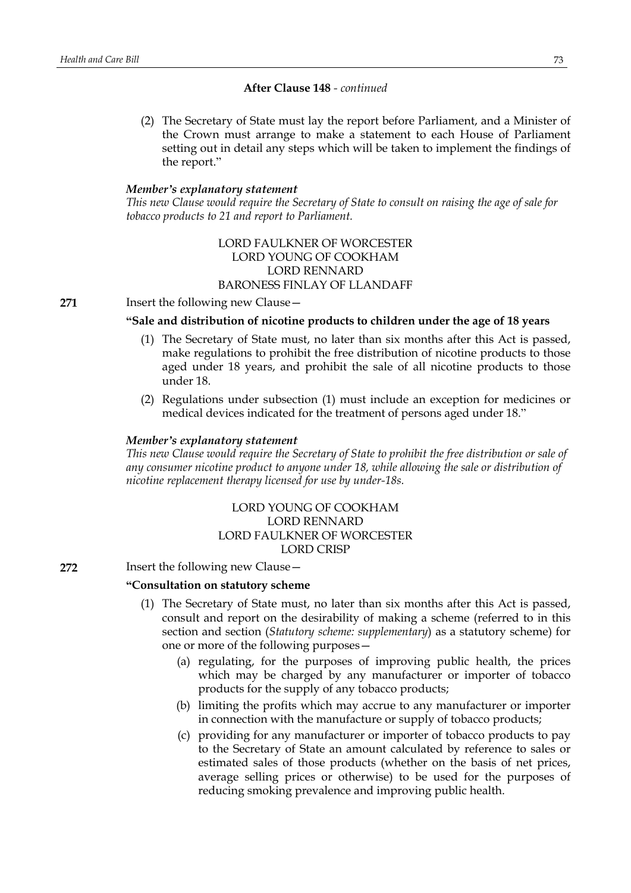**After Clause 148** - *continued*

(2) The Secretary of State must lay the report before Parliament, and a Minister of the Crown must arrange to make a statement to each House of Parliament setting out in detail any steps which will be taken to implement the findings of the report."

***Member's explanatory statement***
*This new Clause would require the Secretary of State to consult on raising the age of sale for tobacco products to 21 and report to Parliament.*

LORD FAULKNER OF WORCESTER
LORD YOUNG OF COOKHAM
LORD RENNARD
BARONESS FINLAY OF LLANDAFF

**271** Insert the following new Clause—

**"Sale and distribution of nicotine products to children under the age of 18 years**

(1) The Secretary of State must, no later than six months after this Act is passed, make regulations to prohibit the free distribution of nicotine products to those aged under 18 years, and prohibit the sale of all nicotine products to those under 18.

(2) Regulations under subsection (1) must include an exception for medicines or medical devices indicated for the treatment of persons aged under 18."

***Member's explanatory statement***
*This new Clause would require the Secretary of State to prohibit the free distribution or sale of any consumer nicotine product to anyone under 18, while allowing the sale or distribution of nicotine replacement therapy licensed for use by under-18s.*

LORD YOUNG OF COOKHAM
LORD RENNARD
LORD FAULKNER OF WORCESTER
LORD CRISP

**272** Insert the following new Clause—

**"Consultation on statutory scheme**

(1) The Secretary of State must, no later than six months after this Act is passed, consult and report on the desirability of making a scheme (referred to in this section and section (*Statutory scheme: supplementary*) as a statutory scheme) for one or more of the following purposes—

(a) regulating, for the purposes of improving public health, the prices which may be charged by any manufacturer or importer of tobacco products for the supply of any tobacco products;

(b) limiting the profits which may accrue to any manufacturer or importer in connection with the manufacture or supply of tobacco products;

(c) providing for any manufacturer or importer of tobacco products to pay to the Secretary of State an amount calculated by reference to sales or estimated sales of those products (whether on the basis of net prices, average selling prices or otherwise) to be used for the purposes of reducing smoking prevalence and improving public health.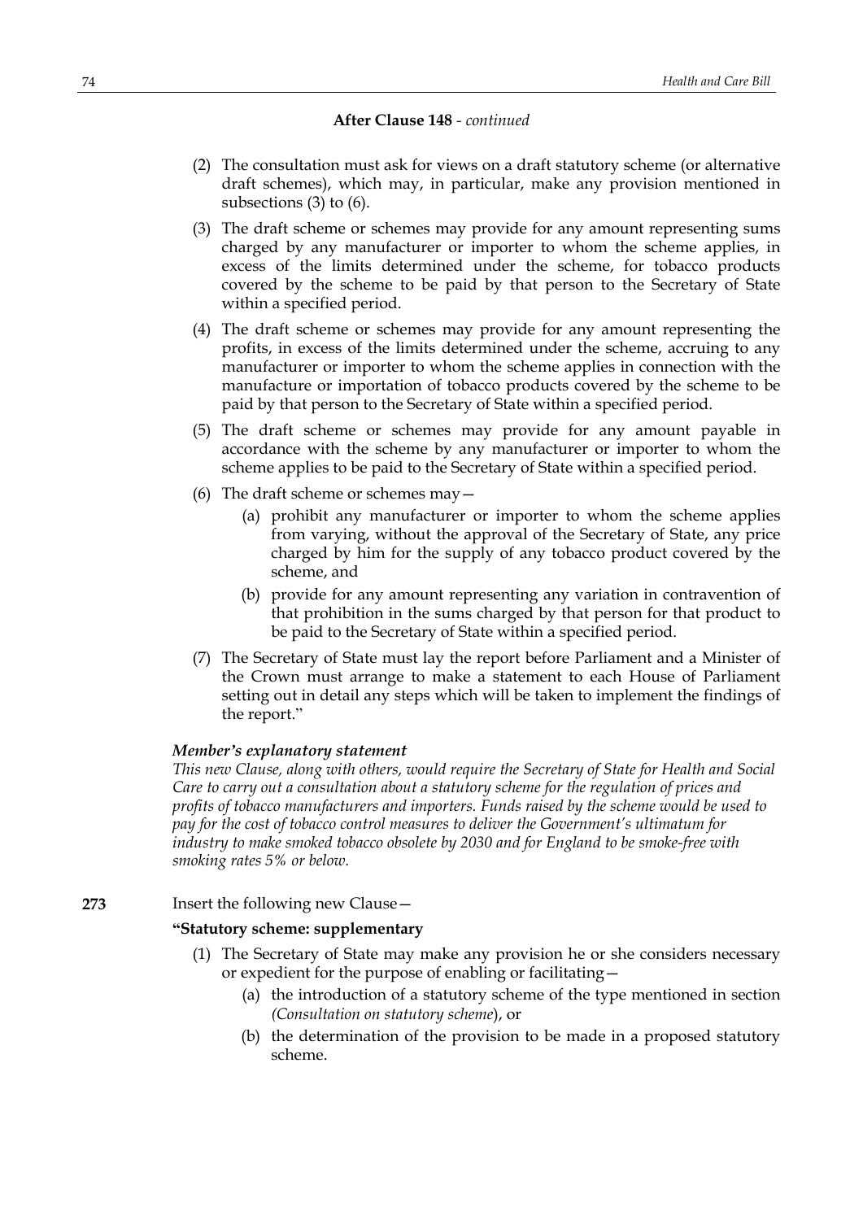**After Clause 148** - *continued*

(2) The consultation must ask for views on a draft statutory scheme (or alternative draft schemes), which may, in particular, make any provision mentioned in subsections (3) to (6).

(3) The draft scheme or schemes may provide for any amount representing sums charged by any manufacturer or importer to whom the scheme applies, in excess of the limits determined under the scheme, for tobacco products covered by the scheme to be paid by that person to the Secretary of State within a specified period.

(4) The draft scheme or schemes may provide for any amount representing the profits, in excess of the limits determined under the scheme, accruing to any manufacturer or importer to whom the scheme applies in connection with the manufacture or importation of tobacco products covered by the scheme to be paid by that person to the Secretary of State within a specified period.

(5) The draft scheme or schemes may provide for any amount payable in accordance with the scheme by any manufacturer or importer to whom the scheme applies to be paid to the Secretary of State within a specified period.

(6) The draft scheme or schemes may—

(a) prohibit any manufacturer or importer to whom the scheme applies from varying, without the approval of the Secretary of State, any price charged by him for the supply of any tobacco product covered by the scheme, and

(b) provide for any amount representing any variation in contravention of that prohibition in the sums charged by that person for that product to be paid to the Secretary of State within a specified period.

(7) The Secretary of State must lay the report before Parliament and a Minister of the Crown must arrange to make a statement to each House of Parliament setting out in detail any steps which will be taken to implement the findings of the report."

***Member's explanatory statement***

*This new Clause, along with others, would require the Secretary of State for Health and Social Care to carry out a consultation about a statutory scheme for the regulation of prices and profits of tobacco manufacturers and importers. Funds raised by the scheme would be used to pay for the cost of tobacco control measures to deliver the Government's ultimatum for industry to make smoked tobacco obsolete by 2030 and for England to be smoke-free with smoking rates 5% or below.*

**273** Insert the following new Clause—

**"Statutory scheme: supplementary**

(1) The Secretary of State may make any provision he or she considers necessary or expedient for the purpose of enabling or facilitating—

(a) the introduction of a statutory scheme of the type mentioned in section *(Consultation on statutory scheme)*, or

(b) the determination of the provision to be made in a proposed statutory scheme.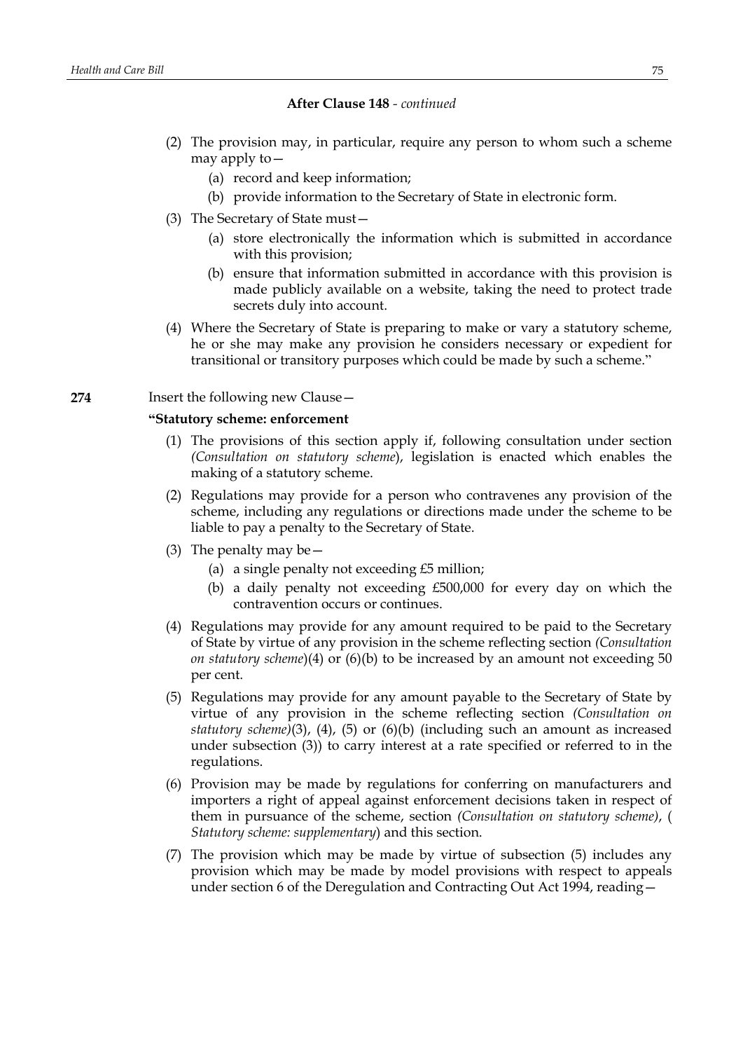**After Clause 148** - *continued*

(2) The provision may, in particular, require any person to whom such a scheme may apply to—

(a) record and keep information;

(b) provide information to the Secretary of State in electronic form.

(3) The Secretary of State must—

(a) store electronically the information which is submitted in accordance with this provision;

(b) ensure that information submitted in accordance with this provision is made publicly available on a website, taking the need to protect trade secrets duly into account.

(4) Where the Secretary of State is preparing to make or vary a statutory scheme, he or she may make any provision he considers necessary or expedient for transitional or transitory purposes which could be made by such a scheme."

**274** Insert the following new Clause—

**"Statutory scheme: enforcement**

(1) The provisions of this section apply if, following consultation under section *(Consultation on statutory scheme*), legislation is enacted which enables the making of a statutory scheme.

(2) Regulations may provide for a person who contravenes any provision of the scheme, including any regulations or directions made under the scheme to be liable to pay a penalty to the Secretary of State.

(3) The penalty may be—

(a) a single penalty not exceeding £5 million;

(b) a daily penalty not exceeding £500,000 for every day on which the contravention occurs or continues.

(4) Regulations may provide for any amount required to be paid to the Secretary of State by virtue of any provision in the scheme reflecting section *(Consultation on statutory scheme*)(4) or (6)(b) to be increased by an amount not exceeding 50 per cent.

(5) Regulations may provide for any amount payable to the Secretary of State by virtue of any provision in the scheme reflecting section *(Consultation on statutory scheme)*(3), (4), (5) or (6)(b) (including such an amount as increased under subsection (3)) to carry interest at a rate specified or referred to in the regulations.

(6) Provision may be made by regulations for conferring on manufacturers and importers a right of appeal against enforcement decisions taken in respect of them in pursuance of the scheme, section *(Consultation on statutory scheme)*, ( *Statutory scheme: supplementary*) and this section.

(7) The provision which may be made by virtue of subsection (5) includes any provision which may be made by model provisions with respect to appeals under section 6 of the Deregulation and Contracting Out Act 1994, reading—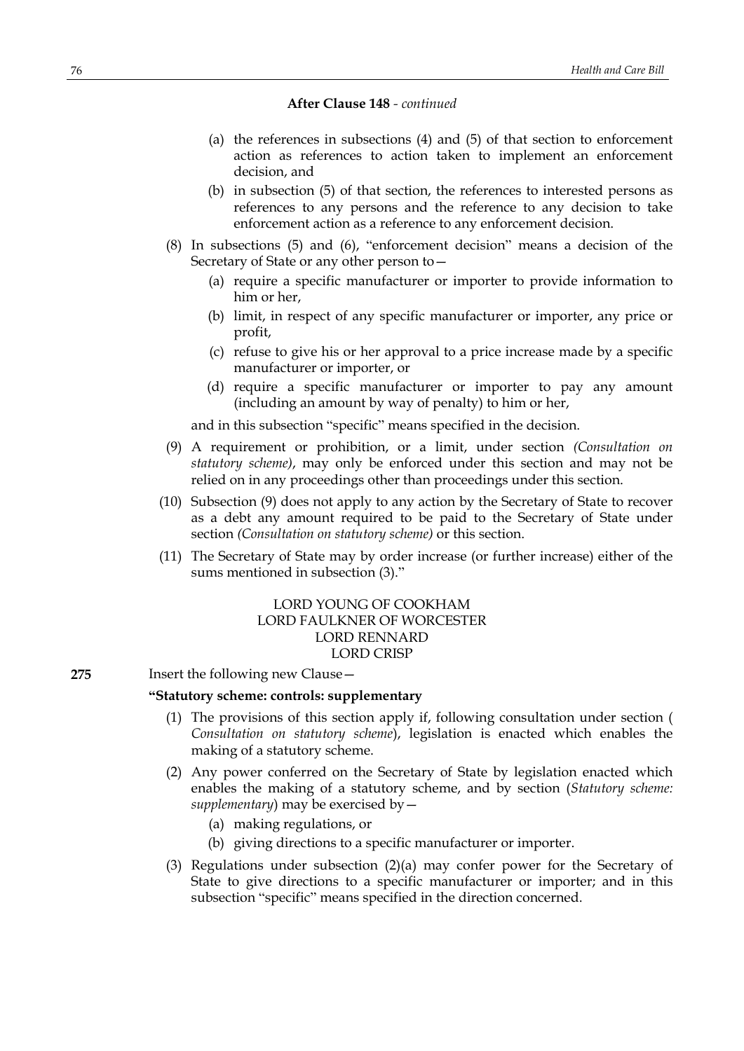**After Clause 148** - *continued*

(a) the references in subsections (4) and (5) of that section to enforcement action as references to action taken to implement an enforcement decision, and

(b) in subsection (5) of that section, the references to interested persons as references to any persons and the reference to any decision to take enforcement action as a reference to any enforcement decision.

(8) In subsections (5) and (6), "enforcement decision" means a decision of the Secretary of State or any other person to—

(a) require a specific manufacturer or importer to provide information to him or her,

(b) limit, in respect of any specific manufacturer or importer, any price or profit,

(c) refuse to give his or her approval to a price increase made by a specific manufacturer or importer, or

(d) require a specific manufacturer or importer to pay any amount (including an amount by way of penalty) to him or her,

and in this subsection "specific" means specified in the decision.

(9) A requirement or prohibition, or a limit, under section *(Consultation on statutory scheme)*, may only be enforced under this section and may not be relied on in any proceedings other than proceedings under this section.

(10) Subsection (9) does not apply to any action by the Secretary of State to recover as a debt any amount required to be paid to the Secretary of State under section *(Consultation on statutory scheme)* or this section.

(11) The Secretary of State may by order increase (or further increase) either of the sums mentioned in subsection (3)."

LORD YOUNG OF COOKHAM
LORD FAULKNER OF WORCESTER
LORD RENNARD
LORD CRISP

**275** Insert the following new Clause—

**"Statutory scheme: controls: supplementary**

(1) The provisions of this section apply if, following consultation under section ( *Consultation on statutory scheme*), legislation is enacted which enables the making of a statutory scheme.

(2) Any power conferred on the Secretary of State by legislation enacted which enables the making of a statutory scheme, and by section (*Statutory scheme: supplementary*) may be exercised by—

(a) making regulations, or

(b) giving directions to a specific manufacturer or importer.

(3) Regulations under subsection (2)(a) may confer power for the Secretary of State to give directions to a specific manufacturer or importer; and in this subsection "specific" means specified in the direction concerned.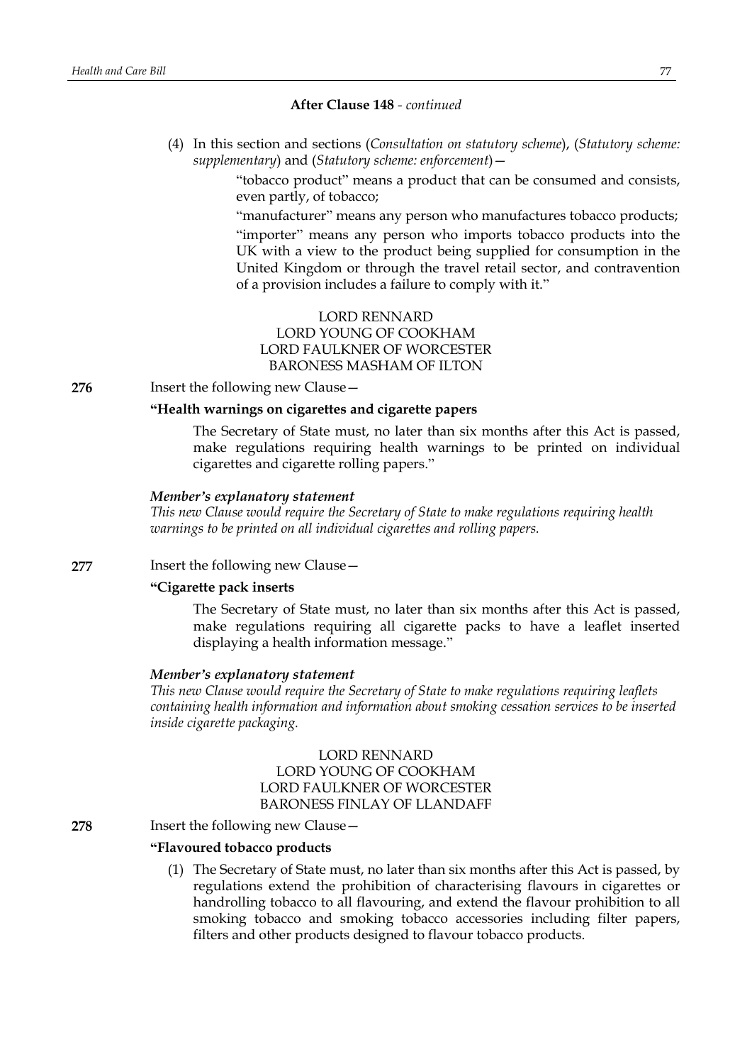**After Clause 148** - *continued*

(4) In this section and sections (*Consultation on statutory scheme*), (*Statutory scheme: supplementary*) and (*Statutory scheme: enforcement*)—

"tobacco product" means a product that can be consumed and consists, even partly, of tobacco;

"manufacturer" means any person who manufactures tobacco products;

"importer" means any person who imports tobacco products into the UK with a view to the product being supplied for consumption in the United Kingdom or through the travel retail sector, and contravention of a provision includes a failure to comply with it."

LORD RENNARD
LORD YOUNG OF COOKHAM
LORD FAULKNER OF WORCESTER
BARONESS MASHAM OF ILTON

**276** Insert the following new Clause—

**"Health warnings on cigarettes and cigarette papers**

The Secretary of State must, no later than six months after this Act is passed, make regulations requiring health warnings to be printed on individual cigarettes and cigarette rolling papers."

***Member's explanatory statement***

*This new Clause would require the Secretary of State to make regulations requiring health warnings to be printed on all individual cigarettes and rolling papers.*

**277** Insert the following new Clause—

**"Cigarette pack inserts**

The Secretary of State must, no later than six months after this Act is passed, make regulations requiring all cigarette packs to have a leaflet inserted displaying a health information message."

***Member's explanatory statement***

*This new Clause would require the Secretary of State to make regulations requiring leaflets containing health information and information about smoking cessation services to be inserted inside cigarette packaging.*

LORD RENNARD
LORD YOUNG OF COOKHAM
LORD FAULKNER OF WORCESTER
BARONESS FINLAY OF LLANDAFF

**278** Insert the following new Clause—

**"Flavoured tobacco products**

(1) The Secretary of State must, no later than six months after this Act is passed, by regulations extend the prohibition of characterising flavours in cigarettes or handrolling tobacco to all flavouring, and extend the flavour prohibition to all smoking tobacco and smoking tobacco accessories including filter papers, filters and other products designed to flavour tobacco products.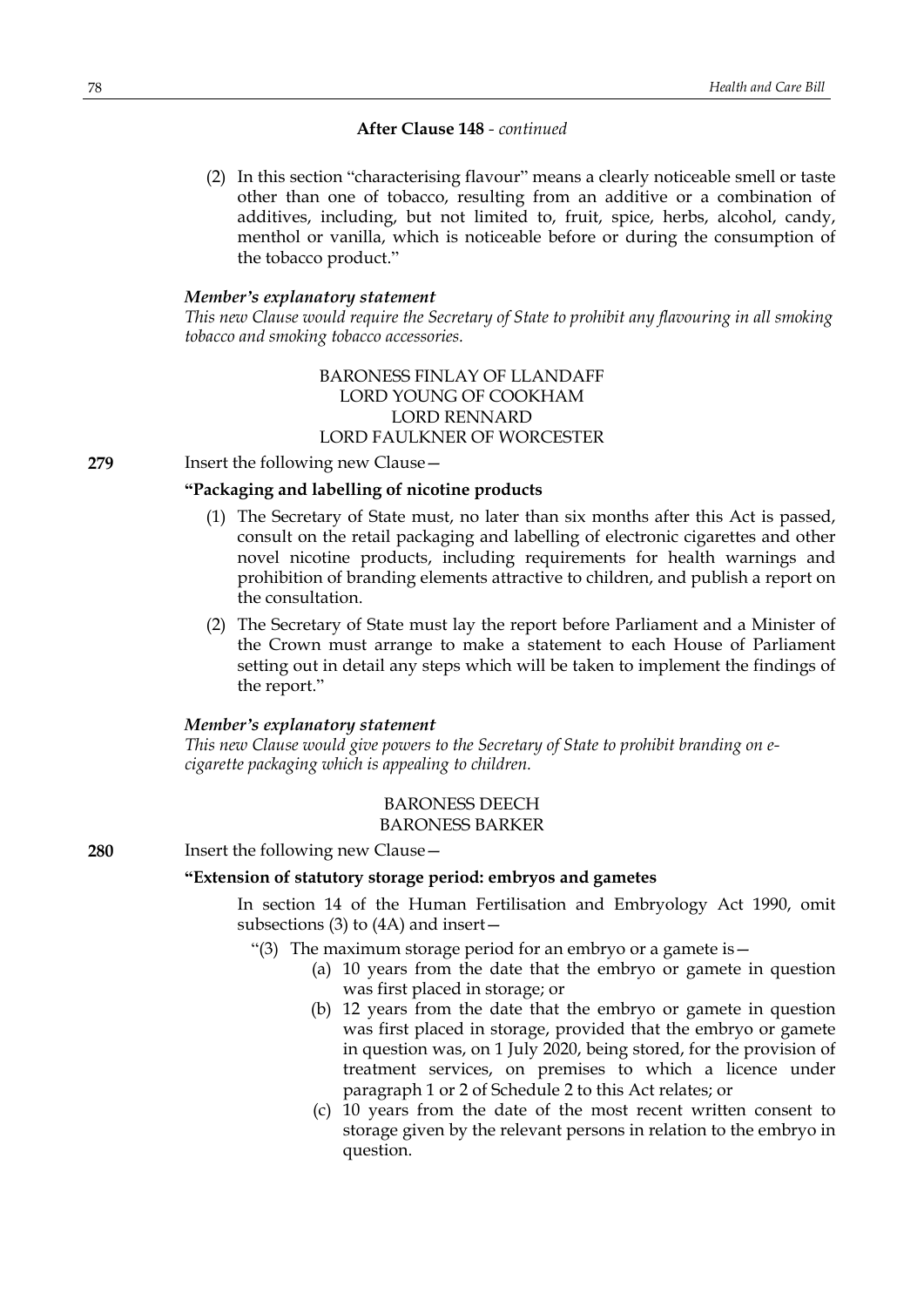**After Clause 148** - *continued*

(2) In this section "characterising flavour" means a clearly noticeable smell or taste other than one of tobacco, resulting from an additive or a combination of additives, including, but not limited to, fruit, spice, herbs, alcohol, candy, menthol or vanilla, which is noticeable before or during the consumption of the tobacco product."

***Member's explanatory statement***

*This new Clause would require the Secretary of State to prohibit any flavouring in all smoking tobacco and smoking tobacco accessories.*

BARONESS FINLAY OF LLANDAFF
LORD YOUNG OF COOKHAM
LORD RENNARD
LORD FAULKNER OF WORCESTER

**279** Insert the following new Clause—

**"Packaging and labelling of nicotine products**

(1) The Secretary of State must, no later than six months after this Act is passed, consult on the retail packaging and labelling of electronic cigarettes and other novel nicotine products, including requirements for health warnings and prohibition of branding elements attractive to children, and publish a report on the consultation.

(2) The Secretary of State must lay the report before Parliament and a Minister of the Crown must arrange to make a statement to each House of Parliament setting out in detail any steps which will be taken to implement the findings of the report."

***Member's explanatory statement***

*This new Clause would give powers to the Secretary of State to prohibit branding on e-cigarette packaging which is appealing to children.*

BARONESS DEECH
BARONESS BARKER

**280** Insert the following new Clause—

**"Extension of statutory storage period: embryos and gametes**

In section 14 of the Human Fertilisation and Embryology Act 1990, omit subsections (3) to (4A) and insert—

"(3) The maximum storage period for an embryo or a gamete is—

(a) 10 years from the date that the embryo or gamete in question was first placed in storage; or

(b) 12 years from the date that the embryo or gamete in question was first placed in storage, provided that the embryo or gamete in question was, on 1 July 2020, being stored, for the provision of treatment services, on premises to which a licence under paragraph 1 or 2 of Schedule 2 to this Act relates; or

(c) 10 years from the date of the most recent written consent to storage given by the relevant persons in relation to the embryo in question.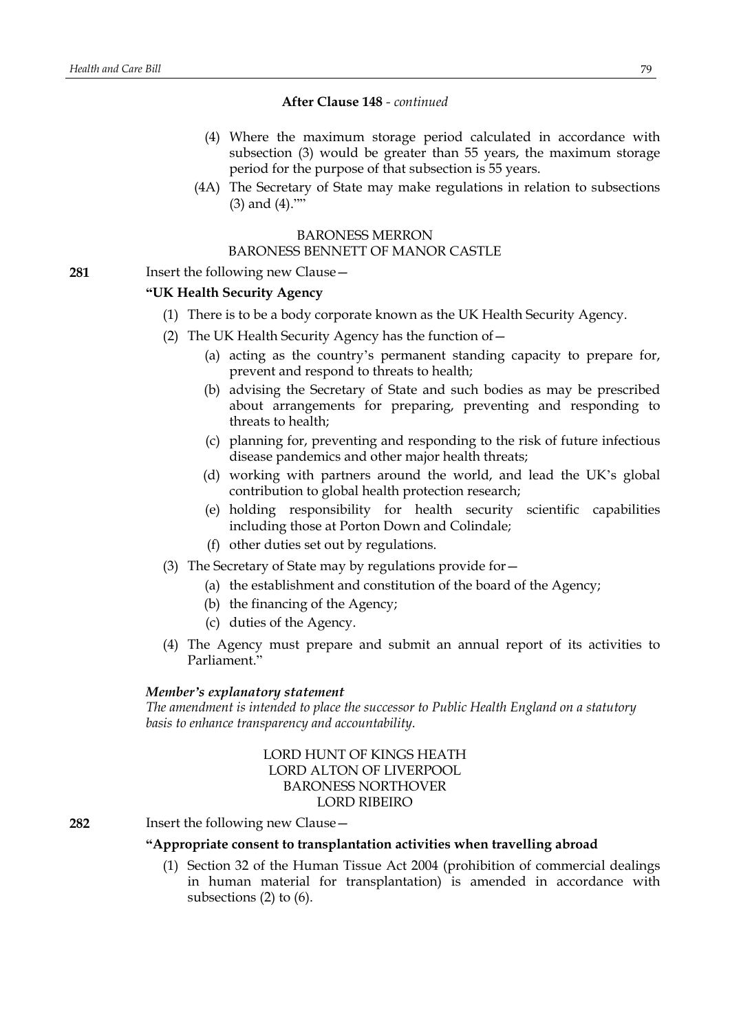**After Clause 148** - *continued*

(4) Where the maximum storage period calculated in accordance with subsection (3) would be greater than 55 years, the maximum storage period for the purpose of that subsection is 55 years.

(4A) The Secretary of State may make regulations in relation to subsections (3) and (4).""

BARONESS MERRON
BARONESS BENNETT OF MANOR CASTLE

**281** Insert the following new Clause—

**"UK Health Security Agency**

(1) There is to be a body corporate known as the UK Health Security Agency.

(2) The UK Health Security Agency has the function of—

(a) acting as the country's permanent standing capacity to prepare for, prevent and respond to threats to health;

(b) advising the Secretary of State and such bodies as may be prescribed about arrangements for preparing, preventing and responding to threats to health;

(c) planning for, preventing and responding to the risk of future infectious disease pandemics and other major health threats;

(d) working with partners around the world, and lead the UK's global contribution to global health protection research;

(e) holding responsibility for health security scientific capabilities including those at Porton Down and Colindale;

(f) other duties set out by regulations.

(3) The Secretary of State may by regulations provide for—

(a) the establishment and constitution of the board of the Agency;

(b) the financing of the Agency;

(c) duties of the Agency.

(4) The Agency must prepare and submit an annual report of its activities to Parliament."

***Member's explanatory statement***

*The amendment is intended to place the successor to Public Health England on a statutory basis to enhance transparency and accountability.*

LORD HUNT OF KINGS HEATH
LORD ALTON OF LIVERPOOL
BARONESS NORTHOVER
LORD RIBEIRO

**282** Insert the following new Clause—

**"Appropriate consent to transplantation activities when travelling abroad**

(1) Section 32 of the Human Tissue Act 2004 (prohibition of commercial dealings in human material for transplantation) is amended in accordance with subsections (2) to (6).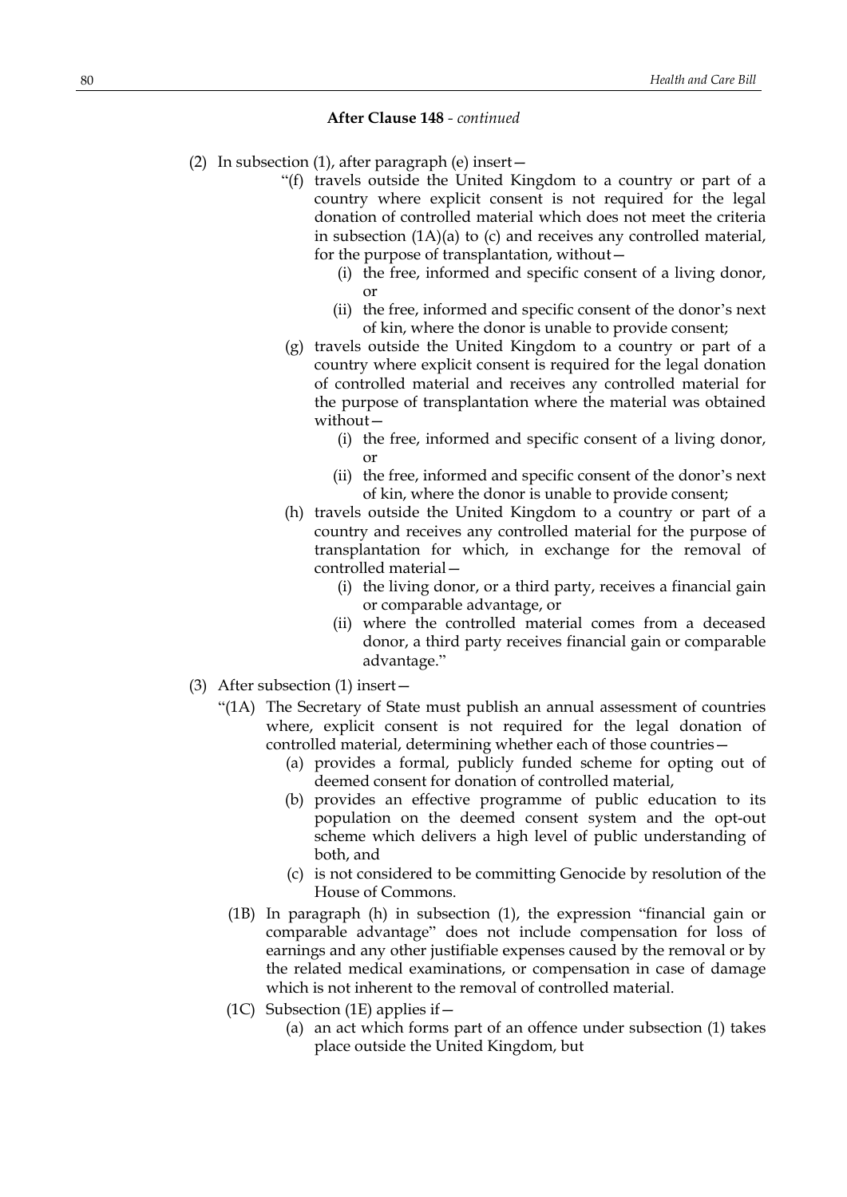**After Clause 148** - *continued*

(2) In subsection (1), after paragraph (e) insert—

"(f) travels outside the United Kingdom to a country or part of a country where explicit consent is not required for the legal donation of controlled material which does not meet the criteria in subsection (1A)(a) to (c) and receives any controlled material, for the purpose of transplantation, without—

(i) the free, informed and specific consent of a living donor, or

(ii) the free, informed and specific consent of the donor's next of kin, where the donor is unable to provide consent;

(g) travels outside the United Kingdom to a country or part of a country where explicit consent is required for the legal donation of controlled material and receives any controlled material for the purpose of transplantation where the material was obtained without—

(i) the free, informed and specific consent of a living donor, or

(ii) the free, informed and specific consent of the donor's next of kin, where the donor is unable to provide consent;

(h) travels outside the United Kingdom to a country or part of a country and receives any controlled material for the purpose of transplantation for which, in exchange for the removal of controlled material—

(i) the living donor, or a third party, receives a financial gain or comparable advantage, or

(ii) where the controlled material comes from a deceased donor, a third party receives financial gain or comparable advantage."

(3) After subsection (1) insert—

"(1A) The Secretary of State must publish an annual assessment of countries where, explicit consent is not required for the legal donation of controlled material, determining whether each of those countries—

(a) provides a formal, publicly funded scheme for opting out of deemed consent for donation of controlled material,

(b) provides an effective programme of public education to its population on the deemed consent system and the opt-out scheme which delivers a high level of public understanding of both, and

(c) is not considered to be committing Genocide by resolution of the House of Commons.

(1B) In paragraph (h) in subsection (1), the expression "financial gain or comparable advantage" does not include compensation for loss of earnings and any other justifiable expenses caused by the removal or by the related medical examinations, or compensation in case of damage which is not inherent to the removal of controlled material.

(1C) Subsection (1E) applies if—

(a) an act which forms part of an offence under subsection (1) takes place outside the United Kingdom, but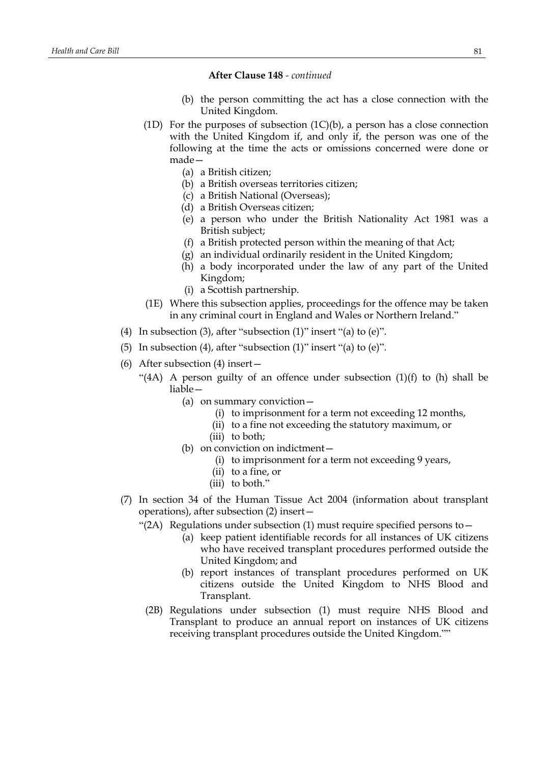**After Clause 148** - *continued*

(b) the person committing the act has a close connection with the United Kingdom.

(1D) For the purposes of subsection (1C)(b), a person has a close connection with the United Kingdom if, and only if, the person was one of the following at the time the acts or omissions concerned were done or made—

(a) a British citizen;

(b) a British overseas territories citizen;

(c) a British National (Overseas);

(d) a British Overseas citizen;

(e) a person who under the British Nationality Act 1981 was a British subject;

(f) a British protected person within the meaning of that Act;

(g) an individual ordinarily resident in the United Kingdom;

(h) a body incorporated under the law of any part of the United Kingdom;

(i) a Scottish partnership.

(1E) Where this subsection applies, proceedings for the offence may be taken in any criminal court in England and Wales or Northern Ireland."

(4) In subsection (3), after "subsection (1)" insert "(a) to (e)".

(5) In subsection (4), after "subsection (1)" insert "(a) to (e)".

(6) After subsection (4) insert—

"(4A) A person guilty of an offence under subsection (1)(f) to (h) shall be liable—

(a) on summary conviction—

(i) to imprisonment for a term not exceeding 12 months,

(ii) to a fine not exceeding the statutory maximum, or

(iii) to both;

(b) on conviction on indictment—

(i) to imprisonment for a term not exceeding 9 years,

(ii) to a fine, or

(iii) to both."

(7) In section 34 of the Human Tissue Act 2004 (information about transplant operations), after subsection (2) insert—

"(2A) Regulations under subsection (1) must require specified persons to—

(a) keep patient identifiable records for all instances of UK citizens who have received transplant procedures performed outside the United Kingdom; and

(b) report instances of transplant procedures performed on UK citizens outside the United Kingdom to NHS Blood and Transplant.

(2B) Regulations under subsection (1) must require NHS Blood and Transplant to produce an annual report on instances of UK citizens receiving transplant procedures outside the United Kingdom.""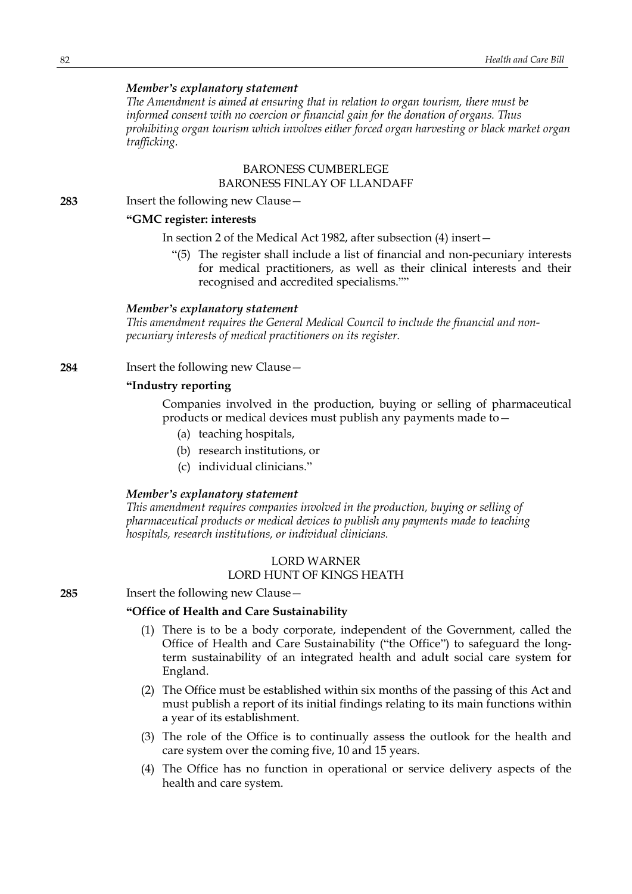*Member's explanatory statement*

*The Amendment is aimed at ensuring that in relation to organ tourism, there must be informed consent with no coercion or financial gain for the donation of organs. Thus prohibiting organ tourism which involves either forced organ harvesting or black market organ trafficking.*

BARONESS CUMBERLEGE
BARONESS FINLAY OF LLANDAFF

**283** Insert the following new Clause—

**"GMC register: interests**

In section 2 of the Medical Act 1982, after subsection (4) insert—

"(5) The register shall include a list of financial and non-pecuniary interests for medical practitioners, as well as their clinical interests and their recognised and accredited specialisms.""

*Member's explanatory statement*

*This amendment requires the General Medical Council to include the financial and non-pecuniary interests of medical practitioners on its register.*

**284** Insert the following new Clause—

**"Industry reporting**

Companies involved in the production, buying or selling of pharmaceutical products or medical devices must publish any payments made to—

(a) teaching hospitals,

(b) research institutions, or

(c) individual clinicians."

*Member's explanatory statement*

*This amendment requires companies involved in the production, buying or selling of pharmaceutical products or medical devices to publish any payments made to teaching hospitals, research institutions, or individual clinicians.*

LORD WARNER
LORD HUNT OF KINGS HEATH

**285** Insert the following new Clause—

**"Office of Health and Care Sustainability**

(1) There is to be a body corporate, independent of the Government, called the Office of Health and Care Sustainability ("the Office") to safeguard the long-term sustainability of an integrated health and adult social care system for England.

(2) The Office must be established within six months of the passing of this Act and must publish a report of its initial findings relating to its main functions within a year of its establishment.

(3) The role of the Office is to continually assess the outlook for the health and care system over the coming five, 10 and 15 years.

(4) The Office has no function in operational or service delivery aspects of the health and care system.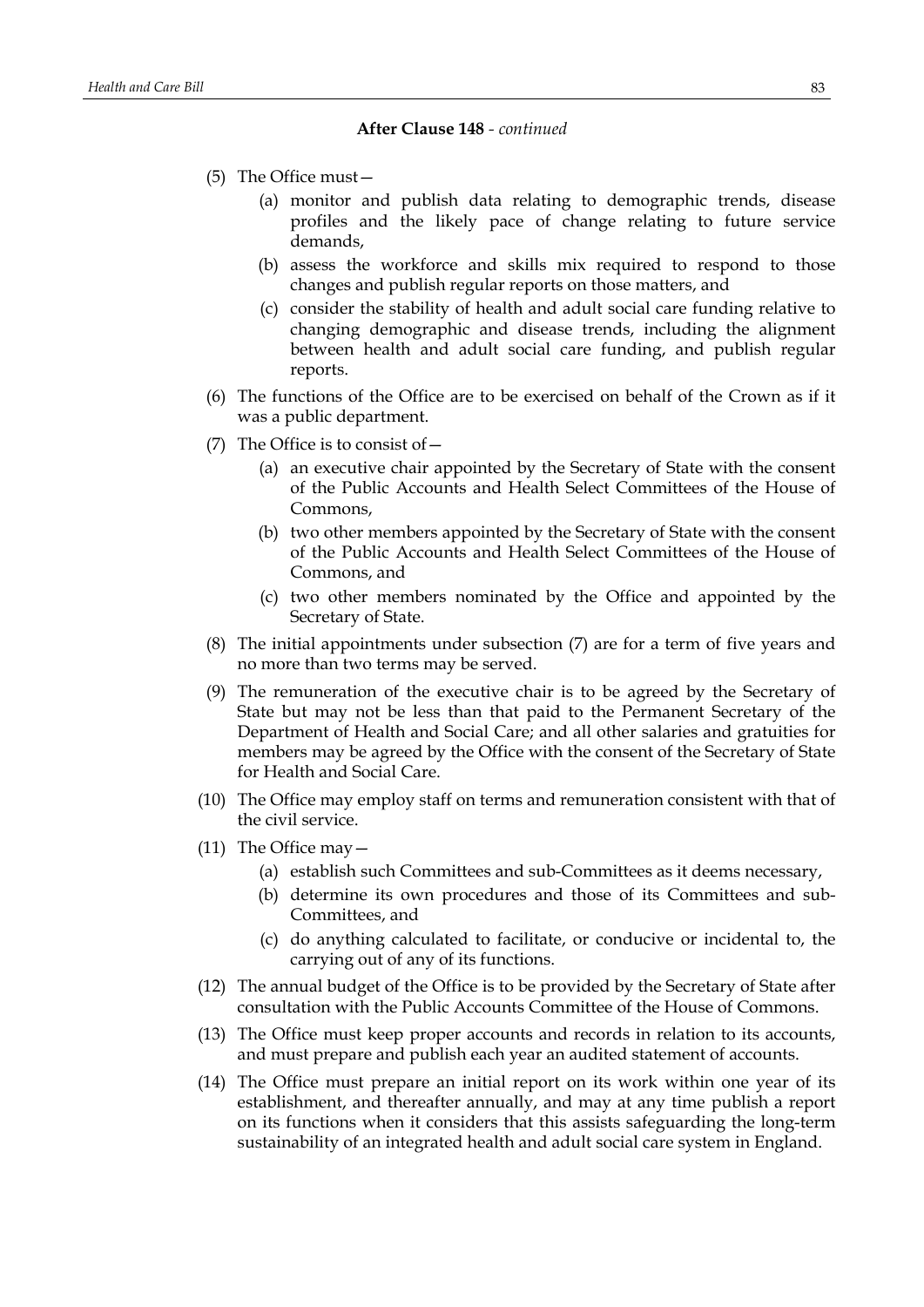**After Clause 148** - *continued*

(5) The Office must—

  (a) monitor and publish data relating to demographic trends, disease profiles and the likely pace of change relating to future service demands,

  (b) assess the workforce and skills mix required to respond to those changes and publish regular reports on those matters, and

  (c) consider the stability of health and adult social care funding relative to changing demographic and disease trends, including the alignment between health and adult social care funding, and publish regular reports.

(6) The functions of the Office are to be exercised on behalf of the Crown as if it was a public department.

(7) The Office is to consist of—

  (a) an executive chair appointed by the Secretary of State with the consent of the Public Accounts and Health Select Committees of the House of Commons,

  (b) two other members appointed by the Secretary of State with the consent of the Public Accounts and Health Select Committees of the House of Commons, and

  (c) two other members nominated by the Office and appointed by the Secretary of State.

(8) The initial appointments under subsection (7) are for a term of five years and no more than two terms may be served.

(9) The remuneration of the executive chair is to be agreed by the Secretary of State but may not be less than that paid to the Permanent Secretary of the Department of Health and Social Care; and all other salaries and gratuities for members may be agreed by the Office with the consent of the Secretary of State for Health and Social Care.

(10) The Office may employ staff on terms and remuneration consistent with that of the civil service.

(11) The Office may—

  (a) establish such Committees and sub-Committees as it deems necessary,

  (b) determine its own procedures and those of its Committees and sub-Committees, and

  (c) do anything calculated to facilitate, or conducive or incidental to, the carrying out of any of its functions.

(12) The annual budget of the Office is to be provided by the Secretary of State after consultation with the Public Accounts Committee of the House of Commons.

(13) The Office must keep proper accounts and records in relation to its accounts, and must prepare and publish each year an audited statement of accounts.

(14) The Office must prepare an initial report on its work within one year of its establishment, and thereafter annually, and may at any time publish a report on its functions when it considers that this assists safeguarding the long-term sustainability of an integrated health and adult social care system in England.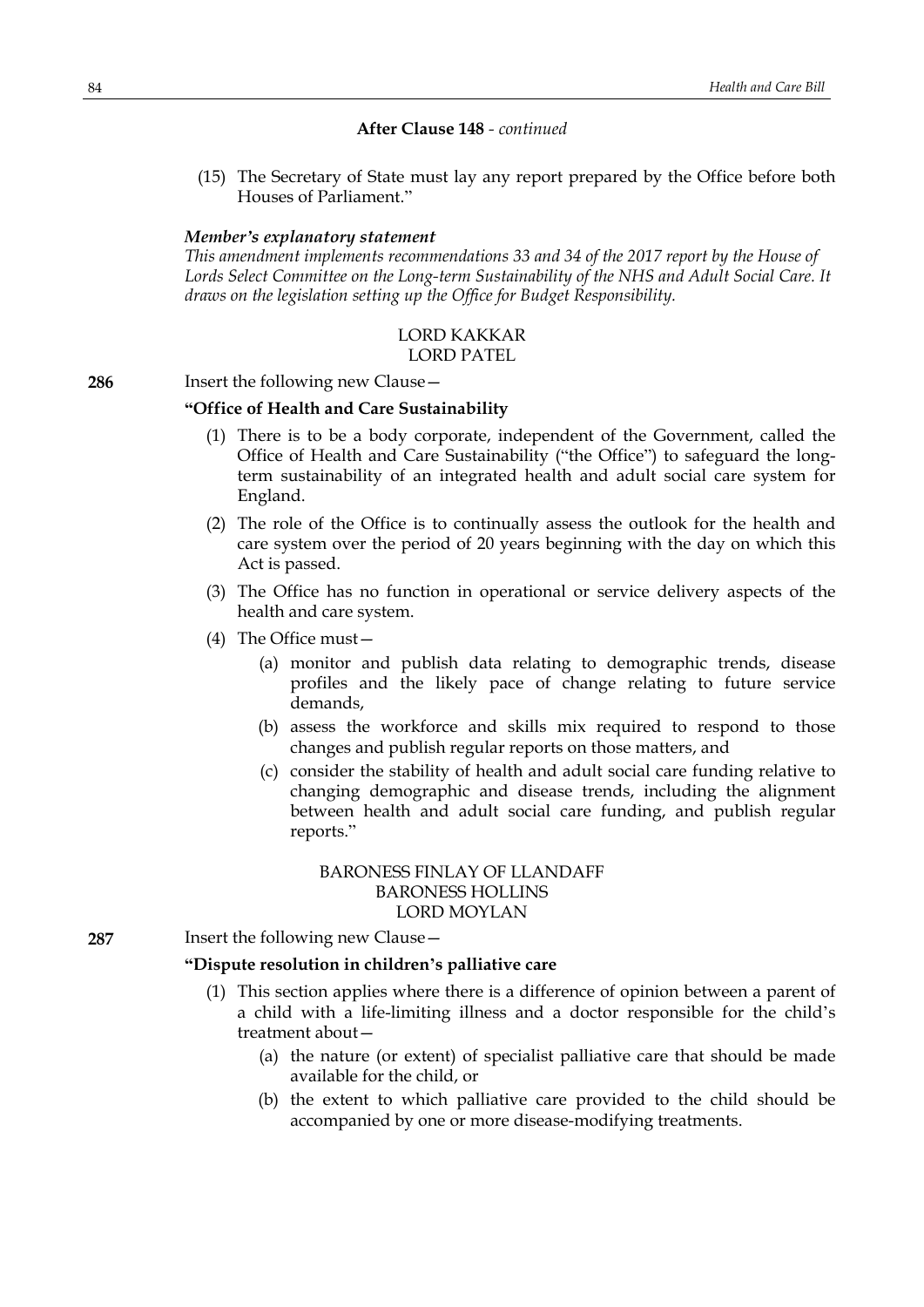**After Clause 148** - *continued*

(15) The Secretary of State must lay any report prepared by the Office before both Houses of Parliament."

***Member's explanatory statement***

*This amendment implements recommendations 33 and 34 of the 2017 report by the House of Lords Select Committee on the Long-term Sustainability of the NHS and Adult Social Care. It draws on the legislation setting up the Office for Budget Responsibility.*

LORD KAKKAR
LORD PATEL

**286** Insert the following new Clause—

**"Office of Health and Care Sustainability**

(1) There is to be a body corporate, independent of the Government, called the Office of Health and Care Sustainability ("the Office") to safeguard the long-term sustainability of an integrated health and adult social care system for England.

(2) The role of the Office is to continually assess the outlook for the health and care system over the period of 20 years beginning with the day on which this Act is passed.

(3) The Office has no function in operational or service delivery aspects of the health and care system.

(4) The Office must—

(a) monitor and publish data relating to demographic trends, disease profiles and the likely pace of change relating to future service demands,

(b) assess the workforce and skills mix required to respond to those changes and publish regular reports on those matters, and

(c) consider the stability of health and adult social care funding relative to changing demographic and disease trends, including the alignment between health and adult social care funding, and publish regular reports."

BARONESS FINLAY OF LLANDAFF
BARONESS HOLLINS
LORD MOYLAN

**287** Insert the following new Clause—

**"Dispute resolution in children's palliative care**

(1) This section applies where there is a difference of opinion between a parent of a child with a life-limiting illness and a doctor responsible for the child's treatment about—

(a) the nature (or extent) of specialist palliative care that should be made available for the child, or

(b) the extent to which palliative care provided to the child should be accompanied by one or more disease-modifying treatments.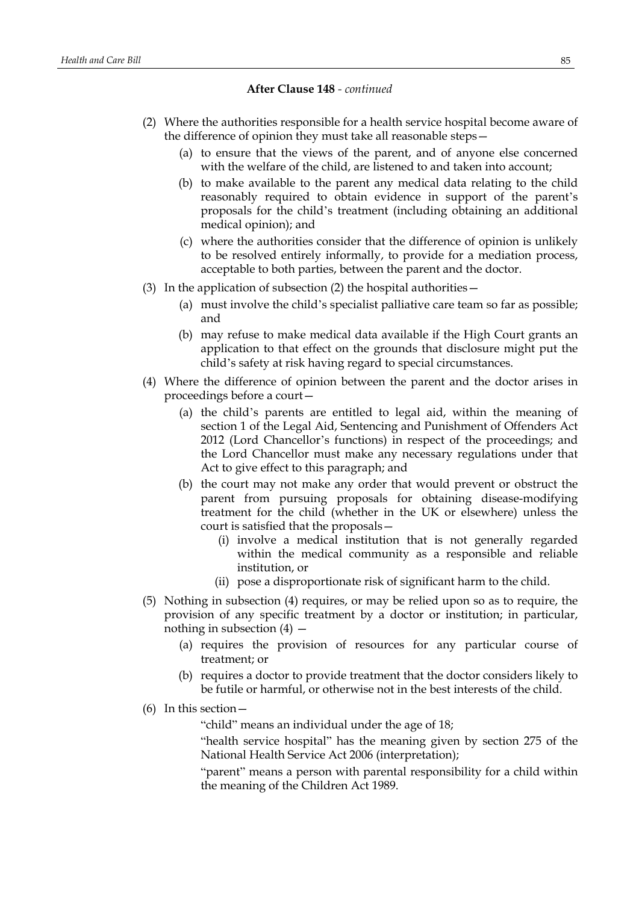**After Clause 148** - *continued*

(2) Where the authorities responsible for a health service hospital become aware of the difference of opinion they must take all reasonable steps—

(a) to ensure that the views of the parent, and of anyone else concerned with the welfare of the child, are listened to and taken into account;

(b) to make available to the parent any medical data relating to the child reasonably required to obtain evidence in support of the parent's proposals for the child's treatment (including obtaining an additional medical opinion); and

(c) where the authorities consider that the difference of opinion is unlikely to be resolved entirely informally, to provide for a mediation process, acceptable to both parties, between the parent and the doctor.

(3) In the application of subsection (2) the hospital authorities—

(a) must involve the child's specialist palliative care team so far as possible; and

(b) may refuse to make medical data available if the High Court grants an application to that effect on the grounds that disclosure might put the child's safety at risk having regard to special circumstances.

(4) Where the difference of opinion between the parent and the doctor arises in proceedings before a court—

(a) the child's parents are entitled to legal aid, within the meaning of section 1 of the Legal Aid, Sentencing and Punishment of Offenders Act 2012 (Lord Chancellor's functions) in respect of the proceedings; and the Lord Chancellor must make any necessary regulations under that Act to give effect to this paragraph; and

(b) the court may not make any order that would prevent or obstruct the parent from pursuing proposals for obtaining disease-modifying treatment for the child (whether in the UK or elsewhere) unless the court is satisfied that the proposals—

(i) involve a medical institution that is not generally regarded within the medical community as a responsible and reliable institution, or

(ii) pose a disproportionate risk of significant harm to the child.

(5) Nothing in subsection (4) requires, or may be relied upon so as to require, the provision of any specific treatment by a doctor or institution; in particular, nothing in subsection (4) —

(a) requires the provision of resources for any particular course of treatment; or

(b) requires a doctor to provide treatment that the doctor considers likely to be futile or harmful, or otherwise not in the best interests of the child.

(6) In this section—

"child" means an individual under the age of 18;

"health service hospital" has the meaning given by section 275 of the National Health Service Act 2006 (interpretation);

"parent" means a person with parental responsibility for a child within the meaning of the Children Act 1989.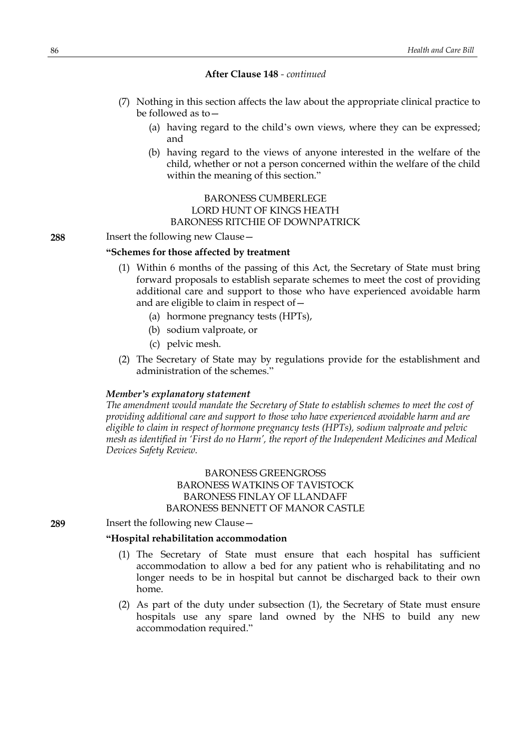**After Clause 148** - *continued*

(7) Nothing in this section affects the law about the appropriate clinical practice to be followed as to—

(a) having regard to the child's own views, where they can be expressed; and

(b) having regard to the views of anyone interested in the welfare of the child, whether or not a person concerned within the welfare of the child within the meaning of this section."

BARONESS CUMBERLEGE
LORD HUNT OF KINGS HEATH
BARONESS RITCHIE OF DOWNPATRICK

**288** Insert the following new Clause—

**"Schemes for those affected by treatment**

(1) Within 6 months of the passing of this Act, the Secretary of State must bring forward proposals to establish separate schemes to meet the cost of providing additional care and support to those who have experienced avoidable harm and are eligible to claim in respect of—

(a) hormone pregnancy tests (HPTs),

(b) sodium valproate, or

(c) pelvic mesh.

(2) The Secretary of State may by regulations provide for the establishment and administration of the schemes."

***Member's explanatory statement***

*The amendment would mandate the Secretary of State to establish schemes to meet the cost of providing additional care and support to those who have experienced avoidable harm and are eligible to claim in respect of hormone pregnancy tests (HPTs), sodium valproate and pelvic mesh as identified in 'First do no Harm', the report of the Independent Medicines and Medical Devices Safety Review.*

BARONESS GREENGROSS
BARONESS WATKINS OF TAVISTOCK
BARONESS FINLAY OF LLANDAFF
BARONESS BENNETT OF MANOR CASTLE

**289** Insert the following new Clause—

**"Hospital rehabilitation accommodation**

(1) The Secretary of State must ensure that each hospital has sufficient accommodation to allow a bed for any patient who is rehabilitating and no longer needs to be in hospital but cannot be discharged back to their own home.

(2) As part of the duty under subsection (1), the Secretary of State must ensure hospitals use any spare land owned by the NHS to build any new accommodation required."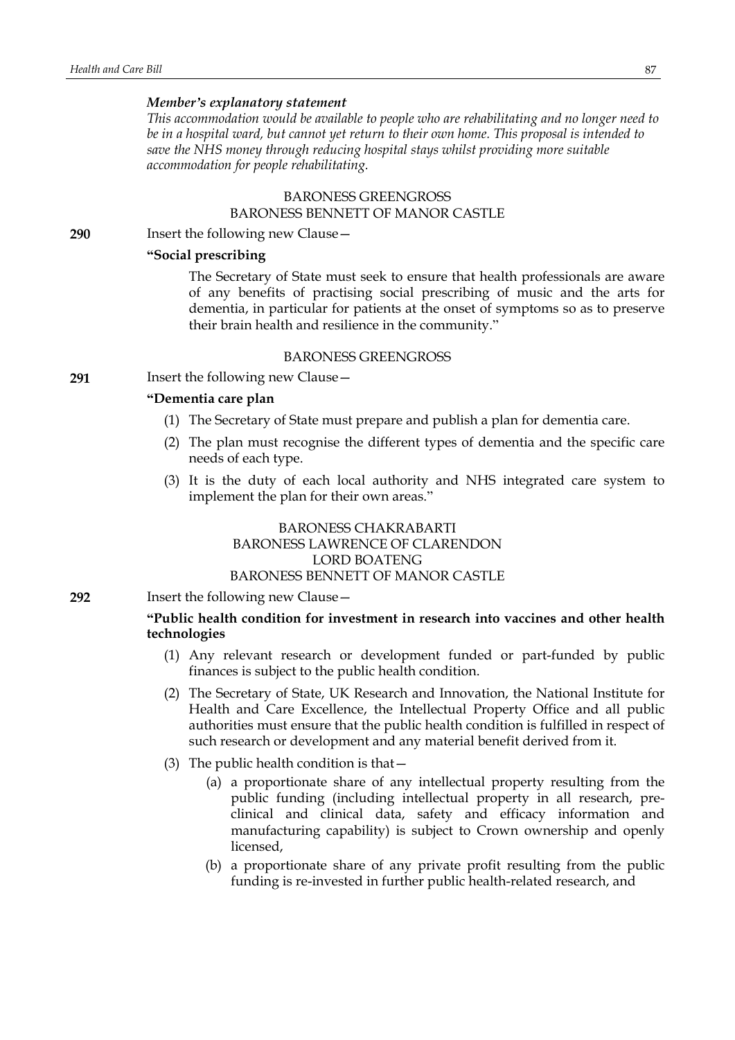***Member's explanatory statement***

*This accommodation would be available to people who are rehabilitating and no longer need to be in a hospital ward, but cannot yet return to their own home. This proposal is intended to save the NHS money through reducing hospital stays whilst providing more suitable accommodation for people rehabilitating.*

BARONESS GREENGROSS
BARONESS BENNETT OF MANOR CASTLE

**290** Insert the following new Clause—

**"Social prescribing**

The Secretary of State must seek to ensure that health professionals are aware of any benefits of practising social prescribing of music and the arts for dementia, in particular for patients at the onset of symptoms so as to preserve their brain health and resilience in the community."

BARONESS GREENGROSS

**291** Insert the following new Clause—

**"Dementia care plan**

(1) The Secretary of State must prepare and publish a plan for dementia care.

(2) The plan must recognise the different types of dementia and the specific care needs of each type.

(3) It is the duty of each local authority and NHS integrated care system to implement the plan for their own areas."

BARONESS CHAKRABARTI
BARONESS LAWRENCE OF CLARENDON
LORD BOATENG
BARONESS BENNETT OF MANOR CASTLE

**292** Insert the following new Clause—

**"Public health condition for investment in research into vaccines and other health technologies**

(1) Any relevant research or development funded or part-funded by public finances is subject to the public health condition.

(2) The Secretary of State, UK Research and Innovation, the National Institute for Health and Care Excellence, the Intellectual Property Office and all public authorities must ensure that the public health condition is fulfilled in respect of such research or development and any material benefit derived from it.

(3) The public health condition is that—

(a) a proportionate share of any intellectual property resulting from the public funding (including intellectual property in all research, pre-clinical and clinical data, safety and efficacy information and manufacturing capability) is subject to Crown ownership and openly licensed,

(b) a proportionate share of any private profit resulting from the public funding is re-invested in further public health-related research, and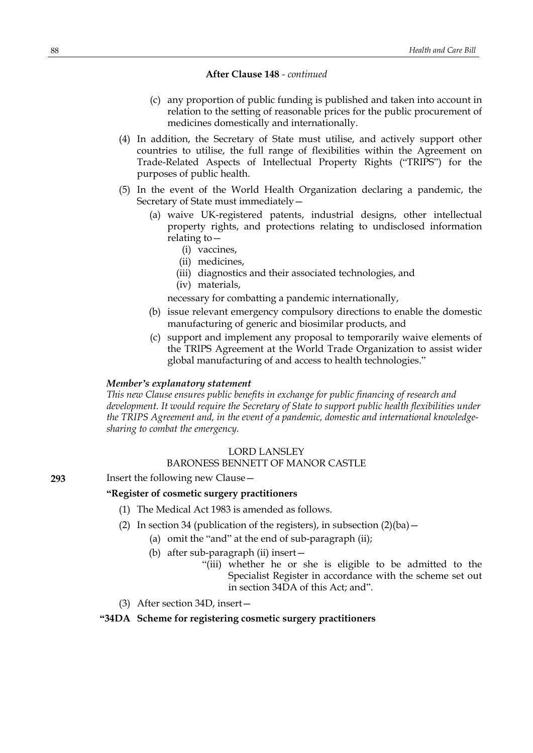**After Clause 148** - *continued*

(c) any proportion of public funding is published and taken into account in relation to the setting of reasonable prices for the public procurement of medicines domestically and internationally.

(4) In addition, the Secretary of State must utilise, and actively support other countries to utilise, the full range of flexibilities within the Agreement on Trade-Related Aspects of Intellectual Property Rights ("TRIPS") for the purposes of public health.

(5) In the event of the World Health Organization declaring a pandemic, the Secretary of State must immediately—

(a) waive UK-registered patents, industrial designs, other intellectual property rights, and protections relating to undisclosed information relating to—

(i) vaccines,

(ii) medicines,

(iii) diagnostics and their associated technologies, and

(iv) materials,

necessary for combatting a pandemic internationally,

(b) issue relevant emergency compulsory directions to enable the domestic manufacturing of generic and biosimilar products, and

(c) support and implement any proposal to temporarily waive elements of the TRIPS Agreement at the World Trade Organization to assist wider global manufacturing of and access to health technologies."

***Member's explanatory statement***

*This new Clause ensures public benefits in exchange for public financing of research and development. It would require the Secretary of State to support public health flexibilities under the TRIPS Agreement and, in the event of a pandemic, domestic and international knowledge-sharing to combat the emergency.*

LORD LANSLEY
BARONESS BENNETT OF MANOR CASTLE

**293** Insert the following new Clause—

**"Register of cosmetic surgery practitioners**

(1) The Medical Act 1983 is amended as follows.

(2) In section 34 (publication of the registers), in subsection (2)(ba)—

(a) omit the "and" at the end of sub-paragraph (ii);

(b) after sub-paragraph (ii) insert—

"(iii) whether he or she is eligible to be admitted to the Specialist Register in accordance with the scheme set out in section 34DA of this Act; and".

(3) After section 34D, insert—

**"34DA Scheme for registering cosmetic surgery practitioners**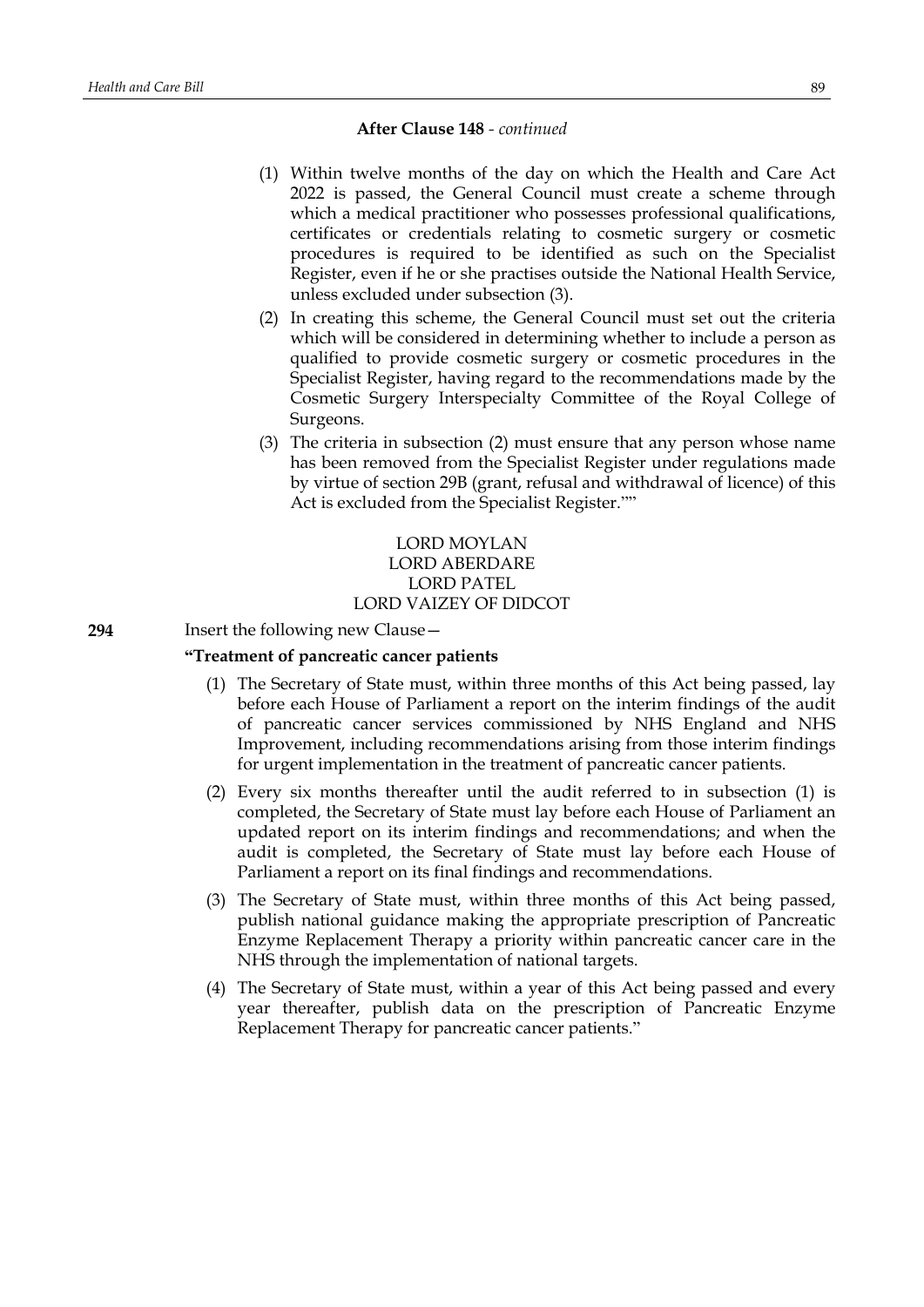**After Clause 148** - *continued*

(1) Within twelve months of the day on which the Health and Care Act 2022 is passed, the General Council must create a scheme through which a medical practitioner who possesses professional qualifications, certificates or credentials relating to cosmetic surgery or cosmetic procedures is required to be identified as such on the Specialist Register, even if he or she practises outside the National Health Service, unless excluded under subsection (3).

(2) In creating this scheme, the General Council must set out the criteria which will be considered in determining whether to include a person as qualified to provide cosmetic surgery or cosmetic procedures in the Specialist Register, having regard to the recommendations made by the Cosmetic Surgery Interspecialty Committee of the Royal College of Surgeons.

(3) The criteria in subsection (2) must ensure that any person whose name has been removed from the Specialist Register under regulations made by virtue of section 29B (grant, refusal and withdrawal of licence) of this Act is excluded from the Specialist Register.""

LORD MOYLAN
LORD ABERDARE
LORD PATEL
LORD VAIZEY OF DIDCOT

**294** Insert the following new Clause—

**"Treatment of pancreatic cancer patients**

(1) The Secretary of State must, within three months of this Act being passed, lay before each House of Parliament a report on the interim findings of the audit of pancreatic cancer services commissioned by NHS England and NHS Improvement, including recommendations arising from those interim findings for urgent implementation in the treatment of pancreatic cancer patients.

(2) Every six months thereafter until the audit referred to in subsection (1) is completed, the Secretary of State must lay before each House of Parliament an updated report on its interim findings and recommendations; and when the audit is completed, the Secretary of State must lay before each House of Parliament a report on its final findings and recommendations.

(3) The Secretary of State must, within three months of this Act being passed, publish national guidance making the appropriate prescription of Pancreatic Enzyme Replacement Therapy a priority within pancreatic cancer care in the NHS through the implementation of national targets.

(4) The Secretary of State must, within a year of this Act being passed and every year thereafter, publish data on the prescription of Pancreatic Enzyme Replacement Therapy for pancreatic cancer patients."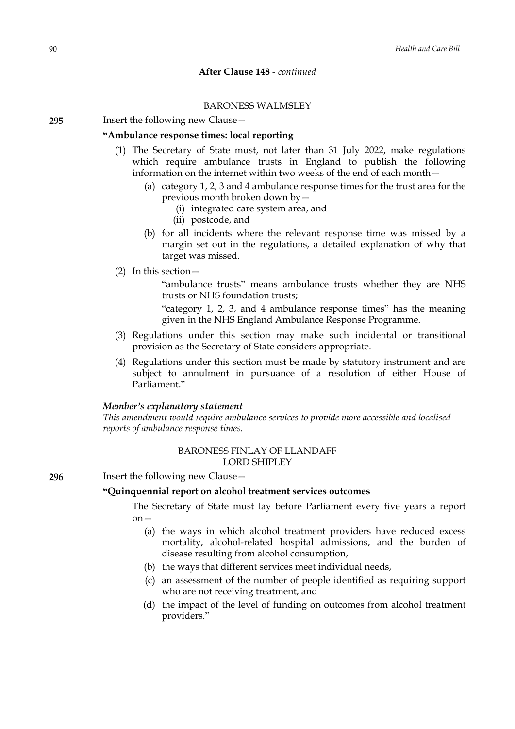**After Clause 148** - *continued*

BARONESS WALMSLEY

**295** Insert the following new Clause—

**"Ambulance response times: local reporting**

(1) The Secretary of State must, not later than 31 July 2022, make regulations which require ambulance trusts in England to publish the following information on the internet within two weeks of the end of each month—

(a) category 1, 2, 3 and 4 ambulance response times for the trust area for the previous month broken down by—

(i) integrated care system area, and

(ii) postcode, and

(b) for all incidents where the relevant response time was missed by a margin set out in the regulations, a detailed explanation of why that target was missed.

(2) In this section—

"ambulance trusts" means ambulance trusts whether they are NHS trusts or NHS foundation trusts;

"category 1, 2, 3, and 4 ambulance response times" has the meaning given in the NHS England Ambulance Response Programme.

(3) Regulations under this section may make such incidental or transitional provision as the Secretary of State considers appropriate.

(4) Regulations under this section must be made by statutory instrument and are subject to annulment in pursuance of a resolution of either House of Parliament."

***Member's explanatory statement***

*This amendment would require ambulance services to provide more accessible and localised reports of ambulance response times.*

BARONESS FINLAY OF LLANDAFF
LORD SHIPLEY

**296** Insert the following new Clause—

**"Quinquennial report on alcohol treatment services outcomes**

The Secretary of State must lay before Parliament every five years a report on—

(a) the ways in which alcohol treatment providers have reduced excess mortality, alcohol-related hospital admissions, and the burden of disease resulting from alcohol consumption,

(b) the ways that different services meet individual needs,

(c) an assessment of the number of people identified as requiring support who are not receiving treatment, and

(d) the impact of the level of funding on outcomes from alcohol treatment providers."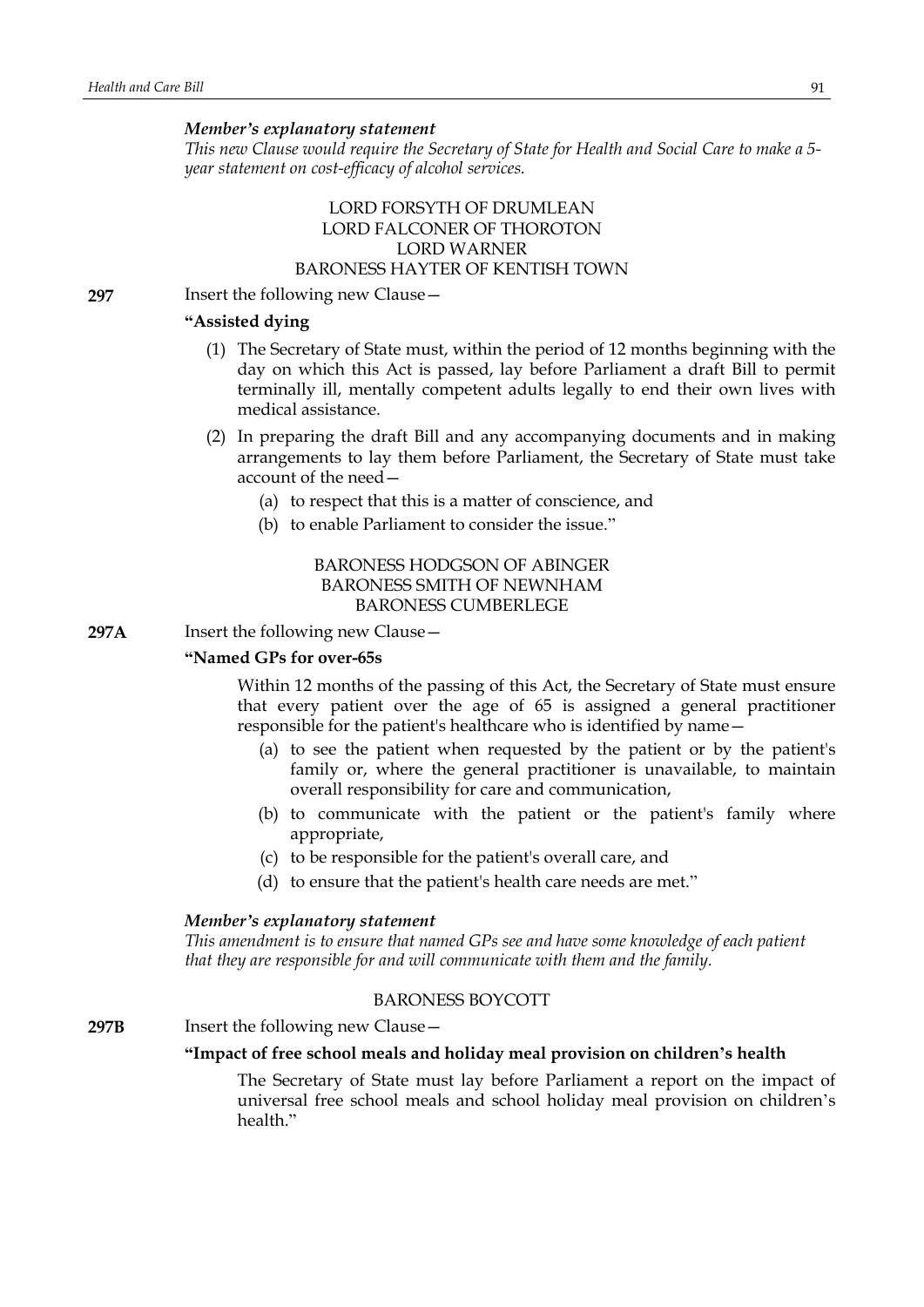*Member's explanatory statement*

*This new Clause would require the Secretary of State for Health and Social Care to make a 5-year statement on cost-efficacy of alcohol services.*

LORD FORSYTH OF DRUMLEAN
LORD FALCONER OF THOROTON
LORD WARNER
BARONESS HAYTER OF KENTISH TOWN

**297** Insert the following new Clause—

**"Assisted dying**

(1) The Secretary of State must, within the period of 12 months beginning with the day on which this Act is passed, lay before Parliament a draft Bill to permit terminally ill, mentally competent adults legally to end their own lives with medical assistance.

(2) In preparing the draft Bill and any accompanying documents and in making arrangements to lay them before Parliament, the Secretary of State must take account of the need—

(a) to respect that this is a matter of conscience, and

(b) to enable Parliament to consider the issue."

BARONESS HODGSON OF ABINGER
BARONESS SMITH OF NEWNHAM
BARONESS CUMBERLEGE

**297A** Insert the following new Clause—

**"Named GPs for over-65s**

Within 12 months of the passing of this Act, the Secretary of State must ensure that every patient over the age of 65 is assigned a general practitioner responsible for the patient's healthcare who is identified by name—

(a) to see the patient when requested by the patient or by the patient's family or, where the general practitioner is unavailable, to maintain overall responsibility for care and communication,

(b) to communicate with the patient or the patient's family where appropriate,

(c) to be responsible for the patient's overall care, and

(d) to ensure that the patient's health care needs are met."

*Member's explanatory statement*

*This amendment is to ensure that named GPs see and have some knowledge of each patient that they are responsible for and will communicate with them and the family.*

BARONESS BOYCOTT

**297B** Insert the following new Clause—

**"Impact of free school meals and holiday meal provision on children's health**

The Secretary of State must lay before Parliament a report on the impact of universal free school meals and school holiday meal provision on children's health."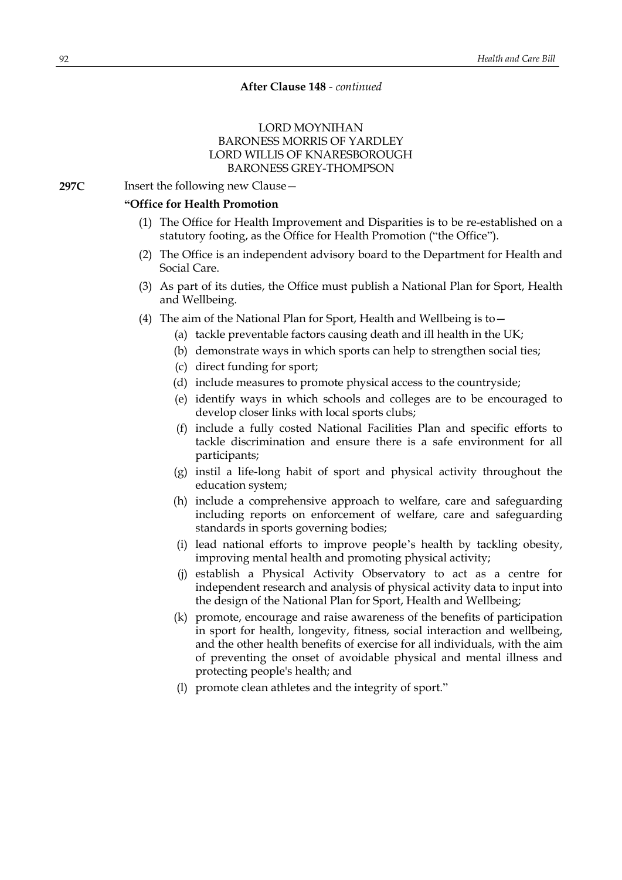**After Clause 148** - *continued*

LORD MOYNIHAN
BARONESS MORRIS OF YARDLEY
LORD WILLIS OF KNARESBOROUGH
BARONESS GREY-THOMPSON

**297C** Insert the following new Clause—

**"Office for Health Promotion**

(1) The Office for Health Improvement and Disparities is to be re-established on a statutory footing, as the Office for Health Promotion ("the Office").

(2) The Office is an independent advisory board to the Department for Health and Social Care.

(3) As part of its duties, the Office must publish a National Plan for Sport, Health and Wellbeing.

(4) The aim of the National Plan for Sport, Health and Wellbeing is to—

(a) tackle preventable factors causing death and ill health in the UK;

(b) demonstrate ways in which sports can help to strengthen social ties;

(c) direct funding for sport;

(d) include measures to promote physical access to the countryside;

(e) identify ways in which schools and colleges are to be encouraged to develop closer links with local sports clubs;

(f) include a fully costed National Facilities Plan and specific efforts to tackle discrimination and ensure there is a safe environment for all participants;

(g) instil a life-long habit of sport and physical activity throughout the education system;

(h) include a comprehensive approach to welfare, care and safeguarding including reports on enforcement of welfare, care and safeguarding standards in sports governing bodies;

(i) lead national efforts to improve people's health by tackling obesity, improving mental health and promoting physical activity;

(j) establish a Physical Activity Observatory to act as a centre for independent research and analysis of physical activity data to input into the design of the National Plan for Sport, Health and Wellbeing;

(k) promote, encourage and raise awareness of the benefits of participation in sport for health, longevity, fitness, social interaction and wellbeing, and the other health benefits of exercise for all individuals, with the aim of preventing the onset of avoidable physical and mental illness and protecting people's health; and

(l) promote clean athletes and the integrity of sport."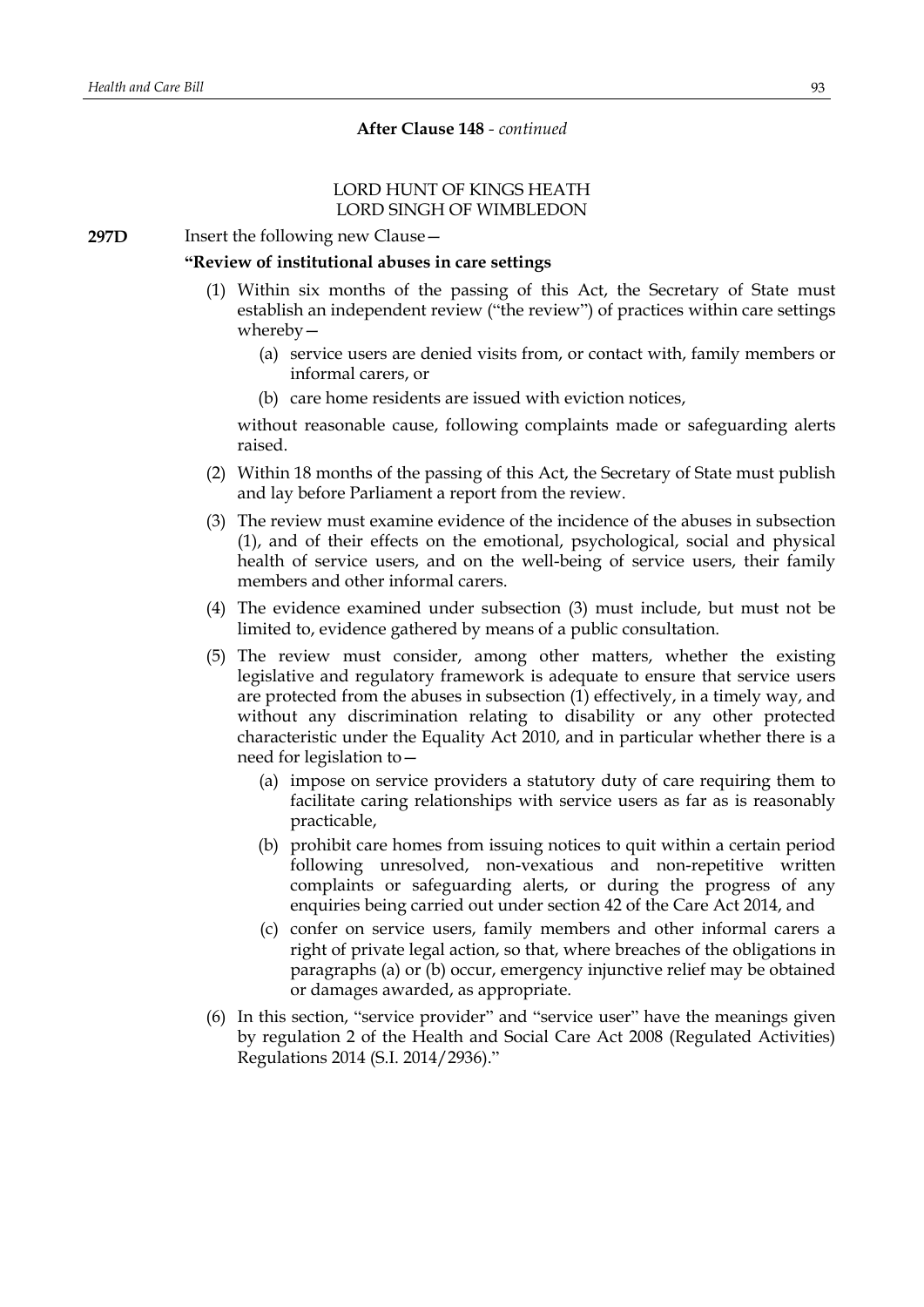**After Clause 148** - *continued*

LORD HUNT OF KINGS HEATH
LORD SINGH OF WIMBLEDON

**297D** Insert the following new Clause—

**"Review of institutional abuses in care settings**

(1) Within six months of the passing of this Act, the Secretary of State must establish an independent review ("the review") of practices within care settings whereby—

(a) service users are denied visits from, or contact with, family members or informal carers, or

(b) care home residents are issued with eviction notices,

without reasonable cause, following complaints made or safeguarding alerts raised.

(2) Within 18 months of the passing of this Act, the Secretary of State must publish and lay before Parliament a report from the review.

(3) The review must examine evidence of the incidence of the abuses in subsection (1), and of their effects on the emotional, psychological, social and physical health of service users, and on the well-being of service users, their family members and other informal carers.

(4) The evidence examined under subsection (3) must include, but must not be limited to, evidence gathered by means of a public consultation.

(5) The review must consider, among other matters, whether the existing legislative and regulatory framework is adequate to ensure that service users are protected from the abuses in subsection (1) effectively, in a timely way, and without any discrimination relating to disability or any other protected characteristic under the Equality Act 2010, and in particular whether there is a need for legislation to—

(a) impose on service providers a statutory duty of care requiring them to facilitate caring relationships with service users as far as is reasonably practicable,

(b) prohibit care homes from issuing notices to quit within a certain period following unresolved, non-vexatious and non-repetitive written complaints or safeguarding alerts, or during the progress of any enquiries being carried out under section 42 of the Care Act 2014, and

(c) confer on service users, family members and other informal carers a right of private legal action, so that, where breaches of the obligations in paragraphs (a) or (b) occur, emergency injunctive relief may be obtained or damages awarded, as appropriate.

(6) In this section, "service provider" and "service user" have the meanings given by regulation 2 of the Health and Social Care Act 2008 (Regulated Activities) Regulations 2014 (S.I. 2014/2936)."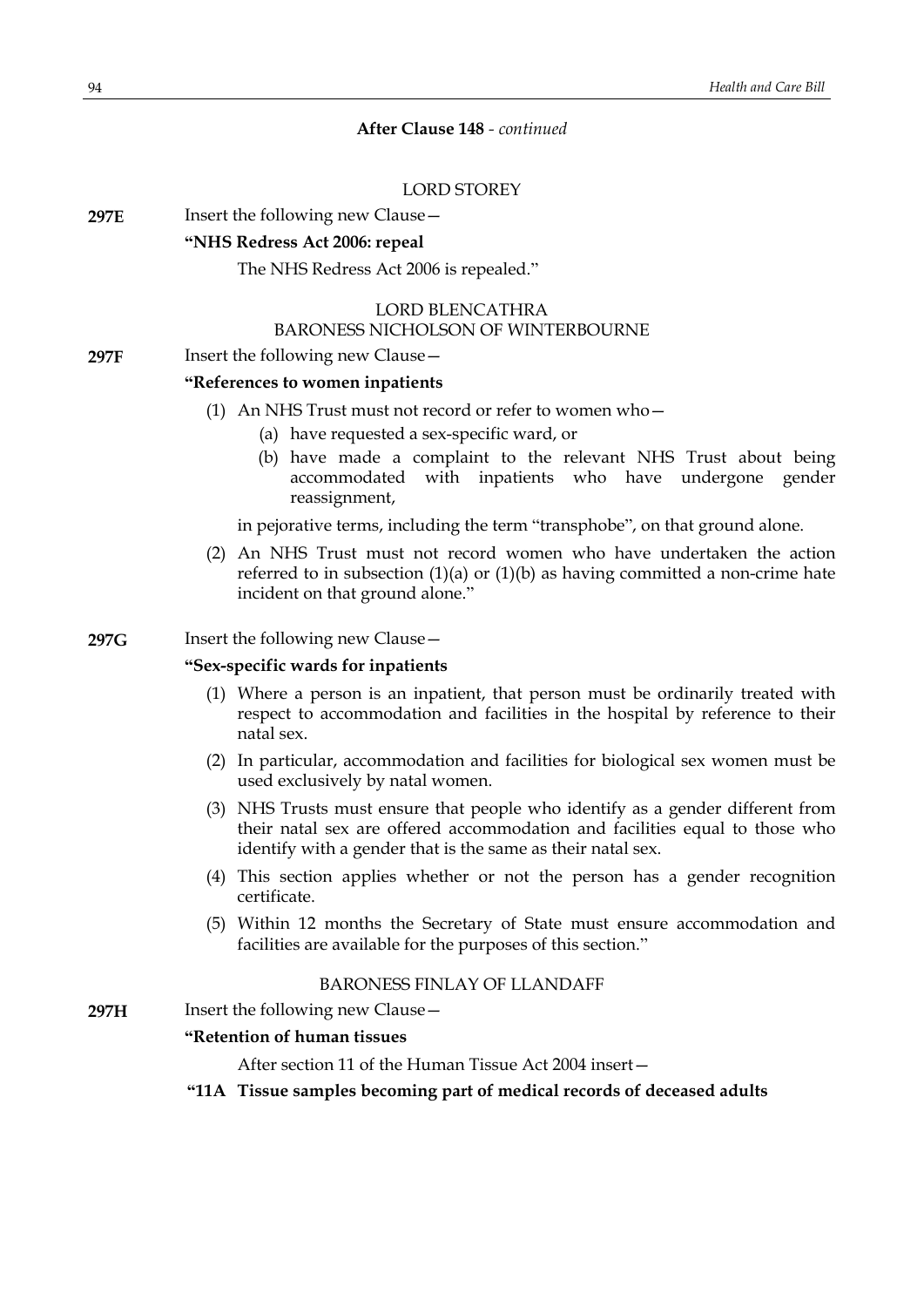**After Clause 148** - *continued*

LORD STOREY

**297E** Insert the following new Clause—

**"NHS Redress Act 2006: repeal**

The NHS Redress Act 2006 is repealed."

LORD BLENCATHRA
BARONESS NICHOLSON OF WINTERBOURNE

**297F** Insert the following new Clause—

**"References to women inpatients**

(1) An NHS Trust must not record or refer to women who—

(a) have requested a sex-specific ward, or

(b) have made a complaint to the relevant NHS Trust about being accommodated with inpatients who have undergone gender reassignment,

in pejorative terms, including the term "transphobe", on that ground alone.

(2) An NHS Trust must not record women who have undertaken the action referred to in subsection (1)(a) or (1)(b) as having committed a non-crime hate incident on that ground alone."

**297G** Insert the following new Clause—

**"Sex-specific wards for inpatients**

(1) Where a person is an inpatient, that person must be ordinarily treated with respect to accommodation and facilities in the hospital by reference to their natal sex.

(2) In particular, accommodation and facilities for biological sex women must be used exclusively by natal women.

(3) NHS Trusts must ensure that people who identify as a gender different from their natal sex are offered accommodation and facilities equal to those who identify with a gender that is the same as their natal sex.

(4) This section applies whether or not the person has a gender recognition certificate.

(5) Within 12 months the Secretary of State must ensure accommodation and facilities are available for the purposes of this section."

BARONESS FINLAY OF LLANDAFF

**297H** Insert the following new Clause—

**"Retention of human tissues**

After section 11 of the Human Tissue Act 2004 insert—

**"11A Tissue samples becoming part of medical records of deceased adults**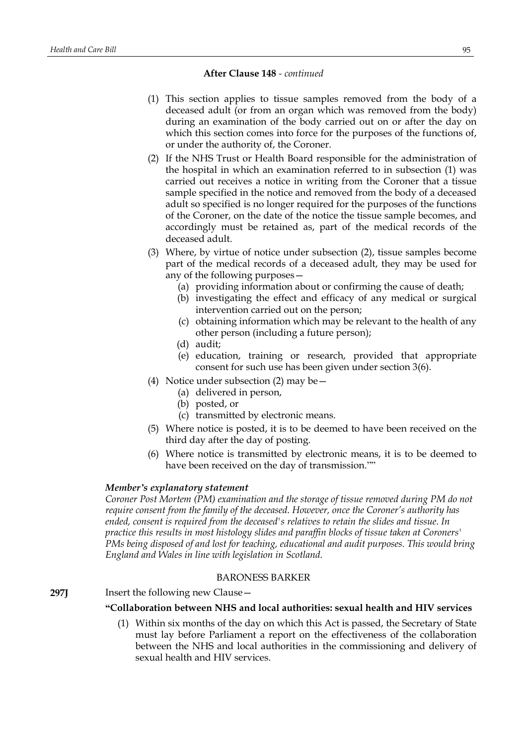**After Clause 148** - *continued*

(1) This section applies to tissue samples removed from the body of a deceased adult (or from an organ which was removed from the body) during an examination of the body carried out on or after the day on which this section comes into force for the purposes of the functions of, or under the authority of, the Coroner.

(2) If the NHS Trust or Health Board responsible for the administration of the hospital in which an examination referred to in subsection (1) was carried out receives a notice in writing from the Coroner that a tissue sample specified in the notice and removed from the body of a deceased adult so specified is no longer required for the purposes of the functions of the Coroner, on the date of the notice the tissue sample becomes, and accordingly must be retained as, part of the medical records of the deceased adult.

(3) Where, by virtue of notice under subsection (2), tissue samples become part of the medical records of a deceased adult, they may be used for any of the following purposes—

- (a) providing information about or confirming the cause of death;
- (b) investigating the effect and efficacy of any medical or surgical intervention carried out on the person;
- (c) obtaining information which may be relevant to the health of any other person (including a future person);
- (d) audit;
- (e) education, training or research, provided that appropriate consent for such use has been given under section 3(6).

(4) Notice under subsection (2) may be—

- (a) delivered in person,
- (b) posted, or
- (c) transmitted by electronic means.

(5) Where notice is posted, it is to be deemed to have been received on the third day after the day of posting.

(6) Where notice is transmitted by electronic means, it is to be deemed to have been received on the day of transmission.""

***Member's explanatory statement***

*Coroner Post Mortem (PM) examination and the storage of tissue removed during PM do not require consent from the family of the deceased. However, once the Coroner's authority has ended, consent is required from the deceased's relatives to retain the slides and tissue. In practice this results in most histology slides and paraffin blocks of tissue taken at Coroners' PMs being disposed of and lost for teaching, educational and audit purposes. This would bring England and Wales in line with legislation in Scotland.*

BARONESS BARKER

**297J** Insert the following new Clause—

**"Collaboration between NHS and local authorities: sexual health and HIV services**

(1) Within six months of the day on which this Act is passed, the Secretary of State must lay before Parliament a report on the effectiveness of the collaboration between the NHS and local authorities in the commissioning and delivery of sexual health and HIV services.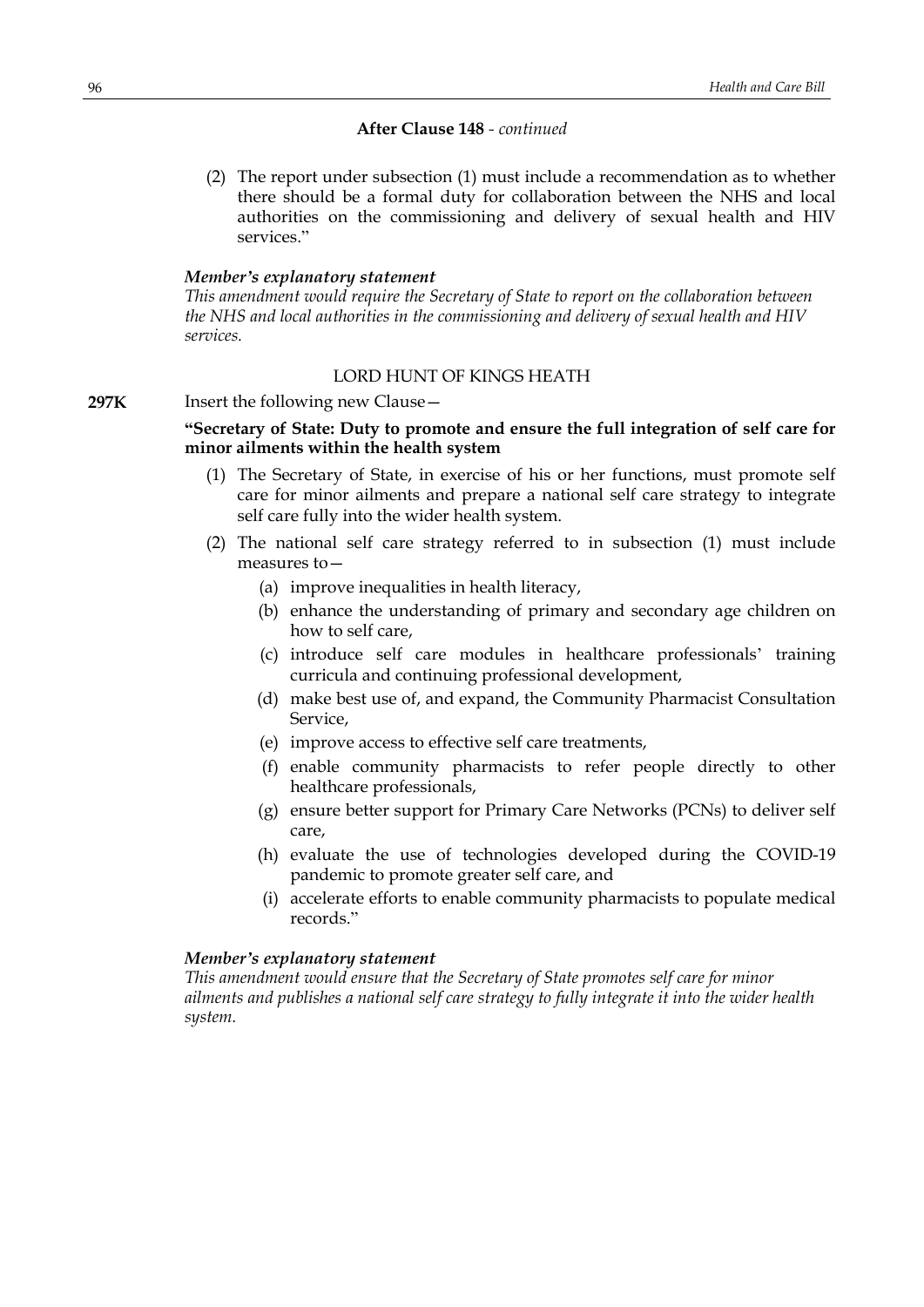**After Clause 148** - *continued*

(2) The report under subsection (1) must include a recommendation as to whether there should be a formal duty for collaboration between the NHS and local authorities on the commissioning and delivery of sexual health and HIV services."

***Member's explanatory statement***

*This amendment would require the Secretary of State to report on the collaboration between the NHS and local authorities in the commissioning and delivery of sexual health and HIV services.*

LORD HUNT OF KINGS HEATH

**297K** Insert the following new Clause—

**"Secretary of State: Duty to promote and ensure the full integration of self care for minor ailments within the health system**

(1) The Secretary of State, in exercise of his or her functions, must promote self care for minor ailments and prepare a national self care strategy to integrate self care fully into the wider health system.

(2) The national self care strategy referred to in subsection (1) must include measures to—

(a) improve inequalities in health literacy,

(b) enhance the understanding of primary and secondary age children on how to self care,

(c) introduce self care modules in healthcare professionals' training curricula and continuing professional development,

(d) make best use of, and expand, the Community Pharmacist Consultation Service,

(e) improve access to effective self care treatments,

(f) enable community pharmacists to refer people directly to other healthcare professionals,

(g) ensure better support for Primary Care Networks (PCNs) to deliver self care,

(h) evaluate the use of technologies developed during the COVID-19 pandemic to promote greater self care, and

(i) accelerate efforts to enable community pharmacists to populate medical records."

***Member's explanatory statement***

*This amendment would ensure that the Secretary of State promotes self care for minor ailments and publishes a national self care strategy to fully integrate it into the wider health system.*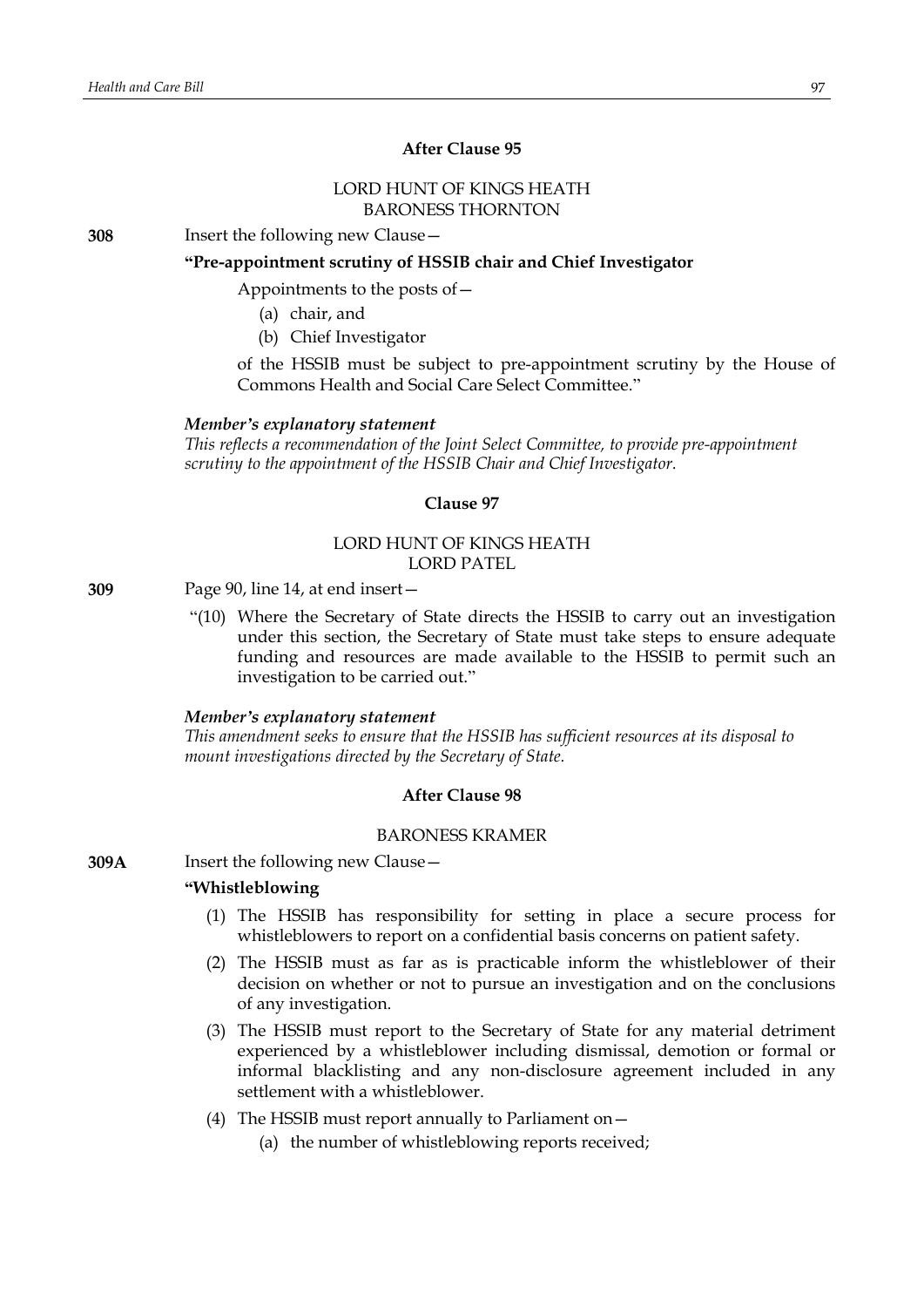### After Clause 95

LORD HUNT OF KINGS HEATH
BARONESS THORNTON

**308** Insert the following new Clause—

**"Pre-appointment scrutiny of HSSIB chair and Chief Investigator**

Appointments to the posts of—

(a) chair, and

(b) Chief Investigator

of the HSSIB must be subject to pre-appointment scrutiny by the House of Commons Health and Social Care Select Committee."

***Member's explanatory statement***

*This reflects a recommendation of the Joint Select Committee, to provide pre-appointment scrutiny to the appointment of the HSSIB Chair and Chief Investigator.*

### Clause 97

LORD HUNT OF KINGS HEATH
LORD PATEL

**309** Page 90, line 14, at end insert—

"(10) Where the Secretary of State directs the HSSIB to carry out an investigation under this section, the Secretary of State must take steps to ensure adequate funding and resources are made available to the HSSIB to permit such an investigation to be carried out."

***Member's explanatory statement***

*This amendment seeks to ensure that the HSSIB has sufficient resources at its disposal to mount investigations directed by the Secretary of State.*

### After Clause 98

BARONESS KRAMER

**309A** Insert the following new Clause—

**"Whistleblowing**

(1) The HSSIB has responsibility for setting in place a secure process for whistleblowers to report on a confidential basis concerns on patient safety.

(2) The HSSIB must as far as is practicable inform the whistleblower of their decision on whether or not to pursue an investigation and on the conclusions of any investigation.

(3) The HSSIB must report to the Secretary of State for any material detriment experienced by a whistleblower including dismissal, demotion or formal or informal blacklisting and any non-disclosure agreement included in any settlement with a whistleblower.

(4) The HSSIB must report annually to Parliament on—

(a) the number of whistleblowing reports received;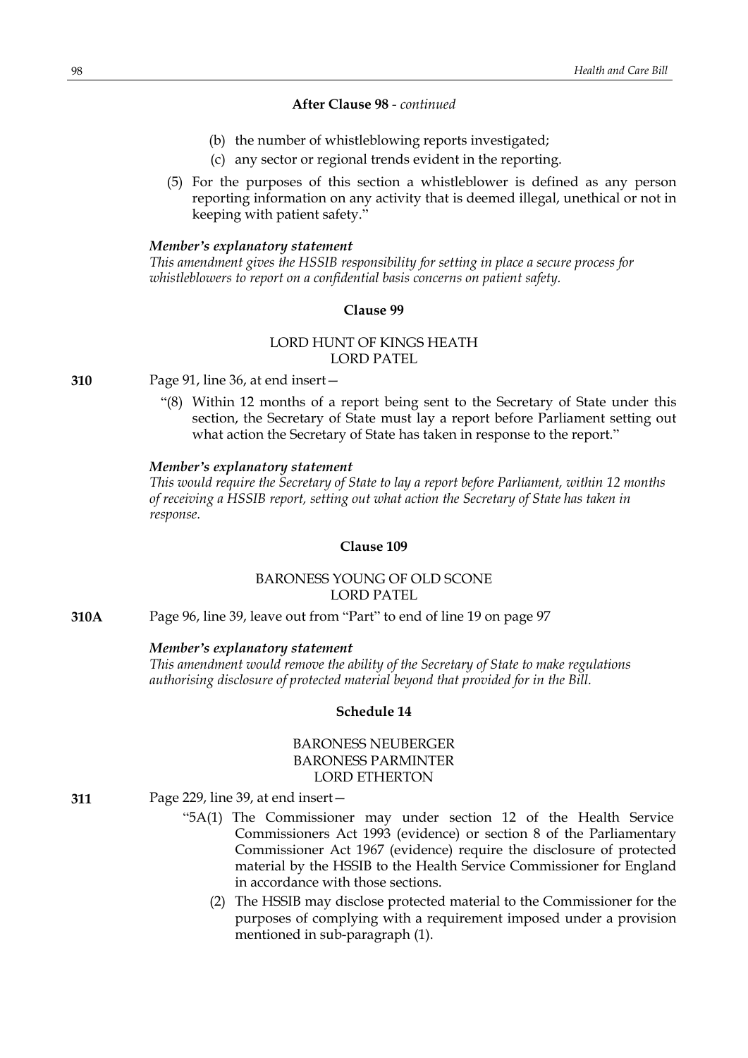**After Clause 98** - *continued*

(b) the number of whistleblowing reports investigated;

(c) any sector or regional trends evident in the reporting.

(5) For the purposes of this section a whistleblower is defined as any person reporting information on any activity that is deemed illegal, unethical or not in keeping with patient safety."

***Member's explanatory statement***

*This amendment gives the HSSIB responsibility for setting in place a secure process for whistleblowers to report on a confidential basis concerns on patient safety.*

**Clause 99**

LORD HUNT OF KINGS HEATH
LORD PATEL

**310** Page 91, line 36, at end insert—

"(8) Within 12 months of a report being sent to the Secretary of State under this section, the Secretary of State must lay a report before Parliament setting out what action the Secretary of State has taken in response to the report."

***Member's explanatory statement***

*This would require the Secretary of State to lay a report before Parliament, within 12 months of receiving a HSSIB report, setting out what action the Secretary of State has taken in response.*

**Clause 109**

BARONESS YOUNG OF OLD SCONE
LORD PATEL

**310A** Page 96, line 39, leave out from "Part" to end of line 19 on page 97

***Member's explanatory statement***

*This amendment would remove the ability of the Secretary of State to make regulations authorising disclosure of protected material beyond that provided for in the Bill.*

**Schedule 14**

BARONESS NEUBERGER
BARONESS PARMINTER
LORD ETHERTON

**311** Page 229, line 39, at end insert—

"5A(1) The Commissioner may under section 12 of the Health Service Commissioners Act 1993 (evidence) or section 8 of the Parliamentary Commissioner Act 1967 (evidence) require the disclosure of protected material by the HSSIB to the Health Service Commissioner for England in accordance with those sections.

(2) The HSSIB may disclose protected material to the Commissioner for the purposes of complying with a requirement imposed under a provision mentioned in sub-paragraph (1).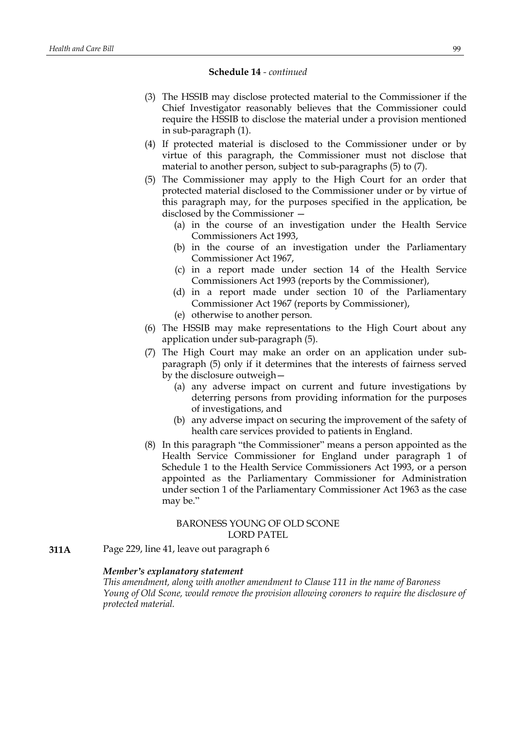**Schedule 14** - *continued*

(3) The HSSIB may disclose protected material to the Commissioner if the Chief Investigator reasonably believes that the Commissioner could require the HSSIB to disclose the material under a provision mentioned in sub-paragraph (1).

(4) If protected material is disclosed to the Commissioner under or by virtue of this paragraph, the Commissioner must not disclose that material to another person, subject to sub-paragraphs (5) to (7).

(5) The Commissioner may apply to the High Court for an order that protected material disclosed to the Commissioner under or by virtue of this paragraph may, for the purposes specified in the application, be disclosed by the Commissioner —

(a) in the course of an investigation under the Health Service Commissioners Act 1993,

(b) in the course of an investigation under the Parliamentary Commissioner Act 1967,

(c) in a report made under section 14 of the Health Service Commissioners Act 1993 (reports by the Commissioner),

(d) in a report made under section 10 of the Parliamentary Commissioner Act 1967 (reports by Commissioner),

(e) otherwise to another person.

(6) The HSSIB may make representations to the High Court about any application under sub-paragraph (5).

(7) The High Court may make an order on an application under sub-paragraph (5) only if it determines that the interests of fairness served by the disclosure outweigh—

(a) any adverse impact on current and future investigations by deterring persons from providing information for the purposes of investigations, and

(b) any adverse impact on securing the improvement of the safety of health care services provided to patients in England.

(8) In this paragraph "the Commissioner" means a person appointed as the Health Service Commissioner for England under paragraph 1 of Schedule 1 to the Health Service Commissioners Act 1993, or a person appointed as the Parliamentary Commissioner for Administration under section 1 of the Parliamentary Commissioner Act 1963 as the case may be."

BARONESS YOUNG OF OLD SCONE
LORD PATEL

**311A** Page 229, line 41, leave out paragraph 6

***Member's explanatory statement***

*This amendment, along with another amendment to Clause 111 in the name of Baroness Young of Old Scone, would remove the provision allowing coroners to require the disclosure of protected material.*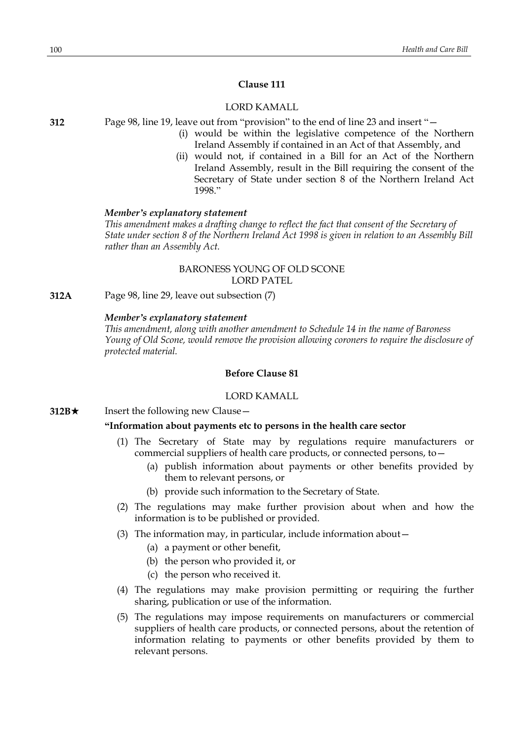## Clause 111

LORD KAMALL

**312** Page 98, line 19, leave out from "provision" to the end of line 23 and insert "—

(i) would be within the legislative competence of the Northern Ireland Assembly if contained in an Act of that Assembly, and

(ii) would not, if contained in a Bill for an Act of the Northern Ireland Assembly, result in the Bill requiring the consent of the Secretary of State under section 8 of the Northern Ireland Act 1998."

***Member's explanatory statement***

*This amendment makes a drafting change to reflect the fact that consent of the Secretary of State under section 8 of the Northern Ireland Act 1998 is given in relation to an Assembly Bill rather than an Assembly Act.*

BARONESS YOUNG OF OLD SCONE
LORD PATEL

**312A** Page 98, line 29, leave out subsection (7)

***Member's explanatory statement***

*This amendment, along with another amendment to Schedule 14 in the name of Baroness Young of Old Scone, would remove the provision allowing coroners to require the disclosure of protected material.*

## Before Clause 81

LORD KAMALL

**312B★** Insert the following new Clause—

**"Information about payments etc to persons in the health care sector**

(1) The Secretary of State may by regulations require manufacturers or commercial suppliers of health care products, or connected persons, to—

(a) publish information about payments or other benefits provided by them to relevant persons, or

(b) provide such information to the Secretary of State.

(2) The regulations may make further provision about when and how the information is to be published or provided.

(3) The information may, in particular, include information about—

(a) a payment or other benefit,

(b) the person who provided it, or

(c) the person who received it.

(4) The regulations may make provision permitting or requiring the further sharing, publication or use of the information.

(5) The regulations may impose requirements on manufacturers or commercial suppliers of health care products, or connected persons, about the retention of information relating to payments or other benefits provided by them to relevant persons.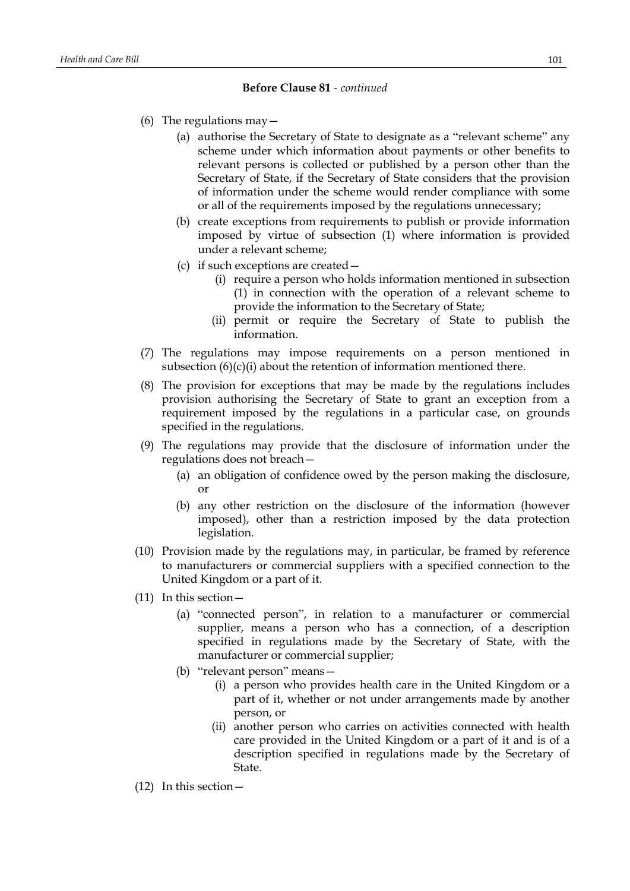**Before Clause 81** - *continued*

(6) The regulations may—

  (a) authorise the Secretary of State to designate as a "relevant scheme" any scheme under which information about payments or other benefits to relevant persons is collected or published by a person other than the Secretary of State, if the Secretary of State considers that the provision of information under the scheme would render compliance with some or all of the requirements imposed by the regulations unnecessary;

  (b) create exceptions from requirements to publish or provide information imposed by virtue of subsection (1) where information is provided under a relevant scheme;

  (c) if such exceptions are created—

    (i) require a person who holds information mentioned in subsection (1) in connection with the operation of a relevant scheme to provide the information to the Secretary of State;

    (ii) permit or require the Secretary of State to publish the information.

(7) The regulations may impose requirements on a person mentioned in subsection (6)(c)(i) about the retention of information mentioned there.

(8) The provision for exceptions that may be made by the regulations includes provision authorising the Secretary of State to grant an exception from a requirement imposed by the regulations in a particular case, on grounds specified in the regulations.

(9) The regulations may provide that the disclosure of information under the regulations does not breach—

  (a) an obligation of confidence owed by the person making the disclosure, or

  (b) any other restriction on the disclosure of the information (however imposed), other than a restriction imposed by the data protection legislation.

(10) Provision made by the regulations may, in particular, be framed by reference to manufacturers or commercial suppliers with a specified connection to the United Kingdom or a part of it.

(11) In this section—

  (a) "connected person", in relation to a manufacturer or commercial supplier, means a person who has a connection, of a description specified in regulations made by the Secretary of State, with the manufacturer or commercial supplier;

  (b) "relevant person" means—

    (i) a person who provides health care in the United Kingdom or a part of it, whether or not under arrangements made by another person, or

    (ii) another person who carries on activities connected with health care provided in the United Kingdom or a part of it and is of a description specified in regulations made by the Secretary of State.

(12) In this section—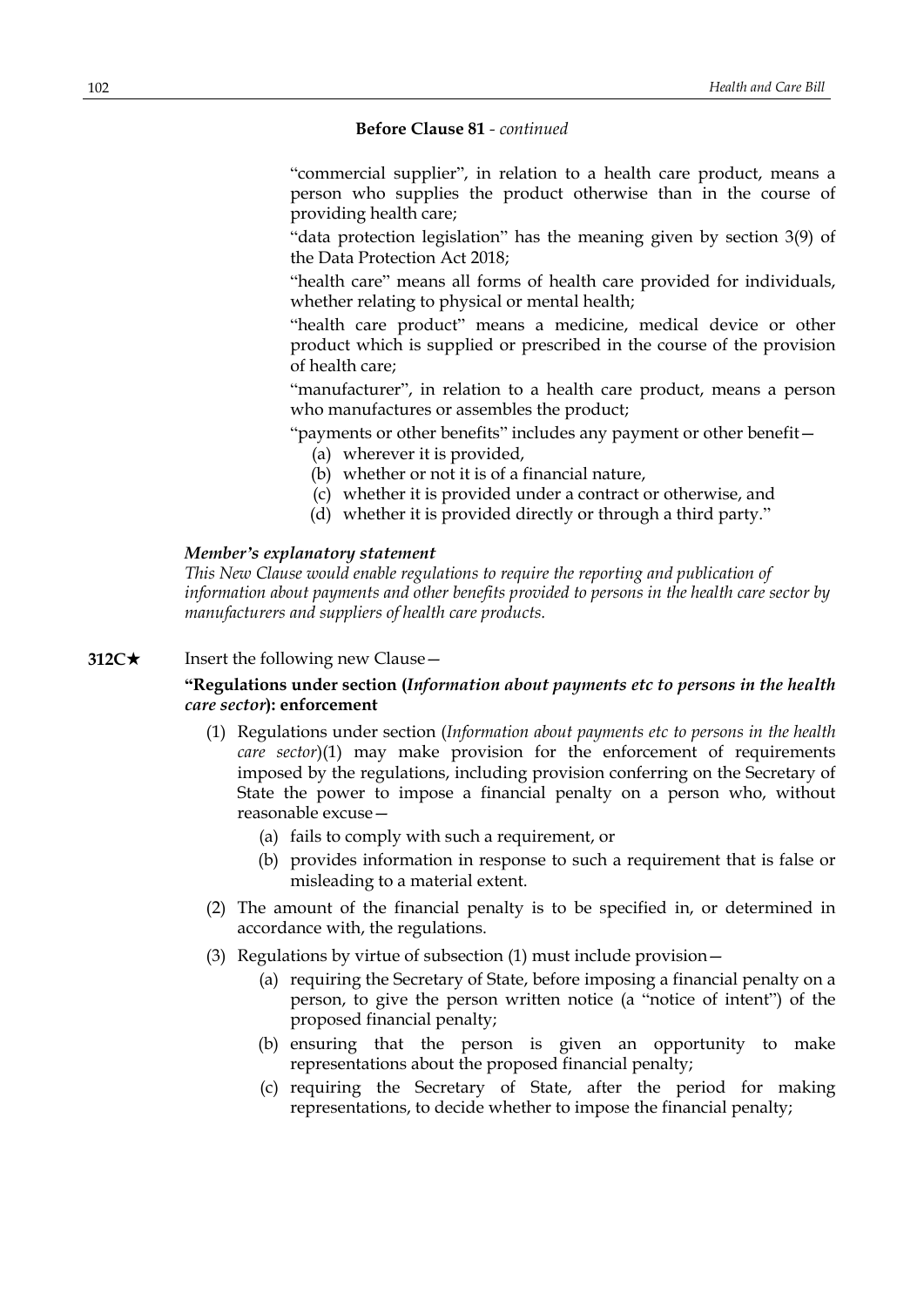**Before Clause 81** - *continued*

"commercial supplier", in relation to a health care product, means a person who supplies the product otherwise than in the course of providing health care;

"data protection legislation" has the meaning given by section 3(9) of the Data Protection Act 2018;

"health care" means all forms of health care provided for individuals, whether relating to physical or mental health;

"health care product" means a medicine, medical device or other product which is supplied or prescribed in the course of the provision of health care;

"manufacturer", in relation to a health care product, means a person who manufactures or assembles the product;

"payments or other benefits" includes any payment or other benefit—

(a) wherever it is provided,

(b) whether or not it is of a financial nature,

(c) whether it is provided under a contract or otherwise, and

(d) whether it is provided directly or through a third party."

***Member's explanatory statement***

*This New Clause would enable regulations to require the reporting and publication of information about payments and other benefits provided to persons in the health care sector by manufacturers and suppliers of health care products.*

**312C★** Insert the following new Clause—

**"Regulations under section (*Information about payments etc to persons in the health care sector*): enforcement**

(1) Regulations under section (*Information about payments etc to persons in the health care sector*)(1) may make provision for the enforcement of requirements imposed by the regulations, including provision conferring on the Secretary of State the power to impose a financial penalty on a person who, without reasonable excuse—

(a) fails to comply with such a requirement, or

(b) provides information in response to such a requirement that is false or misleading to a material extent.

(2) The amount of the financial penalty is to be specified in, or determined in accordance with, the regulations.

(3) Regulations by virtue of subsection (1) must include provision—

(a) requiring the Secretary of State, before imposing a financial penalty on a person, to give the person written notice (a "notice of intent") of the proposed financial penalty;

(b) ensuring that the person is given an opportunity to make representations about the proposed financial penalty;

(c) requiring the Secretary of State, after the period for making representations, to decide whether to impose the financial penalty;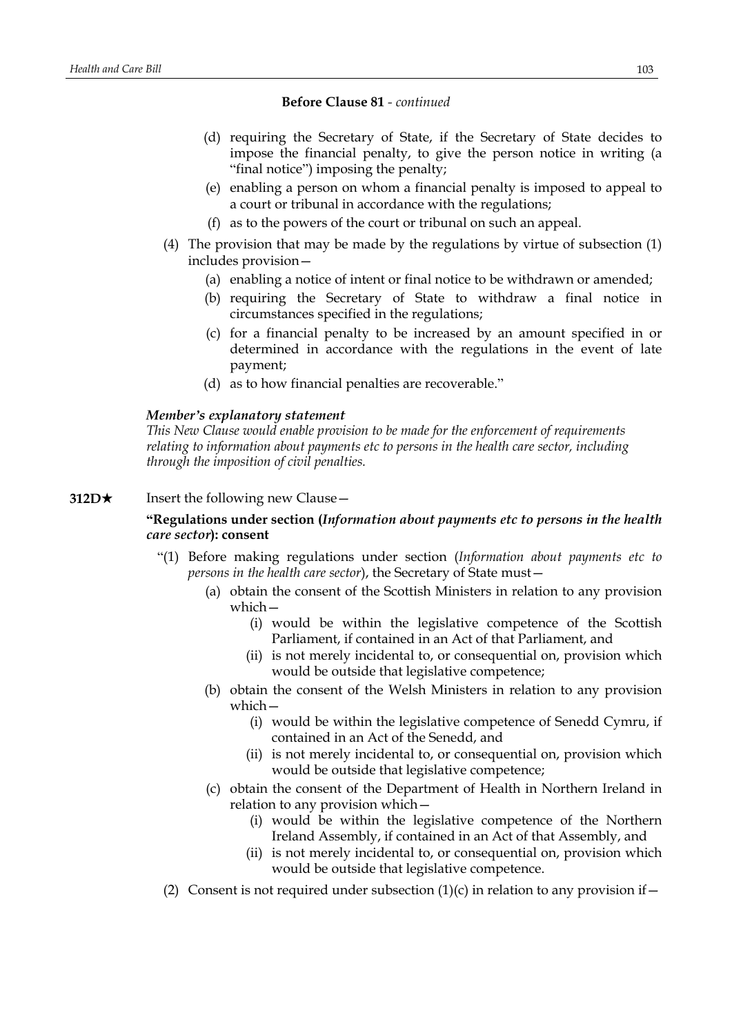**Before Clause 81** - *continued*

(d) requiring the Secretary of State, if the Secretary of State decides to impose the financial penalty, to give the person notice in writing (a "final notice") imposing the penalty;

(e) enabling a person on whom a financial penalty is imposed to appeal to a court or tribunal in accordance with the regulations;

(f) as to the powers of the court or tribunal on such an appeal.

(4) The provision that may be made by the regulations by virtue of subsection (1) includes provision—

(a) enabling a notice of intent or final notice to be withdrawn or amended;

(b) requiring the Secretary of State to withdraw a final notice in circumstances specified in the regulations;

(c) for a financial penalty to be increased by an amount specified in or determined in accordance with the regulations in the event of late payment;

(d) as to how financial penalties are recoverable."

***Member's explanatory statement***

*This New Clause would enable provision to be made for the enforcement of requirements relating to information about payments etc to persons in the health care sector, including through the imposition of civil penalties.*

**312D★** Insert the following new Clause—

**"Regulations under section (*Information about payments etc to persons in the health care sector*): consent**

"(1) Before making regulations under section (*Information about payments etc to persons in the health care sector*), the Secretary of State must—

(a) obtain the consent of the Scottish Ministers in relation to any provision which—

(i) would be within the legislative competence of the Scottish Parliament, if contained in an Act of that Parliament, and

(ii) is not merely incidental to, or consequential on, provision which would be outside that legislative competence;

(b) obtain the consent of the Welsh Ministers in relation to any provision which—

(i) would be within the legislative competence of Senedd Cymru, if contained in an Act of the Senedd, and

(ii) is not merely incidental to, or consequential on, provision which would be outside that legislative competence;

(c) obtain the consent of the Department of Health in Northern Ireland in relation to any provision which—

(i) would be within the legislative competence of the Northern Ireland Assembly, if contained in an Act of that Assembly, and

(ii) is not merely incidental to, or consequential on, provision which would be outside that legislative competence.

(2) Consent is not required under subsection (1)(c) in relation to any provision if—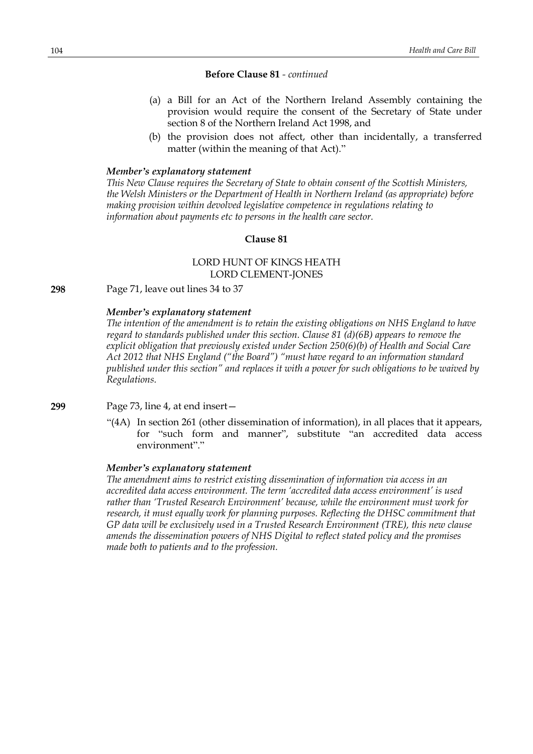**Before Clause 81** - *continued*

(a) a Bill for an Act of the Northern Ireland Assembly containing the provision would require the consent of the Secretary of State under section 8 of the Northern Ireland Act 1998, and

(b) the provision does not affect, other than incidentally, a transferred matter (within the meaning of that Act)."

***Member's explanatory statement***

*This New Clause requires the Secretary of State to obtain consent of the Scottish Ministers, the Welsh Ministers or the Department of Health in Northern Ireland (as appropriate) before making provision within devolved legislative competence in regulations relating to information about payments etc to persons in the health care sector.*

## Clause 81

LORD HUNT OF KINGS HEATH
LORD CLEMENT-JONES

**298** Page 71, leave out lines 34 to 37

***Member's explanatory statement***

*The intention of the amendment is to retain the existing obligations on NHS England to have regard to standards published under this section. Clause 81 (d)(6B) appears to remove the explicit obligation that previously existed under Section 250(6)(b) of Health and Social Care Act 2012 that NHS England ("the Board") "must have regard to an information standard published under this section" and replaces it with a power for such obligations to be waived by Regulations.*

**299** Page 73, line 4, at end insert—

"(4A) In section 261 (other dissemination of information), in all places that it appears, for "such form and manner", substitute "an accredited data access environment"."

***Member's explanatory statement***

*The amendment aims to restrict existing dissemination of information via access in an accredited data access environment. The term 'accredited data access environment' is used rather than 'Trusted Research Environment' because, while the environment must work for research, it must equally work for planning purposes. Reflecting the DHSC commitment that GP data will be exclusively used in a Trusted Research Environment (TRE), this new clause amends the dissemination powers of NHS Digital to reflect stated policy and the promises made both to patients and to the profession.*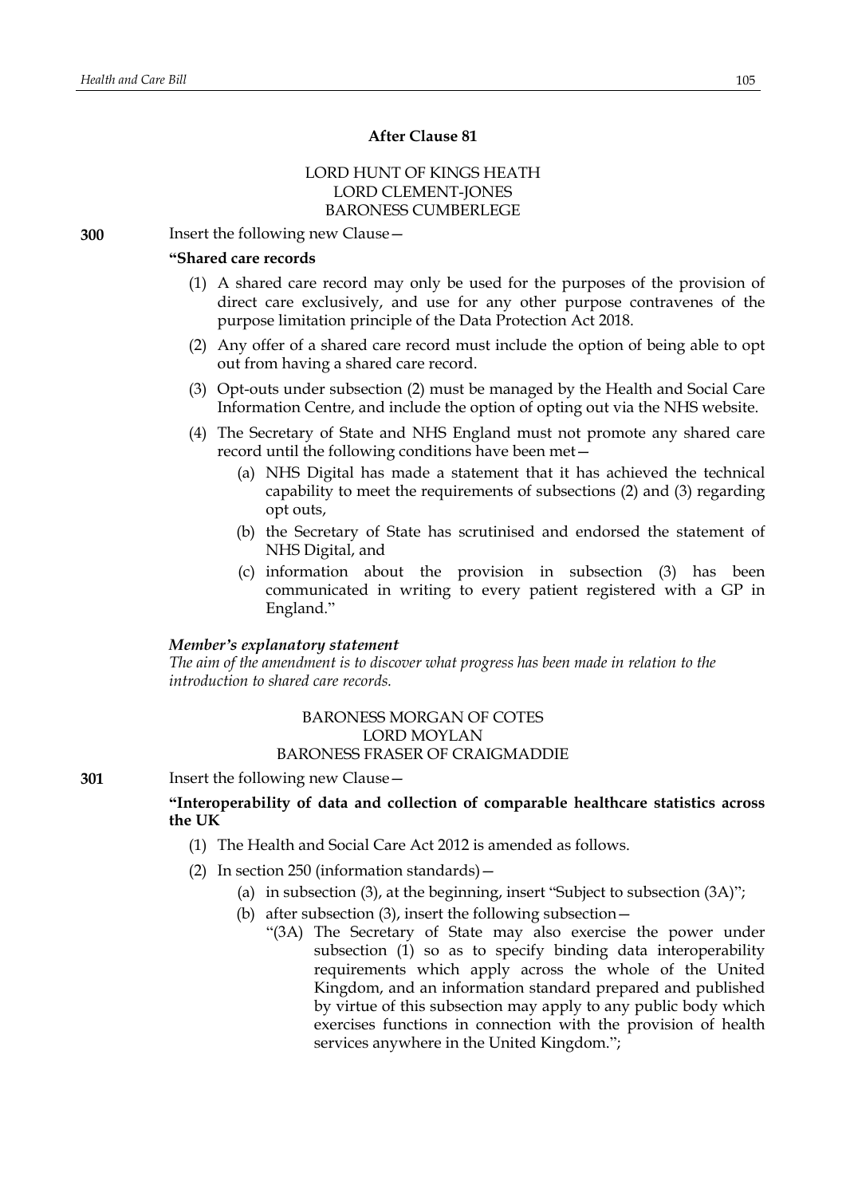**After Clause 81**

LORD HUNT OF KINGS HEATH
LORD CLEMENT-JONES
BARONESS CUMBERLEGE

**300** Insert the following new Clause—

**"Shared care records**

(1) A shared care record may only be used for the purposes of the provision of direct care exclusively, and use for any other purpose contravenes of the purpose limitation principle of the Data Protection Act 2018.

(2) Any offer of a shared care record must include the option of being able to opt out from having a shared care record.

(3) Opt-outs under subsection (2) must be managed by the Health and Social Care Information Centre, and include the option of opting out via the NHS website.

(4) The Secretary of State and NHS England must not promote any shared care record until the following conditions have been met—

(a) NHS Digital has made a statement that it has achieved the technical capability to meet the requirements of subsections (2) and (3) regarding opt outs,

(b) the Secretary of State has scrutinised and endorsed the statement of NHS Digital, and

(c) information about the provision in subsection (3) has been communicated in writing to every patient registered with a GP in England."

***Member's explanatory statement***

*The aim of the amendment is to discover what progress has been made in relation to the introduction to shared care records.*

BARONESS MORGAN OF COTES
LORD MOYLAN
BARONESS FRASER OF CRAIGMADDIE

**301** Insert the following new Clause—

**"Interoperability of data and collection of comparable healthcare statistics across the UK**

(1) The Health and Social Care Act 2012 is amended as follows.

(2) In section 250 (information standards)—

(a) in subsection (3), at the beginning, insert "Subject to subsection (3A)";

(b) after subsection (3), insert the following subsection—

"(3A) The Secretary of State may also exercise the power under subsection (1) so as to specify binding data interoperability requirements which apply across the whole of the United Kingdom, and an information standard prepared and published by virtue of this subsection may apply to any public body which exercises functions in connection with the provision of health services anywhere in the United Kingdom.";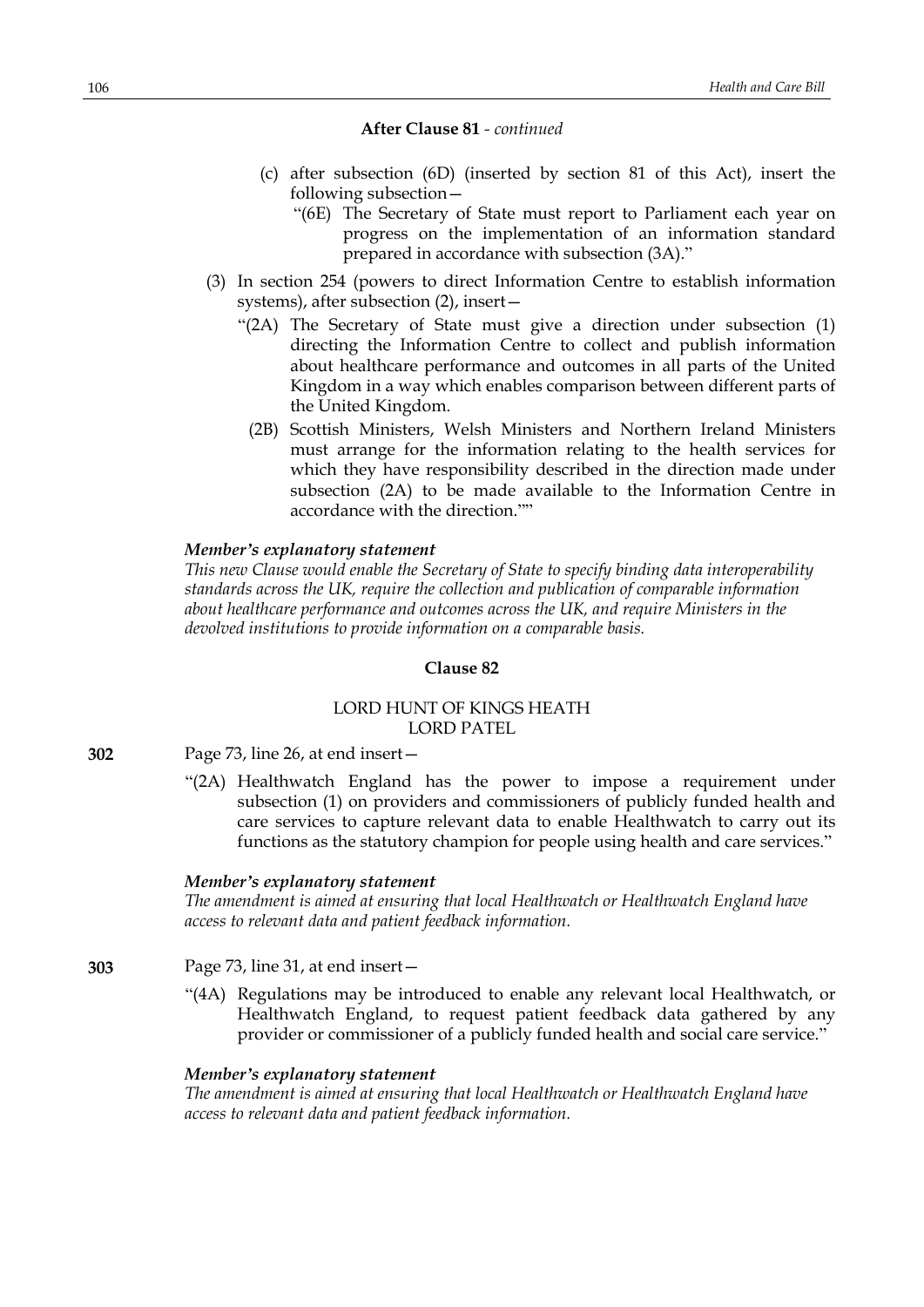**After Clause 81** - *continued*

(c) after subsection (6D) (inserted by section 81 of this Act), insert the following subsection—

"(6E) The Secretary of State must report to Parliament each year on progress on the implementation of an information standard prepared in accordance with subsection (3A)."

(3) In section 254 (powers to direct Information Centre to establish information systems), after subsection (2), insert—

"(2A) The Secretary of State must give a direction under subsection (1) directing the Information Centre to collect and publish information about healthcare performance and outcomes in all parts of the United Kingdom in a way which enables comparison between different parts of the United Kingdom.

(2B) Scottish Ministers, Welsh Ministers and Northern Ireland Ministers must arrange for the information relating to the health services for which they have responsibility described in the direction made under subsection (2A) to be made available to the Information Centre in accordance with the direction.""

***Member's explanatory statement***

*This new Clause would enable the Secretary of State to specify binding data interoperability standards across the UK, require the collection and publication of comparable information about healthcare performance and outcomes across the UK, and require Ministers in the devolved institutions to provide information on a comparable basis.*

**Clause 82**

LORD HUNT OF KINGS HEATH
LORD PATEL

**302** Page 73, line 26, at end insert—

"(2A) Healthwatch England has the power to impose a requirement under subsection (1) on providers and commissioners of publicly funded health and care services to capture relevant data to enable Healthwatch to carry out its functions as the statutory champion for people using health and care services."

***Member's explanatory statement***

*The amendment is aimed at ensuring that local Healthwatch or Healthwatch England have access to relevant data and patient feedback information.*

**303** Page 73, line 31, at end insert—

"(4A) Regulations may be introduced to enable any relevant local Healthwatch, or Healthwatch England, to request patient feedback data gathered by any provider or commissioner of a publicly funded health and social care service."

***Member's explanatory statement***

*The amendment is aimed at ensuring that local Healthwatch or Healthwatch England have access to relevant data and patient feedback information.*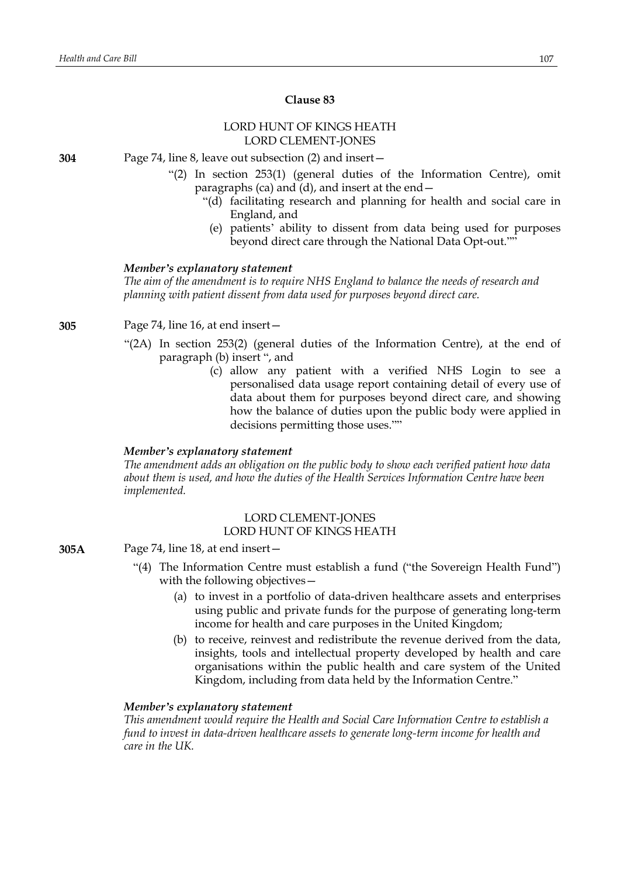## Clause 83

LORD HUNT OF KINGS HEATH
LORD CLEMENT-JONES

**304** Page 74, line 8, leave out subsection (2) and insert—

> "(2) In section 253(1) (general duties of the Information Centre), omit paragraphs (ca) and (d), and insert at the end—
>
> > "(d) facilitating research and planning for health and social care in England, and
> >
> > (e) patients' ability to dissent from data being used for purposes beyond direct care through the National Data Opt-out.""

***Member's explanatory statement***

*The aim of the amendment is to require NHS England to balance the needs of research and planning with patient dissent from data used for purposes beyond direct care.*

**305** Page 74, line 16, at end insert—

> "(2A) In section 253(2) (general duties of the Information Centre), at the end of paragraph (b) insert ", and
>
> > (c) allow any patient with a verified NHS Login to see a personalised data usage report containing detail of every use of data about them for purposes beyond direct care, and showing how the balance of duties upon the public body were applied in decisions permitting those uses.""

***Member's explanatory statement***

*The amendment adds an obligation on the public body to show each verified patient how data about them is used, and how the duties of the Health Services Information Centre have been implemented.*

LORD CLEMENT-JONES
LORD HUNT OF KINGS HEATH

**305A** Page 74, line 18, at end insert—

> "(4) The Information Centre must establish a fund ("the Sovereign Health Fund") with the following objectives—
>
> > (a) to invest in a portfolio of data-driven healthcare assets and enterprises using public and private funds for the purpose of generating long-term income for health and care purposes in the United Kingdom;
> >
> > (b) to receive, reinvest and redistribute the revenue derived from the data, insights, tools and intellectual property developed by health and care organisations within the public health and care system of the United Kingdom, including from data held by the Information Centre."

***Member's explanatory statement***

*This amendment would require the Health and Social Care Information Centre to establish a fund to invest in data-driven healthcare assets to generate long-term income for health and care in the UK.*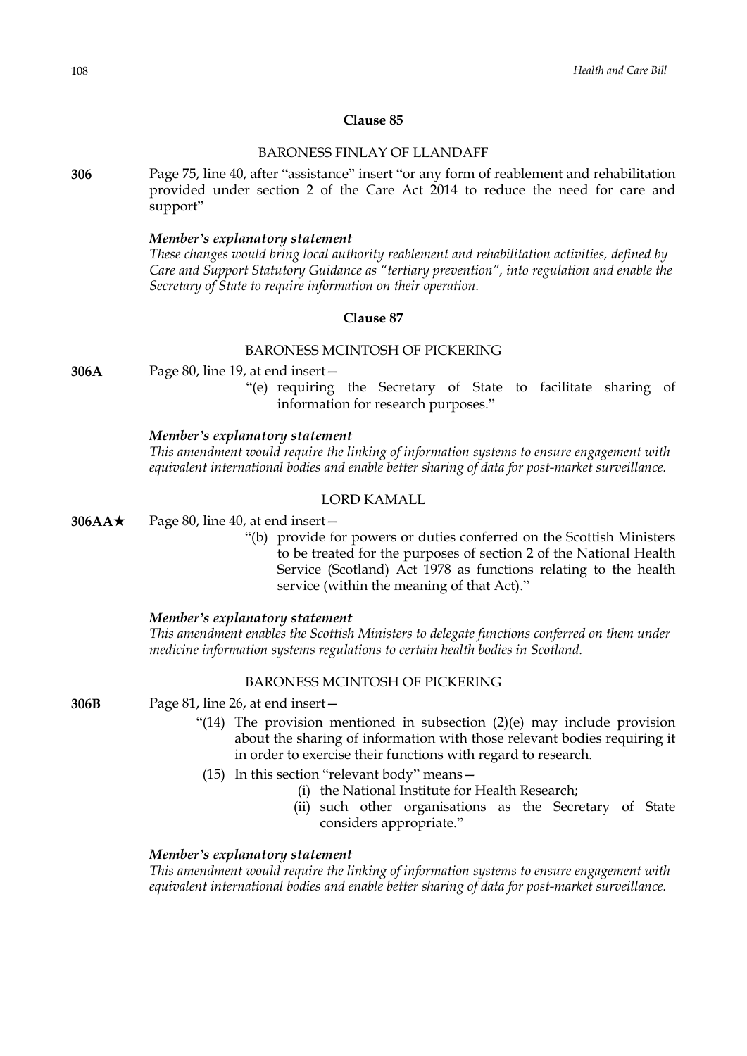## Clause 85

BARONESS FINLAY OF LLANDAFF

**306** Page 75, line 40, after "assistance" insert "or any form of reablement and rehabilitation provided under section 2 of the Care Act 2014 to reduce the need for care and support"

***Member's explanatory statement***

*These changes would bring local authority reablement and rehabilitation activities, defined by Care and Support Statutory Guidance as "tertiary prevention", into regulation and enable the Secretary of State to require information on their operation.*

## Clause 87

BARONESS MCINTOSH OF PICKERING

**306A** Page 80, line 19, at end insert—

"(e) requiring the Secretary of State to facilitate sharing of information for research purposes."

***Member's explanatory statement***

*This amendment would require the linking of information systems to ensure engagement with equivalent international bodies and enable better sharing of data for post-market surveillance.*

LORD KAMALL

**306AA★** Page 80, line 40, at end insert—

"(b) provide for powers or duties conferred on the Scottish Ministers to be treated for the purposes of section 2 of the National Health Service (Scotland) Act 1978 as functions relating to the health service (within the meaning of that Act)."

***Member's explanatory statement***

*This amendment enables the Scottish Ministers to delegate functions conferred on them under medicine information systems regulations to certain health bodies in Scotland.*

BARONESS MCINTOSH OF PICKERING

**306B** Page 81, line 26, at end insert—

"(14) The provision mentioned in subsection (2)(e) may include provision about the sharing of information with those relevant bodies requiring it in order to exercise their functions with regard to research.

(15) In this section "relevant body" means—

(i) the National Institute for Health Research;

(ii) such other organisations as the Secretary of State considers appropriate."

***Member's explanatory statement***

*This amendment would require the linking of information systems to ensure engagement with equivalent international bodies and enable better sharing of data for post-market surveillance.*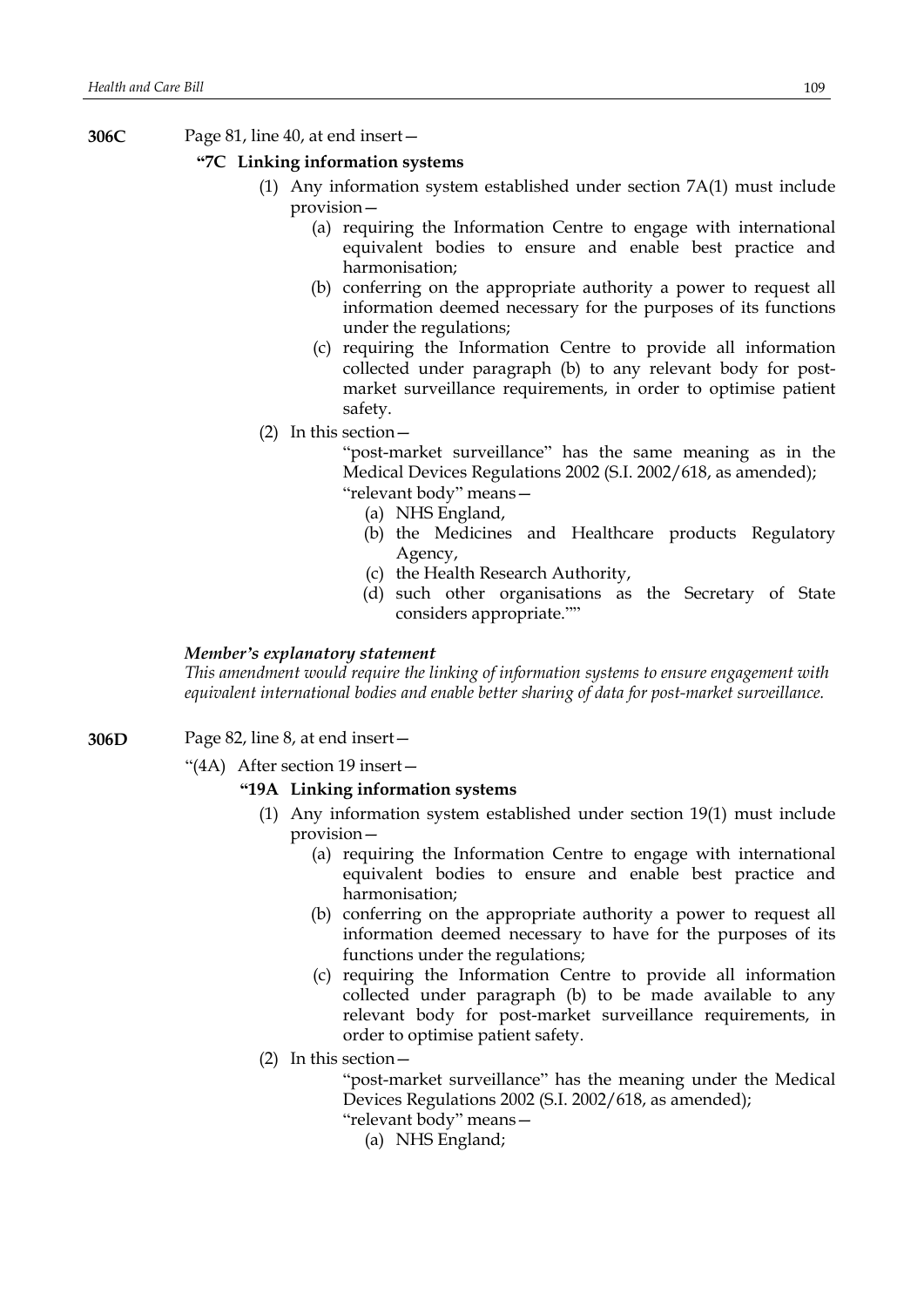**306C** Page 81, line 40, at end insert—

**"7C Linking information systems**

(1) Any information system established under section 7A(1) must include provision—

(a) requiring the Information Centre to engage with international equivalent bodies to ensure and enable best practice and harmonisation;

(b) conferring on the appropriate authority a power to request all information deemed necessary for the purposes of its functions under the regulations;

(c) requiring the Information Centre to provide all information collected under paragraph (b) to any relevant body for post-market surveillance requirements, in order to optimise patient safety.

(2) In this section—

"post-market surveillance" has the same meaning as in the Medical Devices Regulations 2002 (S.I. 2002/618, as amended);

"relevant body" means—

(a) NHS England,

(b) the Medicines and Healthcare products Regulatory Agency,

(c) the Health Research Authority,

(d) such other organisations as the Secretary of State considers appropriate.""

***Member's explanatory statement***

*This amendment would require the linking of information systems to ensure engagement with equivalent international bodies and enable better sharing of data for post-market surveillance.*

**306D** Page 82, line 8, at end insert—

"(4A) After section 19 insert—

**"19A Linking information systems**

(1) Any information system established under section 19(1) must include provision—

(a) requiring the Information Centre to engage with international equivalent bodies to ensure and enable best practice and harmonisation;

(b) conferring on the appropriate authority a power to request all information deemed necessary to have for the purposes of its functions under the regulations;

(c) requiring the Information Centre to provide all information collected under paragraph (b) to be made available to any relevant body for post-market surveillance requirements, in order to optimise patient safety.

(2) In this section—

"post-market surveillance" has the meaning under the Medical Devices Regulations 2002 (S.I. 2002/618, as amended);

"relevant body" means—

(a) NHS England;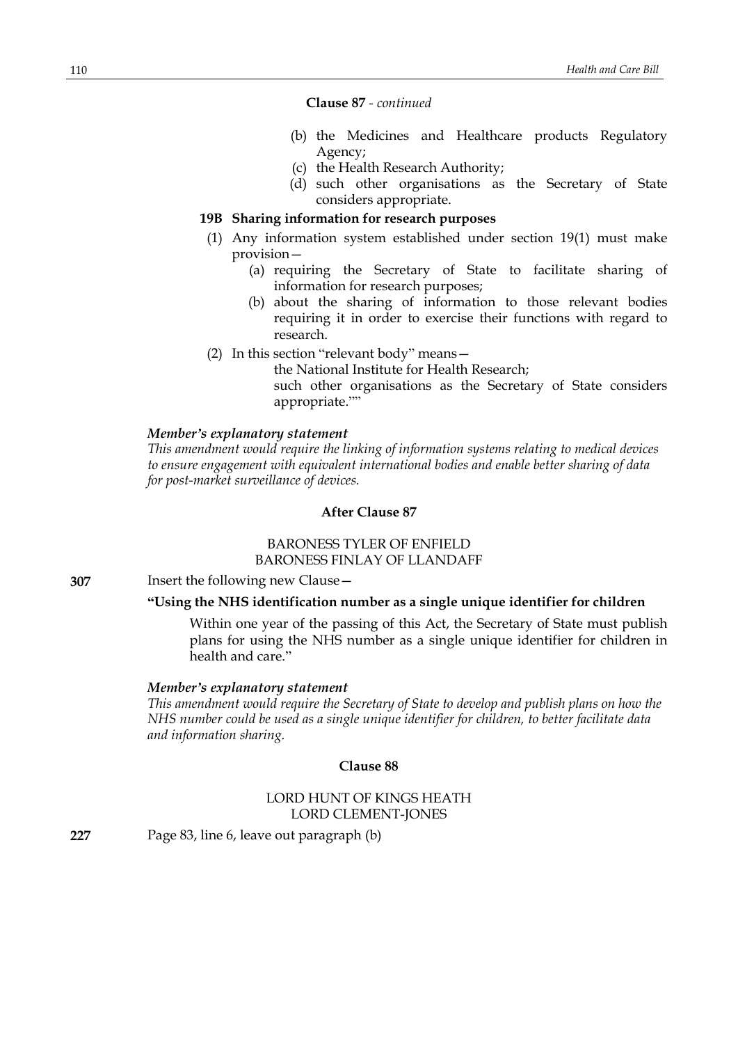**Clause 87** - *continued*

(b) the Medicines and Healthcare products Regulatory Agency;

(c) the Health Research Authority;

(d) such other organisations as the Secretary of State considers appropriate.

**19B Sharing information for research purposes**

(1) Any information system established under section 19(1) must make provision—

(a) requiring the Secretary of State to facilitate sharing of information for research purposes;

(b) about the sharing of information to those relevant bodies requiring it in order to exercise their functions with regard to research.

(2) In this section "relevant body" means—

the National Institute for Health Research;

such other organisations as the Secretary of State considers appropriate.""

***Member's explanatory statement***

*This amendment would require the linking of information systems relating to medical devices to ensure engagement with equivalent international bodies and enable better sharing of data for post-market surveillance of devices.*

**After Clause 87**

BARONESS TYLER OF ENFIELD
BARONESS FINLAY OF LLANDAFF

**307** Insert the following new Clause—

**"Using the NHS identification number as a single unique identifier for children**

Within one year of the passing of this Act, the Secretary of State must publish plans for using the NHS number as a single unique identifier for children in health and care."

***Member's explanatory statement***

*This amendment would require the Secretary of State to develop and publish plans on how the NHS number could be used as a single unique identifier for children, to better facilitate data and information sharing.*

**Clause 88**

LORD HUNT OF KINGS HEATH
LORD CLEMENT-JONES

**227** Page 83, line 6, leave out paragraph (b)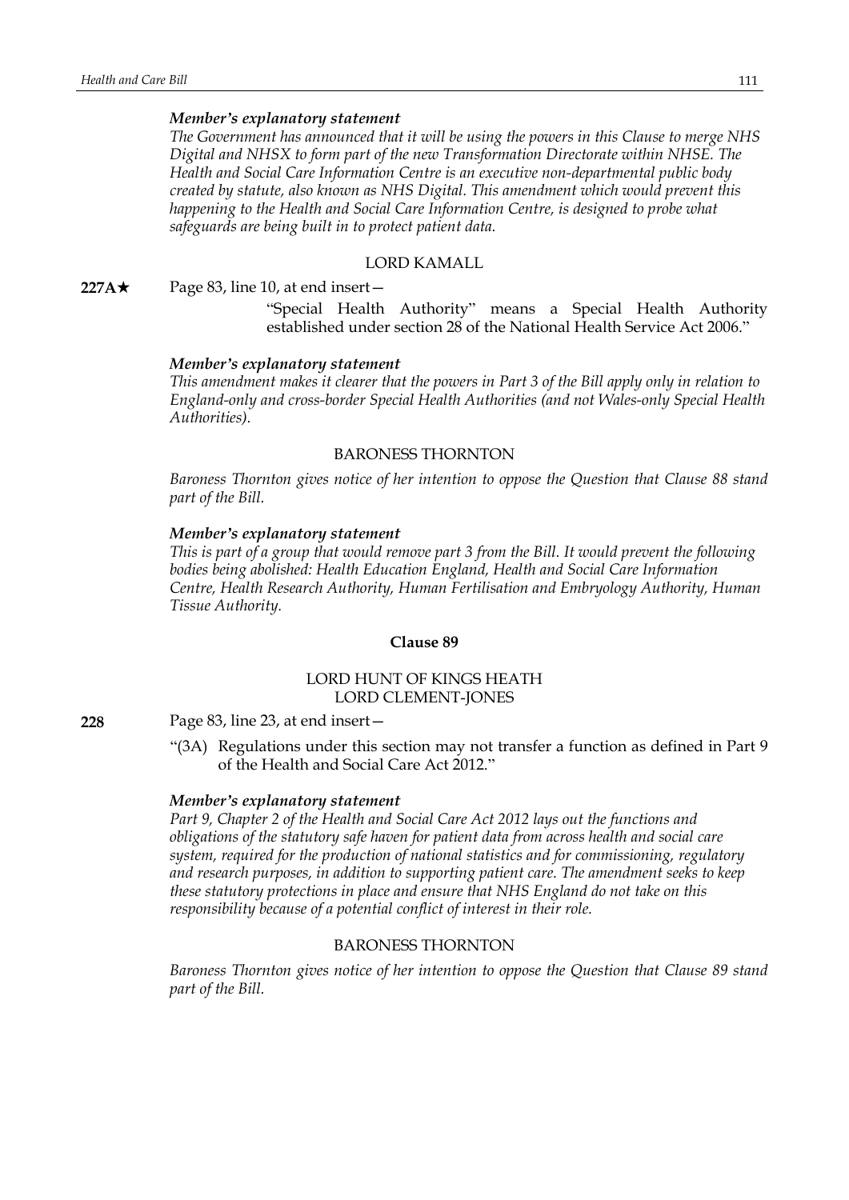***Member's explanatory statement***

*The Government has announced that it will be using the powers in this Clause to merge NHS Digital and NHSX to form part of the new Transformation Directorate within NHSE. The Health and Social Care Information Centre is an executive non-departmental public body created by statute, also known as NHS Digital. This amendment which would prevent this happening to the Health and Social Care Information Centre, is designed to probe what safeguards are being built in to protect patient data.*

LORD KAMALL

**227A★** Page 83, line 10, at end insert—

"Special Health Authority" means a Special Health Authority established under section 28 of the National Health Service Act 2006."

***Member's explanatory statement***

*This amendment makes it clearer that the powers in Part 3 of the Bill apply only in relation to England-only and cross-border Special Health Authorities (and not Wales-only Special Health Authorities).*

BARONESS THORNTON

*Baroness Thornton gives notice of her intention to oppose the Question that Clause 88 stand part of the Bill.*

***Member's explanatory statement***

*This is part of a group that would remove part 3 from the Bill. It would prevent the following bodies being abolished: Health Education England, Health and Social Care Information Centre, Health Research Authority, Human Fertilisation and Embryology Authority, Human Tissue Authority.*

**Clause 89**

LORD HUNT OF KINGS HEATH
LORD CLEMENT-JONES

**228** Page 83, line 23, at end insert—

"(3A) Regulations under this section may not transfer a function as defined in Part 9 of the Health and Social Care Act 2012."

***Member's explanatory statement***

*Part 9, Chapter 2 of the Health and Social Care Act 2012 lays out the functions and obligations of the statutory safe haven for patient data from across health and social care system, required for the production of national statistics and for commissioning, regulatory and research purposes, in addition to supporting patient care. The amendment seeks to keep these statutory protections in place and ensure that NHS England do not take on this responsibility because of a potential conflict of interest in their role.*

BARONESS THORNTON

*Baroness Thornton gives notice of her intention to oppose the Question that Clause 89 stand part of the Bill.*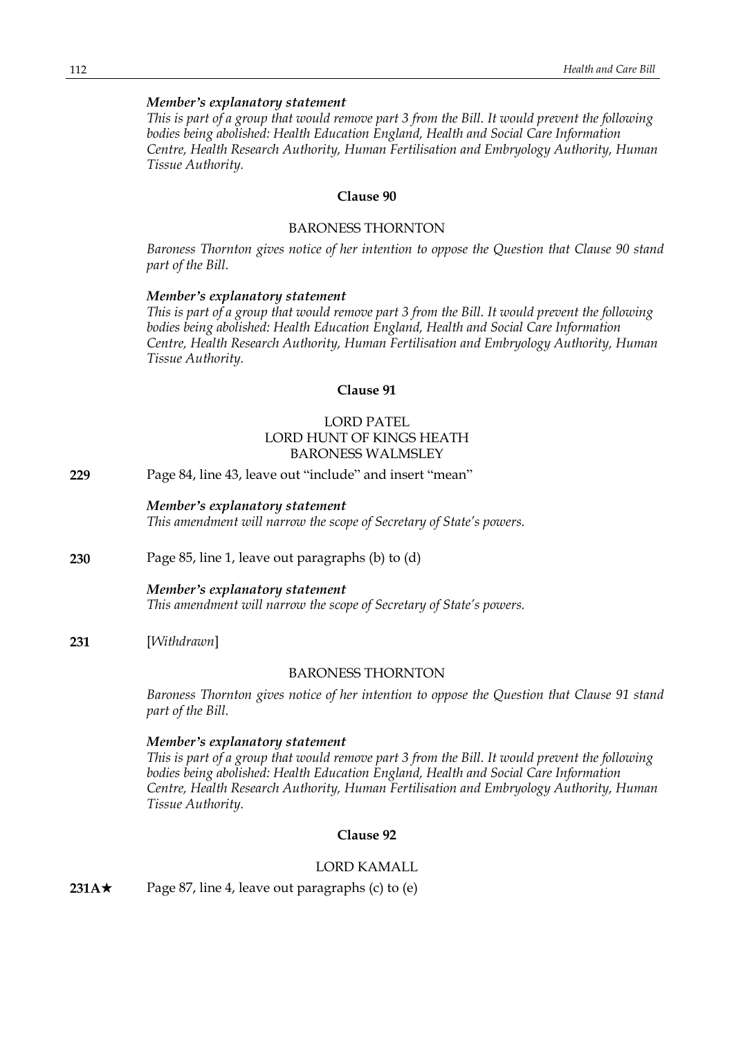*Member's explanatory statement*

*This is part of a group that would remove part 3 from the Bill. It would prevent the following bodies being abolished: Health Education England, Health and Social Care Information Centre, Health Research Authority, Human Fertilisation and Embryology Authority, Human Tissue Authority.*

### Clause 90

BARONESS THORNTON

*Baroness Thornton gives notice of her intention to oppose the Question that Clause 90 stand part of the Bill.*

*Member's explanatory statement*

*This is part of a group that would remove part 3 from the Bill. It would prevent the following bodies being abolished: Health Education England, Health and Social Care Information Centre, Health Research Authority, Human Fertilisation and Embryology Authority, Human Tissue Authority.*

### Clause 91

LORD PATEL
LORD HUNT OF KINGS HEATH
BARONESS WALMSLEY

**229** Page 84, line 43, leave out "include" and insert "mean"

*Member's explanatory statement*

*This amendment will narrow the scope of Secretary of State's powers.*

**230** Page 85, line 1, leave out paragraphs (b) to (d)

*Member's explanatory statement*

*This amendment will narrow the scope of Secretary of State's powers.*

**231** [*Withdrawn*]

BARONESS THORNTON

*Baroness Thornton gives notice of her intention to oppose the Question that Clause 91 stand part of the Bill.*

*Member's explanatory statement*

*This is part of a group that would remove part 3 from the Bill. It would prevent the following bodies being abolished: Health Education England, Health and Social Care Information Centre, Health Research Authority, Human Fertilisation and Embryology Authority, Human Tissue Authority.*

### Clause 92

LORD KAMALL

**231A★** Page 87, line 4, leave out paragraphs (c) to (e)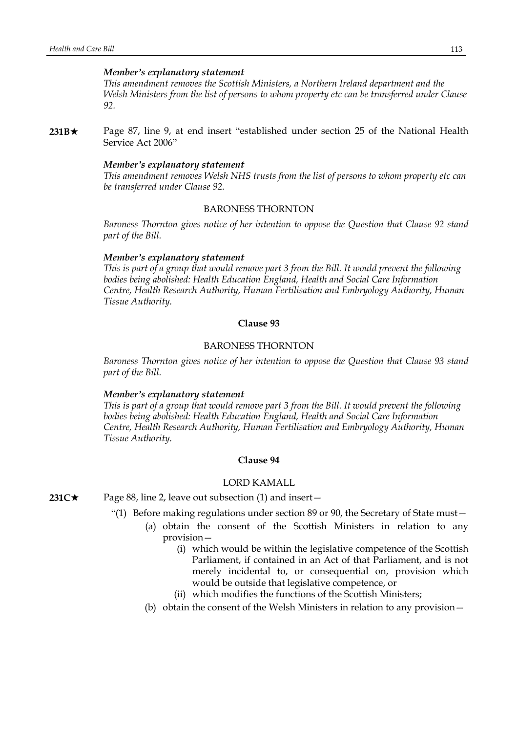***Member's explanatory statement***

*This amendment removes the Scottish Ministers, a Northern Ireland department and the Welsh Ministers from the list of persons to whom property etc can be transferred under Clause 92.*

**231B★** Page 87, line 9, at end insert "established under section 25 of the National Health Service Act 2006"

***Member's explanatory statement***

*This amendment removes Welsh NHS trusts from the list of persons to whom property etc can be transferred under Clause 92.*

BARONESS THORNTON

*Baroness Thornton gives notice of her intention to oppose the Question that Clause 92 stand part of the Bill.*

***Member's explanatory statement***

*This is part of a group that would remove part 3 from the Bill. It would prevent the following bodies being abolished: Health Education England, Health and Social Care Information Centre, Health Research Authority, Human Fertilisation and Embryology Authority, Human Tissue Authority.*

**Clause 93**

BARONESS THORNTON

*Baroness Thornton gives notice of her intention to oppose the Question that Clause 93 stand part of the Bill.*

***Member's explanatory statement***

*This is part of a group that would remove part 3 from the Bill. It would prevent the following bodies being abolished: Health Education England, Health and Social Care Information Centre, Health Research Authority, Human Fertilisation and Embryology Authority, Human Tissue Authority.*

**Clause 94**

LORD KAMALL

**231C★** Page 88, line 2, leave out subsection (1) and insert—

"(1) Before making regulations under section 89 or 90, the Secretary of State must—

(a) obtain the consent of the Scottish Ministers in relation to any provision—

(i) which would be within the legislative competence of the Scottish Parliament, if contained in an Act of that Parliament, and is not merely incidental to, or consequential on, provision which would be outside that legislative competence, or

(ii) which modifies the functions of the Scottish Ministers;

(b) obtain the consent of the Welsh Ministers in relation to any provision—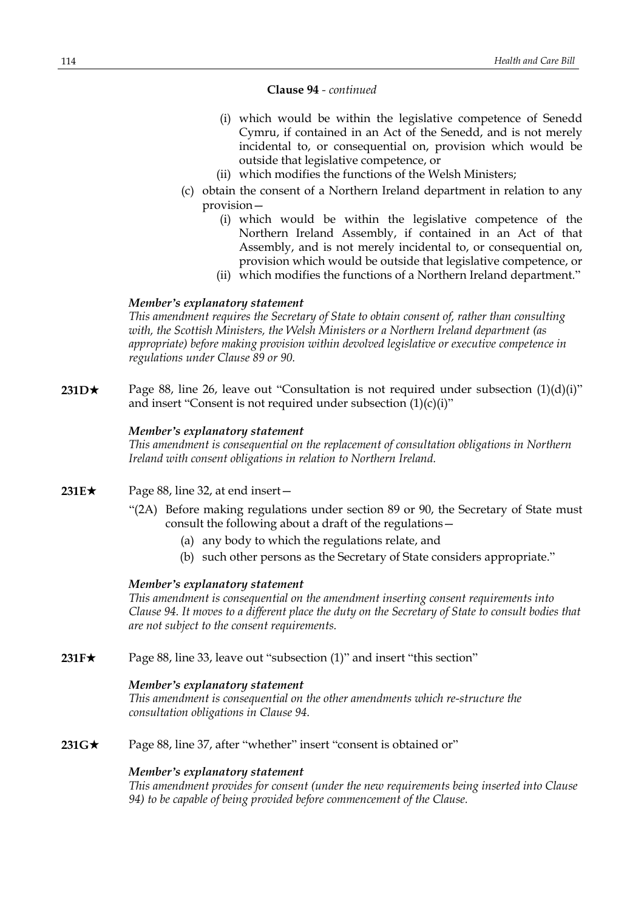**Clause 94** - *continued*

(i) which would be within the legislative competence of Senedd Cymru, if contained in an Act of the Senedd, and is not merely incidental to, or consequential on, provision which would be outside that legislative competence, or

(ii) which modifies the functions of the Welsh Ministers;

(c) obtain the consent of a Northern Ireland department in relation to any provision—

(i) which would be within the legislative competence of the Northern Ireland Assembly, if contained in an Act of that Assembly, and is not merely incidental to, or consequential on, provision which would be outside that legislative competence, or

(ii) which modifies the functions of a Northern Ireland department."

***Member's explanatory statement***

*This amendment requires the Secretary of State to obtain consent of, rather than consulting with, the Scottish Ministers, the Welsh Ministers or a Northern Ireland department (as appropriate) before making provision within devolved legislative or executive competence in regulations under Clause 89 or 90.*

**231D★** Page 88, line 26, leave out "Consultation is not required under subsection (1)(d)(i)" and insert "Consent is not required under subsection (1)(c)(i)"

***Member's explanatory statement***

*This amendment is consequential on the replacement of consultation obligations in Northern Ireland with consent obligations in relation to Northern Ireland.*

**231E★** Page 88, line 32, at end insert—

"(2A) Before making regulations under section 89 or 90, the Secretary of State must consult the following about a draft of the regulations—

(a) any body to which the regulations relate, and

(b) such other persons as the Secretary of State considers appropriate."

***Member's explanatory statement***

*This amendment is consequential on the amendment inserting consent requirements into Clause 94. It moves to a different place the duty on the Secretary of State to consult bodies that are not subject to the consent requirements.*

**231F★** Page 88, line 33, leave out "subsection (1)" and insert "this section"

***Member's explanatory statement***

*This amendment is consequential on the other amendments which re-structure the consultation obligations in Clause 94.*

**231G★** Page 88, line 37, after "whether" insert "consent is obtained or"

***Member's explanatory statement***

*This amendment provides for consent (under the new requirements being inserted into Clause 94) to be capable of being provided before commencement of the Clause.*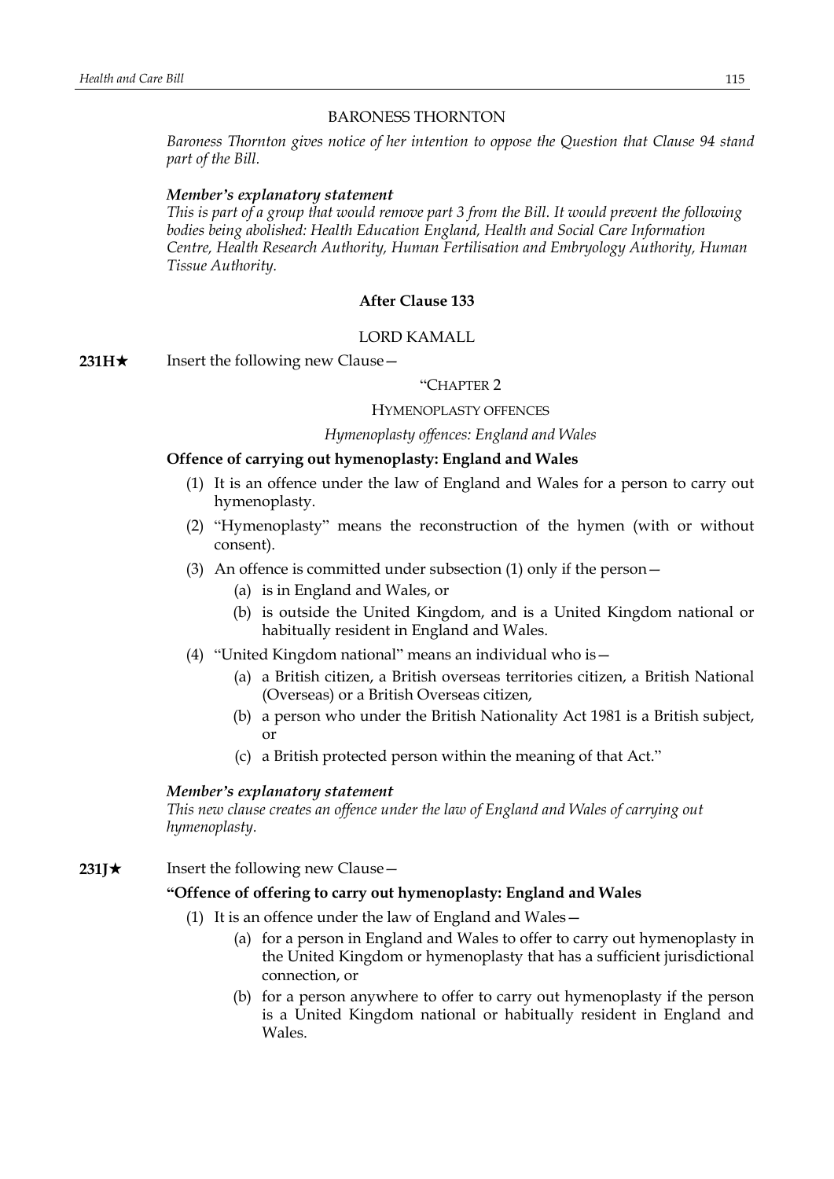BARONESS THORNTON

*Baroness Thornton gives notice of her intention to oppose the Question that Clause 94 stand part of the Bill.*

***Member's explanatory statement***

*This is part of a group that would remove part 3 from the Bill. It would prevent the following bodies being abolished: Health Education England, Health and Social Care Information Centre, Health Research Authority, Human Fertilisation and Embryology Authority, Human Tissue Authority.*

**After Clause 133**

LORD KAMALL

**231H★** Insert the following new Clause—

"CHAPTER 2

HYMENOPLASTY OFFENCES

*Hymenoplasty offences: England and Wales*

**Offence of carrying out hymenoplasty: England and Wales**

(1) It is an offence under the law of England and Wales for a person to carry out hymenoplasty.

(2) "Hymenoplasty" means the reconstruction of the hymen (with or without consent).

(3) An offence is committed under subsection (1) only if the person—

(a) is in England and Wales, or

(b) is outside the United Kingdom, and is a United Kingdom national or habitually resident in England and Wales.

(4) "United Kingdom national" means an individual who is—

(a) a British citizen, a British overseas territories citizen, a British National (Overseas) or a British Overseas citizen,

(b) a person who under the British Nationality Act 1981 is a British subject, or

(c) a British protected person within the meaning of that Act."

***Member's explanatory statement***

*This new clause creates an offence under the law of England and Wales of carrying out hymenoplasty.*

**231J★** Insert the following new Clause—

**"Offence of offering to carry out hymenoplasty: England and Wales**

(1) It is an offence under the law of England and Wales—

(a) for a person in England and Wales to offer to carry out hymenoplasty in the United Kingdom or hymenoplasty that has a sufficient jurisdictional connection, or

(b) for a person anywhere to offer to carry out hymenoplasty if the person is a United Kingdom national or habitually resident in England and Wales.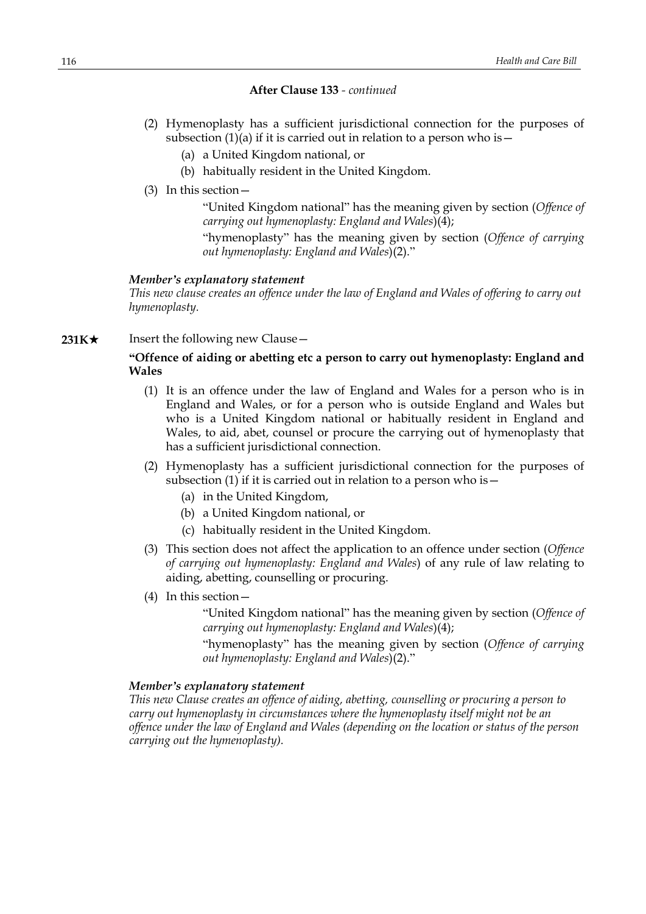**After Clause 133** - *continued*

(2) Hymenoplasty has a sufficient jurisdictional connection for the purposes of subsection (1)(a) if it is carried out in relation to a person who is—

(a) a United Kingdom national, or

(b) habitually resident in the United Kingdom.

(3) In this section—

"United Kingdom national" has the meaning given by section (*Offence of carrying out hymenoplasty: England and Wales*)(4);

"hymenoplasty" has the meaning given by section (*Offence of carrying out hymenoplasty: England and Wales*)(2)."

***Member's explanatory statement***

*This new clause creates an offence under the law of England and Wales of offering to carry out hymenoplasty.*

**231K★** Insert the following new Clause—

**"Offence of aiding or abetting etc a person to carry out hymenoplasty: England and Wales**

(1) It is an offence under the law of England and Wales for a person who is in England and Wales, or for a person who is outside England and Wales but who is a United Kingdom national or habitually resident in England and Wales, to aid, abet, counsel or procure the carrying out of hymenoplasty that has a sufficient jurisdictional connection.

(2) Hymenoplasty has a sufficient jurisdictional connection for the purposes of subsection (1) if it is carried out in relation to a person who is—

(a) in the United Kingdom,

(b) a United Kingdom national, or

(c) habitually resident in the United Kingdom.

(3) This section does not affect the application to an offence under section (*Offence of carrying out hymenoplasty: England and Wales*) of any rule of law relating to aiding, abetting, counselling or procuring.

(4) In this section—

"United Kingdom national" has the meaning given by section (*Offence of carrying out hymenoplasty: England and Wales*)(4);

"hymenoplasty" has the meaning given by section (*Offence of carrying out hymenoplasty: England and Wales*)(2)."

***Member's explanatory statement***

*This new Clause creates an offence of aiding, abetting, counselling or procuring a person to carry out hymenoplasty in circumstances where the hymenoplasty itself might not be an offence under the law of England and Wales (depending on the location or status of the person carrying out the hymenoplasty).*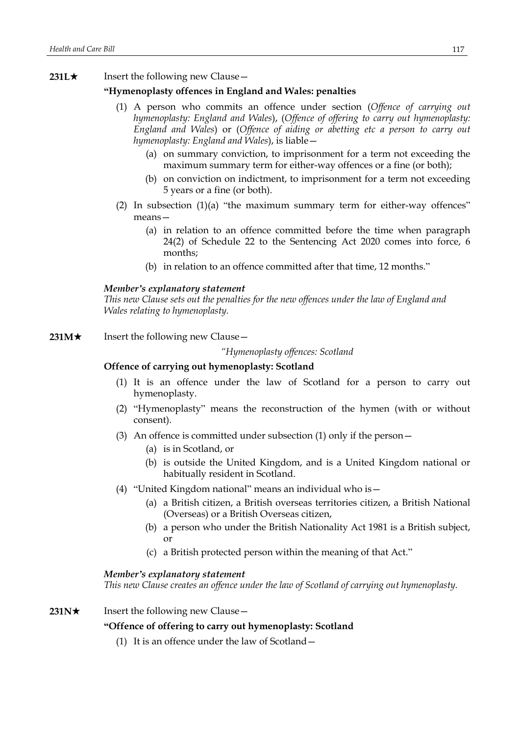**231L★** Insert the following new Clause—

**"Hymenoplasty offences in England and Wales: penalties**

(1) A person who commits an offence under section (*Offence of carrying out hymenoplasty: England and Wales*), (*Offence of offering to carry out hymenoplasty: England and Wales*) or (*Offence of aiding or abetting etc a person to carry out hymenoplasty: England and Wales*), is liable—

(a) on summary conviction, to imprisonment for a term not exceeding the maximum summary term for either-way offences or a fine (or both);

(b) on conviction on indictment, to imprisonment for a term not exceeding 5 years or a fine (or both).

(2) In subsection (1)(a) "the maximum summary term for either-way offences" means—

(a) in relation to an offence committed before the time when paragraph 24(2) of Schedule 22 to the Sentencing Act 2020 comes into force, 6 months;

(b) in relation to an offence committed after that time, 12 months."

***Member's explanatory statement***

*This new Clause sets out the penalties for the new offences under the law of England and Wales relating to hymenoplasty.*

**231M★** Insert the following new Clause—

*"Hymenoplasty offences: Scotland*

**Offence of carrying out hymenoplasty: Scotland**

(1) It is an offence under the law of Scotland for a person to carry out hymenoplasty.

(2) "Hymenoplasty" means the reconstruction of the hymen (with or without consent).

(3) An offence is committed under subsection (1) only if the person—

(a) is in Scotland, or

(b) is outside the United Kingdom, and is a United Kingdom national or habitually resident in Scotland.

(4) "United Kingdom national" means an individual who is—

(a) a British citizen, a British overseas territories citizen, a British National (Overseas) or a British Overseas citizen,

(b) a person who under the British Nationality Act 1981 is a British subject, or

(c) a British protected person within the meaning of that Act."

***Member's explanatory statement***

*This new Clause creates an offence under the law of Scotland of carrying out hymenoplasty.*

**231N★** Insert the following new Clause—

**"Offence of offering to carry out hymenoplasty: Scotland**

(1) It is an offence under the law of Scotland—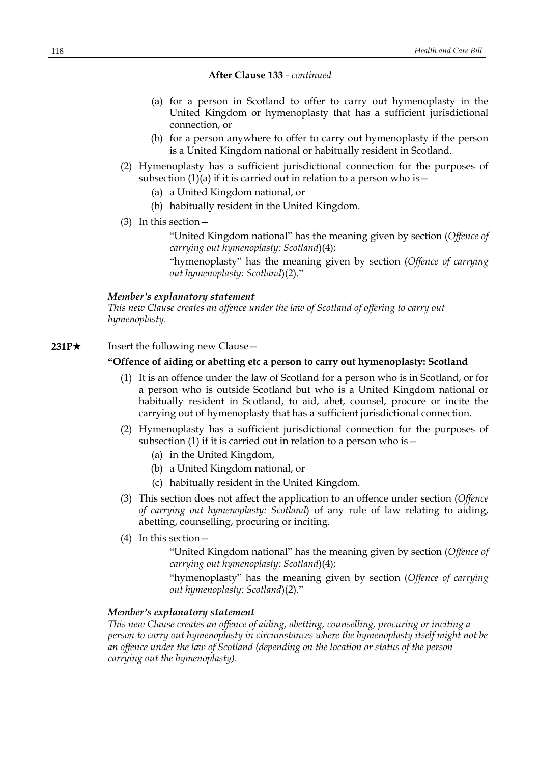**After Clause 133** - *continued*

(a) for a person in Scotland to offer to carry out hymenoplasty in the United Kingdom or hymenoplasty that has a sufficient jurisdictional connection, or

(b) for a person anywhere to offer to carry out hymenoplasty if the person is a United Kingdom national or habitually resident in Scotland.

(2) Hymenoplasty has a sufficient jurisdictional connection for the purposes of subsection (1)(a) if it is carried out in relation to a person who is—

(a) a United Kingdom national, or

(b) habitually resident in the United Kingdom.

(3) In this section—

"United Kingdom national" has the meaning given by section (*Offence of carrying out hymenoplasty: Scotland*)(4);

"hymenoplasty" has the meaning given by section (*Offence of carrying out hymenoplasty: Scotland*)(2)."

***Member's explanatory statement***

*This new Clause creates an offence under the law of Scotland of offering to carry out hymenoplasty.*

**231P★** Insert the following new Clause—

**"Offence of aiding or abetting etc a person to carry out hymenoplasty: Scotland**

(1) It is an offence under the law of Scotland for a person who is in Scotland, or for a person who is outside Scotland but who is a United Kingdom national or habitually resident in Scotland, to aid, abet, counsel, procure or incite the carrying out of hymenoplasty that has a sufficient jurisdictional connection.

(2) Hymenoplasty has a sufficient jurisdictional connection for the purposes of subsection (1) if it is carried out in relation to a person who is—

(a) in the United Kingdom,

(b) a United Kingdom national, or

(c) habitually resident in the United Kingdom.

(3) This section does not affect the application to an offence under section (*Offence of carrying out hymenoplasty: Scotland*) of any rule of law relating to aiding, abetting, counselling, procuring or inciting.

(4) In this section—

"United Kingdom national" has the meaning given by section (*Offence of carrying out hymenoplasty: Scotland*)(4);

"hymenoplasty" has the meaning given by section (*Offence of carrying out hymenoplasty: Scotland*)(2)."

***Member's explanatory statement***

*This new Clause creates an offence of aiding, abetting, counselling, procuring or inciting a person to carry out hymenoplasty in circumstances where the hymenoplasty itself might not be an offence under the law of Scotland (depending on the location or status of the person carrying out the hymenoplasty).*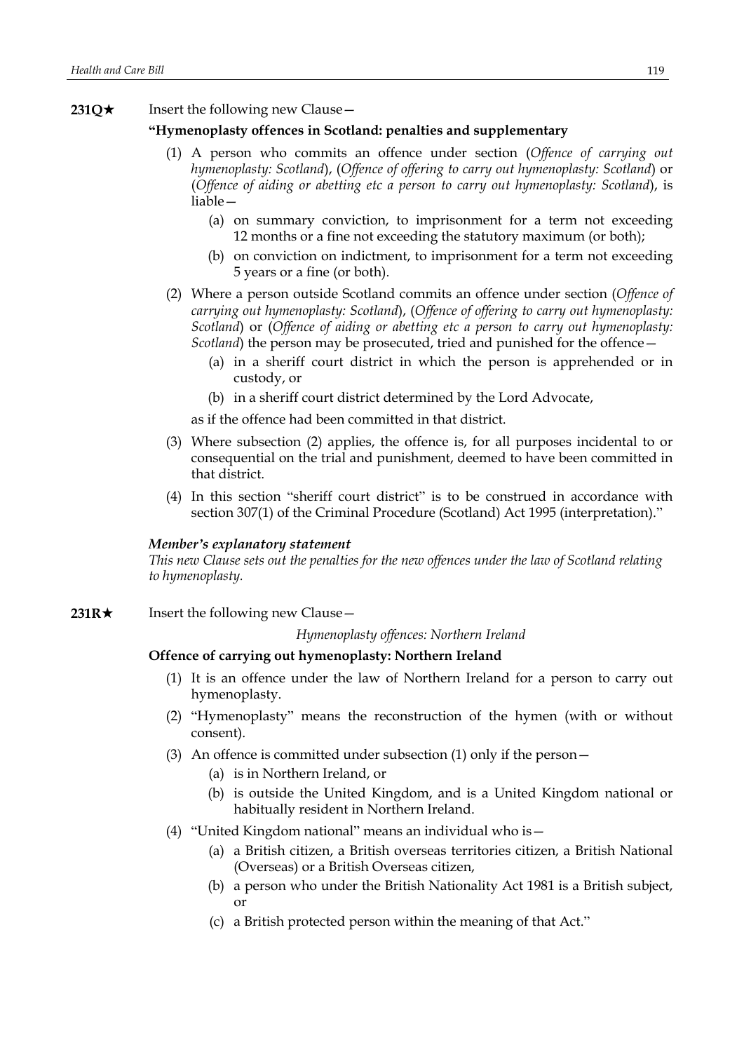**231Q★** Insert the following new Clause—

**"Hymenoplasty offences in Scotland: penalties and supplementary**

(1) A person who commits an offence under section (*Offence of carrying out hymenoplasty: Scotland*), (*Offence of offering to carry out hymenoplasty: Scotland*) or (*Offence of aiding or abetting etc a person to carry out hymenoplasty: Scotland*), is liable—

(a) on summary conviction, to imprisonment for a term not exceeding 12 months or a fine not exceeding the statutory maximum (or both);

(b) on conviction on indictment, to imprisonment for a term not exceeding 5 years or a fine (or both).

(2) Where a person outside Scotland commits an offence under section (*Offence of carrying out hymenoplasty: Scotland*), (*Offence of offering to carry out hymenoplasty: Scotland*) or (*Offence of aiding or abetting etc a person to carry out hymenoplasty: Scotland*) the person may be prosecuted, tried and punished for the offence—

(a) in a sheriff court district in which the person is apprehended or in custody, or

(b) in a sheriff court district determined by the Lord Advocate,

as if the offence had been committed in that district.

(3) Where subsection (2) applies, the offence is, for all purposes incidental to or consequential on the trial and punishment, deemed to have been committed in that district.

(4) In this section "sheriff court district" is to be construed in accordance with section 307(1) of the Criminal Procedure (Scotland) Act 1995 (interpretation)."

***Member's explanatory statement***

*This new Clause sets out the penalties for the new offences under the law of Scotland relating to hymenoplasty.*

**231R★** Insert the following new Clause—

*Hymenoplasty offences: Northern Ireland*

**Offence of carrying out hymenoplasty: Northern Ireland**

(1) It is an offence under the law of Northern Ireland for a person to carry out hymenoplasty.

(2) "Hymenoplasty" means the reconstruction of the hymen (with or without consent).

(3) An offence is committed under subsection (1) only if the person—

(a) is in Northern Ireland, or

(b) is outside the United Kingdom, and is a United Kingdom national or habitually resident in Northern Ireland.

(4) "United Kingdom national" means an individual who is—

(a) a British citizen, a British overseas territories citizen, a British National (Overseas) or a British Overseas citizen,

(b) a person who under the British Nationality Act 1981 is a British subject, or

(c) a British protected person within the meaning of that Act."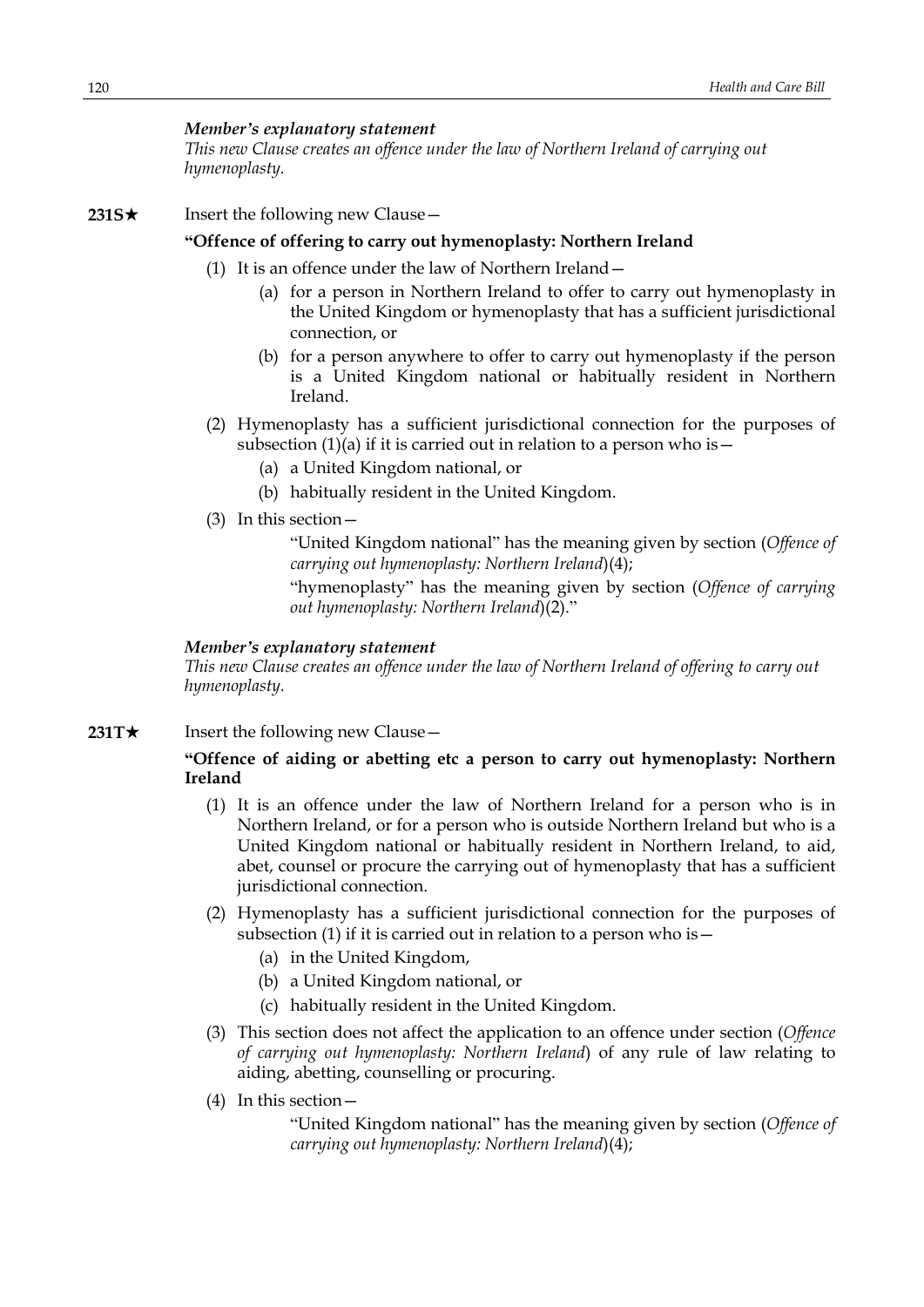*Member's explanatory statement*
*This new Clause creates an offence under the law of Northern Ireland of carrying out hymenoplasty.*

**231S★** Insert the following new Clause—

**"Offence of offering to carry out hymenoplasty: Northern Ireland**

(1) It is an offence under the law of Northern Ireland—

(a) for a person in Northern Ireland to offer to carry out hymenoplasty in the United Kingdom or hymenoplasty that has a sufficient jurisdictional connection, or

(b) for a person anywhere to offer to carry out hymenoplasty if the person is a United Kingdom national or habitually resident in Northern Ireland.

(2) Hymenoplasty has a sufficient jurisdictional connection for the purposes of subsection (1)(a) if it is carried out in relation to a person who is—

(a) a United Kingdom national, or

(b) habitually resident in the United Kingdom.

(3) In this section—

"United Kingdom national" has the meaning given by section (*Offence of carrying out hymenoplasty: Northern Ireland*)(4);

"hymenoplasty" has the meaning given by section (*Offence of carrying out hymenoplasty: Northern Ireland*)(2)."

*Member's explanatory statement*
*This new Clause creates an offence under the law of Northern Ireland of offering to carry out hymenoplasty.*

**231T★** Insert the following new Clause—

**"Offence of aiding or abetting etc a person to carry out hymenoplasty: Northern Ireland**

(1) It is an offence under the law of Northern Ireland for a person who is in Northern Ireland, or for a person who is outside Northern Ireland but who is a United Kingdom national or habitually resident in Northern Ireland, to aid, abet, counsel or procure the carrying out of hymenoplasty that has a sufficient jurisdictional connection.

(2) Hymenoplasty has a sufficient jurisdictional connection for the purposes of subsection (1) if it is carried out in relation to a person who is—

(a) in the United Kingdom,

(b) a United Kingdom national, or

(c) habitually resident in the United Kingdom.

(3) This section does not affect the application to an offence under section (*Offence of carrying out hymenoplasty: Northern Ireland*) of any rule of law relating to aiding, abetting, counselling or procuring.

(4) In this section—

"United Kingdom national" has the meaning given by section (*Offence of carrying out hymenoplasty: Northern Ireland*)(4);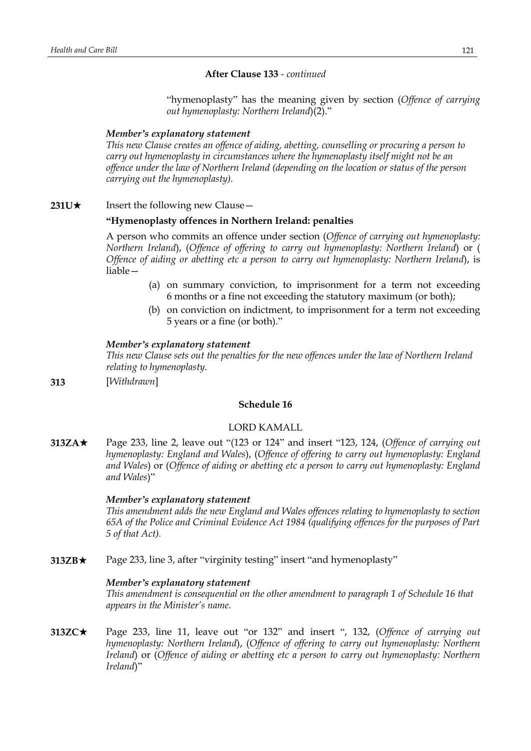**After Clause 133** - *continued*

"hymenoplasty" has the meaning given by section (*Offence of carrying out hymenoplasty: Northern Ireland*)(2)."

***Member's explanatory statement***

*This new Clause creates an offence of aiding, abetting, counselling or procuring a person to carry out hymenoplasty in circumstances where the hymenoplasty itself might not be an offence under the law of Northern Ireland (depending on the location or status of the person carrying out the hymenoplasty).*

**231U★** Insert the following new Clause—

**"Hymenoplasty offences in Northern Ireland: penalties**

A person who commits an offence under section (*Offence of carrying out hymenoplasty: Northern Ireland*), (*Offence of offering to carry out hymenoplasty: Northern Ireland*) or ( *Offence of aiding or abetting etc a person to carry out hymenoplasty: Northern Ireland*), is liable—

(a) on summary conviction, to imprisonment for a term not exceeding 6 months or a fine not exceeding the statutory maximum (or both);

(b) on conviction on indictment, to imprisonment for a term not exceeding 5 years or a fine (or both)."

***Member's explanatory statement***

*This new Clause sets out the penalties for the new offences under the law of Northern Ireland relating to hymenoplasty.*

**313** [*Withdrawn*]

**Schedule 16**

LORD KAMALL

**313ZA★** Page 233, line 2, leave out "(123 or 124" and insert "123, 124, (*Offence of carrying out hymenoplasty: England and Wales*), (*Offence of offering to carry out hymenoplasty: England and Wales*) or (*Offence of aiding or abetting etc a person to carry out hymenoplasty: England and Wales*)"

***Member's explanatory statement***

*This amendment adds the new England and Wales offences relating to hymenoplasty to section 65A of the Police and Criminal Evidence Act 1984 (qualifying offences for the purposes of Part 5 of that Act).*

**313ZB★** Page 233, line 3, after "virginity testing" insert "and hymenoplasty"

***Member's explanatory statement***

*This amendment is consequential on the other amendment to paragraph 1 of Schedule 16 that appears in the Minister's name.*

**313ZC★** Page 233, line 11, leave out "or 132" and insert ", 132, (*Offence of carrying out hymenoplasty: Northern Ireland*), (*Offence of offering to carry out hymenoplasty: Northern Ireland*) or (*Offence of aiding or abetting etc a person to carry out hymenoplasty: Northern Ireland*)"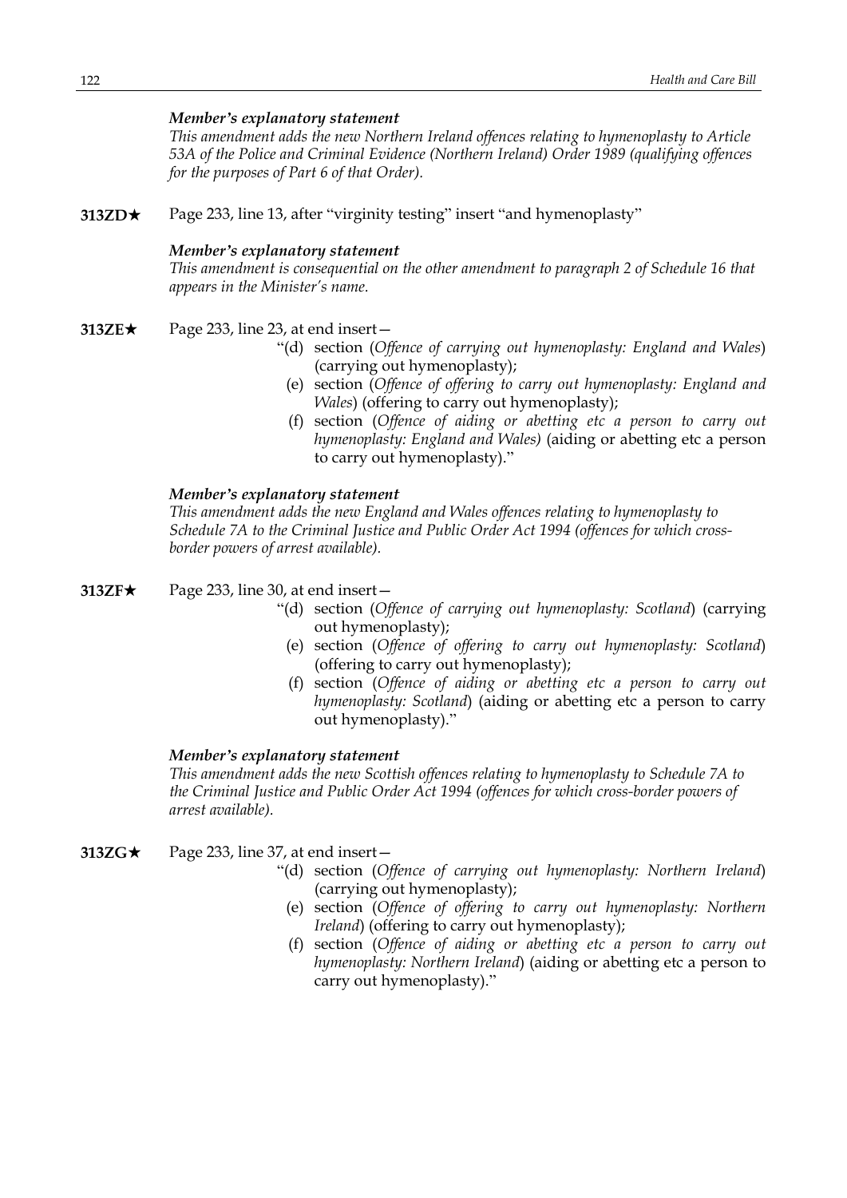*Member's explanatory statement*

*This amendment adds the new Northern Ireland offences relating to hymenoplasty to Article 53A of the Police and Criminal Evidence (Northern Ireland) Order 1989 (qualifying offences for the purposes of Part 6 of that Order).*

**313ZD★** Page 233, line 13, after "virginity testing" insert "and hymenoplasty"

*Member's explanatory statement*

*This amendment is consequential on the other amendment to paragraph 2 of Schedule 16 that appears in the Minister's name.*

**313ZE★** Page 233, line 23, at end insert—

"(d) section (*Offence of carrying out hymenoplasty: England and Wales*) (carrying out hymenoplasty);

(e) section (*Offence of offering to carry out hymenoplasty: England and Wales*) (offering to carry out hymenoplasty);

(f) section (*Offence of aiding or abetting etc a person to carry out hymenoplasty: England and Wales)* (aiding or abetting etc a person to carry out hymenoplasty)."

*Member's explanatory statement*

*This amendment adds the new England and Wales offences relating to hymenoplasty to Schedule 7A to the Criminal Justice and Public Order Act 1994 (offences for which cross-border powers of arrest available).*

**313ZF★** Page 233, line 30, at end insert—

"(d) section (*Offence of carrying out hymenoplasty: Scotland*) (carrying out hymenoplasty);

(e) section (*Offence of offering to carry out hymenoplasty: Scotland*) (offering to carry out hymenoplasty);

(f) section (*Offence of aiding or abetting etc a person to carry out hymenoplasty: Scotland*) (aiding or abetting etc a person to carry out hymenoplasty)."

*Member's explanatory statement*

*This amendment adds the new Scottish offences relating to hymenoplasty to Schedule 7A to the Criminal Justice and Public Order Act 1994 (offences for which cross-border powers of arrest available).*

**313ZG★** Page 233, line 37, at end insert—

"(d) section (*Offence of carrying out hymenoplasty: Northern Ireland*) (carrying out hymenoplasty);

(e) section (*Offence of offering to carry out hymenoplasty: Northern Ireland*) (offering to carry out hymenoplasty);

(f) section (*Offence of aiding or abetting etc a person to carry out hymenoplasty: Northern Ireland*) (aiding or abetting etc a person to carry out hymenoplasty)."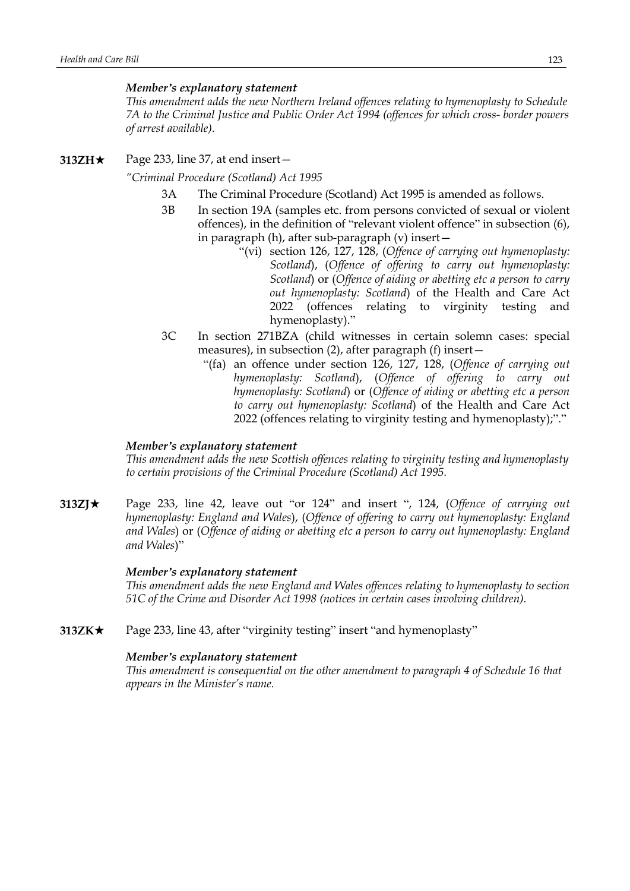***Member's explanatory statement***

*This amendment adds the new Northern Ireland offences relating to hymenoplasty to Schedule 7A to the Criminal Justice and Public Order Act 1994 (offences for which cross- border powers of arrest available).*

**313ZH★** Page 233, line 37, at end insert—

*"Criminal Procedure (Scotland) Act 1995*

3A The Criminal Procedure (Scotland) Act 1995 is amended as follows.

3B In section 19A (samples etc. from persons convicted of sexual or violent offences), in the definition of "relevant violent offence" in subsection (6), in paragraph (h), after sub-paragraph (v) insert—

"(vi) section 126, 127, 128, (*Offence of carrying out hymenoplasty: Scotland*), (*Offence of offering to carry out hymenoplasty: Scotland*) or (*Offence of aiding or abetting etc a person to carry out hymenoplasty: Scotland*) of the Health and Care Act 2022 (offences relating to virginity testing and hymenoplasty)."

3C In section 271BZA (child witnesses in certain solemn cases: special measures), in subsection (2), after paragraph (f) insert—

"(fa) an offence under section 126, 127, 128, (*Offence of carrying out hymenoplasty: Scotland*), (*Offence of offering to carry out hymenoplasty: Scotland*) or (*Offence of aiding or abetting etc a person to carry out hymenoplasty: Scotland*) of the Health and Care Act 2022 (offences relating to virginity testing and hymenoplasty);"."

***Member's explanatory statement***

*This amendment adds the new Scottish offences relating to virginity testing and hymenoplasty to certain provisions of the Criminal Procedure (Scotland) Act 1995.*

**313ZJ★** Page 233, line 42, leave out "or 124" and insert ", 124, (*Offence of carrying out hymenoplasty: England and Wales*), (*Offence of offering to carry out hymenoplasty: England and Wales*) or (*Offence of aiding or abetting etc a person to carry out hymenoplasty: England and Wales*)"

***Member's explanatory statement***

*This amendment adds the new England and Wales offences relating to hymenoplasty to section 51C of the Crime and Disorder Act 1998 (notices in certain cases involving children).*

**313ZK★** Page 233, line 43, after "virginity testing" insert "and hymenoplasty"

***Member's explanatory statement***

*This amendment is consequential on the other amendment to paragraph 4 of Schedule 16 that appears in the Minister's name.*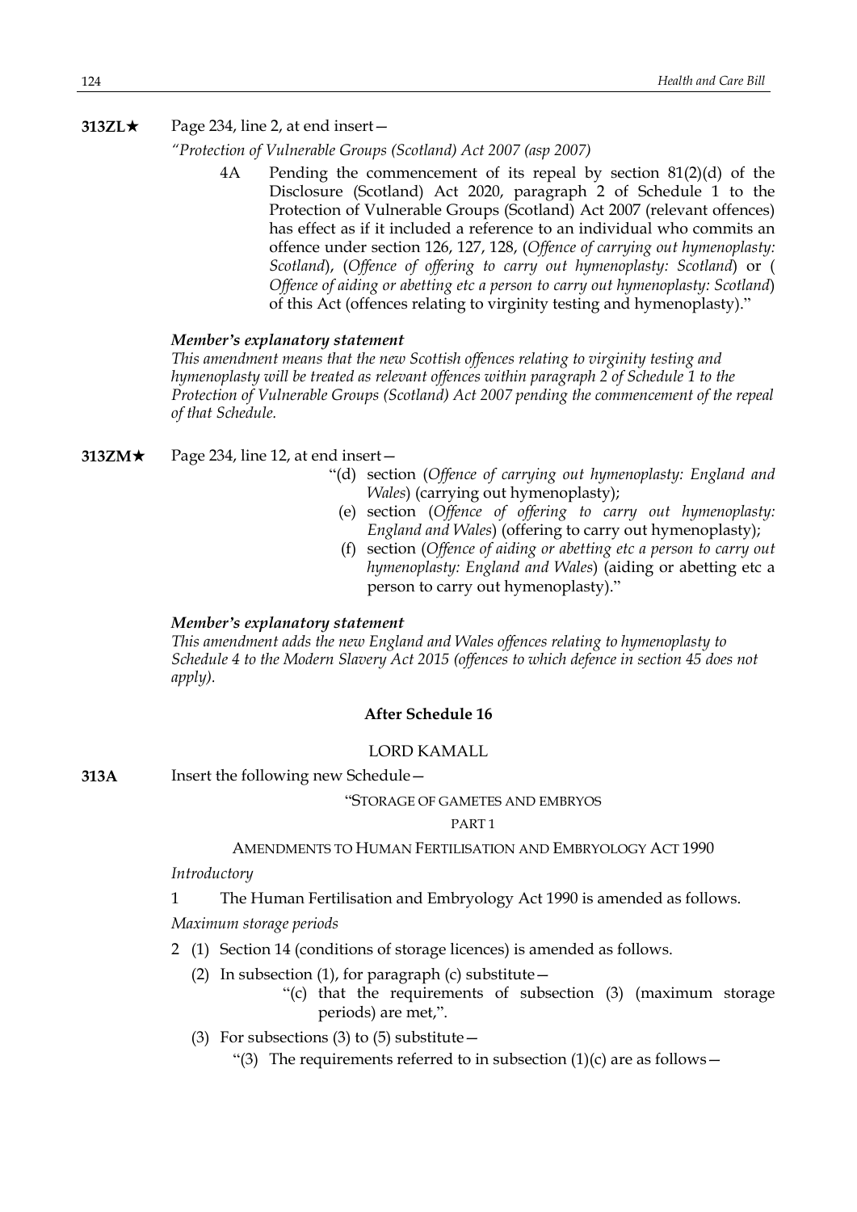**313ZL★** Page 234, line 2, at end insert—

*"Protection of Vulnerable Groups (Scotland) Act 2007 (asp 2007)*

4A Pending the commencement of its repeal by section 81(2)(d) of the Disclosure (Scotland) Act 2020, paragraph 2 of Schedule 1 to the Protection of Vulnerable Groups (Scotland) Act 2007 (relevant offences) has effect as if it included a reference to an individual who commits an offence under section 126, 127, 128, (*Offence of carrying out hymenoplasty: Scotland*), (*Offence of offering to carry out hymenoplasty: Scotland*) or (*Offence of aiding or abetting etc a person to carry out hymenoplasty: Scotland*) of this Act (offences relating to virginity testing and hymenoplasty)."

***Member's explanatory statement***

*This amendment means that the new Scottish offences relating to virginity testing and hymenoplasty will be treated as relevant offences within paragraph 2 of Schedule 1 to the Protection of Vulnerable Groups (Scotland) Act 2007 pending the commencement of the repeal of that Schedule.*

**313ZM★** Page 234, line 12, at end insert—

"(d) section (*Offence of carrying out hymenoplasty: England and Wales*) (carrying out hymenoplasty);

(e) section (*Offence of offering to carry out hymenoplasty: England and Wales*) (offering to carry out hymenoplasty);

(f) section (*Offence of aiding or abetting etc a person to carry out hymenoplasty: England and Wales*) (aiding or abetting etc a person to carry out hymenoplasty)."

***Member's explanatory statement***

*This amendment adds the new England and Wales offences relating to hymenoplasty to Schedule 4 to the Modern Slavery Act 2015 (offences to which defence in section 45 does not apply).*

## After Schedule 16

LORD KAMALL

**313A** Insert the following new Schedule—

"STORAGE OF GAMETES AND EMBRYOS

PART 1

AMENDMENTS TO HUMAN FERTILISATION AND EMBRYOLOGY ACT 1990

*Introductory*

1 The Human Fertilisation and Embryology Act 1990 is amended as follows.

*Maximum storage periods*

2 (1) Section 14 (conditions of storage licences) is amended as follows.

(2) In subsection (1), for paragraph (c) substitute—

"(c) that the requirements of subsection (3) (maximum storage periods) are met,".

(3) For subsections (3) to (5) substitute—

"(3) The requirements referred to in subsection (1)(c) are as follows—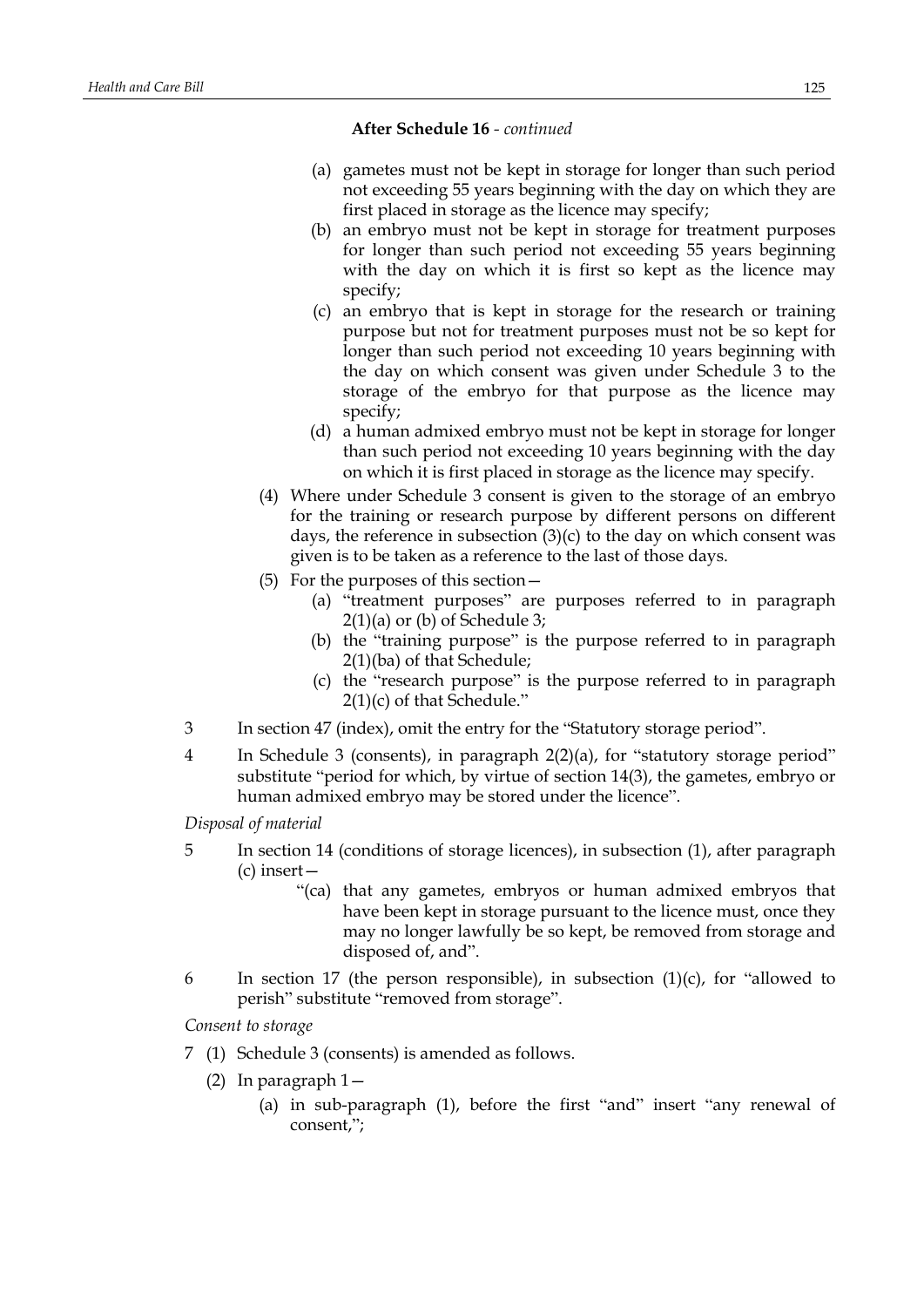**After Schedule 16** - *continued*

(a) gametes must not be kept in storage for longer than such period not exceeding 55 years beginning with the day on which they are first placed in storage as the licence may specify;

(b) an embryo must not be kept in storage for treatment purposes for longer than such period not exceeding 55 years beginning with the day on which it is first so kept as the licence may specify;

(c) an embryo that is kept in storage for the research or training purpose but not for treatment purposes must not be so kept for longer than such period not exceeding 10 years beginning with the day on which consent was given under Schedule 3 to the storage of the embryo for that purpose as the licence may specify;

(d) a human admixed embryo must not be kept in storage for longer than such period not exceeding 10 years beginning with the day on which it is first placed in storage as the licence may specify.

(4) Where under Schedule 3 consent is given to the storage of an embryo for the training or research purpose by different persons on different days, the reference in subsection (3)(c) to the day on which consent was given is to be taken as a reference to the last of those days.

(5) For the purposes of this section—

(a) "treatment purposes" are purposes referred to in paragraph 2(1)(a) or (b) of Schedule 3;

(b) the "training purpose" is the purpose referred to in paragraph 2(1)(ba) of that Schedule;

(c) the "research purpose" is the purpose referred to in paragraph 2(1)(c) of that Schedule."

3 In section 47 (index), omit the entry for the "Statutory storage period".

4 In Schedule 3 (consents), in paragraph 2(2)(a), for "statutory storage period" substitute "period for which, by virtue of section 14(3), the gametes, embryo or human admixed embryo may be stored under the licence".

*Disposal of material*

5 In section 14 (conditions of storage licences), in subsection (1), after paragraph (c) insert—

"(ca) that any gametes, embryos or human admixed embryos that have been kept in storage pursuant to the licence must, once they may no longer lawfully be so kept, be removed from storage and disposed of, and".

6 In section 17 (the person responsible), in subsection (1)(c), for "allowed to perish" substitute "removed from storage".

*Consent to storage*

7 (1) Schedule 3 (consents) is amended as follows.

(2) In paragraph 1—

(a) in sub-paragraph (1), before the first "and" insert "any renewal of consent,";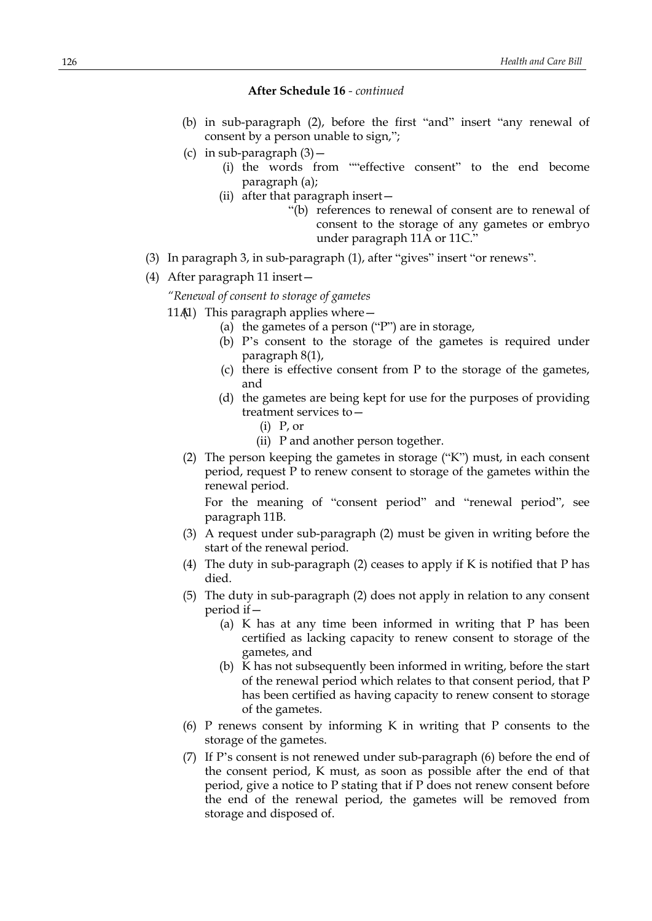**After Schedule 16** - *continued*

(b) in sub-paragraph (2), before the first "and" insert "any renewal of consent by a person unable to sign,";

(c) in sub-paragraph (3)—

(i) the words from ""effective consent" to the end become paragraph (a);

(ii) after that paragraph insert—

"(b) references to renewal of consent are to renewal of consent to the storage of any gametes or embryo under paragraph 11A or 11C."

(3) In paragraph 3, in sub-paragraph (1), after "gives" insert "or renews".

(4) After paragraph 11 insert—

*"Renewal of consent to storage of gametes*

11A(1) This paragraph applies where—

(a) the gametes of a person ("P") are in storage,

(b) P's consent to the storage of the gametes is required under paragraph 8(1),

(c) there is effective consent from P to the storage of the gametes, and

(d) the gametes are being kept for use for the purposes of providing treatment services to—

(i) P, or

(ii) P and another person together.

(2) The person keeping the gametes in storage ("K") must, in each consent period, request P to renew consent to storage of the gametes within the renewal period.

For the meaning of "consent period" and "renewal period", see paragraph 11B.

(3) A request under sub-paragraph (2) must be given in writing before the start of the renewal period.

(4) The duty in sub-paragraph (2) ceases to apply if K is notified that P has died.

(5) The duty in sub-paragraph (2) does not apply in relation to any consent period if—

(a) K has at any time been informed in writing that P has been certified as lacking capacity to renew consent to storage of the gametes, and

(b) K has not subsequently been informed in writing, before the start of the renewal period which relates to that consent period, that P has been certified as having capacity to renew consent to storage of the gametes.

(6) P renews consent by informing K in writing that P consents to the storage of the gametes.

(7) If P's consent is not renewed under sub-paragraph (6) before the end of the consent period, K must, as soon as possible after the end of that period, give a notice to P stating that if P does not renew consent before the end of the renewal period, the gametes will be removed from storage and disposed of.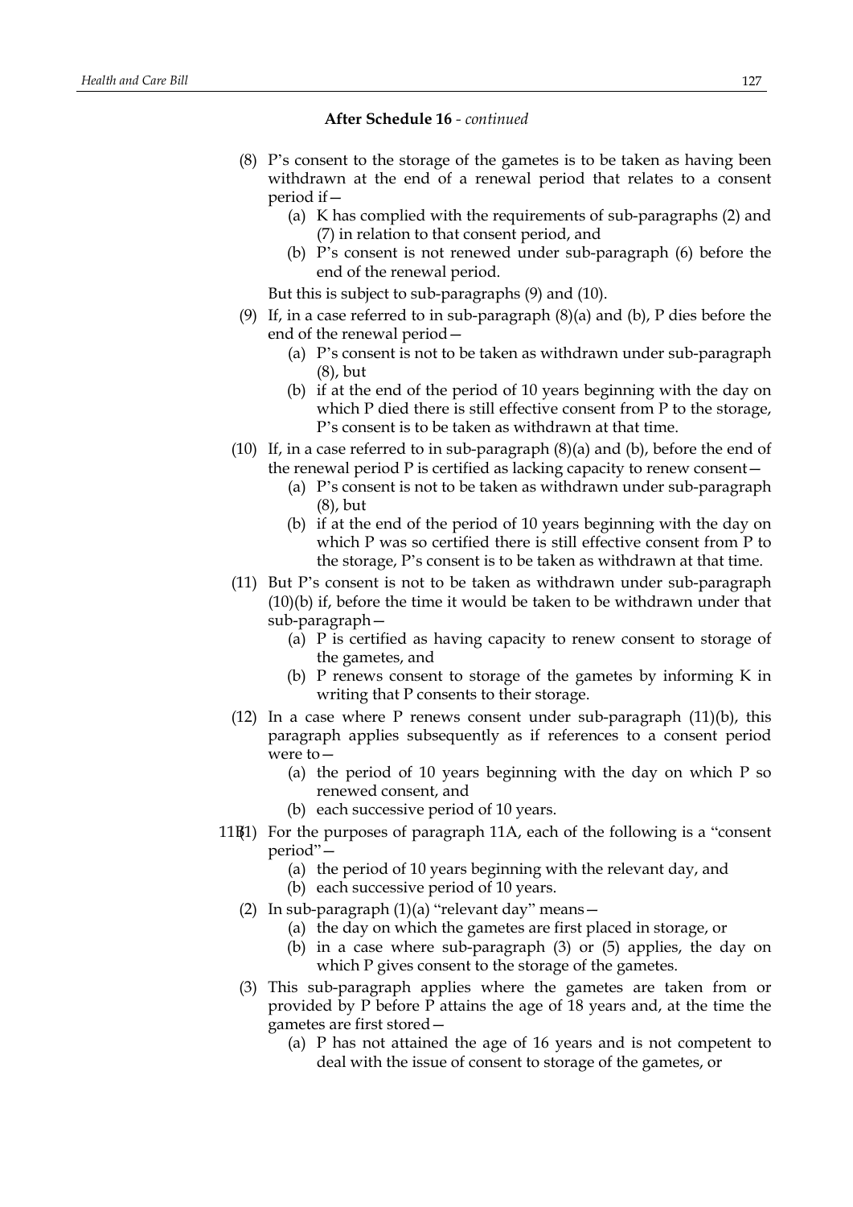**After Schedule 16** - *continued*

(8) P's consent to the storage of the gametes is to be taken as having been withdrawn at the end of a renewal period that relates to a consent period if—

(a) K has complied with the requirements of sub-paragraphs (2) and (7) in relation to that consent period, and

(b) P's consent is not renewed under sub-paragraph (6) before the end of the renewal period.

But this is subject to sub-paragraphs (9) and (10).

(9) If, in a case referred to in sub-paragraph (8)(a) and (b), P dies before the end of the renewal period—

(a) P's consent is not to be taken as withdrawn under sub-paragraph (8), but

(b) if at the end of the period of 10 years beginning with the day on which P died there is still effective consent from P to the storage, P's consent is to be taken as withdrawn at that time.

(10) If, in a case referred to in sub-paragraph (8)(a) and (b), before the end of the renewal period P is certified as lacking capacity to renew consent—

(a) P's consent is not to be taken as withdrawn under sub-paragraph (8), but

(b) if at the end of the period of 10 years beginning with the day on which P was so certified there is still effective consent from P to the storage, P's consent is to be taken as withdrawn at that time.

(11) But P's consent is not to be taken as withdrawn under sub-paragraph (10)(b) if, before the time it would be taken to be withdrawn under that sub-paragraph—

(a) P is certified as having capacity to renew consent to storage of the gametes, and

(b) P renews consent to storage of the gametes by informing K in writing that P consents to their storage.

(12) In a case where P renews consent under sub-paragraph (11)(b), this paragraph applies subsequently as if references to a consent period were to—

(a) the period of 10 years beginning with the day on which P so renewed consent, and

(b) each successive period of 10 years.

11B(1) For the purposes of paragraph 11A, each of the following is a "consent period"—

(a) the period of 10 years beginning with the relevant day, and

(b) each successive period of 10 years.

(2) In sub-paragraph (1)(a) "relevant day" means—

(a) the day on which the gametes are first placed in storage, or

(b) in a case where sub-paragraph (3) or (5) applies, the day on which P gives consent to the storage of the gametes.

(3) This sub-paragraph applies where the gametes are taken from or provided by P before P attains the age of 18 years and, at the time the gametes are first stored—

(a) P has not attained the age of 16 years and is not competent to deal with the issue of consent to storage of the gametes, or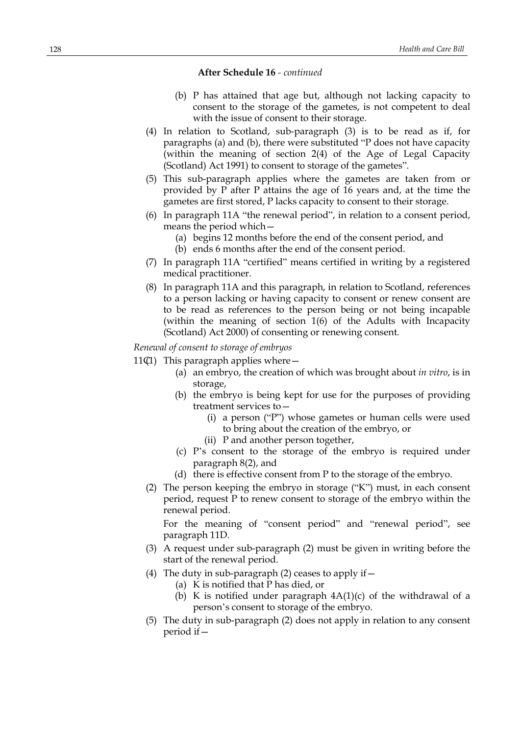**After Schedule 16** - *continued*

(b) P has attained that age but, although not lacking capacity to consent to the storage of the gametes, is not competent to deal with the issue of consent to their storage.

(4) In relation to Scotland, sub-paragraph (3) is to be read as if, for paragraphs (a) and (b), there were substituted "P does not have capacity (within the meaning of section 2(4) of the Age of Legal Capacity (Scotland) Act 1991) to consent to storage of the gametes".

(5) This sub-paragraph applies where the gametes are taken from or provided by P after P attains the age of 16 years and, at the time the gametes are first stored, P lacks capacity to consent to their storage.

(6) In paragraph 11A "the renewal period", in relation to a consent period, means the period which—

(a) begins 12 months before the end of the consent period, and

(b) ends 6 months after the end of the consent period.

(7) In paragraph 11A "certified" means certified in writing by a registered medical practitioner.

(8) In paragraph 11A and this paragraph, in relation to Scotland, references to a person lacking or having capacity to consent or renew consent are to be read as references to the person being or not being incapable (within the meaning of section 1(6) of the Adults with Incapacity (Scotland) Act 2000) of consenting or renewing consent.

*Renewal of consent to storage of embryos*

11C(1) This paragraph applies where—

(a) an embryo, the creation of which was brought about *in vitro*, is in storage,

(b) the embryo is being kept for use for the purposes of providing treatment services to—

(i) a person ("P") whose gametes or human cells were used to bring about the creation of the embryo, or

(ii) P and another person together,

(c) P's consent to the storage of the embryo is required under paragraph 8(2), and

(d) there is effective consent from P to the storage of the embryo.

(2) The person keeping the embryo in storage ("K") must, in each consent period, request P to renew consent to storage of the embryo within the renewal period.

For the meaning of "consent period" and "renewal period", see paragraph 11D.

(3) A request under sub-paragraph (2) must be given in writing before the start of the renewal period.

(4) The duty in sub-paragraph (2) ceases to apply if—

(a) K is notified that P has died, or

(b) K is notified under paragraph 4A(1)(c) of the withdrawal of a person's consent to storage of the embryo.

(5) The duty in sub-paragraph (2) does not apply in relation to any consent period if—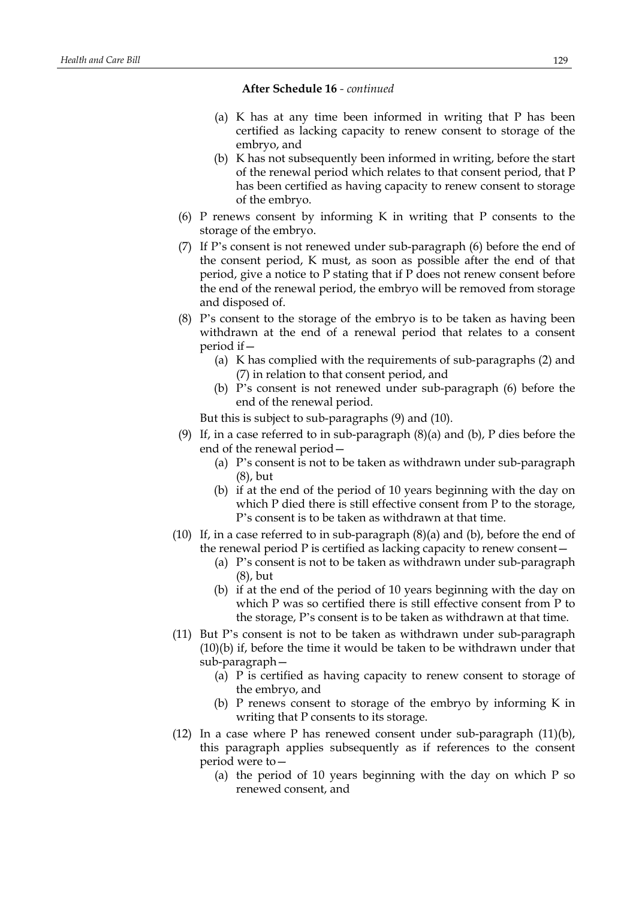**After Schedule 16** - *continued*

(a) K has at any time been informed in writing that P has been certified as lacking capacity to renew consent to storage of the embryo, and

(b) K has not subsequently been informed in writing, before the start of the renewal period which relates to that consent period, that P has been certified as having capacity to renew consent to storage of the embryo.

(6) P renews consent by informing K in writing that P consents to the storage of the embryo.

(7) If P's consent is not renewed under sub-paragraph (6) before the end of the consent period, K must, as soon as possible after the end of that period, give a notice to P stating that if P does not renew consent before the end of the renewal period, the embryo will be removed from storage and disposed of.

(8) P's consent to the storage of the embryo is to be taken as having been withdrawn at the end of a renewal period that relates to a consent period if—

(a) K has complied with the requirements of sub-paragraphs (2) and (7) in relation to that consent period, and

(b) P's consent is not renewed under sub-paragraph (6) before the end of the renewal period.

But this is subject to sub-paragraphs (9) and (10).

(9) If, in a case referred to in sub-paragraph (8)(a) and (b), P dies before the end of the renewal period—

(a) P's consent is not to be taken as withdrawn under sub-paragraph (8), but

(b) if at the end of the period of 10 years beginning with the day on which P died there is still effective consent from P to the storage, P's consent is to be taken as withdrawn at that time.

(10) If, in a case referred to in sub-paragraph (8)(a) and (b), before the end of the renewal period P is certified as lacking capacity to renew consent—

(a) P's consent is not to be taken as withdrawn under sub-paragraph (8), but

(b) if at the end of the period of 10 years beginning with the day on which P was so certified there is still effective consent from P to the storage, P's consent is to be taken as withdrawn at that time.

(11) But P's consent is not to be taken as withdrawn under sub-paragraph (10)(b) if, before the time it would be taken to be withdrawn under that sub-paragraph—

(a) P is certified as having capacity to renew consent to storage of the embryo, and

(b) P renews consent to storage of the embryo by informing K in writing that P consents to its storage.

(12) In a case where P has renewed consent under sub-paragraph (11)(b), this paragraph applies subsequently as if references to the consent period were to—

(a) the period of 10 years beginning with the day on which P so renewed consent, and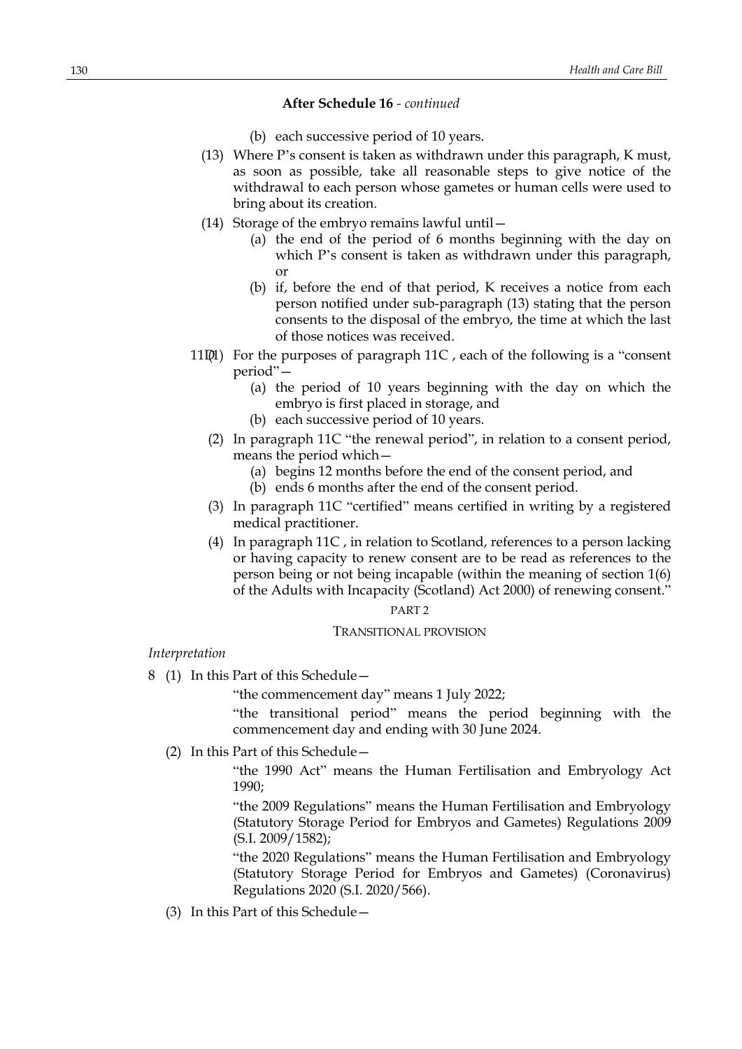**After Schedule 16** - *continued*

(b) each successive period of 10 years.

(13) Where P's consent is taken as withdrawn under this paragraph, K must, as soon as possible, take all reasonable steps to give notice of the withdrawal to each person whose gametes or human cells were used to bring about its creation.

(14) Storage of the embryo remains lawful until—

(a) the end of the period of 6 months beginning with the day on which P's consent is taken as withdrawn under this paragraph, or

(b) if, before the end of that period, K receives a notice from each person notified under sub-paragraph (13) stating that the person consents to the disposal of the embryo, the time at which the last of those notices was received.

11D(1) For the purposes of paragraph 11C , each of the following is a "consent period"—

(a) the period of 10 years beginning with the day on which the embryo is first placed in storage, and

(b) each successive period of 10 years.

(2) In paragraph 11C "the renewal period", in relation to a consent period, means the period which—

(a) begins 12 months before the end of the consent period, and

(b) ends 6 months after the end of the consent period.

(3) In paragraph 11C "certified" means certified in writing by a registered medical practitioner.

(4) In paragraph 11C , in relation to Scotland, references to a person lacking or having capacity to renew consent are to be read as references to the person being or not being incapable (within the meaning of section 1(6) of the Adults with Incapacity (Scotland) Act 2000) of renewing consent."

PART 2

TRANSITIONAL PROVISION

*Interpretation*

8 (1) In this Part of this Schedule—

"the commencement day" means 1 July 2022;

"the transitional period" means the period beginning with the commencement day and ending with 30 June 2024.

(2) In this Part of this Schedule—

"the 1990 Act" means the Human Fertilisation and Embryology Act 1990;

"the 2009 Regulations" means the Human Fertilisation and Embryology (Statutory Storage Period for Embryos and Gametes) Regulations 2009 (S.I. 2009/1582);

"the 2020 Regulations" means the Human Fertilisation and Embryology (Statutory Storage Period for Embryos and Gametes) (Coronavirus) Regulations 2020 (S.I. 2020/566).

(3) In this Part of this Schedule—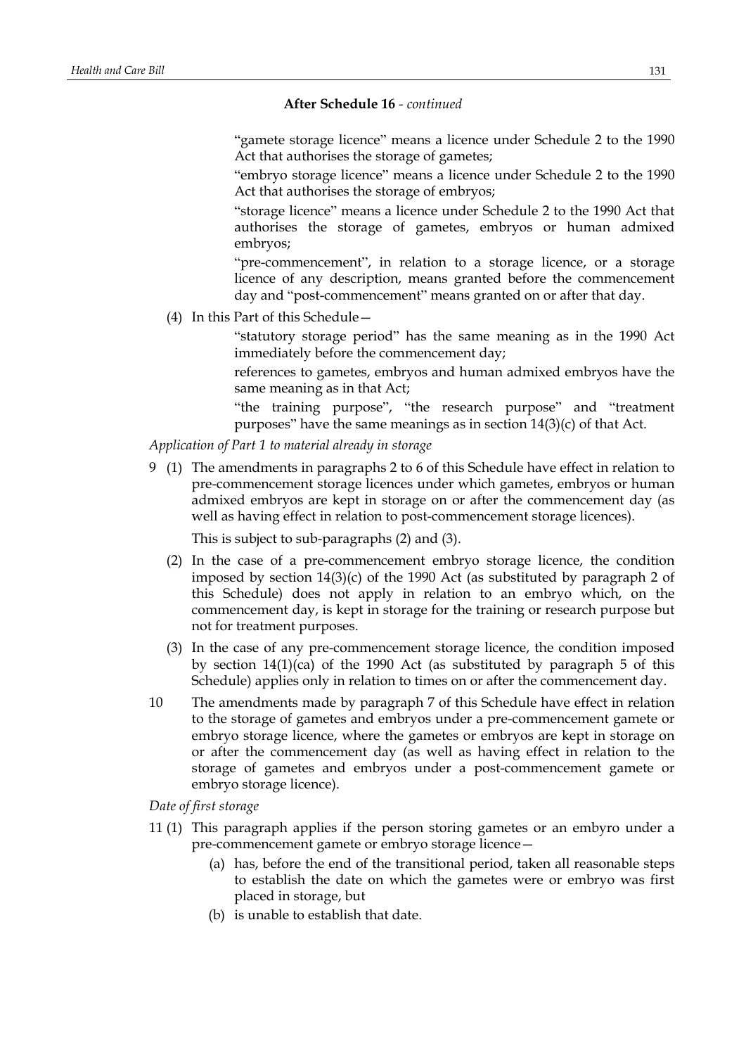**After Schedule 16** - *continued*

"gamete storage licence" means a licence under Schedule 2 to the 1990 Act that authorises the storage of gametes;

"embryo storage licence" means a licence under Schedule 2 to the 1990 Act that authorises the storage of embryos;

"storage licence" means a licence under Schedule 2 to the 1990 Act that authorises the storage of gametes, embryos or human admixed embryos;

"pre-commencement", in relation to a storage licence, or a storage licence of any description, means granted before the commencement day and "post-commencement" means granted on or after that day.

(4) In this Part of this Schedule—

"statutory storage period" has the same meaning as in the 1990 Act immediately before the commencement day;

references to gametes, embryos and human admixed embryos have the same meaning as in that Act;

"the training purpose", "the research purpose" and "treatment purposes" have the same meanings as in section 14(3)(c) of that Act.

*Application of Part 1 to material already in storage*

9 (1) The amendments in paragraphs 2 to 6 of this Schedule have effect in relation to pre-commencement storage licences under which gametes, embryos or human admixed embryos are kept in storage on or after the commencement day (as well as having effect in relation to post-commencement storage licences).

This is subject to sub-paragraphs (2) and (3).

(2) In the case of a pre-commencement embryo storage licence, the condition imposed by section 14(3)(c) of the 1990 Act (as substituted by paragraph 2 of this Schedule) does not apply in relation to an embryo which, on the commencement day, is kept in storage for the training or research purpose but not for treatment purposes.

(3) In the case of any pre-commencement storage licence, the condition imposed by section 14(1)(ca) of the 1990 Act (as substituted by paragraph 5 of this Schedule) applies only in relation to times on or after the commencement day.

10 The amendments made by paragraph 7 of this Schedule have effect in relation to the storage of gametes and embryos under a pre-commencement gamete or embryo storage licence, where the gametes or embryos are kept in storage on or after the commencement day (as well as having effect in relation to the storage of gametes and embryos under a post-commencement gamete or embryo storage licence).

*Date of first storage*

11 (1) This paragraph applies if the person storing gametes or an embyro under a pre-commencement gamete or embryo storage licence—

(a) has, before the end of the transitional period, taken all reasonable steps to establish the date on which the gametes were or embryo was first placed in storage, but

(b) is unable to establish that date.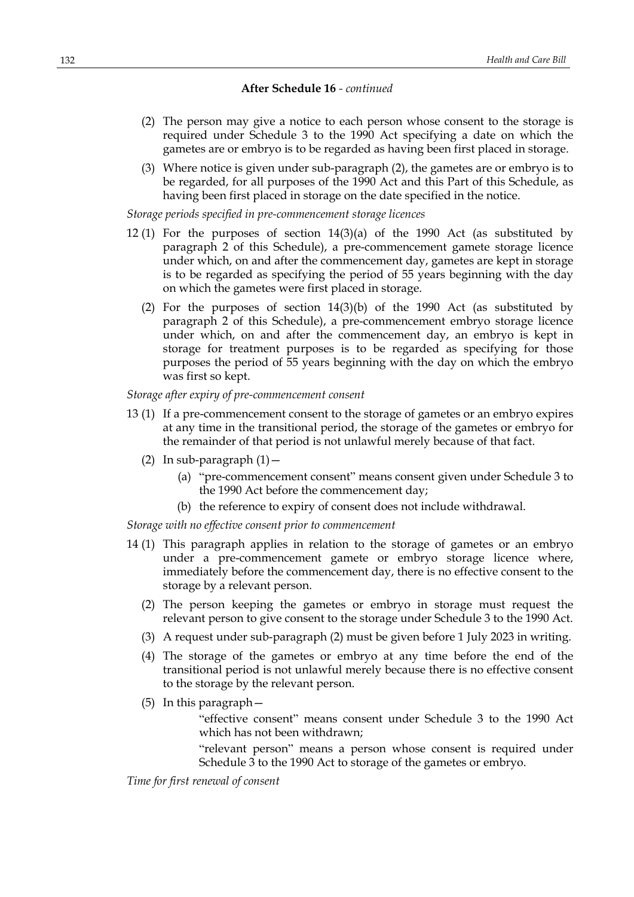**After Schedule 16** - *continued*

(2) The person may give a notice to each person whose consent to the storage is required under Schedule 3 to the 1990 Act specifying a date on which the gametes are or embryo is to be regarded as having been first placed in storage.

(3) Where notice is given under sub-paragraph (2), the gametes are or embryo is to be regarded, for all purposes of the 1990 Act and this Part of this Schedule, as having been first placed in storage on the date specified in the notice.

*Storage periods specified in pre-commencement storage licences*

12 (1) For the purposes of section 14(3)(a) of the 1990 Act (as substituted by paragraph 2 of this Schedule), a pre-commencement gamete storage licence under which, on and after the commencement day, gametes are kept in storage is to be regarded as specifying the period of 55 years beginning with the day on which the gametes were first placed in storage.

(2) For the purposes of section 14(3)(b) of the 1990 Act (as substituted by paragraph 2 of this Schedule), a pre-commencement embryo storage licence under which, on and after the commencement day, an embryo is kept in storage for treatment purposes is to be regarded as specifying for those purposes the period of 55 years beginning with the day on which the embryo was first so kept.

*Storage after expiry of pre-commencement consent*

13 (1) If a pre-commencement consent to the storage of gametes or an embryo expires at any time in the transitional period, the storage of the gametes or embryo for the remainder of that period is not unlawful merely because of that fact.

(2) In sub-paragraph (1)—

(a) "pre-commencement consent" means consent given under Schedule 3 to the 1990 Act before the commencement day;

(b) the reference to expiry of consent does not include withdrawal.

*Storage with no effective consent prior to commencement*

14 (1) This paragraph applies in relation to the storage of gametes or an embryo under a pre-commencement gamete or embryo storage licence where, immediately before the commencement day, there is no effective consent to the storage by a relevant person.

(2) The person keeping the gametes or embryo in storage must request the relevant person to give consent to the storage under Schedule 3 to the 1990 Act.

(3) A request under sub-paragraph (2) must be given before 1 July 2023 in writing.

(4) The storage of the gametes or embryo at any time before the end of the transitional period is not unlawful merely because there is no effective consent to the storage by the relevant person.

(5) In this paragraph—

"effective consent" means consent under Schedule 3 to the 1990 Act which has not been withdrawn;

"relevant person" means a person whose consent is required under Schedule 3 to the 1990 Act to storage of the gametes or embryo.

*Time for first renewal of consent*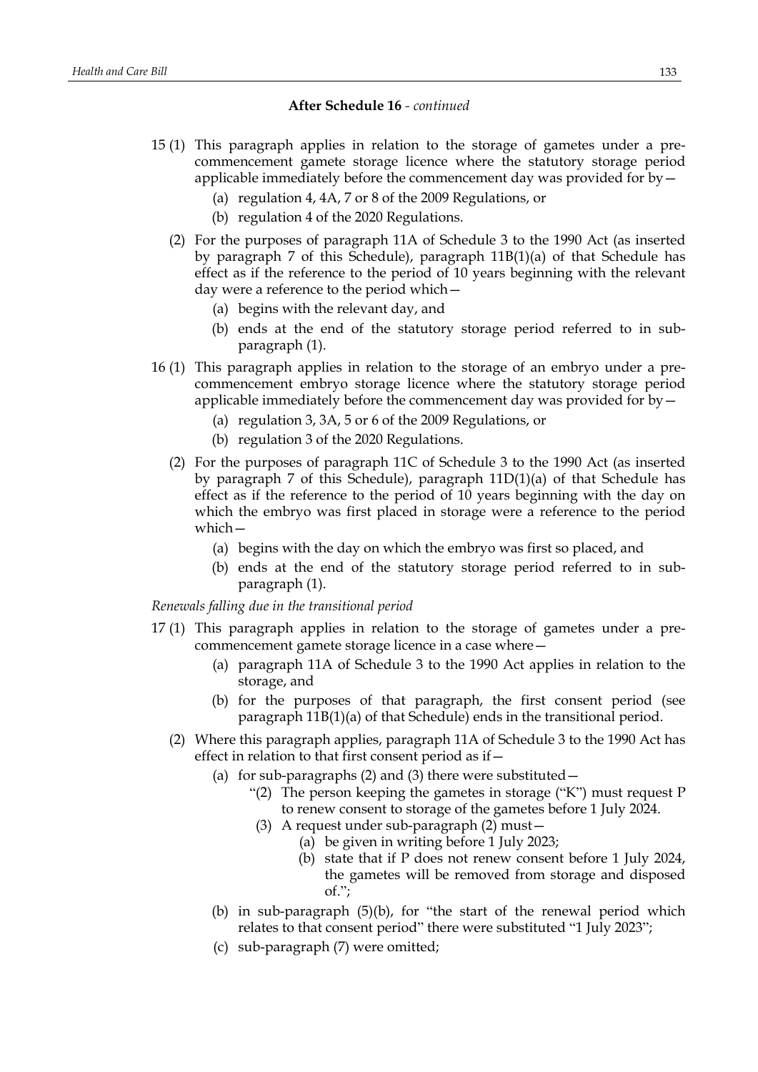**After Schedule 16** - *continued*

15 (1) This paragraph applies in relation to the storage of gametes under a pre-commencement gamete storage licence where the statutory storage period applicable immediately before the commencement day was provided for by—

(a) regulation 4, 4A, 7 or 8 of the 2009 Regulations, or

(b) regulation 4 of the 2020 Regulations.

(2) For the purposes of paragraph 11A of Schedule 3 to the 1990 Act (as inserted by paragraph 7 of this Schedule), paragraph 11B(1)(a) of that Schedule has effect as if the reference to the period of 10 years beginning with the relevant day were a reference to the period which—

(a) begins with the relevant day, and

(b) ends at the end of the statutory storage period referred to in sub-paragraph (1).

16 (1) This paragraph applies in relation to the storage of an embryo under a pre-commencement embryo storage licence where the statutory storage period applicable immediately before the commencement day was provided for by—

(a) regulation 3, 3A, 5 or 6 of the 2009 Regulations, or

(b) regulation 3 of the 2020 Regulations.

(2) For the purposes of paragraph 11C of Schedule 3 to the 1990 Act (as inserted by paragraph 7 of this Schedule), paragraph 11D(1)(a) of that Schedule has effect as if the reference to the period of 10 years beginning with the day on which the embryo was first placed in storage were a reference to the period which—

(a) begins with the day on which the embryo was first so placed, and

(b) ends at the end of the statutory storage period referred to in sub-paragraph (1).

*Renewals falling due in the transitional period*

17 (1) This paragraph applies in relation to the storage of gametes under a pre-commencement gamete storage licence in a case where—

(a) paragraph 11A of Schedule 3 to the 1990 Act applies in relation to the storage, and

(b) for the purposes of that paragraph, the first consent period (see paragraph 11B(1)(a) of that Schedule) ends in the transitional period.

(2) Where this paragraph applies, paragraph 11A of Schedule 3 to the 1990 Act has effect in relation to that first consent period as if—

(a) for sub-paragraphs (2) and (3) there were substituted—

"(2) The person keeping the gametes in storage ("K") must request P to renew consent to storage of the gametes before 1 July 2024.

(3) A request under sub-paragraph (2) must—

(a) be given in writing before 1 July 2023;

(b) state that if P does not renew consent before 1 July 2024, the gametes will be removed from storage and disposed of.";

(b) in sub-paragraph (5)(b), for "the start of the renewal period which relates to that consent period" there were substituted "1 July 2023";

(c) sub-paragraph (7) were omitted;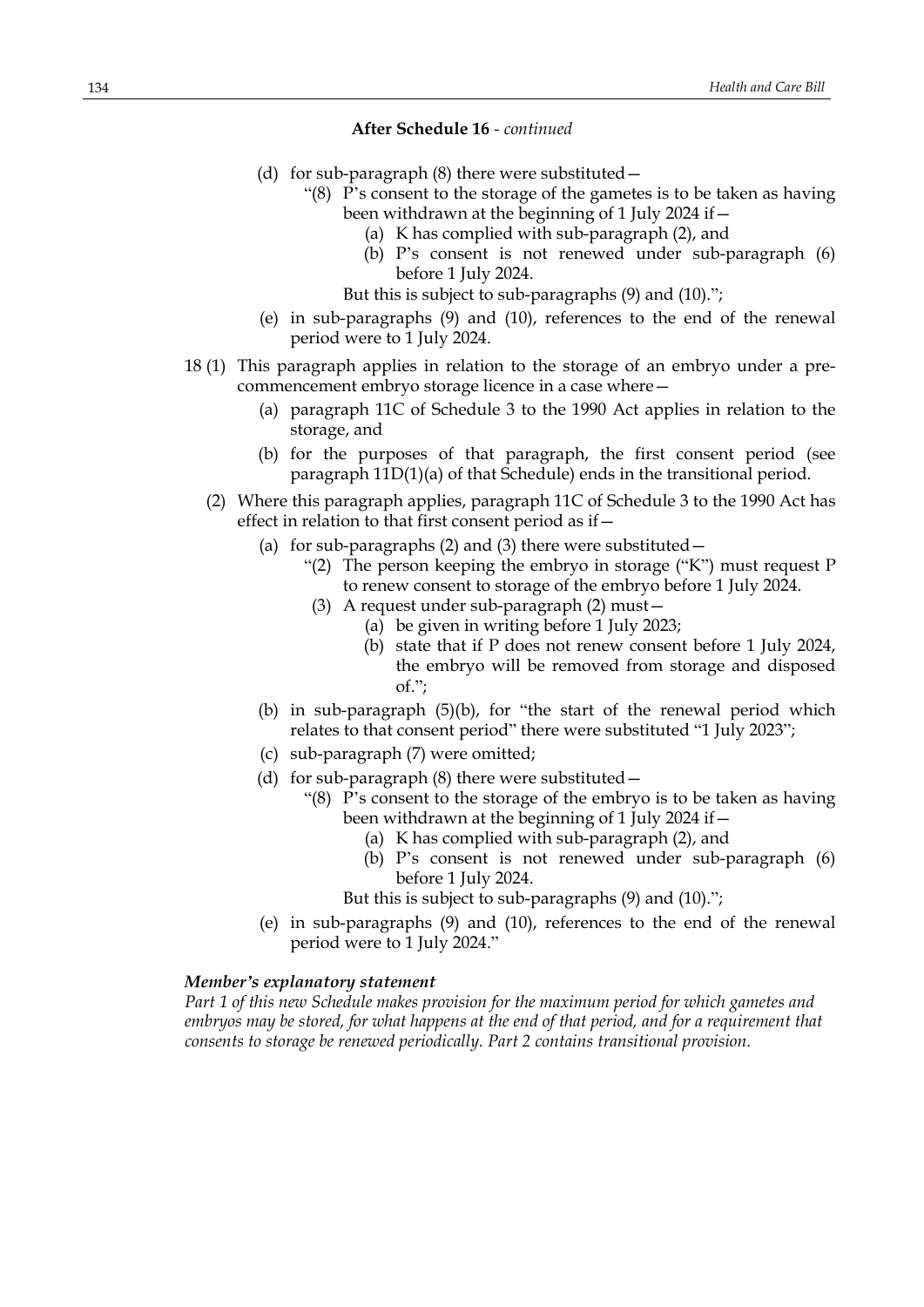**After Schedule 16** - *continued*

(d) for sub-paragraph (8) there were substituted—

“(8) P’s consent to the storage of the gametes is to be taken as having been withdrawn at the beginning of 1 July 2024 if—

(a) K has complied with sub-paragraph (2), and

(b) P’s consent is not renewed under sub-paragraph (6) before 1 July 2024.

But this is subject to sub-paragraphs (9) and (10).”;

(e) in sub-paragraphs (9) and (10), references to the end of the renewal period were to 1 July 2024.

18 (1) This paragraph applies in relation to the storage of an embryo under a pre-commencement embryo storage licence in a case where—

(a) paragraph 11C of Schedule 3 to the 1990 Act applies in relation to the storage, and

(b) for the purposes of that paragraph, the first consent period (see paragraph 11D(1)(a) of that Schedule) ends in the transitional period.

(2) Where this paragraph applies, paragraph 11C of Schedule 3 to the 1990 Act has effect in relation to that first consent period as if—

(a) for sub-paragraphs (2) and (3) there were substituted—

“(2) The person keeping the embryo in storage (“K”) must request P to renew consent to storage of the embryo before 1 July 2024.

(3) A request under sub-paragraph (2) must—

(a) be given in writing before 1 July 2023;

(b) state that if P does not renew consent before 1 July 2024, the embryo will be removed from storage and disposed of.”;

(b) in sub-paragraph (5)(b), for “the start of the renewal period which relates to that consent period” there were substituted “1 July 2023”;

(c) sub-paragraph (7) were omitted;

(d) for sub-paragraph (8) there were substituted—

“(8) P’s consent to the storage of the embryo is to be taken as having been withdrawn at the beginning of 1 July 2024 if—

(a) K has complied with sub-paragraph (2), and

(b) P’s consent is not renewed under sub-paragraph (6) before 1 July 2024.

But this is subject to sub-paragraphs (9) and (10).”;

(e) in sub-paragraphs (9) and (10), references to the end of the renewal period were to 1 July 2024.”

***Member’s explanatory statement***

*Part 1 of this new Schedule makes provision for the maximum period for which gametes and embryos may be stored, for what happens at the end of that period, and for a requirement that consents to storage be renewed periodically. Part 2 contains transitional provision.*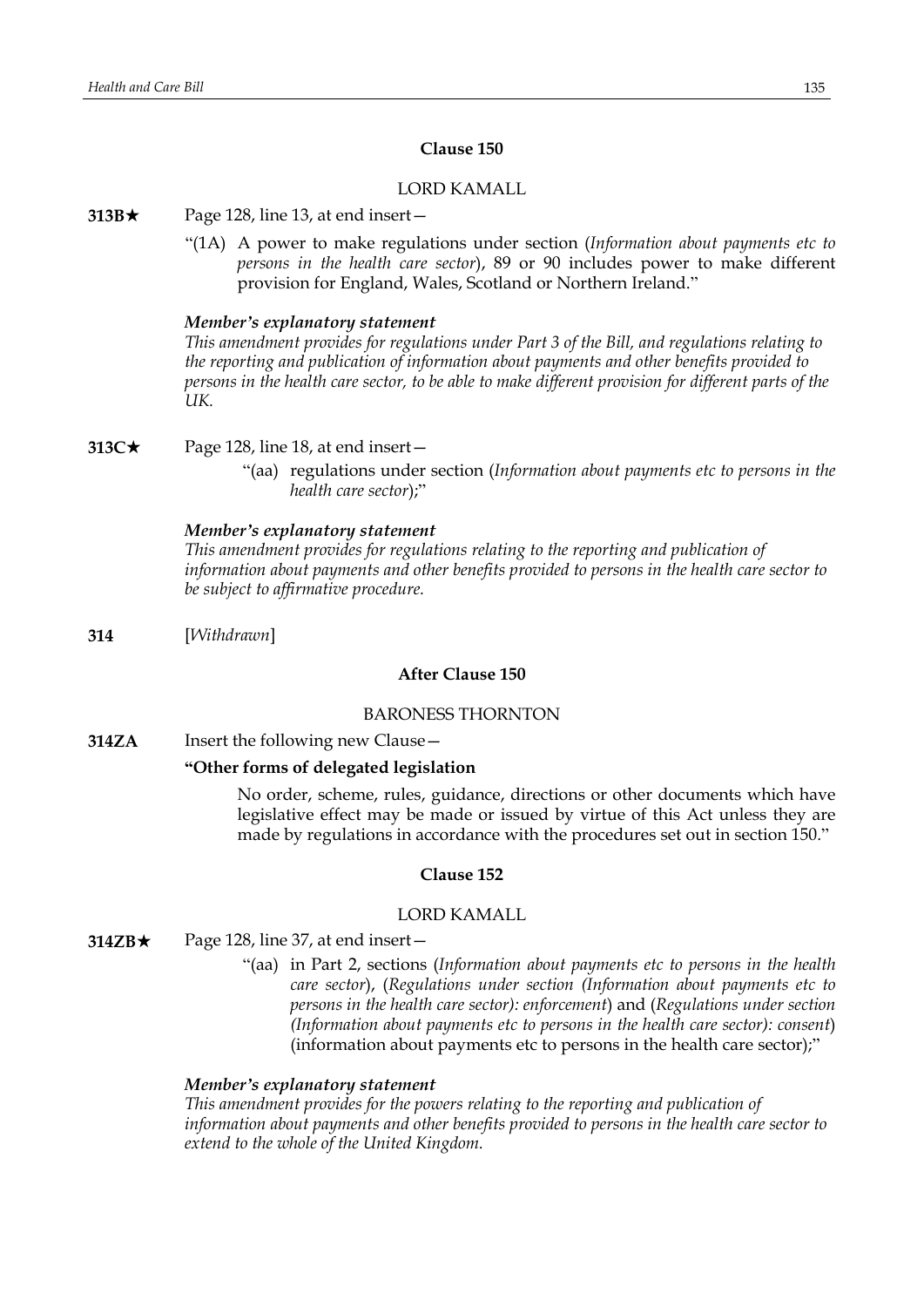### Clause 150

LORD KAMALL

**313B★** Page 128, line 13, at end insert—

"(1A) A power to make regulations under section (*Information about payments etc to persons in the health care sector*), 89 or 90 includes power to make different provision for England, Wales, Scotland or Northern Ireland."

***Member's explanatory statement***

*This amendment provides for regulations under Part 3 of the Bill, and regulations relating to the reporting and publication of information about payments and other benefits provided to persons in the health care sector, to be able to make different provision for different parts of the UK.*

**313C★** Page 128, line 18, at end insert—

"(aa) regulations under section (*Information about payments etc to persons in the health care sector*);"

***Member's explanatory statement***

*This amendment provides for regulations relating to the reporting and publication of information about payments and other benefits provided to persons in the health care sector to be subject to affirmative procedure.*

**314** [*Withdrawn*]

### After Clause 150

BARONESS THORNTON

**314ZA** Insert the following new Clause—

**"Other forms of delegated legislation**

No order, scheme, rules, guidance, directions or other documents which have legislative effect may be made or issued by virtue of this Act unless they are made by regulations in accordance with the procedures set out in section 150."

### Clause 152

LORD KAMALL

**314ZB★** Page 128, line 37, at end insert—

"(aa) in Part 2, sections (*Information about payments etc to persons in the health care sector*), (*Regulations under section (Information about payments etc to persons in the health care sector): enforcement*) and (*Regulations under section (Information about payments etc to persons in the health care sector): consent*) (information about payments etc to persons in the health care sector);"

***Member's explanatory statement***

*This amendment provides for the powers relating to the reporting and publication of information about payments and other benefits provided to persons in the health care sector to extend to the whole of the United Kingdom.*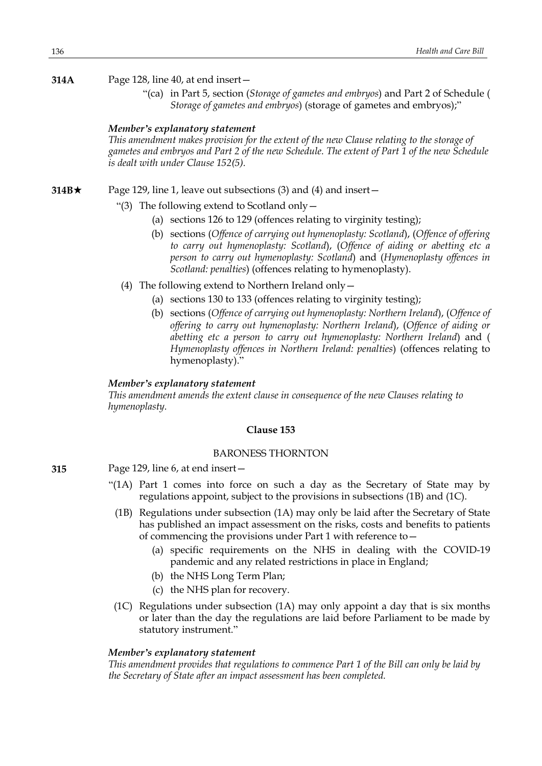**314A** Page 128, line 40, at end insert—

"(ca) in Part 5, section (*Storage of gametes and embryos*) and Part 2 of Schedule ( *Storage of gametes and embryos*) (storage of gametes and embryos);"

***Member's explanatory statement***

*This amendment makes provision for the extent of the new Clause relating to the storage of gametes and embryos and Part 2 of the new Schedule. The extent of Part 1 of the new Schedule is dealt with under Clause 152(5).*

**314B★** Page 129, line 1, leave out subsections (3) and (4) and insert—

"(3) The following extend to Scotland only—

(a) sections 126 to 129 (offences relating to virginity testing);

(b) sections (*Offence of carrying out hymenoplasty: Scotland*), (*Offence of offering to carry out hymenoplasty: Scotland*), (*Offence of aiding or abetting etc a person to carry out hymenoplasty: Scotland*) and (*Hymenoplasty offences in Scotland: penalties*) (offences relating to hymenoplasty).

(4) The following extend to Northern Ireland only—

(a) sections 130 to 133 (offences relating to virginity testing);

(b) sections (*Offence of carrying out hymenoplasty: Northern Ireland*), (*Offence of offering to carry out hymenoplasty: Northern Ireland*), (*Offence of aiding or abetting etc a person to carry out hymenoplasty: Northern Ireland*) and ( *Hymenoplasty offences in Northern Ireland: penalties*) (offences relating to hymenoplasty)."

***Member's explanatory statement***

*This amendment amends the extent clause in consequence of the new Clauses relating to hymenoplasty.*

**Clause 153**

BARONESS THORNTON

**315** Page 129, line 6, at end insert—

"(1A) Part 1 comes into force on such a day as the Secretary of State may by regulations appoint, subject to the provisions in subsections (1B) and (1C).

(1B) Regulations under subsection (1A) may only be laid after the Secretary of State has published an impact assessment on the risks, costs and benefits to patients of commencing the provisions under Part 1 with reference to—

(a) specific requirements on the NHS in dealing with the COVID-19 pandemic and any related restrictions in place in England;

(b) the NHS Long Term Plan;

(c) the NHS plan for recovery.

(1C) Regulations under subsection (1A) may only appoint a day that is six months or later than the day the regulations are laid before Parliament to be made by statutory instrument."

***Member's explanatory statement***

*This amendment provides that regulations to commence Part 1 of the Bill can only be laid by the Secretary of State after an impact assessment has been completed.*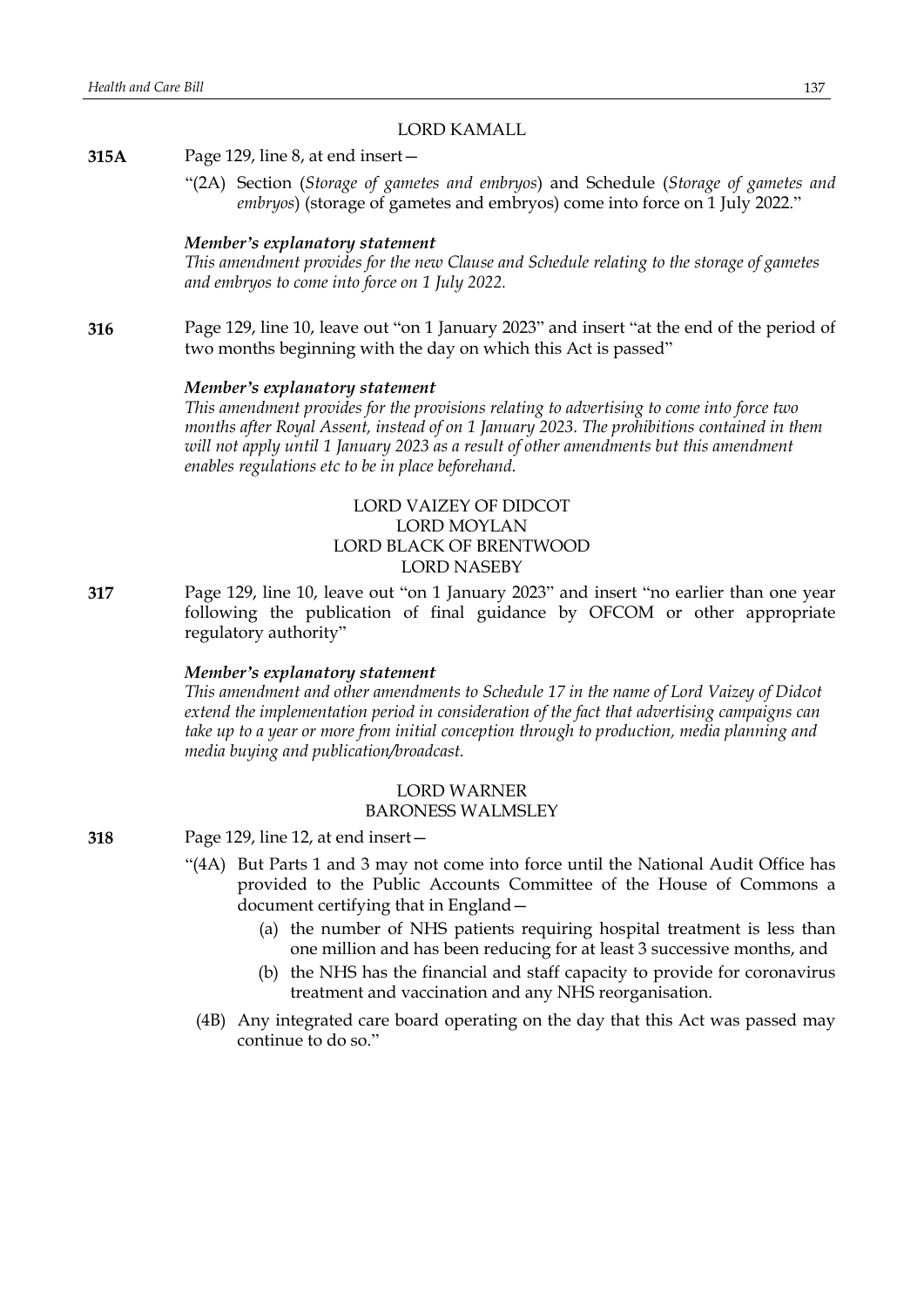LORD KAMALL

**315A** Page 129, line 8, at end insert—

"(2A) Section (*Storage of gametes and embryos*) and Schedule (*Storage of gametes and embryos*) (storage of gametes and embryos) come into force on 1 July 2022."

***Member's explanatory statement***

*This amendment provides for the new Clause and Schedule relating to the storage of gametes and embryos to come into force on 1 July 2022.*

**316** Page 129, line 10, leave out "on 1 January 2023" and insert "at the end of the period of two months beginning with the day on which this Act is passed"

***Member's explanatory statement***

*This amendment provides for the provisions relating to advertising to come into force two months after Royal Assent, instead of on 1 January 2023. The prohibitions contained in them will not apply until 1 January 2023 as a result of other amendments but this amendment enables regulations etc to be in place beforehand.*

LORD VAIZEY OF DIDCOT
LORD MOYLAN
LORD BLACK OF BRENTWOOD
LORD NASEBY

**317** Page 129, line 10, leave out "on 1 January 2023" and insert "no earlier than one year following the publication of final guidance by OFCOM or other appropriate regulatory authority"

***Member's explanatory statement***

*This amendment and other amendments to Schedule 17 in the name of Lord Vaizey of Didcot extend the implementation period in consideration of the fact that advertising campaigns can take up to a year or more from initial conception through to production, media planning and media buying and publication/broadcast.*

LORD WARNER
BARONESS WALMSLEY

**318** Page 129, line 12, at end insert—

"(4A) But Parts 1 and 3 may not come into force until the National Audit Office has provided to the Public Accounts Committee of the House of Commons a document certifying that in England—

(a) the number of NHS patients requiring hospital treatment is less than one million and has been reducing for at least 3 successive months, and

(b) the NHS has the financial and staff capacity to provide for coronavirus treatment and vaccination and any NHS reorganisation.

(4B) Any integrated care board operating on the day that this Act was passed may continue to do so."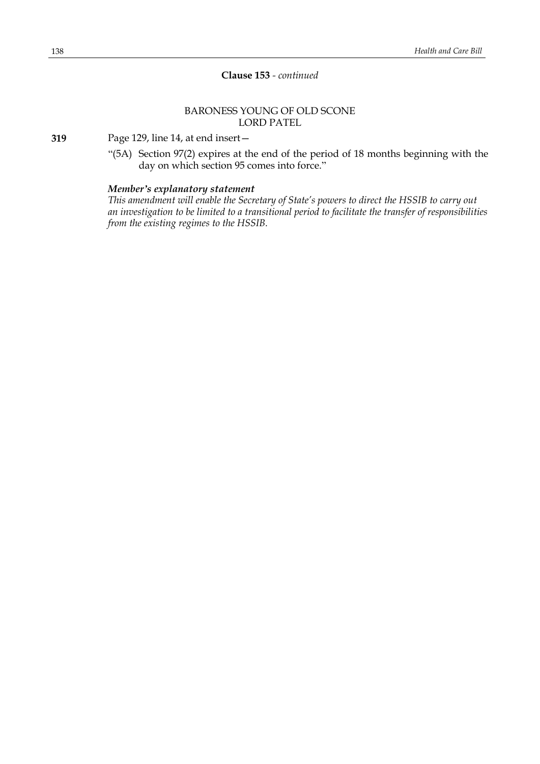**Clause 153** - *continued*

BARONESS YOUNG OF OLD SCONE
LORD PATEL

**319** Page 129, line 14, at end insert—

"(5A) Section 97(2) expires at the end of the period of 18 months beginning with the day on which section 95 comes into force."

***Member's explanatory statement***

*This amendment will enable the Secretary of State's powers to direct the HSSIB to carry out an investigation to be limited to a transitional period to facilitate the transfer of responsibilities from the existing regimes to the HSSIB.*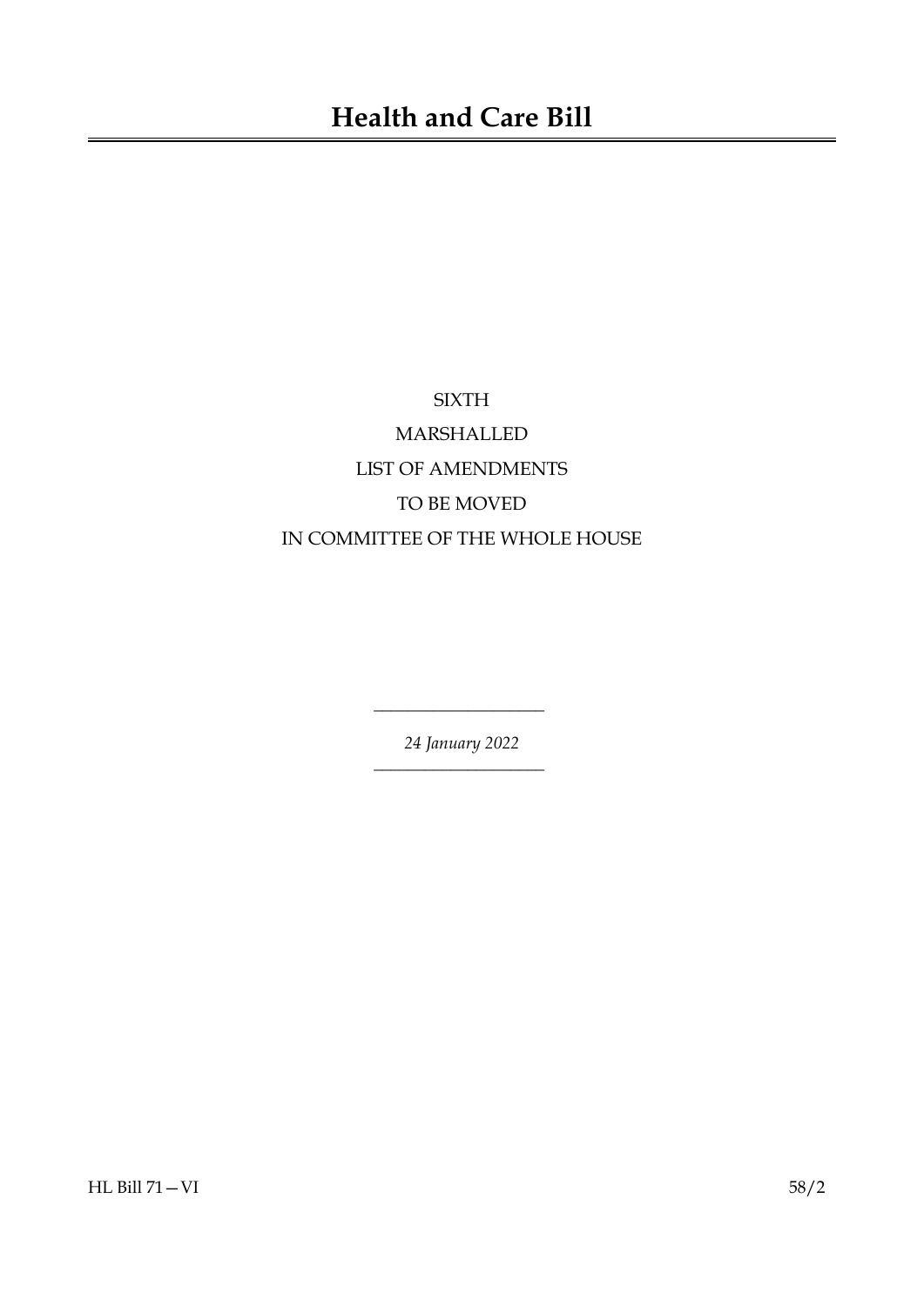# Health and Care Bill

SIXTH

MARSHALLED

LIST OF AMENDMENTS

TO BE MOVED

IN COMMITTEE OF THE WHOLE HOUSE

---

*24 January 2022*

---

HL Bill 71—VI 58/2